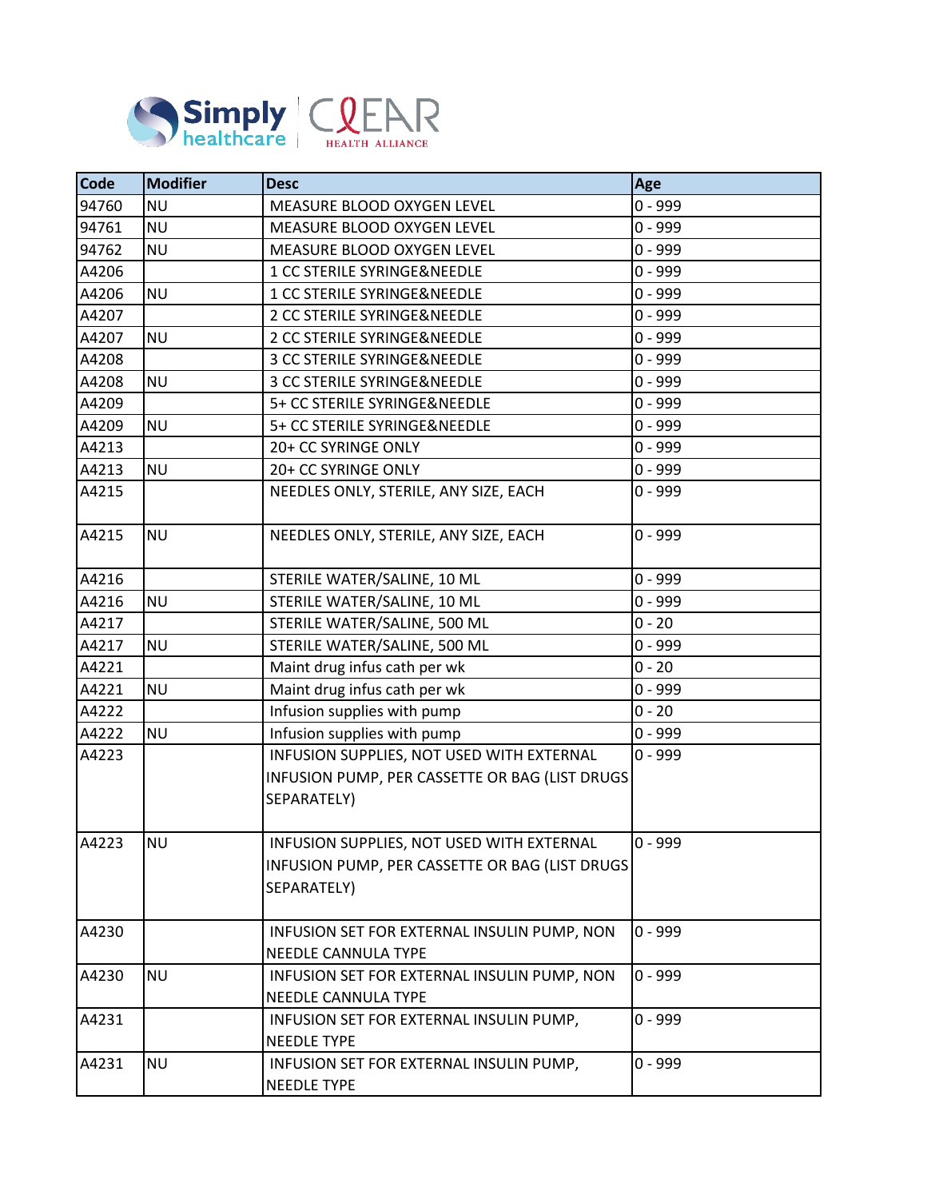| Code | Modifier | Desc | Age |
| --- | --- | --- | --- |
| 94760 | NU | MEASURE BLOOD OXYGEN LEVEL | 0 - 999 |
| 94761 | NU | MEASURE BLOOD OXYGEN LEVEL | 0 - 999 |
| 94762 | NU | MEASURE BLOOD OXYGEN LEVEL | 0 - 999 |
| A4206 | | 1 CC STERILE SYRINGE&NEEDLE | 0 - 999 |
| A4206 | NU | 1 CC STERILE SYRINGE&NEEDLE | 0 - 999 |
| A4207 | | 2 CC STERILE SYRINGE&NEEDLE | 0 - 999 |
| A4207 | NU | 2 CC STERILE SYRINGE&NEEDLE | 0 - 999 |
| A4208 | | 3 CC STERILE SYRINGE&NEEDLE | 0 - 999 |
| A4208 | NU | 3 CC STERILE SYRINGE&NEEDLE | 0 - 999 |
| A4209 | | 5+ CC STERILE SYRINGE&NEEDLE | 0 - 999 |
| A4209 | NU | 5+ CC STERILE SYRINGE&NEEDLE | 0 - 999 |
| A4213 | | 20+ CC SYRINGE ONLY | 0 - 999 |
| A4213 | NU | 20+ CC SYRINGE ONLY | 0 - 999 |
| A4215 | | NEEDLES ONLY, STERILE, ANY SIZE, EACH | 0 - 999 |
| A4215 | NU | NEEDLES ONLY, STERILE, ANY SIZE, EACH | 0 - 999 |
| A4216 | | STERILE WATER/SALINE, 10 ML | 0 - 999 |
| A4216 | NU | STERILE WATER/SALINE, 10 ML | 0 - 999 |
| A4217 | | STERILE WATER/SALINE, 500 ML | 0 - 20 |
| A4217 | NU | STERILE WATER/SALINE, 500 ML | 0 - 999 |
| A4221 | | Maint drug infus cath per wk | 0 - 20 |
| A4221 | NU | Maint drug infus cath per wk | 0 - 999 |
| A4222 | | Infusion supplies with pump | 0 - 20 |
| A4222 | NU | Infusion supplies with pump | 0 - 999 |
| A4223 | | INFUSION SUPPLIES, NOT USED WITH EXTERNAL INFUSION PUMP, PER CASSETTE OR BAG (LIST DRUGS SEPARATELY) | 0 - 999 |
| A4223 | NU | INFUSION SUPPLIES, NOT USED WITH EXTERNAL INFUSION PUMP, PER CASSETTE OR BAG (LIST DRUGS SEPARATELY) | 0 - 999 |
| A4230 | | INFUSION SET FOR EXTERNAL INSULIN PUMP, NON NEEDLE CANNULA TYPE | 0 - 999 |
| A4230 | NU | INFUSION SET FOR EXTERNAL INSULIN PUMP, NON NEEDLE CANNULA TYPE | 0 - 999 |
| A4231 | | INFUSION SET FOR EXTERNAL INSULIN PUMP, NEEDLE TYPE | 0 - 999 |
| A4231 | NU | INFUSION SET FOR EXTERNAL INSULIN PUMP, NEEDLE TYPE | 0 - 999 |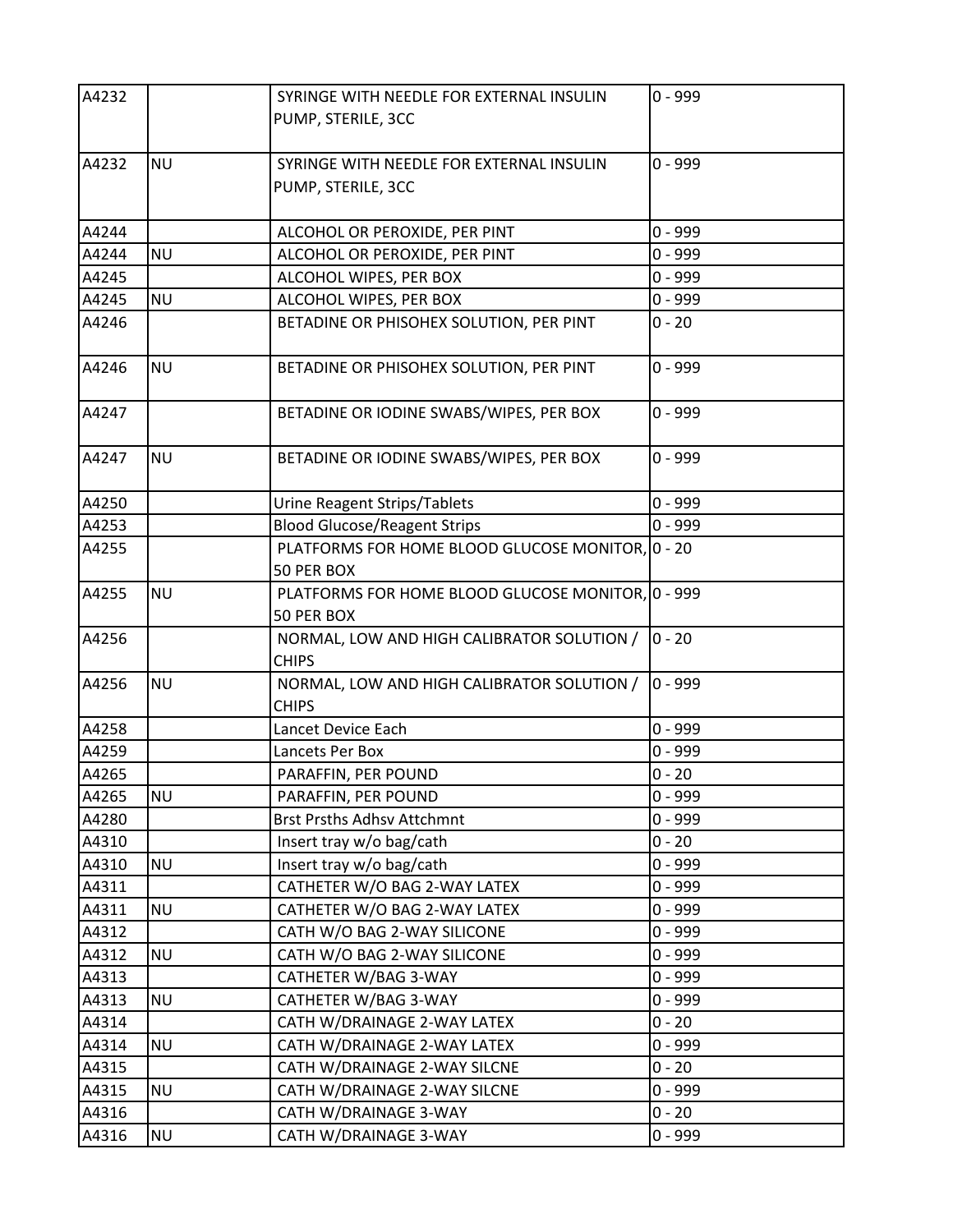| A4232 | | SYRINGE WITH NEEDLE FOR EXTERNAL INSULIN PUMP, STERILE, 3CC | 0 - 999 |
|---|---|---|---|
| A4232 | NU | SYRINGE WITH NEEDLE FOR EXTERNAL INSULIN PUMP, STERILE, 3CC | 0 - 999 |
| A4244 | | ALCOHOL OR PEROXIDE, PER PINT | 0 - 999 |
| A4244 | NU | ALCOHOL OR PEROXIDE, PER PINT | 0 - 999 |
| A4245 | | ALCOHOL WIPES, PER BOX | 0 - 999 |
| A4245 | NU | ALCOHOL WIPES, PER BOX | 0 - 999 |
| A4246 | | BETADINE OR PHISOHEX SOLUTION, PER PINT | 0 - 20 |
| A4246 | NU | BETADINE OR PHISOHEX SOLUTION, PER PINT | 0 - 999 |
| A4247 | | BETADINE OR IODINE SWABS/WIPES, PER BOX | 0 - 999 |
| A4247 | NU | BETADINE OR IODINE SWABS/WIPES, PER BOX | 0 - 999 |
| A4250 | | Urine Reagent Strips/Tablets | 0 - 999 |
| A4253 | | Blood Glucose/Reagent Strips | 0 - 999 |
| A4255 | | PLATFORMS FOR HOME BLOOD GLUCOSE MONITOR, 50 PER BOX | 0 - 20 |
| A4255 | NU | PLATFORMS FOR HOME BLOOD GLUCOSE MONITOR, 50 PER BOX | 0 - 999 |
| A4256 | | NORMAL, LOW AND HIGH CALIBRATOR SOLUTION / CHIPS | 0 - 20 |
| A4256 | NU | NORMAL, LOW AND HIGH CALIBRATOR SOLUTION / CHIPS | 0 - 999 |
| A4258 | | Lancet Device Each | 0 - 999 |
| A4259 | | Lancets Per Box | 0 - 999 |
| A4265 | | PARAFFIN, PER POUND | 0 - 20 |
| A4265 | NU | PARAFFIN, PER POUND | 0 - 999 |
| A4280 | | Brst Prsths Adhsv Attchmnt | 0 - 999 |
| A4310 | | Insert tray w/o bag/cath | 0 - 20 |
| A4310 | NU | Insert tray w/o bag/cath | 0 - 999 |
| A4311 | | CATHETER W/O BAG 2-WAY LATEX | 0 - 999 |
| A4311 | NU | CATHETER W/O BAG 2-WAY LATEX | 0 - 999 |
| A4312 | | CATH W/O BAG 2-WAY SILICONE | 0 - 999 |
| A4312 | NU | CATH W/O BAG 2-WAY SILICONE | 0 - 999 |
| A4313 | | CATHETER W/BAG 3-WAY | 0 - 999 |
| A4313 | NU | CATHETER W/BAG 3-WAY | 0 - 999 |
| A4314 | | CATH W/DRAINAGE 2-WAY LATEX | 0 - 20 |
| A4314 | NU | CATH W/DRAINAGE 2-WAY LATEX | 0 - 999 |
| A4315 | | CATH W/DRAINAGE 2-WAY SILCNE | 0 - 20 |
| A4315 | NU | CATH W/DRAINAGE 2-WAY SILCNE | 0 - 999 |
| A4316 | | CATH W/DRAINAGE 3-WAY | 0 - 20 |
| A4316 | NU | CATH W/DRAINAGE 3-WAY | 0 - 999 |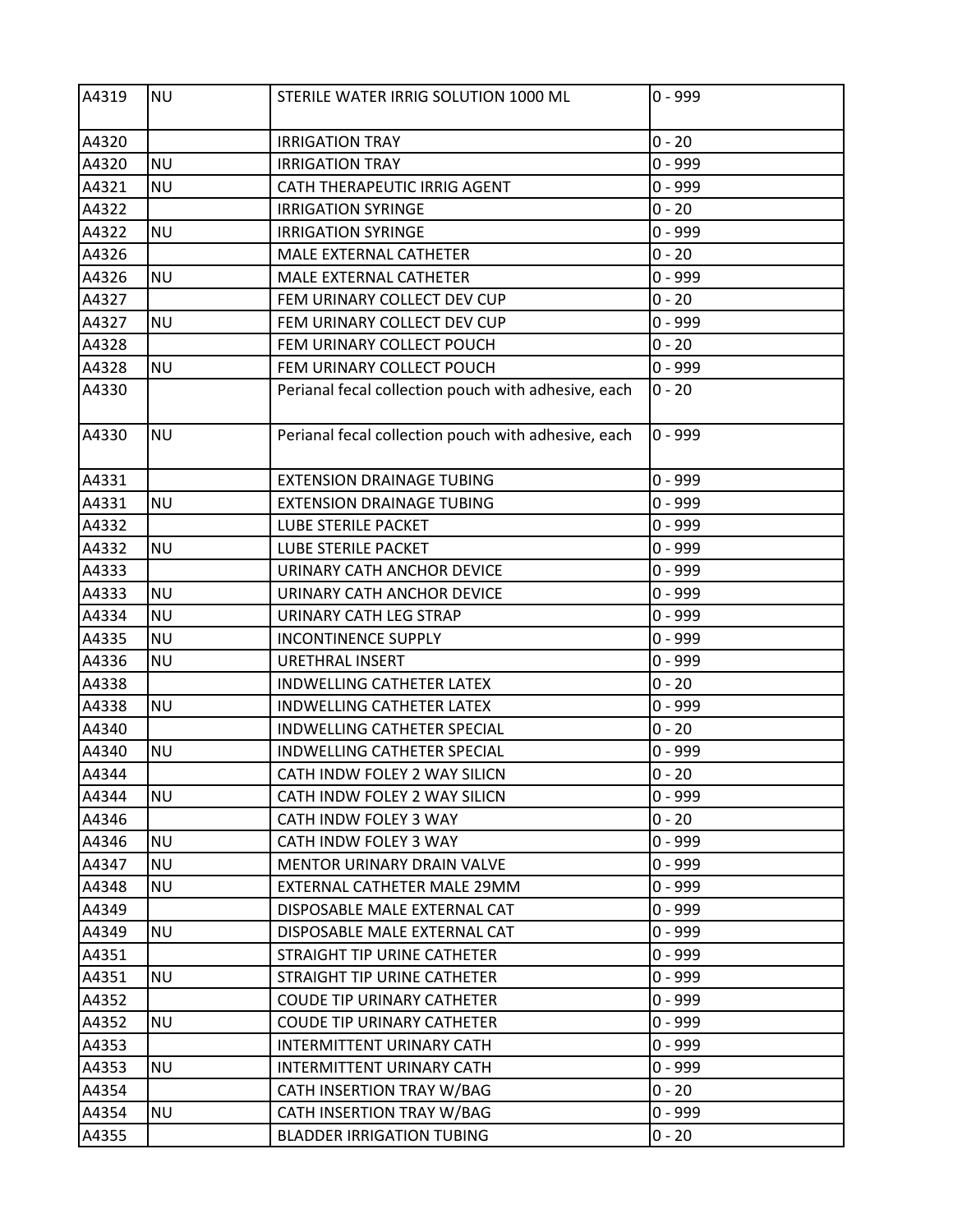| | | | |
|---|---|---|---|
| A4319 | NU | STERILE WATER IRRIG SOLUTION 1000 ML | 0 - 999 |
| A4320 | | IRRIGATION TRAY | 0 - 20 |
| A4320 | NU | IRRIGATION TRAY | 0 - 999 |
| A4321 | NU | CATH THERAPEUTIC IRRIG AGENT | 0 - 999 |
| A4322 | | IRRIGATION SYRINGE | 0 - 20 |
| A4322 | NU | IRRIGATION SYRINGE | 0 - 999 |
| A4326 | | MALE EXTERNAL CATHETER | 0 - 20 |
| A4326 | NU | MALE EXTERNAL CATHETER | 0 - 999 |
| A4327 | | FEM URINARY COLLECT DEV CUP | 0 - 20 |
| A4327 | NU | FEM URINARY COLLECT DEV CUP | 0 - 999 |
| A4328 | | FEM URINARY COLLECT POUCH | 0 - 20 |
| A4328 | NU | FEM URINARY COLLECT POUCH | 0 - 999 |
| A4330 | | Perianal fecal collection pouch with adhesive, each | 0 - 20 |
| A4330 | NU | Perianal fecal collection pouch with adhesive, each | 0 - 999 |
| A4331 | | EXTENSION DRAINAGE TUBING | 0 - 999 |
| A4331 | NU | EXTENSION DRAINAGE TUBING | 0 - 999 |
| A4332 | | LUBE STERILE PACKET | 0 - 999 |
| A4332 | NU | LUBE STERILE PACKET | 0 - 999 |
| A4333 | | URINARY CATH ANCHOR DEVICE | 0 - 999 |
| A4333 | NU | URINARY CATH ANCHOR DEVICE | 0 - 999 |
| A4334 | NU | URINARY CATH LEG STRAP | 0 - 999 |
| A4335 | NU | INCONTINENCE SUPPLY | 0 - 999 |
| A4336 | NU | URETHRAL INSERT | 0 - 999 |
| A4338 | | INDWELLING CATHETER LATEX | 0 - 20 |
| A4338 | NU | INDWELLING CATHETER LATEX | 0 - 999 |
| A4340 | | INDWELLING CATHETER SPECIAL | 0 - 20 |
| A4340 | NU | INDWELLING CATHETER SPECIAL | 0 - 999 |
| A4344 | | CATH INDW FOLEY 2 WAY SILICN | 0 - 20 |
| A4344 | NU | CATH INDW FOLEY 2 WAY SILICN | 0 - 999 |
| A4346 | | CATH INDW FOLEY 3 WAY | 0 - 20 |
| A4346 | NU | CATH INDW FOLEY 3 WAY | 0 - 999 |
| A4347 | NU | MENTOR URINARY DRAIN VALVE | 0 - 999 |
| A4348 | NU | EXTERNAL CATHETER MALE 29MM | 0 - 999 |
| A4349 | | DISPOSABLE MALE EXTERNAL CAT | 0 - 999 |
| A4349 | NU | DISPOSABLE MALE EXTERNAL CAT | 0 - 999 |
| A4351 | | STRAIGHT TIP URINE CATHETER | 0 - 999 |
| A4351 | NU | STRAIGHT TIP URINE CATHETER | 0 - 999 |
| A4352 | | COUDE TIP URINARY CATHETER | 0 - 999 |
| A4352 | NU | COUDE TIP URINARY CATHETER | 0 - 999 |
| A4353 | | INTERMITTENT URINARY CATH | 0 - 999 |
| A4353 | NU | INTERMITTENT URINARY CATH | 0 - 999 |
| A4354 | | CATH INSERTION TRAY W/BAG | 0 - 20 |
| A4354 | NU | CATH INSERTION TRAY W/BAG | 0 - 999 |
| A4355 | | BLADDER IRRIGATION TUBING | 0 - 20 |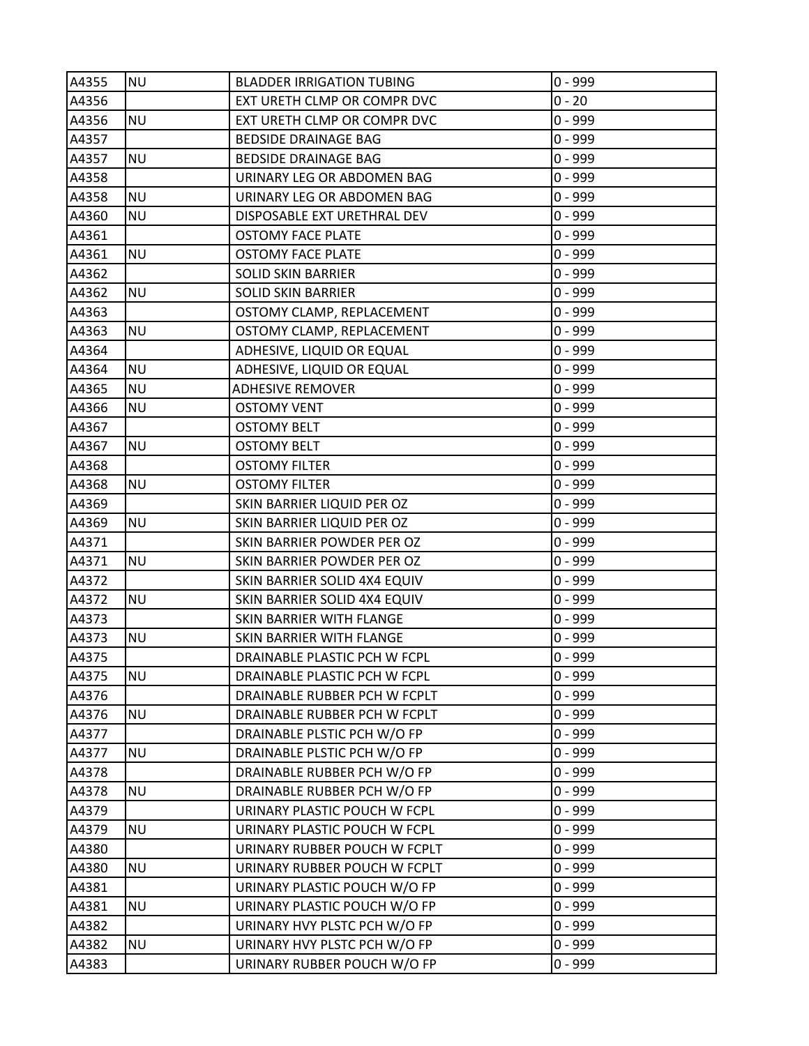| A4355 | NU | BLADDER IRRIGATION TUBING | 0 - 999 |
|---|---|---|---|
| A4356 | | EXT URETH CLMP OR COMPR DVC | 0 - 20 |
| A4356 | NU | EXT URETH CLMP OR COMPR DVC | 0 - 999 |
| A4357 | | BEDSIDE DRAINAGE BAG | 0 - 999 |
| A4357 | NU | BEDSIDE DRAINAGE BAG | 0 - 999 |
| A4358 | | URINARY LEG OR ABDOMEN BAG | 0 - 999 |
| A4358 | NU | URINARY LEG OR ABDOMEN BAG | 0 - 999 |
| A4360 | NU | DISPOSABLE EXT URETHRAL DEV | 0 - 999 |
| A4361 | | OSTOMY FACE PLATE | 0 - 999 |
| A4361 | NU | OSTOMY FACE PLATE | 0 - 999 |
| A4362 | | SOLID SKIN BARRIER | 0 - 999 |
| A4362 | NU | SOLID SKIN BARRIER | 0 - 999 |
| A4363 | | OSTOMY CLAMP, REPLACEMENT | 0 - 999 |
| A4363 | NU | OSTOMY CLAMP, REPLACEMENT | 0 - 999 |
| A4364 | | ADHESIVE, LIQUID OR EQUAL | 0 - 999 |
| A4364 | NU | ADHESIVE, LIQUID OR EQUAL | 0 - 999 |
| A4365 | NU | ADHESIVE REMOVER | 0 - 999 |
| A4366 | NU | OSTOMY VENT | 0 - 999 |
| A4367 | | OSTOMY BELT | 0 - 999 |
| A4367 | NU | OSTOMY BELT | 0 - 999 |
| A4368 | | OSTOMY FILTER | 0 - 999 |
| A4368 | NU | OSTOMY FILTER | 0 - 999 |
| A4369 | | SKIN BARRIER LIQUID PER OZ | 0 - 999 |
| A4369 | NU | SKIN BARRIER LIQUID PER OZ | 0 - 999 |
| A4371 | | SKIN BARRIER POWDER PER OZ | 0 - 999 |
| A4371 | NU | SKIN BARRIER POWDER PER OZ | 0 - 999 |
| A4372 | | SKIN BARRIER SOLID 4X4 EQUIV | 0 - 999 |
| A4372 | NU | SKIN BARRIER SOLID 4X4 EQUIV | 0 - 999 |
| A4373 | | SKIN BARRIER WITH FLANGE | 0 - 999 |
| A4373 | NU | SKIN BARRIER WITH FLANGE | 0 - 999 |
| A4375 | | DRAINABLE PLASTIC PCH W FCPL | 0 - 999 |
| A4375 | NU | DRAINABLE PLASTIC PCH W FCPL | 0 - 999 |
| A4376 | | DRAINABLE RUBBER PCH W FCPLT | 0 - 999 |
| A4376 | NU | DRAINABLE RUBBER PCH W FCPLT | 0 - 999 |
| A4377 | | DRAINABLE PLSTIC PCH W/O FP | 0 - 999 |
| A4377 | NU | DRAINABLE PLSTIC PCH W/O FP | 0 - 999 |
| A4378 | | DRAINABLE RUBBER PCH W/O FP | 0 - 999 |
| A4378 | NU | DRAINABLE RUBBER PCH W/O FP | 0 - 999 |
| A4379 | | URINARY PLASTIC POUCH W FCPL | 0 - 999 |
| A4379 | NU | URINARY PLASTIC POUCH W FCPL | 0 - 999 |
| A4380 | | URINARY RUBBER POUCH W FCPLT | 0 - 999 |
| A4380 | NU | URINARY RUBBER POUCH W FCPLT | 0 - 999 |
| A4381 | | URINARY PLASTIC POUCH W/O FP | 0 - 999 |
| A4381 | NU | URINARY PLASTIC POUCH W/O FP | 0 - 999 |
| A4382 | | URINARY HVY PLSTC PCH W/O FP | 0 - 999 |
| A4382 | NU | URINARY HVY PLSTC PCH W/O FP | 0 - 999 |
| A4383 | | URINARY RUBBER POUCH W/O FP | 0 - 999 |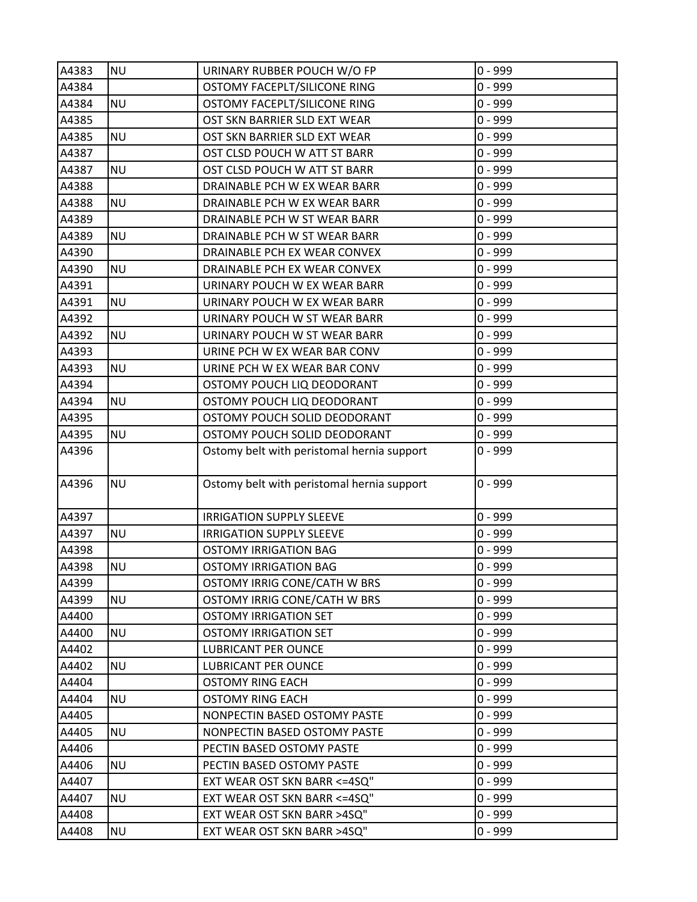| | | | |
|---|---|---|---|
| A4383 | NU | URINARY RUBBER POUCH W/O FP | 0 - 999 |
| A4384 | | OSTOMY FACEPLT/SILICONE RING | 0 - 999 |
| A4384 | NU | OSTOMY FACEPLT/SILICONE RING | 0 - 999 |
| A4385 | | OST SKN BARRIER SLD EXT WEAR | 0 - 999 |
| A4385 | NU | OST SKN BARRIER SLD EXT WEAR | 0 - 999 |
| A4387 | | OST CLSD POUCH W ATT ST BARR | 0 - 999 |
| A4387 | NU | OST CLSD POUCH W ATT ST BARR | 0 - 999 |
| A4388 | | DRAINABLE PCH W EX WEAR BARR | 0 - 999 |
| A4388 | NU | DRAINABLE PCH W EX WEAR BARR | 0 - 999 |
| A4389 | | DRAINABLE PCH W ST WEAR BARR | 0 - 999 |
| A4389 | NU | DRAINABLE PCH W ST WEAR BARR | 0 - 999 |
| A4390 | | DRAINABLE PCH EX WEAR CONVEX | 0 - 999 |
| A4390 | NU | DRAINABLE PCH EX WEAR CONVEX | 0 - 999 |
| A4391 | | URINARY POUCH W EX WEAR BARR | 0 - 999 |
| A4391 | NU | URINARY POUCH W EX WEAR BARR | 0 - 999 |
| A4392 | | URINARY POUCH W ST WEAR BARR | 0 - 999 |
| A4392 | NU | URINARY POUCH W ST WEAR BARR | 0 - 999 |
| A4393 | | URINE PCH W EX WEAR BAR CONV | 0 - 999 |
| A4393 | NU | URINE PCH W EX WEAR BAR CONV | 0 - 999 |
| A4394 | | OSTOMY POUCH LIQ DEODORANT | 0 - 999 |
| A4394 | NU | OSTOMY POUCH LIQ DEODORANT | 0 - 999 |
| A4395 | | OSTOMY POUCH SOLID DEODORANT | 0 - 999 |
| A4395 | NU | OSTOMY POUCH SOLID DEODORANT | 0 - 999 |
| A4396 | | Ostomy belt with peristomal hernia support | 0 - 999 |
| A4396 | NU | Ostomy belt with peristomal hernia support | 0 - 999 |
| A4397 | | IRRIGATION SUPPLY SLEEVE | 0 - 999 |
| A4397 | NU | IRRIGATION SUPPLY SLEEVE | 0 - 999 |
| A4398 | | OSTOMY IRRIGATION BAG | 0 - 999 |
| A4398 | NU | OSTOMY IRRIGATION BAG | 0 - 999 |
| A4399 | | OSTOMY IRRIG CONE/CATH W BRS | 0 - 999 |
| A4399 | NU | OSTOMY IRRIG CONE/CATH W BRS | 0 - 999 |
| A4400 | | OSTOMY IRRIGATION SET | 0 - 999 |
| A4400 | NU | OSTOMY IRRIGATION SET | 0 - 999 |
| A4402 | | LUBRICANT PER OUNCE | 0 - 999 |
| A4402 | NU | LUBRICANT PER OUNCE | 0 - 999 |
| A4404 | | OSTOMY RING EACH | 0 - 999 |
| A4404 | NU | OSTOMY RING EACH | 0 - 999 |
| A4405 | | NONPECTIN BASED OSTOMY PASTE | 0 - 999 |
| A4405 | NU | NONPECTIN BASED OSTOMY PASTE | 0 - 999 |
| A4406 | | PECTIN BASED OSTOMY PASTE | 0 - 999 |
| A4406 | NU | PECTIN BASED OSTOMY PASTE | 0 - 999 |
| A4407 | | EXT WEAR OST SKN BARR <=4SQ" | 0 - 999 |
| A4407 | NU | EXT WEAR OST SKN BARR <=4SQ" | 0 - 999 |
| A4408 | | EXT WEAR OST SKN BARR >4SQ" | 0 - 999 |
| A4408 | NU | EXT WEAR OST SKN BARR >4SQ" | 0 - 999 |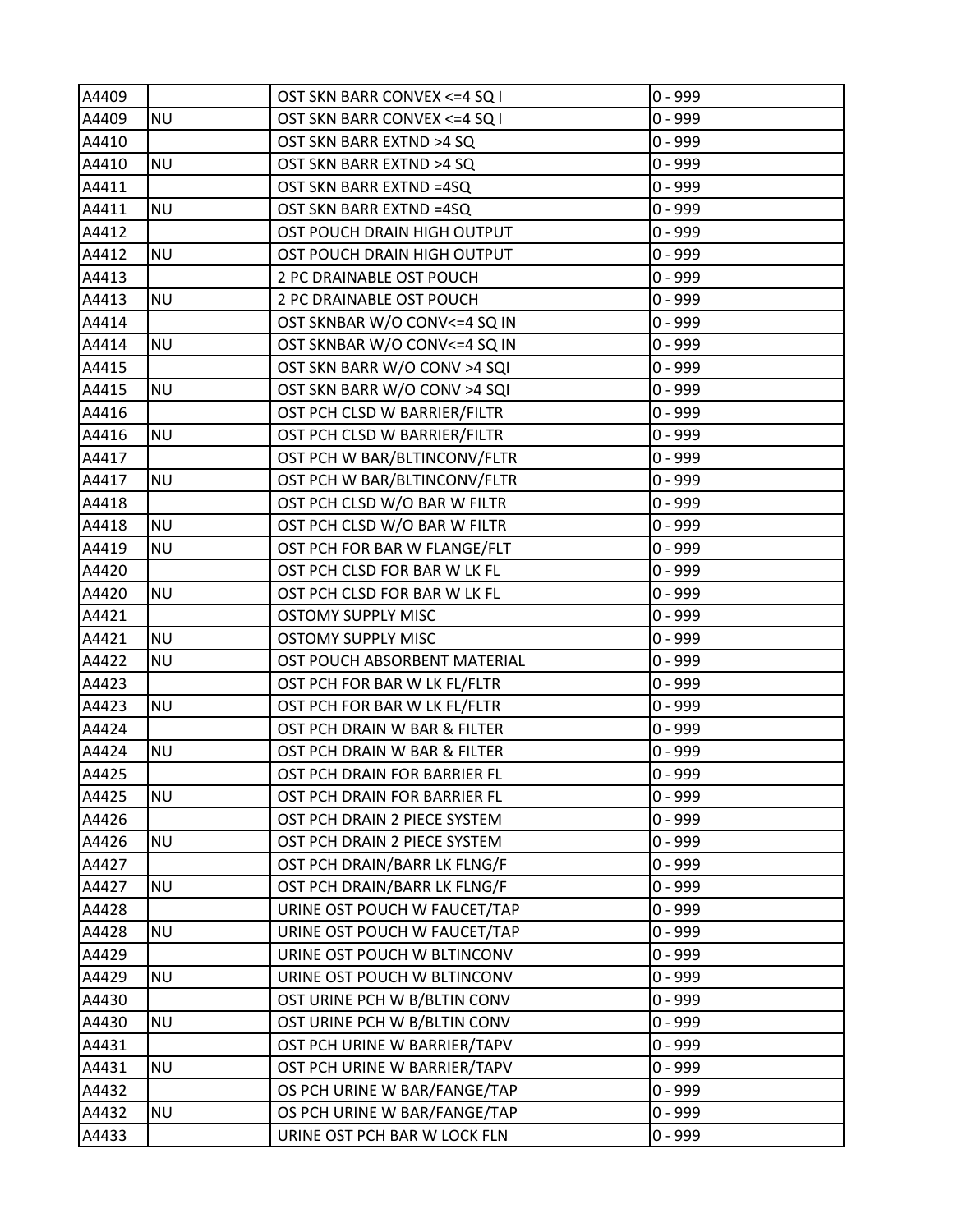| A4409 | | OST SKN BARR CONVEX <=4 SQ I | 0 - 999 |
|---|---|---|---|
| A4409 | NU | OST SKN BARR CONVEX <=4 SQ I | 0 - 999 |
| A4410 | | OST SKN BARR EXTND >4 SQ | 0 - 999 |
| A4410 | NU | OST SKN BARR EXTND >4 SQ | 0 - 999 |
| A4411 | | OST SKN BARR EXTND =4SQ | 0 - 999 |
| A4411 | NU | OST SKN BARR EXTND =4SQ | 0 - 999 |
| A4412 | | OST POUCH DRAIN HIGH OUTPUT | 0 - 999 |
| A4412 | NU | OST POUCH DRAIN HIGH OUTPUT | 0 - 999 |
| A4413 | | 2 PC DRAINABLE OST POUCH | 0 - 999 |
| A4413 | NU | 2 PC DRAINABLE OST POUCH | 0 - 999 |
| A4414 | | OST SKNBAR W/O CONV<=4 SQ IN | 0 - 999 |
| A4414 | NU | OST SKNBAR W/O CONV<=4 SQ IN | 0 - 999 |
| A4415 | | OST SKN BARR W/O CONV >4 SQI | 0 - 999 |
| A4415 | NU | OST SKN BARR W/O CONV >4 SQI | 0 - 999 |
| A4416 | | OST PCH CLSD W BARRIER/FILTR | 0 - 999 |
| A4416 | NU | OST PCH CLSD W BARRIER/FILTR | 0 - 999 |
| A4417 | | OST PCH W BAR/BLTINCONV/FLTR | 0 - 999 |
| A4417 | NU | OST PCH W BAR/BLTINCONV/FLTR | 0 - 999 |
| A4418 | | OST PCH CLSD W/O BAR W FILTR | 0 - 999 |
| A4418 | NU | OST PCH CLSD W/O BAR W FILTR | 0 - 999 |
| A4419 | NU | OST PCH FOR BAR W FLANGE/FLT | 0 - 999 |
| A4420 | | OST PCH CLSD FOR BAR W LK FL | 0 - 999 |
| A4420 | NU | OST PCH CLSD FOR BAR W LK FL | 0 - 999 |
| A4421 | | OSTOMY SUPPLY MISC | 0 - 999 |
| A4421 | NU | OSTOMY SUPPLY MISC | 0 - 999 |
| A4422 | NU | OST POUCH ABSORBENT MATERIAL | 0 - 999 |
| A4423 | | OST PCH FOR BAR W LK FL/FLTR | 0 - 999 |
| A4423 | NU | OST PCH FOR BAR W LK FL/FLTR | 0 - 999 |
| A4424 | | OST PCH DRAIN W BAR & FILTER | 0 - 999 |
| A4424 | NU | OST PCH DRAIN W BAR & FILTER | 0 - 999 |
| A4425 | | OST PCH DRAIN FOR BARRIER FL | 0 - 999 |
| A4425 | NU | OST PCH DRAIN FOR BARRIER FL | 0 - 999 |
| A4426 | | OST PCH DRAIN 2 PIECE SYSTEM | 0 - 999 |
| A4426 | NU | OST PCH DRAIN 2 PIECE SYSTEM | 0 - 999 |
| A4427 | | OST PCH DRAIN/BARR LK FLNG/F | 0 - 999 |
| A4427 | NU | OST PCH DRAIN/BARR LK FLNG/F | 0 - 999 |
| A4428 | | URINE OST POUCH W FAUCET/TAP | 0 - 999 |
| A4428 | NU | URINE OST POUCH W FAUCET/TAP | 0 - 999 |
| A4429 | | URINE OST POUCH W BLTINCONV | 0 - 999 |
| A4429 | NU | URINE OST POUCH W BLTINCONV | 0 - 999 |
| A4430 | | OST URINE PCH W B/BLTIN CONV | 0 - 999 |
| A4430 | NU | OST URINE PCH W B/BLTIN CONV | 0 - 999 |
| A4431 | | OST PCH URINE W BARRIER/TAPV | 0 - 999 |
| A4431 | NU | OST PCH URINE W BARRIER/TAPV | 0 - 999 |
| A4432 | | OS PCH URINE W BAR/FANGE/TAP | 0 - 999 |
| A4432 | NU | OS PCH URINE W BAR/FANGE/TAP | 0 - 999 |
| A4433 | | URINE OST PCH BAR W LOCK FLN | 0 - 999 |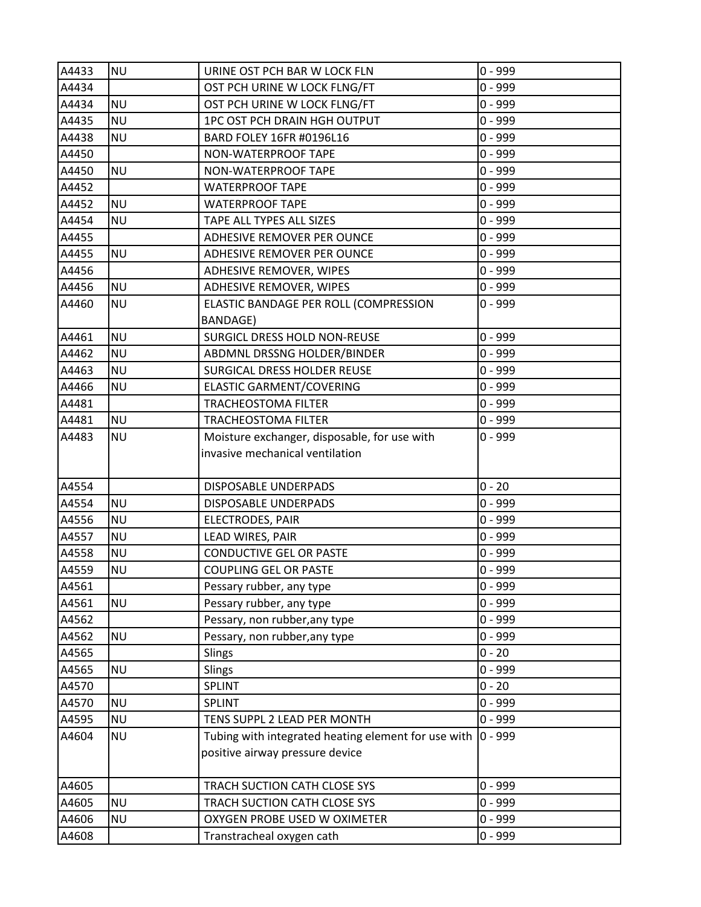| | | | |
|---|---|---|---|
| A4433 | NU | URINE OST PCH BAR W LOCK FLN | 0 - 999 |
| A4434 | | OST PCH URINE W LOCK FLNG/FT | 0 - 999 |
| A4434 | NU | OST PCH URINE W LOCK FLNG/FT | 0 - 999 |
| A4435 | NU | 1PC OST PCH DRAIN HGH OUTPUT | 0 - 999 |
| A4438 | NU | BARD FOLEY 16FR #0196L16 | 0 - 999 |
| A4450 | | NON-WATERPROOF TAPE | 0 - 999 |
| A4450 | NU | NON-WATERPROOF TAPE | 0 - 999 |
| A4452 | | WATERPROOF TAPE | 0 - 999 |
| A4452 | NU | WATERPROOF TAPE | 0 - 999 |
| A4454 | NU | TAPE ALL TYPES ALL SIZES | 0 - 999 |
| A4455 | | ADHESIVE REMOVER PER OUNCE | 0 - 999 |
| A4455 | NU | ADHESIVE REMOVER PER OUNCE | 0 - 999 |
| A4456 | | ADHESIVE REMOVER, WIPES | 0 - 999 |
| A4456 | NU | ADHESIVE REMOVER, WIPES | 0 - 999 |
| A4460 | NU | ELASTIC BANDAGE PER ROLL (COMPRESSION BANDAGE) | 0 - 999 |
| A4461 | NU | SURGICL DRESS HOLD NON-REUSE | 0 - 999 |
| A4462 | NU | ABDMNL DRSSNG HOLDER/BINDER | 0 - 999 |
| A4463 | NU | SURGICAL DRESS HOLDER REUSE | 0 - 999 |
| A4466 | NU | ELASTIC GARMENT/COVERING | 0 - 999 |
| A4481 | | TRACHEOSTOMA FILTER | 0 - 999 |
| A4481 | NU | TRACHEOSTOMA FILTER | 0 - 999 |
| A4483 | NU | Moisture exchanger, disposable, for use with invasive mechanical ventilation | 0 - 999 |
| A4554 | | DISPOSABLE UNDERPADS | 0 - 20 |
| A4554 | NU | DISPOSABLE UNDERPADS | 0 - 999 |
| A4556 | NU | ELECTRODES, PAIR | 0 - 999 |
| A4557 | NU | LEAD WIRES, PAIR | 0 - 999 |
| A4558 | NU | CONDUCTIVE GEL OR PASTE | 0 - 999 |
| A4559 | NU | COUPLING GEL OR PASTE | 0 - 999 |
| A4561 | | Pessary rubber, any type | 0 - 999 |
| A4561 | NU | Pessary rubber, any type | 0 - 999 |
| A4562 | | Pessary, non rubber,any type | 0 - 999 |
| A4562 | NU | Pessary, non rubber,any type | 0 - 999 |
| A4565 | | Slings | 0 - 20 |
| A4565 | NU | Slings | 0 - 999 |
| A4570 | | SPLINT | 0 - 20 |
| A4570 | NU | SPLINT | 0 - 999 |
| A4595 | NU | TENS SUPPL 2 LEAD PER MONTH | 0 - 999 |
| A4604 | NU | Tubing with integrated heating element for use with positive airway pressure device | 0 - 999 |
| A4605 | | TRACH SUCTION CATH CLOSE SYS | 0 - 999 |
| A4605 | NU | TRACH SUCTION CATH CLOSE SYS | 0 - 999 |
| A4606 | NU | OXYGEN PROBE USED W OXIMETER | 0 - 999 |
| A4608 | | Transtracheal oxygen cath | 0 - 999 |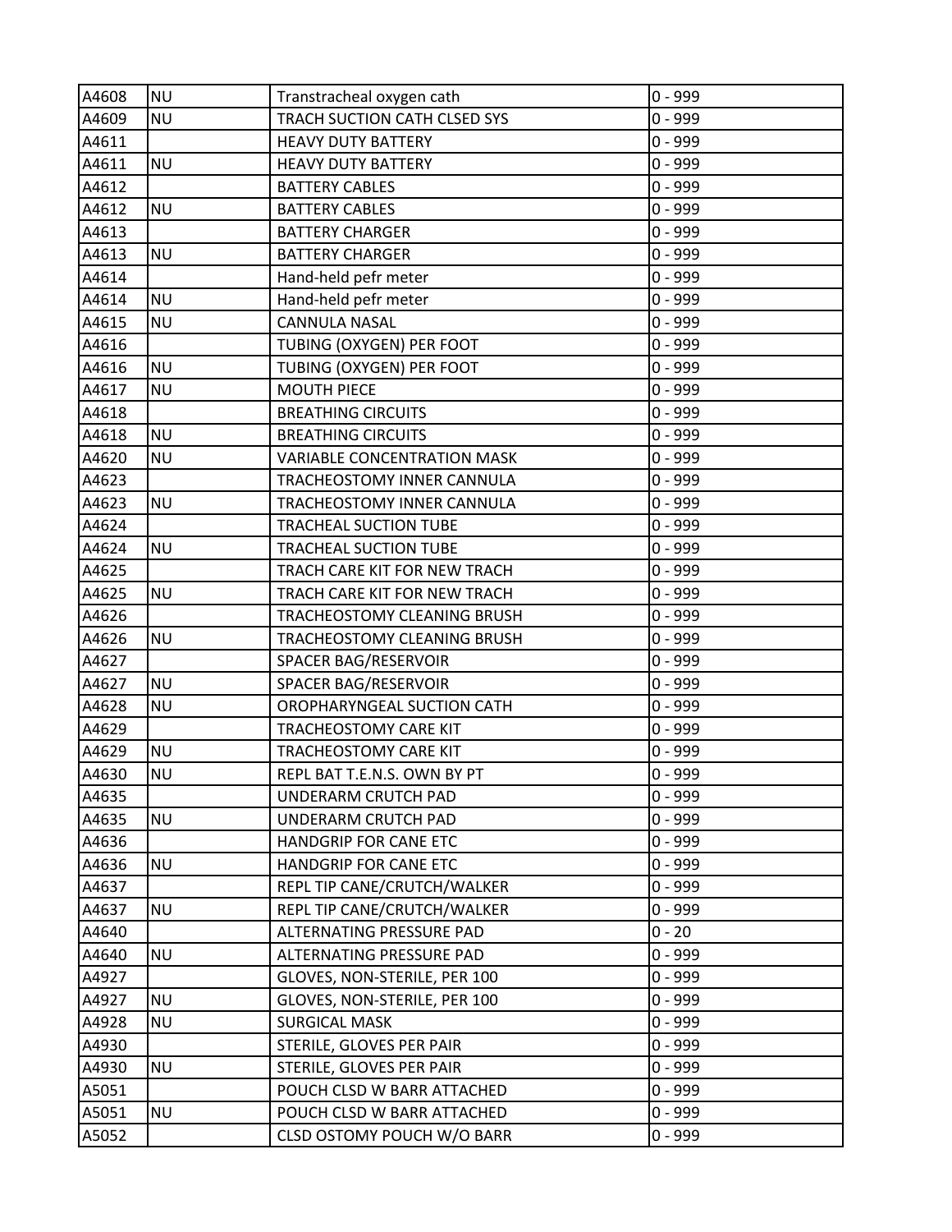| A4608 | NU | Transtracheal oxygen cath | 0 - 999 |
|---|---|---|---|
| A4609 | NU | TRACH SUCTION CATH CLSED SYS | 0 - 999 |
| A4611 | | HEAVY DUTY BATTERY | 0 - 999 |
| A4611 | NU | HEAVY DUTY BATTERY | 0 - 999 |
| A4612 | | BATTERY CABLES | 0 - 999 |
| A4612 | NU | BATTERY CABLES | 0 - 999 |
| A4613 | | BATTERY CHARGER | 0 - 999 |
| A4613 | NU | BATTERY CHARGER | 0 - 999 |
| A4614 | | Hand-held pefr meter | 0 - 999 |
| A4614 | NU | Hand-held pefr meter | 0 - 999 |
| A4615 | NU | CANNULA NASAL | 0 - 999 |
| A4616 | | TUBING (OXYGEN) PER FOOT | 0 - 999 |
| A4616 | NU | TUBING (OXYGEN) PER FOOT | 0 - 999 |
| A4617 | NU | MOUTH PIECE | 0 - 999 |
| A4618 | | BREATHING CIRCUITS | 0 - 999 |
| A4618 | NU | BREATHING CIRCUITS | 0 - 999 |
| A4620 | NU | VARIABLE CONCENTRATION MASK | 0 - 999 |
| A4623 | | TRACHEOSTOMY INNER CANNULA | 0 - 999 |
| A4623 | NU | TRACHEOSTOMY INNER CANNULA | 0 - 999 |
| A4624 | | TRACHEAL SUCTION TUBE | 0 - 999 |
| A4624 | NU | TRACHEAL SUCTION TUBE | 0 - 999 |
| A4625 | | TRACH CARE KIT FOR NEW TRACH | 0 - 999 |
| A4625 | NU | TRACH CARE KIT FOR NEW TRACH | 0 - 999 |
| A4626 | | TRACHEOSTOMY CLEANING BRUSH | 0 - 999 |
| A4626 | NU | TRACHEOSTOMY CLEANING BRUSH | 0 - 999 |
| A4627 | | SPACER BAG/RESERVOIR | 0 - 999 |
| A4627 | NU | SPACER BAG/RESERVOIR | 0 - 999 |
| A4628 | NU | OROPHARYNGEAL SUCTION CATH | 0 - 999 |
| A4629 | | TRACHEOSTOMY CARE KIT | 0 - 999 |
| A4629 | NU | TRACHEOSTOMY CARE KIT | 0 - 999 |
| A4630 | NU | REPL BAT T.E.N.S. OWN BY PT | 0 - 999 |
| A4635 | | UNDERARM CRUTCH PAD | 0 - 999 |
| A4635 | NU | UNDERARM CRUTCH PAD | 0 - 999 |
| A4636 | | HANDGRIP FOR CANE ETC | 0 - 999 |
| A4636 | NU | HANDGRIP FOR CANE ETC | 0 - 999 |
| A4637 | | REPL TIP CANE/CRUTCH/WALKER | 0 - 999 |
| A4637 | NU | REPL TIP CANE/CRUTCH/WALKER | 0 - 999 |
| A4640 | | ALTERNATING PRESSURE PAD | 0 - 20 |
| A4640 | NU | ALTERNATING PRESSURE PAD | 0 - 999 |
| A4927 | | GLOVES, NON-STERILE, PER 100 | 0 - 999 |
| A4927 | NU | GLOVES, NON-STERILE, PER 100 | 0 - 999 |
| A4928 | NU | SURGICAL MASK | 0 - 999 |
| A4930 | | STERILE, GLOVES PER PAIR | 0 - 999 |
| A4930 | NU | STERILE, GLOVES PER PAIR | 0 - 999 |
| A5051 | | POUCH CLSD W BARR ATTACHED | 0 - 999 |
| A5051 | NU | POUCH CLSD W BARR ATTACHED | 0 - 999 |
| A5052 | | CLSD OSTOMY POUCH W/O BARR | 0 - 999 |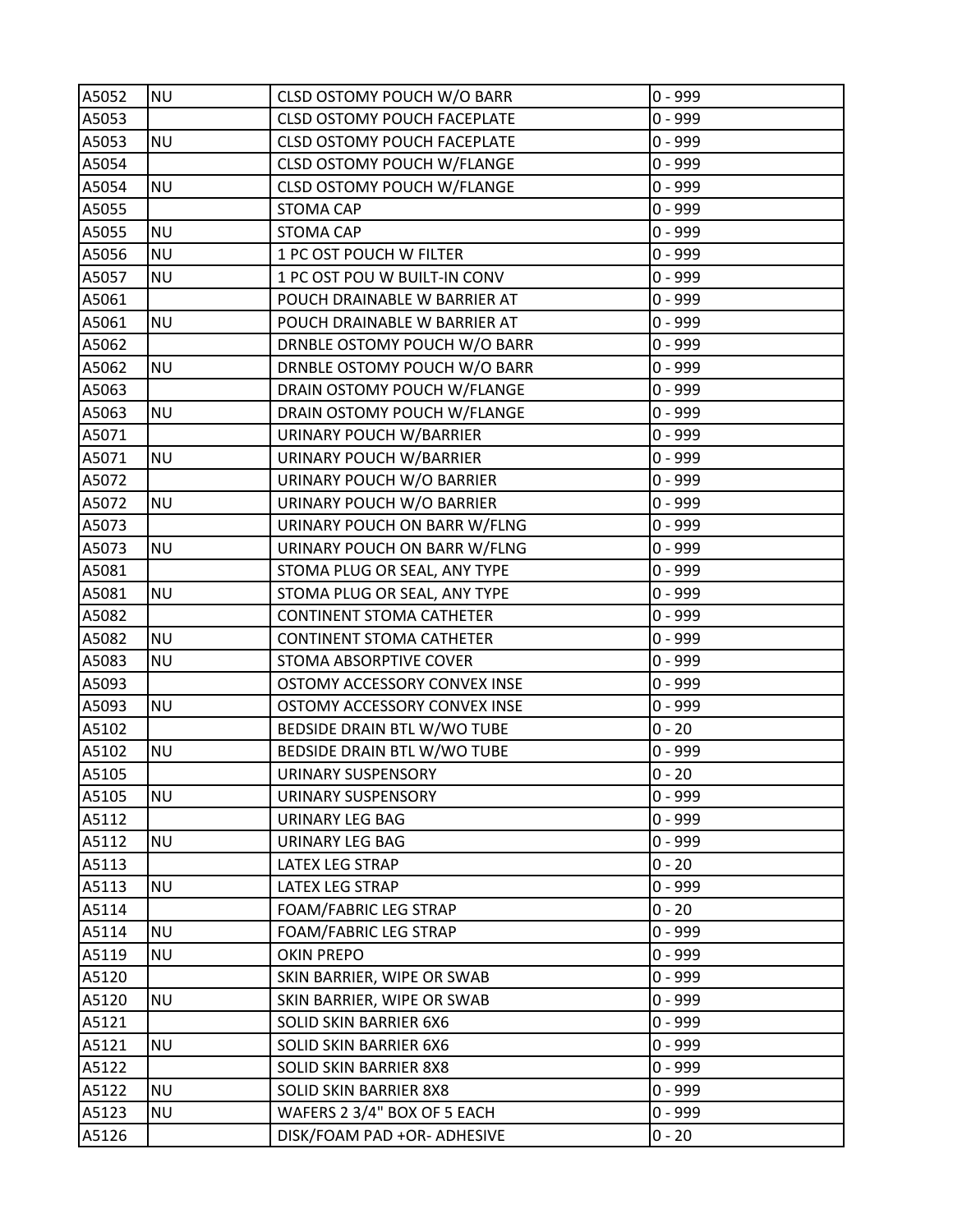| A5052 | NU | CLSD OSTOMY POUCH W/O BARR | 0 - 999 |
|---|---|---|---|
| A5053 | | CLSD OSTOMY POUCH FACEPLATE | 0 - 999 |
| A5053 | NU | CLSD OSTOMY POUCH FACEPLATE | 0 - 999 |
| A5054 | | CLSD OSTOMY POUCH W/FLANGE | 0 - 999 |
| A5054 | NU | CLSD OSTOMY POUCH W/FLANGE | 0 - 999 |
| A5055 | | STOMA CAP | 0 - 999 |
| A5055 | NU | STOMA CAP | 0 - 999 |
| A5056 | NU | 1 PC OST POUCH W FILTER | 0 - 999 |
| A5057 | NU | 1 PC OST POU W BUILT-IN CONV | 0 - 999 |
| A5061 | | POUCH DRAINABLE W BARRIER AT | 0 - 999 |
| A5061 | NU | POUCH DRAINABLE W BARRIER AT | 0 - 999 |
| A5062 | | DRNBLE OSTOMY POUCH W/O BARR | 0 - 999 |
| A5062 | NU | DRNBLE OSTOMY POUCH W/O BARR | 0 - 999 |
| A5063 | | DRAIN OSTOMY POUCH W/FLANGE | 0 - 999 |
| A5063 | NU | DRAIN OSTOMY POUCH W/FLANGE | 0 - 999 |
| A5071 | | URINARY POUCH W/BARRIER | 0 - 999 |
| A5071 | NU | URINARY POUCH W/BARRIER | 0 - 999 |
| A5072 | | URINARY POUCH W/O BARRIER | 0 - 999 |
| A5072 | NU | URINARY POUCH W/O BARRIER | 0 - 999 |
| A5073 | | URINARY POUCH ON BARR W/FLNG | 0 - 999 |
| A5073 | NU | URINARY POUCH ON BARR W/FLNG | 0 - 999 |
| A5081 | | STOMA PLUG OR SEAL, ANY TYPE | 0 - 999 |
| A5081 | NU | STOMA PLUG OR SEAL, ANY TYPE | 0 - 999 |
| A5082 | | CONTINENT STOMA CATHETER | 0 - 999 |
| A5082 | NU | CONTINENT STOMA CATHETER | 0 - 999 |
| A5083 | NU | STOMA ABSORPTIVE COVER | 0 - 999 |
| A5093 | | OSTOMY ACCESSORY CONVEX INSE | 0 - 999 |
| A5093 | NU | OSTOMY ACCESSORY CONVEX INSE | 0 - 999 |
| A5102 | | BEDSIDE DRAIN BTL W/WO TUBE | 0 - 20 |
| A5102 | NU | BEDSIDE DRAIN BTL W/WO TUBE | 0 - 999 |
| A5105 | | URINARY SUSPENSORY | 0 - 20 |
| A5105 | NU | URINARY SUSPENSORY | 0 - 999 |
| A5112 | | URINARY LEG BAG | 0 - 999 |
| A5112 | NU | URINARY LEG BAG | 0 - 999 |
| A5113 | | LATEX LEG STRAP | 0 - 20 |
| A5113 | NU | LATEX LEG STRAP | 0 - 999 |
| A5114 | | FOAM/FABRIC LEG STRAP | 0 - 20 |
| A5114 | NU | FOAM/FABRIC LEG STRAP | 0 - 999 |
| A5119 | NU | OKIN PREPO | 0 - 999 |
| A5120 | | SKIN BARRIER, WIPE OR SWAB | 0 - 999 |
| A5120 | NU | SKIN BARRIER, WIPE OR SWAB | 0 - 999 |
| A5121 | | SOLID SKIN BARRIER 6X6 | 0 - 999 |
| A5121 | NU | SOLID SKIN BARRIER 6X6 | 0 - 999 |
| A5122 | | SOLID SKIN BARRIER 8X8 | 0 - 999 |
| A5122 | NU | SOLID SKIN BARRIER 8X8 | 0 - 999 |
| A5123 | NU | WAFERS 2 3/4" BOX OF 5 EACH | 0 - 999 |
| A5126 | | DISK/FOAM PAD +OR- ADHESIVE | 0 - 20 |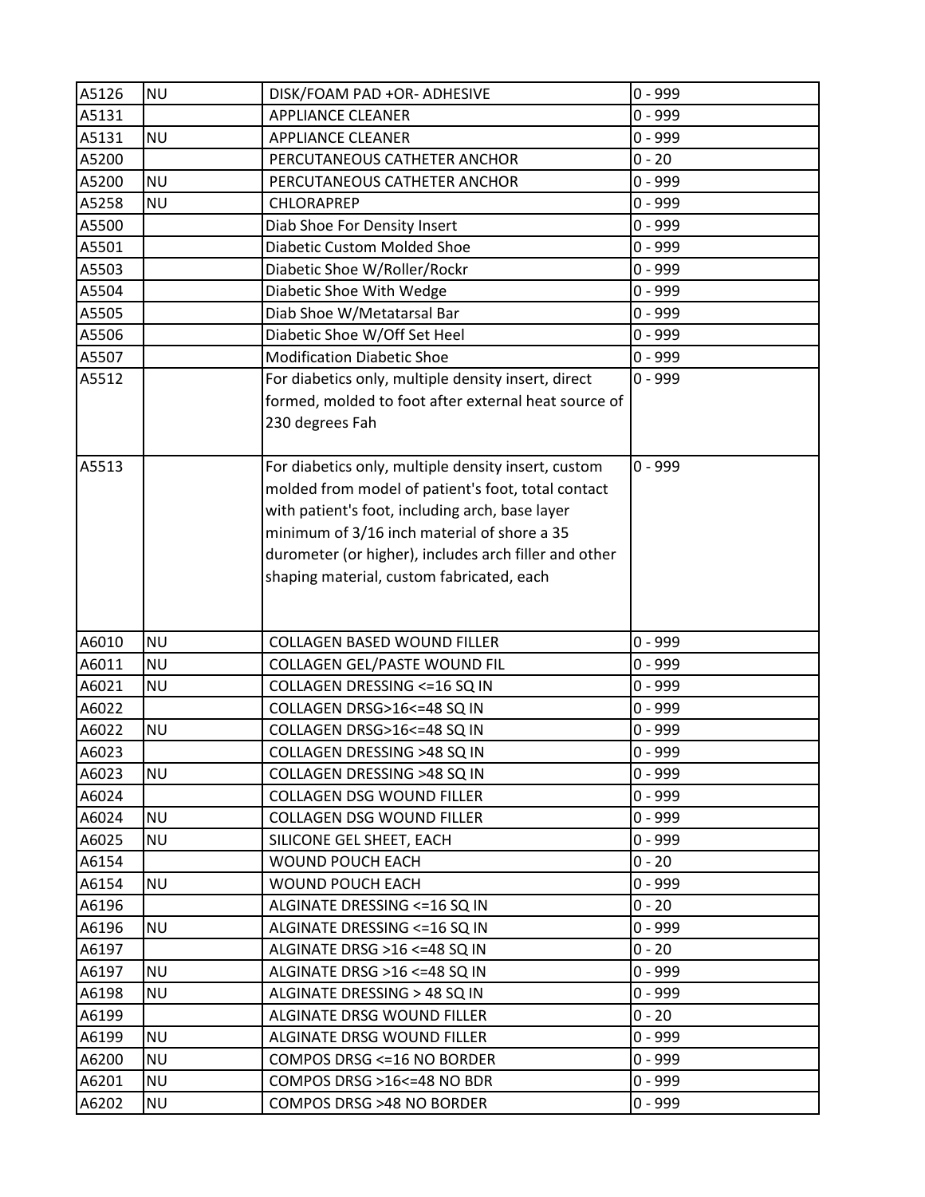| | | | |
|---|---|---|---|
| A5126 | NU | DISK/FOAM PAD +OR- ADHESIVE | 0 - 999 |
| A5131 | | APPLIANCE CLEANER | 0 - 999 |
| A5131 | NU | APPLIANCE CLEANER | 0 - 999 |
| A5200 | | PERCUTANEOUS CATHETER ANCHOR | 0 - 20 |
| A5200 | NU | PERCUTANEOUS CATHETER ANCHOR | 0 - 999 |
| A5258 | NU | CHLORAPREP | 0 - 999 |
| A5500 | | Diab Shoe For Density Insert | 0 - 999 |
| A5501 | | Diabetic Custom Molded Shoe | 0 - 999 |
| A5503 | | Diabetic Shoe W/Roller/Rockr | 0 - 999 |
| A5504 | | Diabetic Shoe With Wedge | 0 - 999 |
| A5505 | | Diab Shoe W/Metatarsal Bar | 0 - 999 |
| A5506 | | Diabetic Shoe W/Off Set Heel | 0 - 999 |
| A5507 | | Modification Diabetic Shoe | 0 - 999 |
| A5512 | | For diabetics only, multiple density insert, direct formed, molded to foot after external heat source of 230 degrees Fah | 0 - 999 |
| A5513 | | For diabetics only, multiple density insert, custom molded from model of patient's foot, total contact with patient's foot, including arch, base layer minimum of 3/16 inch material of shore a 35 durometer (or higher), includes arch filler and other shaping material, custom fabricated, each | 0 - 999 |
| A6010 | NU | COLLAGEN BASED WOUND FILLER | 0 - 999 |
| A6011 | NU | COLLAGEN GEL/PASTE WOUND FIL | 0 - 999 |
| A6021 | NU | COLLAGEN DRESSING <=16 SQ IN | 0 - 999 |
| A6022 | | COLLAGEN DRSG>16<=48 SQ IN | 0 - 999 |
| A6022 | NU | COLLAGEN DRSG>16<=48 SQ IN | 0 - 999 |
| A6023 | | COLLAGEN DRESSING >48 SQ IN | 0 - 999 |
| A6023 | NU | COLLAGEN DRESSING >48 SQ IN | 0 - 999 |
| A6024 | | COLLAGEN DSG WOUND FILLER | 0 - 999 |
| A6024 | NU | COLLAGEN DSG WOUND FILLER | 0 - 999 |
| A6025 | NU | SILICONE GEL SHEET, EACH | 0 - 999 |
| A6154 | | WOUND POUCH EACH | 0 - 20 |
| A6154 | NU | WOUND POUCH EACH | 0 - 999 |
| A6196 | | ALGINATE DRESSING <=16 SQ IN | 0 - 20 |
| A6196 | NU | ALGINATE DRESSING <=16 SQ IN | 0 - 999 |
| A6197 | | ALGINATE DRSG >16 <=48 SQ IN | 0 - 20 |
| A6197 | NU | ALGINATE DRSG >16 <=48 SQ IN | 0 - 999 |
| A6198 | NU | ALGINATE DRESSING > 48 SQ IN | 0 - 999 |
| A6199 | | ALGINATE DRSG WOUND FILLER | 0 - 20 |
| A6199 | NU | ALGINATE DRSG WOUND FILLER | 0 - 999 |
| A6200 | NU | COMPOS DRSG <=16 NO BORDER | 0 - 999 |
| A6201 | NU | COMPOS DRSG >16<=48 NO BDR | 0 - 999 |
| A6202 | NU | COMPOS DRSG >48 NO BORDER | 0 - 999 |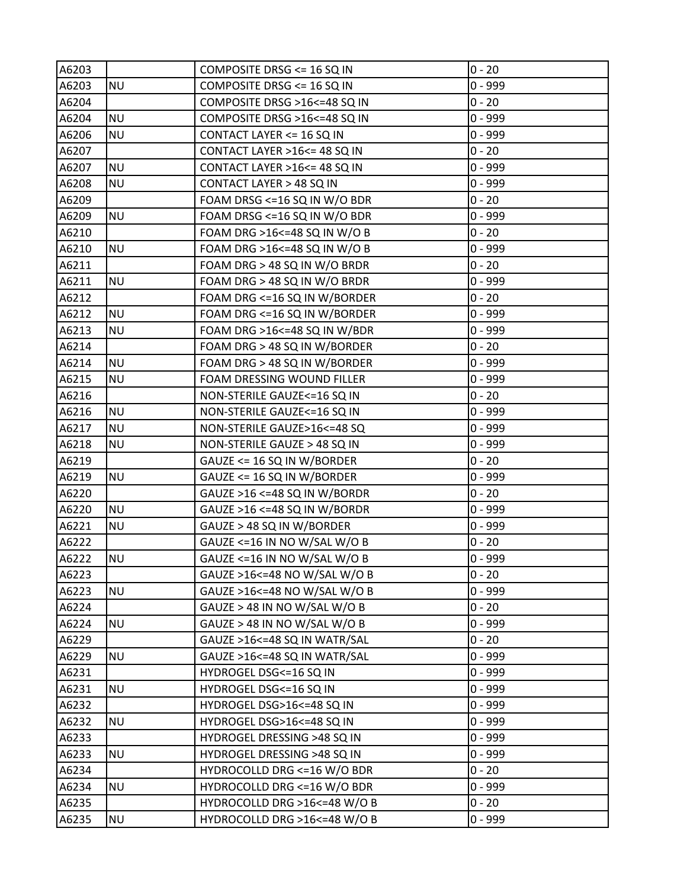| | | | |
|---|---|---|---|
| A6203 | | COMPOSITE DRSG <= 16 SQ IN | 0 - 20 |
| A6203 | NU | COMPOSITE DRSG <= 16 SQ IN | 0 - 999 |
| A6204 | | COMPOSITE DRSG >16<=48 SQ IN | 0 - 20 |
| A6204 | NU | COMPOSITE DRSG >16<=48 SQ IN | 0 - 999 |
| A6206 | NU | CONTACT LAYER <= 16 SQ IN | 0 - 999 |
| A6207 | | CONTACT LAYER >16<= 48 SQ IN | 0 - 20 |
| A6207 | NU | CONTACT LAYER >16<= 48 SQ IN | 0 - 999 |
| A6208 | NU | CONTACT LAYER > 48 SQ IN | 0 - 999 |
| A6209 | | FOAM DRSG <=16 SQ IN W/O BDR | 0 - 20 |
| A6209 | NU | FOAM DRSG <=16 SQ IN W/O BDR | 0 - 999 |
| A6210 | | FOAM DRG >16<=48 SQ IN W/O B | 0 - 20 |
| A6210 | NU | FOAM DRG >16<=48 SQ IN W/O B | 0 - 999 |
| A6211 | | FOAM DRG > 48 SQ IN W/O BRDR | 0 - 20 |
| A6211 | NU | FOAM DRG > 48 SQ IN W/O BRDR | 0 - 999 |
| A6212 | | FOAM DRG <=16 SQ IN W/BORDER | 0 - 20 |
| A6212 | NU | FOAM DRG <=16 SQ IN W/BORDER | 0 - 999 |
| A6213 | NU | FOAM DRG >16<=48 SQ IN W/BDR | 0 - 999 |
| A6214 | | FOAM DRG > 48 SQ IN W/BORDER | 0 - 20 |
| A6214 | NU | FOAM DRG > 48 SQ IN W/BORDER | 0 - 999 |
| A6215 | NU | FOAM DRESSING WOUND FILLER | 0 - 999 |
| A6216 | | NON-STERILE GAUZE<=16 SQ IN | 0 - 20 |
| A6216 | NU | NON-STERILE GAUZE<=16 SQ IN | 0 - 999 |
| A6217 | NU | NON-STERILE GAUZE>16<=48 SQ | 0 - 999 |
| A6218 | NU | NON-STERILE GAUZE > 48 SQ IN | 0 - 999 |
| A6219 | | GAUZE <= 16 SQ IN W/BORDER | 0 - 20 |
| A6219 | NU | GAUZE <= 16 SQ IN W/BORDER | 0 - 999 |
| A6220 | | GAUZE >16 <=48 SQ IN W/BORDR | 0 - 20 |
| A6220 | NU | GAUZE >16 <=48 SQ IN W/BORDR | 0 - 999 |
| A6221 | NU | GAUZE > 48 SQ IN W/BORDER | 0 - 999 |
| A6222 | | GAUZE <=16 IN NO W/SAL W/O B | 0 - 20 |
| A6222 | NU | GAUZE <=16 IN NO W/SAL W/O B | 0 - 999 |
| A6223 | | GAUZE >16<=48 NO W/SAL W/O B | 0 - 20 |
| A6223 | NU | GAUZE >16<=48 NO W/SAL W/O B | 0 - 999 |
| A6224 | | GAUZE > 48 IN NO W/SAL W/O B | 0 - 20 |
| A6224 | NU | GAUZE > 48 IN NO W/SAL W/O B | 0 - 999 |
| A6229 | | GAUZE >16<=48 SQ IN WATR/SAL | 0 - 20 |
| A6229 | NU | GAUZE >16<=48 SQ IN WATR/SAL | 0 - 999 |
| A6231 | | HYDROGEL DSG<=16 SQ IN | 0 - 999 |
| A6231 | NU | HYDROGEL DSG<=16 SQ IN | 0 - 999 |
| A6232 | | HYDROGEL DSG>16<=48 SQ IN | 0 - 999 |
| A6232 | NU | HYDROGEL DSG>16<=48 SQ IN | 0 - 999 |
| A6233 | | HYDROGEL DRESSING >48 SQ IN | 0 - 999 |
| A6233 | NU | HYDROGEL DRESSING >48 SQ IN | 0 - 999 |
| A6234 | | HYDROCOLLD DRG <=16 W/O BDR | 0 - 20 |
| A6234 | NU | HYDROCOLLD DRG <=16 W/O BDR | 0 - 999 |
| A6235 | | HYDROCOLLD DRG >16<=48 W/O B | 0 - 20 |
| A6235 | NU | HYDROCOLLD DRG >16<=48 W/O B | 0 - 999 |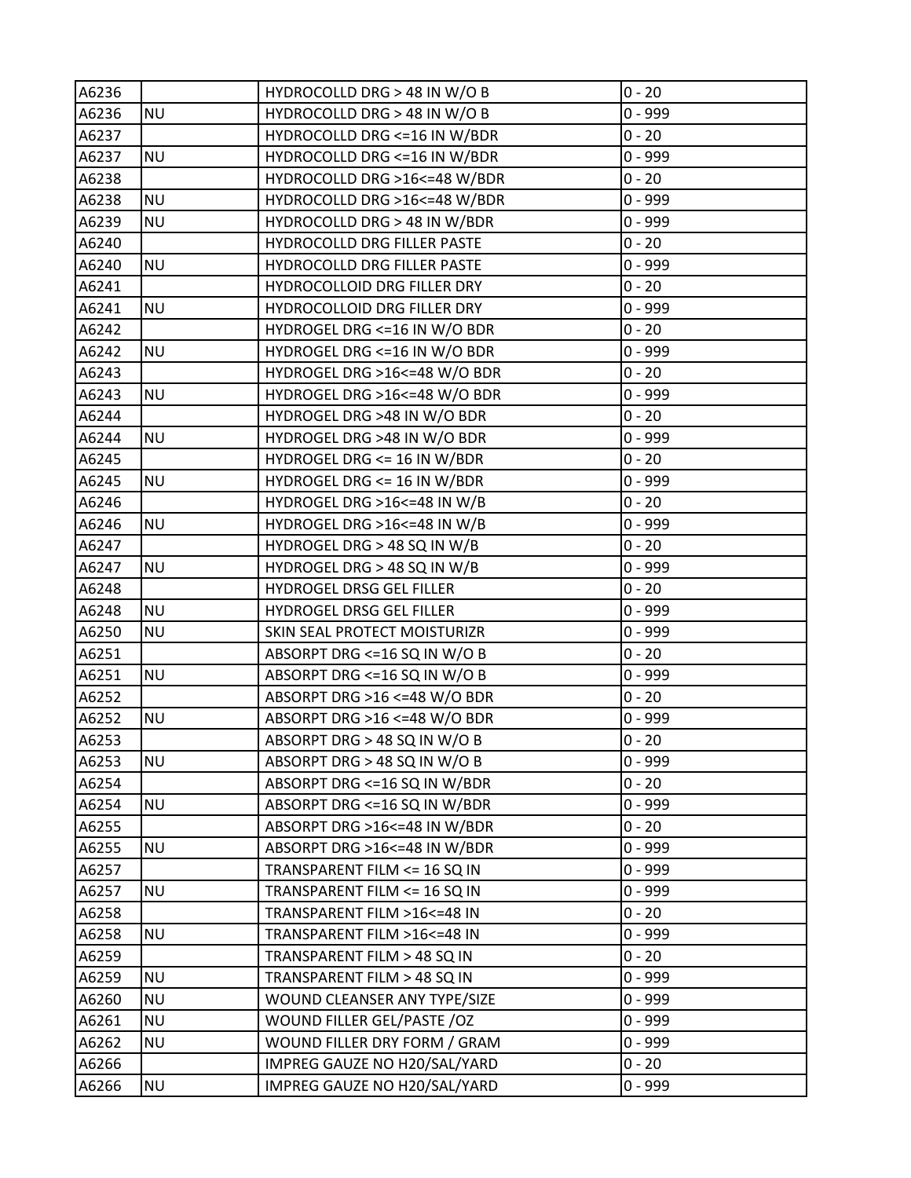| | | | |
|---|---|---|---|
| A6236 | | HYDROCOLLD DRG > 48 IN W/O B | 0 - 20 |
| A6236 | NU | HYDROCOLLD DRG > 48 IN W/O B | 0 - 999 |
| A6237 | | HYDROCOLLD DRG <=16 IN W/BDR | 0 - 20 |
| A6237 | NU | HYDROCOLLD DRG <=16 IN W/BDR | 0 - 999 |
| A6238 | | HYDROCOLLD DRG >16<=48 W/BDR | 0 - 20 |
| A6238 | NU | HYDROCOLLD DRG >16<=48 W/BDR | 0 - 999 |
| A6239 | NU | HYDROCOLLD DRG > 48 IN W/BDR | 0 - 999 |
| A6240 | | HYDROCOLLD DRG FILLER PASTE | 0 - 20 |
| A6240 | NU | HYDROCOLLD DRG FILLER PASTE | 0 - 999 |
| A6241 | | HYDROCOLLOID DRG FILLER DRY | 0 - 20 |
| A6241 | NU | HYDROCOLLOID DRG FILLER DRY | 0 - 999 |
| A6242 | | HYDROGEL DRG <=16 IN W/O BDR | 0 - 20 |
| A6242 | NU | HYDROGEL DRG <=16 IN W/O BDR | 0 - 999 |
| A6243 | | HYDROGEL DRG >16<=48 W/O BDR | 0 - 20 |
| A6243 | NU | HYDROGEL DRG >16<=48 W/O BDR | 0 - 999 |
| A6244 | | HYDROGEL DRG >48 IN W/O BDR | 0 - 20 |
| A6244 | NU | HYDROGEL DRG >48 IN W/O BDR | 0 - 999 |
| A6245 | | HYDROGEL DRG <= 16 IN W/BDR | 0 - 20 |
| A6245 | NU | HYDROGEL DRG <= 16 IN W/BDR | 0 - 999 |
| A6246 | | HYDROGEL DRG >16<=48 IN W/B | 0 - 20 |
| A6246 | NU | HYDROGEL DRG >16<=48 IN W/B | 0 - 999 |
| A6247 | | HYDROGEL DRG > 48 SQ IN W/B | 0 - 20 |
| A6247 | NU | HYDROGEL DRG > 48 SQ IN W/B | 0 - 999 |
| A6248 | | HYDROGEL DRSG GEL FILLER | 0 - 20 |
| A6248 | NU | HYDROGEL DRSG GEL FILLER | 0 - 999 |
| A6250 | NU | SKIN SEAL PROTECT MOISTURIZR | 0 - 999 |
| A6251 | | ABSORPT DRG <=16 SQ IN W/O B | 0 - 20 |
| A6251 | NU | ABSORPT DRG <=16 SQ IN W/O B | 0 - 999 |
| A6252 | | ABSORPT DRG >16 <=48 W/O BDR | 0 - 20 |
| A6252 | NU | ABSORPT DRG >16 <=48 W/O BDR | 0 - 999 |
| A6253 | | ABSORPT DRG > 48 SQ IN W/O B | 0 - 20 |
| A6253 | NU | ABSORPT DRG > 48 SQ IN W/O B | 0 - 999 |
| A6254 | | ABSORPT DRG <=16 SQ IN W/BDR | 0 - 20 |
| A6254 | NU | ABSORPT DRG <=16 SQ IN W/BDR | 0 - 999 |
| A6255 | | ABSORPT DRG >16<=48 IN W/BDR | 0 - 20 |
| A6255 | NU | ABSORPT DRG >16<=48 IN W/BDR | 0 - 999 |
| A6257 | | TRANSPARENT FILM <= 16 SQ IN | 0 - 999 |
| A6257 | NU | TRANSPARENT FILM <= 16 SQ IN | 0 - 999 |
| A6258 | | TRANSPARENT FILM >16<=48 IN | 0 - 20 |
| A6258 | NU | TRANSPARENT FILM >16<=48 IN | 0 - 999 |
| A6259 | | TRANSPARENT FILM > 48 SQ IN | 0 - 20 |
| A6259 | NU | TRANSPARENT FILM > 48 SQ IN | 0 - 999 |
| A6260 | NU | WOUND CLEANSER ANY TYPE/SIZE | 0 - 999 |
| A6261 | NU | WOUND FILLER GEL/PASTE /OZ | 0 - 999 |
| A6262 | NU | WOUND FILLER DRY FORM / GRAM | 0 - 999 |
| A6266 | | IMPREG GAUZE NO H20/SAL/YARD | 0 - 20 |
| A6266 | NU | IMPREG GAUZE NO H20/SAL/YARD | 0 - 999 |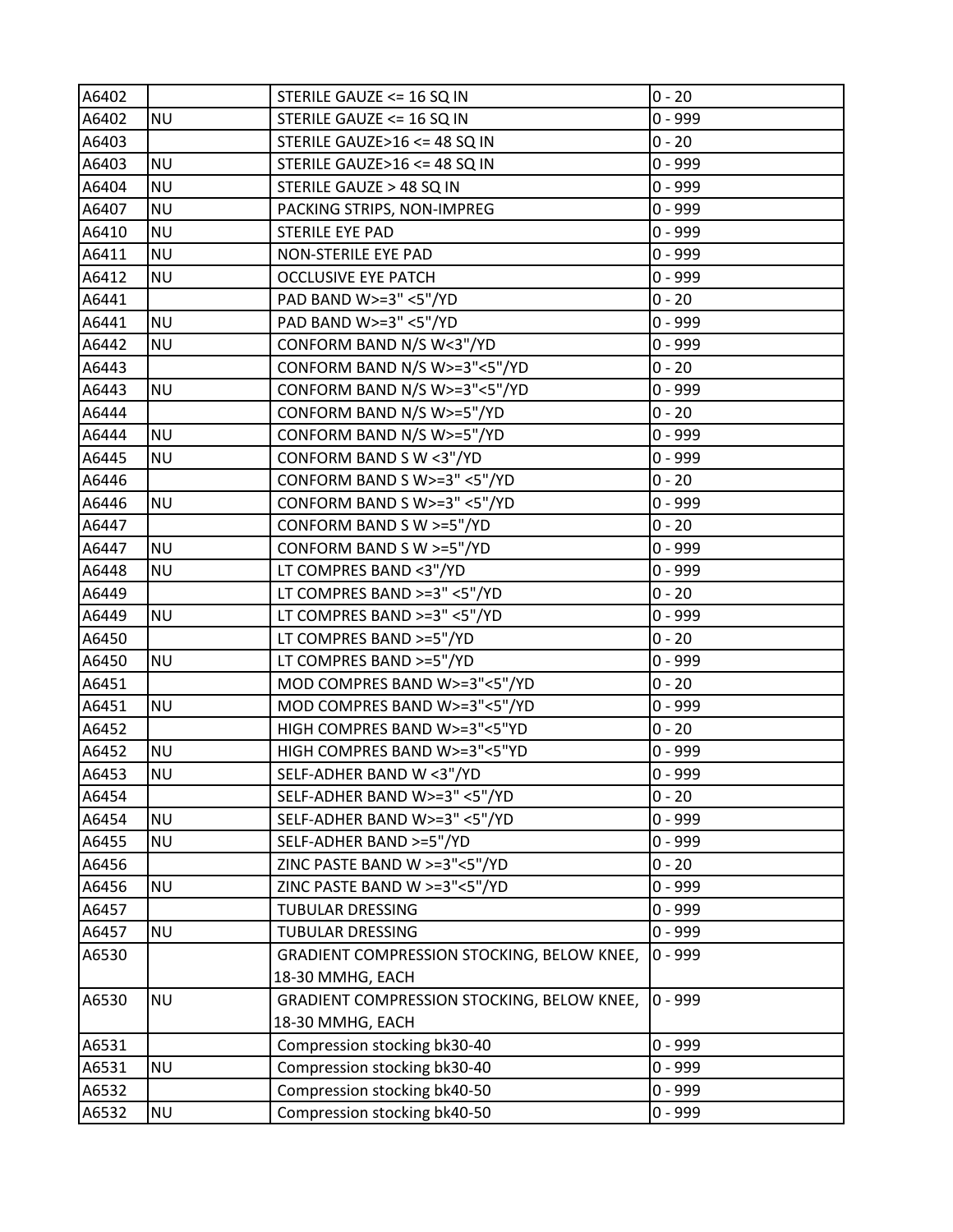| | | | |
|---|---|---|---|
| A6402 | | STERILE GAUZE <= 16 SQ IN | 0 - 20 |
| A6402 | NU | STERILE GAUZE <= 16 SQ IN | 0 - 999 |
| A6403 | | STERILE GAUZE>16 <= 48 SQ IN | 0 - 20 |
| A6403 | NU | STERILE GAUZE>16 <= 48 SQ IN | 0 - 999 |
| A6404 | NU | STERILE GAUZE > 48 SQ IN | 0 - 999 |
| A6407 | NU | PACKING STRIPS, NON-IMPREG | 0 - 999 |
| A6410 | NU | STERILE EYE PAD | 0 - 999 |
| A6411 | NU | NON-STERILE EYE PAD | 0 - 999 |
| A6412 | NU | OCCLUSIVE EYE PATCH | 0 - 999 |
| A6441 | | PAD BAND W>=3" <5"/YD | 0 - 20 |
| A6441 | NU | PAD BAND W>=3" <5"/YD | 0 - 999 |
| A6442 | NU | CONFORM BAND N/S W<3"/YD | 0 - 999 |
| A6443 | | CONFORM BAND N/S W>=3"<5"/YD | 0 - 20 |
| A6443 | NU | CONFORM BAND N/S W>=3"<5"/YD | 0 - 999 |
| A6444 | | CONFORM BAND N/S W>=5"/YD | 0 - 20 |
| A6444 | NU | CONFORM BAND N/S W>=5"/YD | 0 - 999 |
| A6445 | NU | CONFORM BAND S W <3"/YD | 0 - 999 |
| A6446 | | CONFORM BAND S W>=3" <5"/YD | 0 - 20 |
| A6446 | NU | CONFORM BAND S W>=3" <5"/YD | 0 - 999 |
| A6447 | | CONFORM BAND S W >=5"/YD | 0 - 20 |
| A6447 | NU | CONFORM BAND S W >=5"/YD | 0 - 999 |
| A6448 | NU | LT COMPRES BAND <3"/YD | 0 - 999 |
| A6449 | | LT COMPRES BAND >=3" <5"/YD | 0 - 20 |
| A6449 | NU | LT COMPRES BAND >=3" <5"/YD | 0 - 999 |
| A6450 | | LT COMPRES BAND >=5"/YD | 0 - 20 |
| A6450 | NU | LT COMPRES BAND >=5"/YD | 0 - 999 |
| A6451 | | MOD COMPRES BAND W>=3"<5"/YD | 0 - 20 |
| A6451 | NU | MOD COMPRES BAND W>=3"<5"/YD | 0 - 999 |
| A6452 | | HIGH COMPRES BAND W>=3"<5"YD | 0 - 20 |
| A6452 | NU | HIGH COMPRES BAND W>=3"<5"YD | 0 - 999 |
| A6453 | NU | SELF-ADHER BAND W <3"/YD | 0 - 999 |
| A6454 | | SELF-ADHER BAND W>=3" <5"/YD | 0 - 20 |
| A6454 | NU | SELF-ADHER BAND W>=3" <5"/YD | 0 - 999 |
| A6455 | NU | SELF-ADHER BAND >=5"/YD | 0 - 999 |
| A6456 | | ZINC PASTE BAND W >=3"<5"/YD | 0 - 20 |
| A6456 | NU | ZINC PASTE BAND W >=3"<5"/YD | 0 - 999 |
| A6457 | | TUBULAR DRESSING | 0 - 999 |
| A6457 | NU | TUBULAR DRESSING | 0 - 999 |
| A6530 | | GRADIENT COMPRESSION STOCKING, BELOW KNEE, 18-30 MMHG, EACH | 0 - 999 |
| A6530 | NU | GRADIENT COMPRESSION STOCKING, BELOW KNEE, 18-30 MMHG, EACH | 0 - 999 |
| A6531 | | Compression stocking bk30-40 | 0 - 999 |
| A6531 | NU | Compression stocking bk30-40 | 0 - 999 |
| A6532 | | Compression stocking bk40-50 | 0 - 999 |
| A6532 | NU | Compression stocking bk40-50 | 0 - 999 |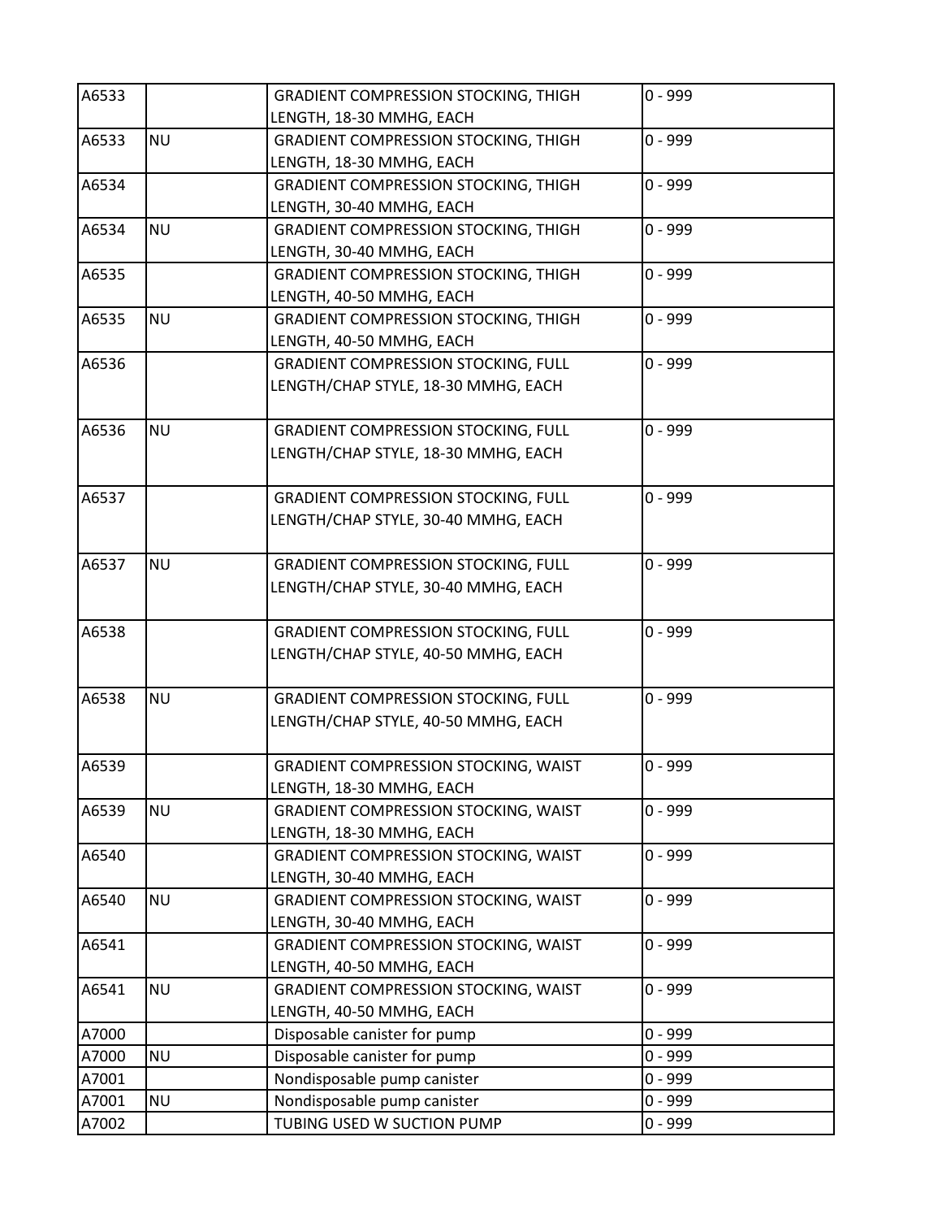| | | | |
|---|---|---|---|
| A6533 | | GRADIENT COMPRESSION STOCKING, THIGH LENGTH, 18-30 MMHG, EACH | 0 - 999 |
| A6533 | NU | GRADIENT COMPRESSION STOCKING, THIGH LENGTH, 18-30 MMHG, EACH | 0 - 999 |
| A6534 | | GRADIENT COMPRESSION STOCKING, THIGH LENGTH, 30-40 MMHG, EACH | 0 - 999 |
| A6534 | NU | GRADIENT COMPRESSION STOCKING, THIGH LENGTH, 30-40 MMHG, EACH | 0 - 999 |
| A6535 | | GRADIENT COMPRESSION STOCKING, THIGH LENGTH, 40-50 MMHG, EACH | 0 - 999 |
| A6535 | NU | GRADIENT COMPRESSION STOCKING, THIGH LENGTH, 40-50 MMHG, EACH | 0 - 999 |
| A6536 | | GRADIENT COMPRESSION STOCKING, FULL LENGTH/CHAP STYLE, 18-30 MMHG, EACH | 0 - 999 |
| A6536 | NU | GRADIENT COMPRESSION STOCKING, FULL LENGTH/CHAP STYLE, 18-30 MMHG, EACH | 0 - 999 |
| A6537 | | GRADIENT COMPRESSION STOCKING, FULL LENGTH/CHAP STYLE, 30-40 MMHG, EACH | 0 - 999 |
| A6537 | NU | GRADIENT COMPRESSION STOCKING, FULL LENGTH/CHAP STYLE, 30-40 MMHG, EACH | 0 - 999 |
| A6538 | | GRADIENT COMPRESSION STOCKING, FULL LENGTH/CHAP STYLE, 40-50 MMHG, EACH | 0 - 999 |
| A6538 | NU | GRADIENT COMPRESSION STOCKING, FULL LENGTH/CHAP STYLE, 40-50 MMHG, EACH | 0 - 999 |
| A6539 | | GRADIENT COMPRESSION STOCKING, WAIST LENGTH, 18-30 MMHG, EACH | 0 - 999 |
| A6539 | NU | GRADIENT COMPRESSION STOCKING, WAIST LENGTH, 18-30 MMHG, EACH | 0 - 999 |
| A6540 | | GRADIENT COMPRESSION STOCKING, WAIST LENGTH, 30-40 MMHG, EACH | 0 - 999 |
| A6540 | NU | GRADIENT COMPRESSION STOCKING, WAIST LENGTH, 30-40 MMHG, EACH | 0 - 999 |
| A6541 | | GRADIENT COMPRESSION STOCKING, WAIST LENGTH, 40-50 MMHG, EACH | 0 - 999 |
| A6541 | NU | GRADIENT COMPRESSION STOCKING, WAIST LENGTH, 40-50 MMHG, EACH | 0 - 999 |
| A7000 | | Disposable canister for pump | 0 - 999 |
| A7000 | NU | Disposable canister for pump | 0 - 999 |
| A7001 | | Nondisposable pump canister | 0 - 999 |
| A7001 | NU | Nondisposable pump canister | 0 - 999 |
| A7002 | | TUBING USED W SUCTION PUMP | 0 - 999 |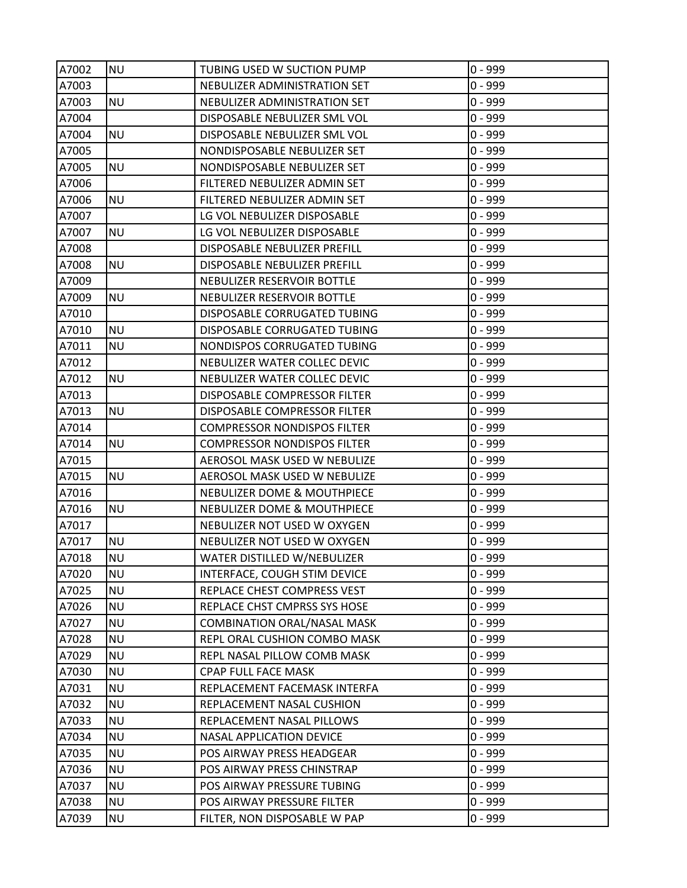| A7002 | NU | TUBING USED W SUCTION PUMP | 0 - 999 |
|---|---|---|---|
| A7003 | | NEBULIZER ADMINISTRATION SET | 0 - 999 |
| A7003 | NU | NEBULIZER ADMINISTRATION SET | 0 - 999 |
| A7004 | | DISPOSABLE NEBULIZER SML VOL | 0 - 999 |
| A7004 | NU | DISPOSABLE NEBULIZER SML VOL | 0 - 999 |
| A7005 | | NONDISPOSABLE NEBULIZER SET | 0 - 999 |
| A7005 | NU | NONDISPOSABLE NEBULIZER SET | 0 - 999 |
| A7006 | | FILTERED NEBULIZER ADMIN SET | 0 - 999 |
| A7006 | NU | FILTERED NEBULIZER ADMIN SET | 0 - 999 |
| A7007 | | LG VOL NEBULIZER DISPOSABLE | 0 - 999 |
| A7007 | NU | LG VOL NEBULIZER DISPOSABLE | 0 - 999 |
| A7008 | | DISPOSABLE NEBULIZER PREFILL | 0 - 999 |
| A7008 | NU | DISPOSABLE NEBULIZER PREFILL | 0 - 999 |
| A7009 | | NEBULIZER RESERVOIR BOTTLE | 0 - 999 |
| A7009 | NU | NEBULIZER RESERVOIR BOTTLE | 0 - 999 |
| A7010 | | DISPOSABLE CORRUGATED TUBING | 0 - 999 |
| A7010 | NU | DISPOSABLE CORRUGATED TUBING | 0 - 999 |
| A7011 | NU | NONDISPOS CORRUGATED TUBING | 0 - 999 |
| A7012 | | NEBULIZER WATER COLLEC DEVIC | 0 - 999 |
| A7012 | NU | NEBULIZER WATER COLLEC DEVIC | 0 - 999 |
| A7013 | | DISPOSABLE COMPRESSOR FILTER | 0 - 999 |
| A7013 | NU | DISPOSABLE COMPRESSOR FILTER | 0 - 999 |
| A7014 | | COMPRESSOR NONDISPOS FILTER | 0 - 999 |
| A7014 | NU | COMPRESSOR NONDISPOS FILTER | 0 - 999 |
| A7015 | | AEROSOL MASK USED W NEBULIZE | 0 - 999 |
| A7015 | NU | AEROSOL MASK USED W NEBULIZE | 0 - 999 |
| A7016 | | NEBULIZER DOME & MOUTHPIECE | 0 - 999 |
| A7016 | NU | NEBULIZER DOME & MOUTHPIECE | 0 - 999 |
| A7017 | | NEBULIZER NOT USED W OXYGEN | 0 - 999 |
| A7017 | NU | NEBULIZER NOT USED W OXYGEN | 0 - 999 |
| A7018 | NU | WATER DISTILLED W/NEBULIZER | 0 - 999 |
| A7020 | NU | INTERFACE, COUGH STIM DEVICE | 0 - 999 |
| A7025 | NU | REPLACE CHEST COMPRESS VEST | 0 - 999 |
| A7026 | NU | REPLACE CHST CMPRSS SYS HOSE | 0 - 999 |
| A7027 | NU | COMBINATION ORAL/NASAL MASK | 0 - 999 |
| A7028 | NU | REPL ORAL CUSHION COMBO MASK | 0 - 999 |
| A7029 | NU | REPL NASAL PILLOW COMB MASK | 0 - 999 |
| A7030 | NU | CPAP FULL FACE MASK | 0 - 999 |
| A7031 | NU | REPLACEMENT FACEMASK INTERFA | 0 - 999 |
| A7032 | NU | REPLACEMENT NASAL CUSHION | 0 - 999 |
| A7033 | NU | REPLACEMENT NASAL PILLOWS | 0 - 999 |
| A7034 | NU | NASAL APPLICATION DEVICE | 0 - 999 |
| A7035 | NU | POS AIRWAY PRESS HEADGEAR | 0 - 999 |
| A7036 | NU | POS AIRWAY PRESS CHINSTRAP | 0 - 999 |
| A7037 | NU | POS AIRWAY PRESSURE TUBING | 0 - 999 |
| A7038 | NU | POS AIRWAY PRESSURE FILTER | 0 - 999 |
| A7039 | NU | FILTER, NON DISPOSABLE W PAP | 0 - 999 |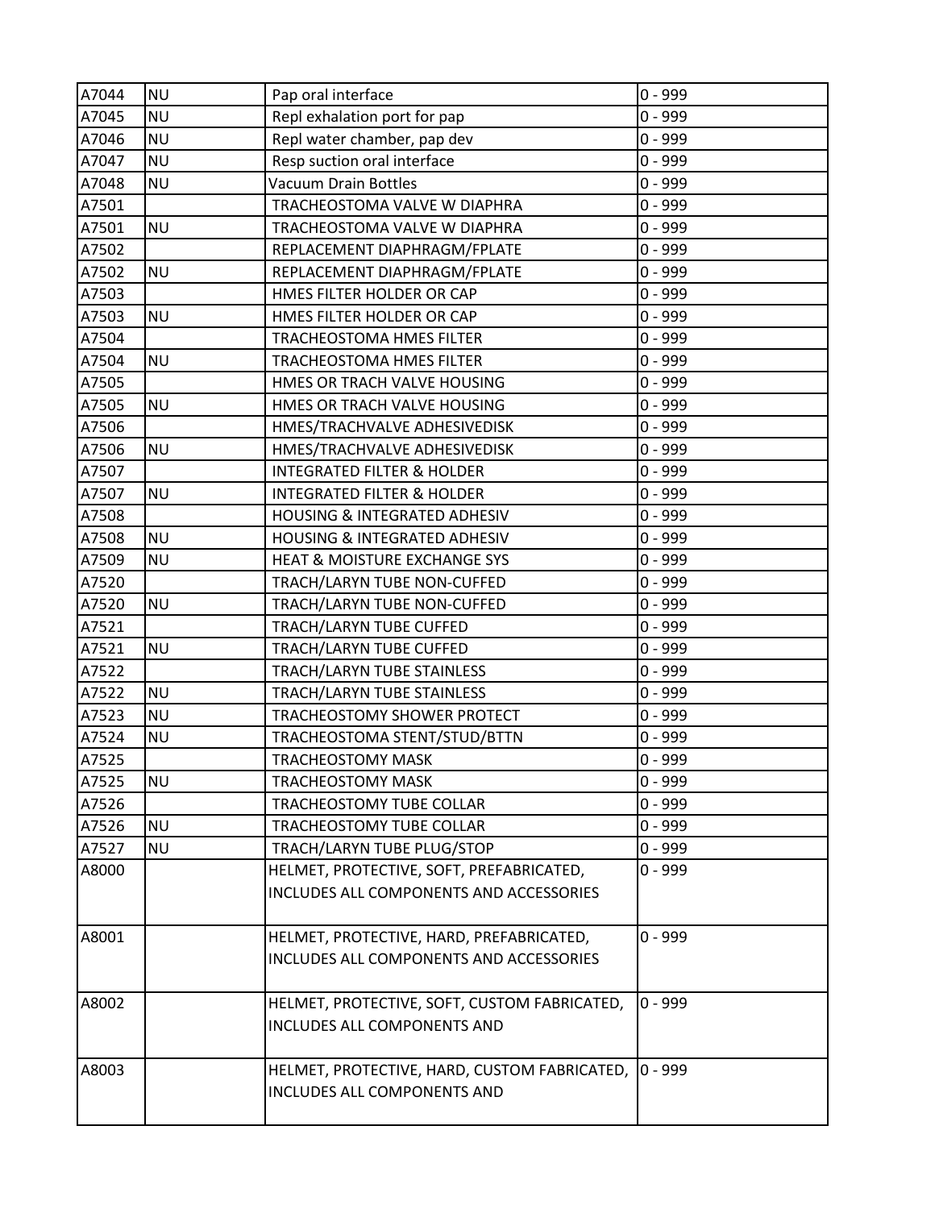| | | | |
|---|---|---|---|
| A7044 | NU | Pap oral interface | 0 - 999 |
| A7045 | NU | Repl exhalation port for pap | 0 - 999 |
| A7046 | NU | Repl water chamber, pap dev | 0 - 999 |
| A7047 | NU | Resp suction oral interface | 0 - 999 |
| A7048 | NU | Vacuum Drain Bottles | 0 - 999 |
| A7501 | | TRACHEOSTOMA VALVE W DIAPHRA | 0 - 999 |
| A7501 | NU | TRACHEOSTOMA VALVE W DIAPHRA | 0 - 999 |
| A7502 | | REPLACEMENT DIAPHRAGM/FPLATE | 0 - 999 |
| A7502 | NU | REPLACEMENT DIAPHRAGM/FPLATE | 0 - 999 |
| A7503 | | HMES FILTER HOLDER OR CAP | 0 - 999 |
| A7503 | NU | HMES FILTER HOLDER OR CAP | 0 - 999 |
| A7504 | | TRACHEOSTOMA HMES FILTER | 0 - 999 |
| A7504 | NU | TRACHEOSTOMA HMES FILTER | 0 - 999 |
| A7505 | | HMES OR TRACH VALVE HOUSING | 0 - 999 |
| A7505 | NU | HMES OR TRACH VALVE HOUSING | 0 - 999 |
| A7506 | | HMES/TRACHVALVE ADHESIVEDISK | 0 - 999 |
| A7506 | NU | HMES/TRACHVALVE ADHESIVEDISK | 0 - 999 |
| A7507 | | INTEGRATED FILTER & HOLDER | 0 - 999 |
| A7507 | NU | INTEGRATED FILTER & HOLDER | 0 - 999 |
| A7508 | | HOUSING & INTEGRATED ADHESIV | 0 - 999 |
| A7508 | NU | HOUSING & INTEGRATED ADHESIV | 0 - 999 |
| A7509 | NU | HEAT & MOISTURE EXCHANGE SYS | 0 - 999 |
| A7520 | | TRACH/LARYN TUBE NON-CUFFED | 0 - 999 |
| A7520 | NU | TRACH/LARYN TUBE NON-CUFFED | 0 - 999 |
| A7521 | | TRACH/LARYN TUBE CUFFED | 0 - 999 |
| A7521 | NU | TRACH/LARYN TUBE CUFFED | 0 - 999 |
| A7522 | | TRACH/LARYN TUBE STAINLESS | 0 - 999 |
| A7522 | NU | TRACH/LARYN TUBE STAINLESS | 0 - 999 |
| A7523 | NU | TRACHEOSTOMY SHOWER PROTECT | 0 - 999 |
| A7524 | NU | TRACHEOSTOMA STENT/STUD/BTTN | 0 - 999 |
| A7525 | | TRACHEOSTOMY MASK | 0 - 999 |
| A7525 | NU | TRACHEOSTOMY MASK | 0 - 999 |
| A7526 | | TRACHEOSTOMY TUBE COLLAR | 0 - 999 |
| A7526 | NU | TRACHEOSTOMY TUBE COLLAR | 0 - 999 |
| A7527 | NU | TRACH/LARYN TUBE PLUG/STOP | 0 - 999 |
| A8000 | | HELMET, PROTECTIVE, SOFT, PREFABRICATED, INCLUDES ALL COMPONENTS AND ACCESSORIES | 0 - 999 |
| A8001 | | HELMET, PROTECTIVE, HARD, PREFABRICATED, INCLUDES ALL COMPONENTS AND ACCESSORIES | 0 - 999 |
| A8002 | | HELMET, PROTECTIVE, SOFT, CUSTOM FABRICATED, INCLUDES ALL COMPONENTS AND | 0 - 999 |
| A8003 | | HELMET, PROTECTIVE, HARD, CUSTOM FABRICATED, INCLUDES ALL COMPONENTS AND | 0 - 999 |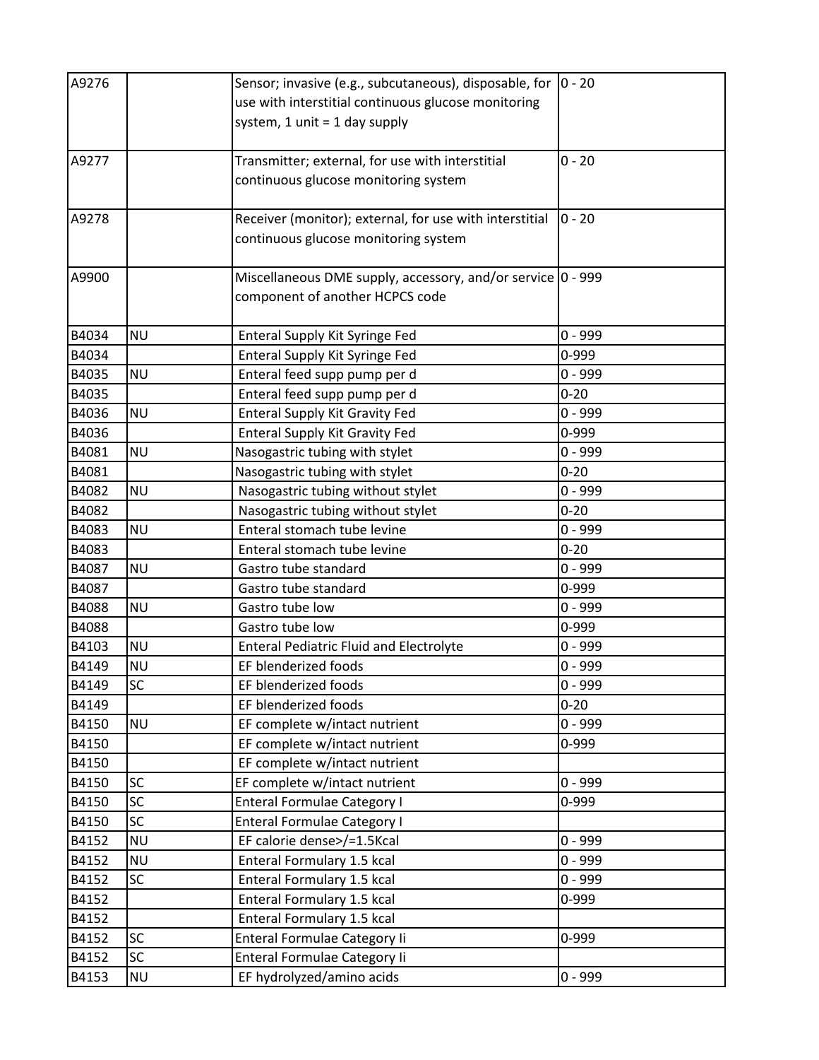| | | | |
|---|---|---|---|
| A9276 | | Sensor; invasive (e.g., subcutaneous), disposable, for use with interstitial continuous glucose monitoring system, 1 unit = 1 day supply | 0 - 20 |
| A9277 | | Transmitter; external, for use with interstitial continuous glucose monitoring system | 0 - 20 |
| A9278 | | Receiver (monitor); external, for use with interstitial continuous glucose monitoring system | 0 - 20 |
| A9900 | | Miscellaneous DME supply, accessory, and/or service component of another HCPCS code | 0 - 999 |
| B4034 | NU | Enteral Supply Kit Syringe Fed | 0 - 999 |
| B4034 | | Enteral Supply Kit Syringe Fed | 0-999 |
| B4035 | NU | Enteral feed supp pump per d | 0 - 999 |
| B4035 | | Enteral feed supp pump per d | 0-20 |
| B4036 | NU | Enteral Supply Kit Gravity Fed | 0 - 999 |
| B4036 | | Enteral Supply Kit Gravity Fed | 0-999 |
| B4081 | NU | Nasogastric tubing with stylet | 0 - 999 |
| B4081 | | Nasogastric tubing with stylet | 0-20 |
| B4082 | NU | Nasogastric tubing without stylet | 0 - 999 |
| B4082 | | Nasogastric tubing without stylet | 0-20 |
| B4083 | NU | Enteral stomach tube levine | 0 - 999 |
| B4083 | | Enteral stomach tube levine | 0-20 |
| B4087 | NU | Gastro tube standard | 0 - 999 |
| B4087 | | Gastro tube standard | 0-999 |
| B4088 | NU | Gastro tube low | 0 - 999 |
| B4088 | | Gastro tube low | 0-999 |
| B4103 | NU | Enteral Pediatric Fluid and Electrolyte | 0 - 999 |
| B4149 | NU | EF blenderized foods | 0 - 999 |
| B4149 | SC | EF blenderized foods | 0 - 999 |
| B4149 | | EF blenderized foods | 0-20 |
| B4150 | NU | EF complete w/intact nutrient | 0 - 999 |
| B4150 | | EF complete w/intact nutrient | 0-999 |
| B4150 | | EF complete w/intact nutrient | |
| B4150 | SC | EF complete w/intact nutrient | 0 - 999 |
| B4150 | SC | Enteral Formulae Category I | 0-999 |
| B4150 | SC | Enteral Formulae Category I | |
| B4152 | NU | EF calorie dense>/=1.5Kcal | 0 - 999 |
| B4152 | NU | Enteral Formulary 1.5 kcal | 0 - 999 |
| B4152 | SC | Enteral Formulary 1.5 kcal | 0 - 999 |
| B4152 | | Enteral Formulary 1.5 kcal | 0-999 |
| B4152 | | Enteral Formulary 1.5 kcal | |
| B4152 | SC | Enteral Formulae Category Ii | 0-999 |
| B4152 | SC | Enteral Formulae Category Ii | |
| B4153 | NU | EF hydrolyzed/amino acids | 0 - 999 |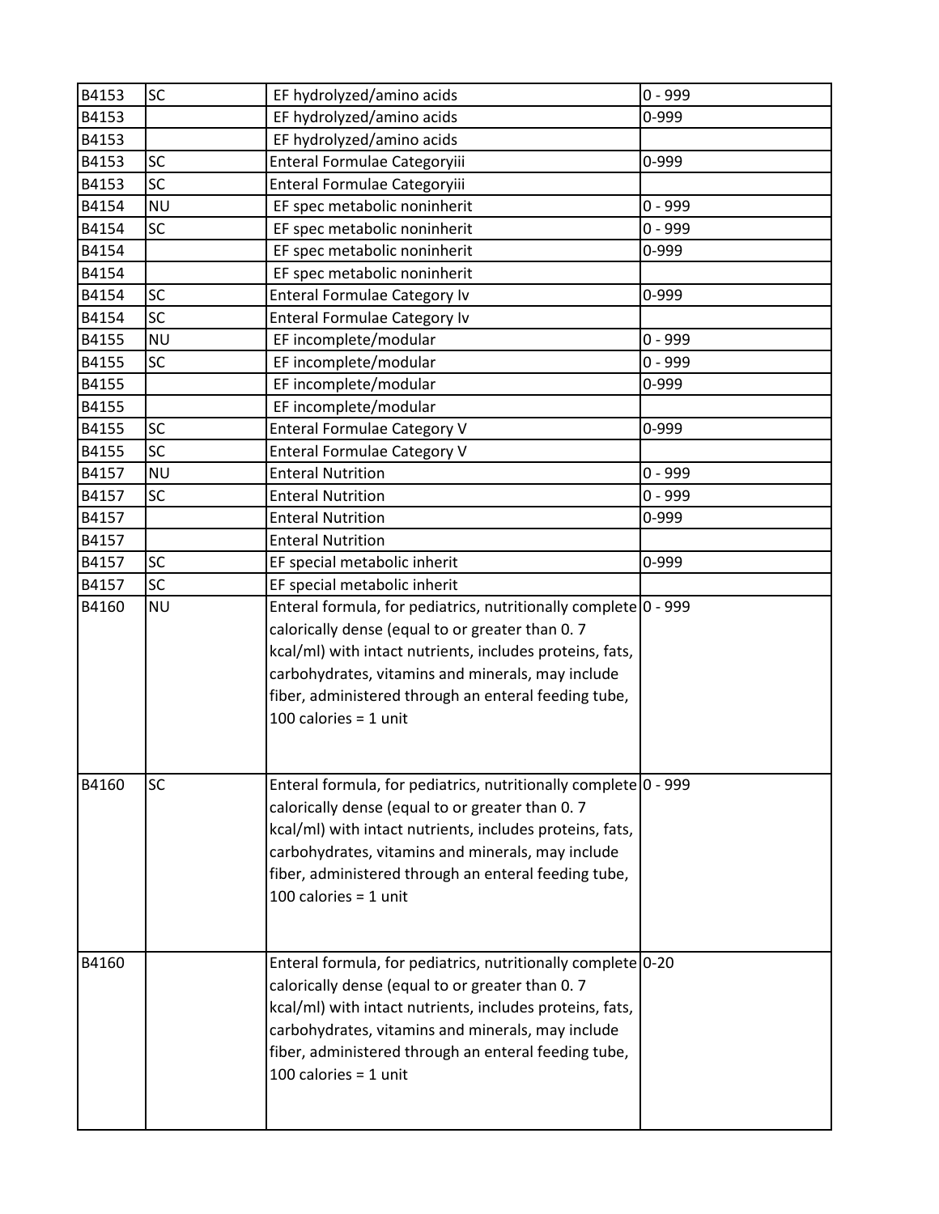| | | | |
|---|---|---|---|
| B4153 | SC | EF hydrolyzed/amino acids | 0 - 999 |
| B4153 | | EF hydrolyzed/amino acids | 0-999 |
| B4153 | | EF hydrolyzed/amino acids | |
| B4153 | SC | Enteral Formulae Categoryiii | 0-999 |
| B4153 | SC | Enteral Formulae Categoryiii | |
| B4154 | NU | EF spec metabolic noninherit | 0 - 999 |
| B4154 | SC | EF spec metabolic noninherit | 0 - 999 |
| B4154 | | EF spec metabolic noninherit | 0-999 |
| B4154 | | EF spec metabolic noninherit | |
| B4154 | SC | Enteral Formulae Category Iv | 0-999 |
| B4154 | SC | Enteral Formulae Category Iv | |
| B4155 | NU | EF incomplete/modular | 0 - 999 |
| B4155 | SC | EF incomplete/modular | 0 - 999 |
| B4155 | | EF incomplete/modular | 0-999 |
| B4155 | | EF incomplete/modular | |
| B4155 | SC | Enteral Formulae Category V | 0-999 |
| B4155 | SC | Enteral Formulae Category V | |
| B4157 | NU | Enteral Nutrition | 0 - 999 |
| B4157 | SC | Enteral Nutrition | 0 - 999 |
| B4157 | | Enteral Nutrition | 0-999 |
| B4157 | | Enteral Nutrition | |
| B4157 | SC | EF special metabolic inherit | 0-999 |
| B4157 | SC | EF special metabolic inherit | |
| B4160 | NU | Enteral formula, for pediatrics, nutritionally complete calorically dense (equal to or greater than 0. 7 kcal/ml) with intact nutrients, includes proteins, fats, carbohydrates, vitamins and minerals, may include fiber, administered through an enteral feeding tube, 100 calories = 1 unit | 0 - 999 |
| B4160 | SC | Enteral formula, for pediatrics, nutritionally complete calorically dense (equal to or greater than 0. 7 kcal/ml) with intact nutrients, includes proteins, fats, carbohydrates, vitamins and minerals, may include fiber, administered through an enteral feeding tube, 100 calories = 1 unit | 0 - 999 |
| B4160 | | Enteral formula, for pediatrics, nutritionally complete calorically dense (equal to or greater than 0. 7 kcal/ml) with intact nutrients, includes proteins, fats, carbohydrates, vitamins and minerals, may include fiber, administered through an enteral feeding tube, 100 calories = 1 unit | 0-20 |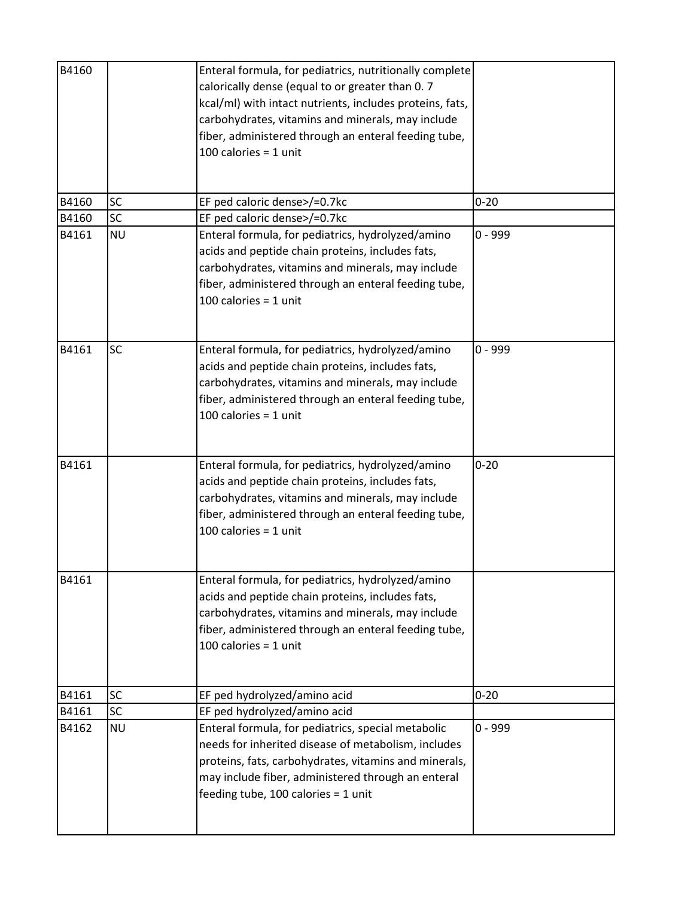| B4160 | | Enteral formula, for pediatrics, nutritionally complete calorically dense (equal to or greater than 0. 7 kcal/ml) with intact nutrients, includes proteins, fats, carbohydrates, vitamins and minerals, may include fiber, administered through an enteral feeding tube, 100 calories = 1 unit | |
|---|---|---|---|
| B4160 | SC | EF ped caloric dense>/=0.7kc | 0-20 |
| B4160 | SC | EF ped caloric dense>/=0.7kc | |
| B4161 | NU | Enteral formula, for pediatrics, hydrolyzed/amino acids and peptide chain proteins, includes fats, carbohydrates, vitamins and minerals, may include fiber, administered through an enteral feeding tube, 100 calories = 1 unit | 0 - 999 |
| B4161 | SC | Enteral formula, for pediatrics, hydrolyzed/amino acids and peptide chain proteins, includes fats, carbohydrates, vitamins and minerals, may include fiber, administered through an enteral feeding tube, 100 calories = 1 unit | 0 - 999 |
| B4161 | | Enteral formula, for pediatrics, hydrolyzed/amino acids and peptide chain proteins, includes fats, carbohydrates, vitamins and minerals, may include fiber, administered through an enteral feeding tube, 100 calories = 1 unit | 0-20 |
| B4161 | | Enteral formula, for pediatrics, hydrolyzed/amino acids and peptide chain proteins, includes fats, carbohydrates, vitamins and minerals, may include fiber, administered through an enteral feeding tube, 100 calories = 1 unit | |
| B4161 | SC | EF ped hydrolyzed/amino acid | 0-20 |
| B4161 | SC | EF ped hydrolyzed/amino acid | |
| B4162 | NU | Enteral formula, for pediatrics, special metabolic needs for inherited disease of metabolism, includes proteins, fats, carbohydrates, vitamins and minerals, may include fiber, administered through an enteral feeding tube, 100 calories = 1 unit | 0 - 999 |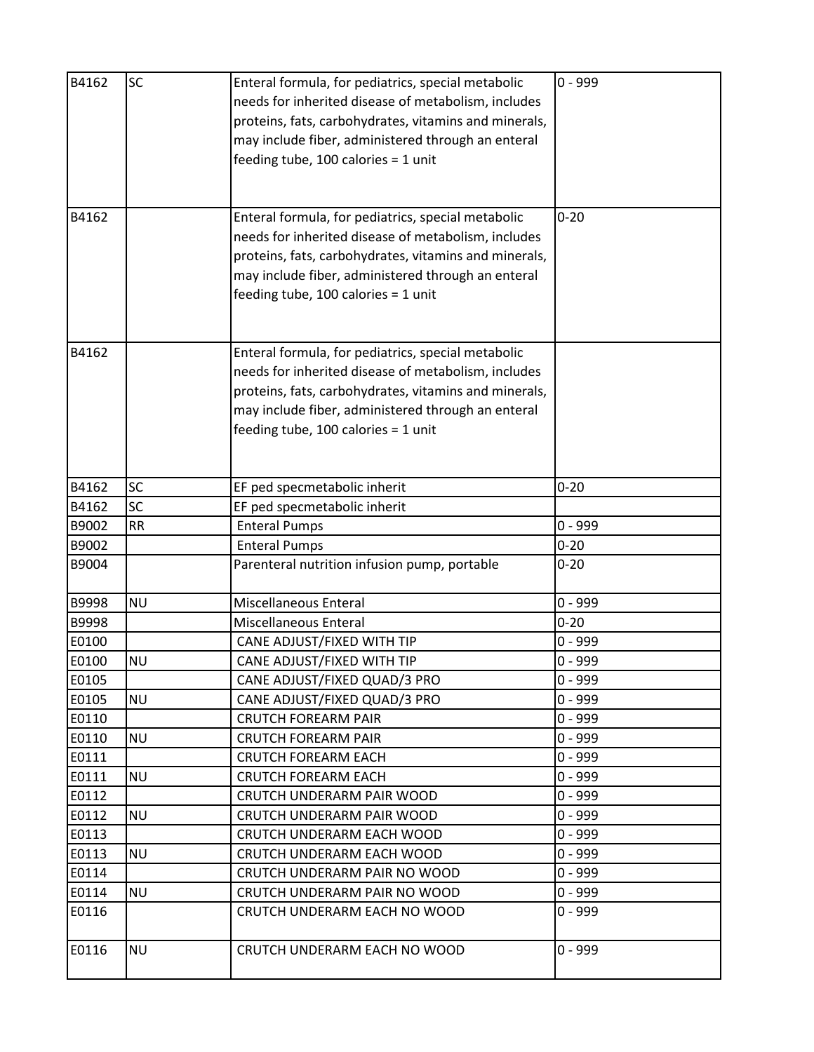| | | | |
|---|---|---|---|
| B4162 | SC | Enteral formula, for pediatrics, special metabolic needs for inherited disease of metabolism, includes proteins, fats, carbohydrates, vitamins and minerals, may include fiber, administered through an enteral feeding tube, 100 calories = 1 unit | 0 - 999 |
| B4162 | | Enteral formula, for pediatrics, special metabolic needs for inherited disease of metabolism, includes proteins, fats, carbohydrates, vitamins and minerals, may include fiber, administered through an enteral feeding tube, 100 calories = 1 unit | 0-20 |
| B4162 | | Enteral formula, for pediatrics, special metabolic needs for inherited disease of metabolism, includes proteins, fats, carbohydrates, vitamins and minerals, may include fiber, administered through an enteral feeding tube, 100 calories = 1 unit | |
| B4162 | SC | EF ped specmetabolic inherit | 0-20 |
| B4162 | SC | EF ped specmetabolic inherit | |
| B9002 | RR | Enteral Pumps | 0 - 999 |
| B9002 | | Enteral Pumps | 0-20 |
| B9004 | | Parenteral nutrition infusion pump, portable | 0-20 |
| B9998 | NU | Miscellaneous Enteral | 0 - 999 |
| B9998 | | Miscellaneous Enteral | 0-20 |
| E0100 | | CANE ADJUST/FIXED WITH TIP | 0 - 999 |
| E0100 | NU | CANE ADJUST/FIXED WITH TIP | 0 - 999 |
| E0105 | | CANE ADJUST/FIXED QUAD/3 PRO | 0 - 999 |
| E0105 | NU | CANE ADJUST/FIXED QUAD/3 PRO | 0 - 999 |
| E0110 | | CRUTCH FOREARM PAIR | 0 - 999 |
| E0110 | NU | CRUTCH FOREARM PAIR | 0 - 999 |
| E0111 | | CRUTCH FOREARM EACH | 0 - 999 |
| E0111 | NU | CRUTCH FOREARM EACH | 0 - 999 |
| E0112 | | CRUTCH UNDERARM PAIR WOOD | 0 - 999 |
| E0112 | NU | CRUTCH UNDERARM PAIR WOOD | 0 - 999 |
| E0113 | | CRUTCH UNDERARM EACH WOOD | 0 - 999 |
| E0113 | NU | CRUTCH UNDERARM EACH WOOD | 0 - 999 |
| E0114 | | CRUTCH UNDERARM PAIR NO WOOD | 0 - 999 |
| E0114 | NU | CRUTCH UNDERARM PAIR NO WOOD | 0 - 999 |
| E0116 | | CRUTCH UNDERARM EACH NO WOOD | 0 - 999 |
| E0116 | NU | CRUTCH UNDERARM EACH NO WOOD | 0 - 999 |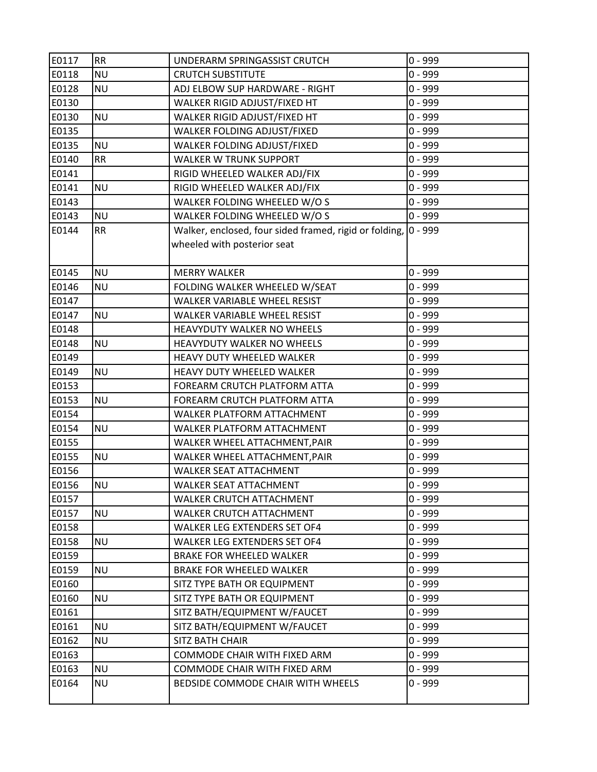| E0117 | RR | UNDERARM SPRINGASSIST CRUTCH | 0 - 999 |
|---|---|---|---|
| E0118 | NU | CRUTCH SUBSTITUTE | 0 - 999 |
| E0128 | NU | ADJ ELBOW SUP HARDWARE - RIGHT | 0 - 999 |
| E0130 | | WALKER RIGID ADJUST/FIXED HT | 0 - 999 |
| E0130 | NU | WALKER RIGID ADJUST/FIXED HT | 0 - 999 |
| E0135 | | WALKER FOLDING ADJUST/FIXED | 0 - 999 |
| E0135 | NU | WALKER FOLDING ADJUST/FIXED | 0 - 999 |
| E0140 | RR | WALKER W TRUNK SUPPORT | 0 - 999 |
| E0141 | | RIGID WHEELED WALKER ADJ/FIX | 0 - 999 |
| E0141 | NU | RIGID WHEELED WALKER ADJ/FIX | 0 - 999 |
| E0143 | | WALKER FOLDING WHEELED W/O S | 0 - 999 |
| E0143 | NU | WALKER FOLDING WHEELED W/O S | 0 - 999 |
| E0144 | RR | Walker, enclosed, four sided framed, rigid or folding, wheeled with posterior seat | 0 - 999 |
| E0145 | NU | MERRY WALKER | 0 - 999 |
| E0146 | NU | FOLDING WALKER WHEELED W/SEAT | 0 - 999 |
| E0147 | | WALKER VARIABLE WHEEL RESIST | 0 - 999 |
| E0147 | NU | WALKER VARIABLE WHEEL RESIST | 0 - 999 |
| E0148 | | HEAVYDUTY WALKER NO WHEELS | 0 - 999 |
| E0148 | NU | HEAVYDUTY WALKER NO WHEELS | 0 - 999 |
| E0149 | | HEAVY DUTY WHEELED WALKER | 0 - 999 |
| E0149 | NU | HEAVY DUTY WHEELED WALKER | 0 - 999 |
| E0153 | | FOREARM CRUTCH PLATFORM ATTA | 0 - 999 |
| E0153 | NU | FOREARM CRUTCH PLATFORM ATTA | 0 - 999 |
| E0154 | | WALKER PLATFORM ATTACHMENT | 0 - 999 |
| E0154 | NU | WALKER PLATFORM ATTACHMENT | 0 - 999 |
| E0155 | | WALKER WHEEL ATTACHMENT,PAIR | 0 - 999 |
| E0155 | NU | WALKER WHEEL ATTACHMENT,PAIR | 0 - 999 |
| E0156 | | WALKER SEAT ATTACHMENT | 0 - 999 |
| E0156 | NU | WALKER SEAT ATTACHMENT | 0 - 999 |
| E0157 | | WALKER CRUTCH ATTACHMENT | 0 - 999 |
| E0157 | NU | WALKER CRUTCH ATTACHMENT | 0 - 999 |
| E0158 | | WALKER LEG EXTENDERS SET OF4 | 0 - 999 |
| E0158 | NU | WALKER LEG EXTENDERS SET OF4 | 0 - 999 |
| E0159 | | BRAKE FOR WHEELED WALKER | 0 - 999 |
| E0159 | NU | BRAKE FOR WHEELED WALKER | 0 - 999 |
| E0160 | | SITZ TYPE BATH OR EQUIPMENT | 0 - 999 |
| E0160 | NU | SITZ TYPE BATH OR EQUIPMENT | 0 - 999 |
| E0161 | | SITZ BATH/EQUIPMENT W/FAUCET | 0 - 999 |
| E0161 | NU | SITZ BATH/EQUIPMENT W/FAUCET | 0 - 999 |
| E0162 | NU | SITZ BATH CHAIR | 0 - 999 |
| E0163 | | COMMODE CHAIR WITH FIXED ARM | 0 - 999 |
| E0163 | NU | COMMODE CHAIR WITH FIXED ARM | 0 - 999 |
| E0164 | NU | BEDSIDE COMMODE CHAIR WITH WHEELS | 0 - 999 |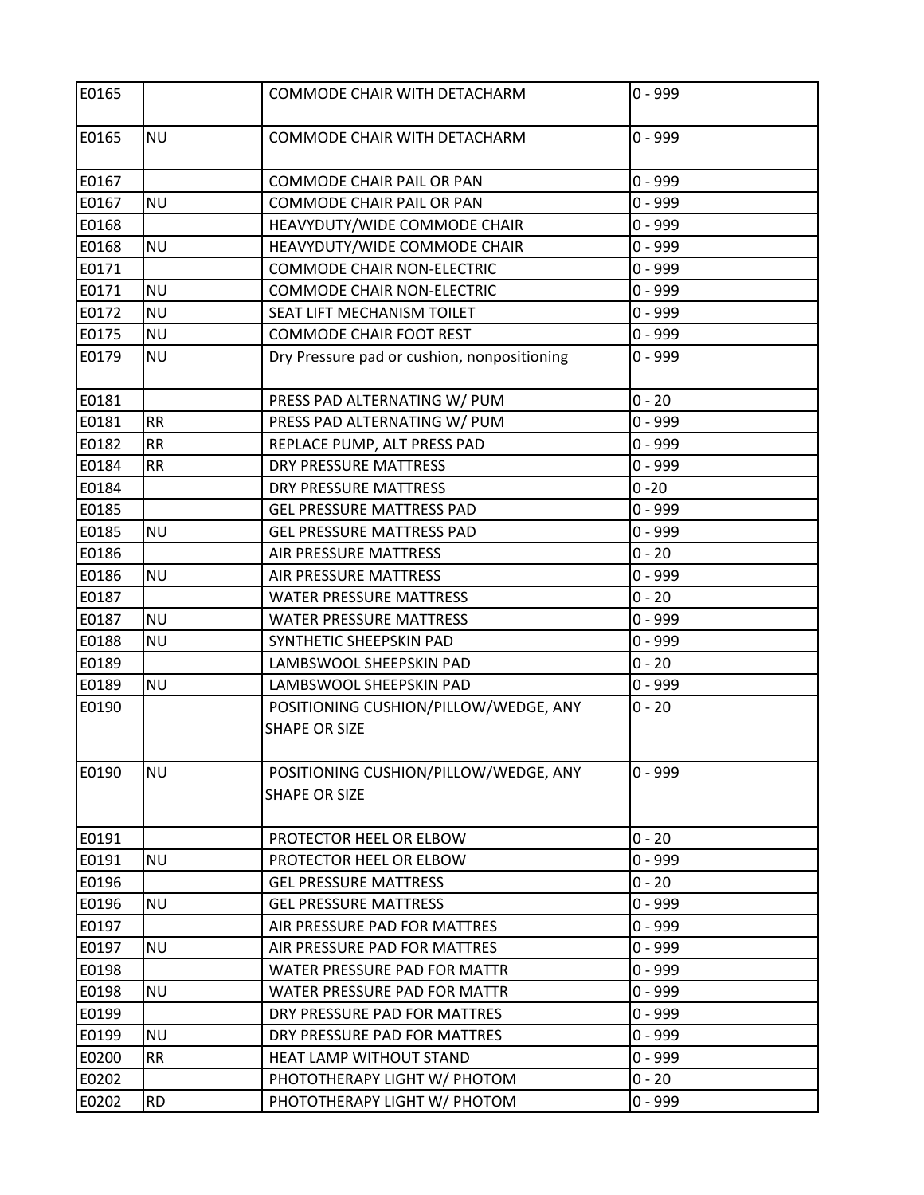| | | | |
|---|---|---|---|
| E0165 | | COMMODE CHAIR WITH DETACHARM | 0 - 999 |
| E0165 | NU | COMMODE CHAIR WITH DETACHARM | 0 - 999 |
| E0167 | | COMMODE CHAIR PAIL OR PAN | 0 - 999 |
| E0167 | NU | COMMODE CHAIR PAIL OR PAN | 0 - 999 |
| E0168 | | HEAVYDUTY/WIDE COMMODE CHAIR | 0 - 999 |
| E0168 | NU | HEAVYDUTY/WIDE COMMODE CHAIR | 0 - 999 |
| E0171 | | COMMODE CHAIR NON-ELECTRIC | 0 - 999 |
| E0171 | NU | COMMODE CHAIR NON-ELECTRIC | 0 - 999 |
| E0172 | NU | SEAT LIFT MECHANISM TOILET | 0 - 999 |
| E0175 | NU | COMMODE CHAIR FOOT REST | 0 - 999 |
| E0179 | NU | Dry Pressure pad or cushion, nonpositioning | 0 - 999 |
| E0181 | | PRESS PAD ALTERNATING W/ PUM | 0 - 20 |
| E0181 | RR | PRESS PAD ALTERNATING W/ PUM | 0 - 999 |
| E0182 | RR | REPLACE PUMP, ALT PRESS PAD | 0 - 999 |
| E0184 | RR | DRY PRESSURE MATTRESS | 0 - 999 |
| E0184 | | DRY PRESSURE MATTRESS | 0 -20 |
| E0185 | | GEL PRESSURE MATTRESS PAD | 0 - 999 |
| E0185 | NU | GEL PRESSURE MATTRESS PAD | 0 - 999 |
| E0186 | | AIR PRESSURE MATTRESS | 0 - 20 |
| E0186 | NU | AIR PRESSURE MATTRESS | 0 - 999 |
| E0187 | | WATER PRESSURE MATTRESS | 0 - 20 |
| E0187 | NU | WATER PRESSURE MATTRESS | 0 - 999 |
| E0188 | NU | SYNTHETIC SHEEPSKIN PAD | 0 - 999 |
| E0189 | | LAMBSWOOL SHEEPSKIN PAD | 0 - 20 |
| E0189 | NU | LAMBSWOOL SHEEPSKIN PAD | 0 - 999 |
| E0190 | | POSITIONING CUSHION/PILLOW/WEDGE, ANY SHAPE OR SIZE | 0 - 20 |
| E0190 | NU | POSITIONING CUSHION/PILLOW/WEDGE, ANY SHAPE OR SIZE | 0 - 999 |
| E0191 | | PROTECTOR HEEL OR ELBOW | 0 - 20 |
| E0191 | NU | PROTECTOR HEEL OR ELBOW | 0 - 999 |
| E0196 | | GEL PRESSURE MATTRESS | 0 - 20 |
| E0196 | NU | GEL PRESSURE MATTRESS | 0 - 999 |
| E0197 | | AIR PRESSURE PAD FOR MATTRES | 0 - 999 |
| E0197 | NU | AIR PRESSURE PAD FOR MATTRES | 0 - 999 |
| E0198 | | WATER PRESSURE PAD FOR MATTR | 0 - 999 |
| E0198 | NU | WATER PRESSURE PAD FOR MATTR | 0 - 999 |
| E0199 | | DRY PRESSURE PAD FOR MATTRES | 0 - 999 |
| E0199 | NU | DRY PRESSURE PAD FOR MATTRES | 0 - 999 |
| E0200 | RR | HEAT LAMP WITHOUT STAND | 0 - 999 |
| E0202 | | PHOTOTHERAPY LIGHT W/ PHOTOM | 0 - 20 |
| E0202 | RD | PHOTOTHERAPY LIGHT W/ PHOTOM | 0 - 999 |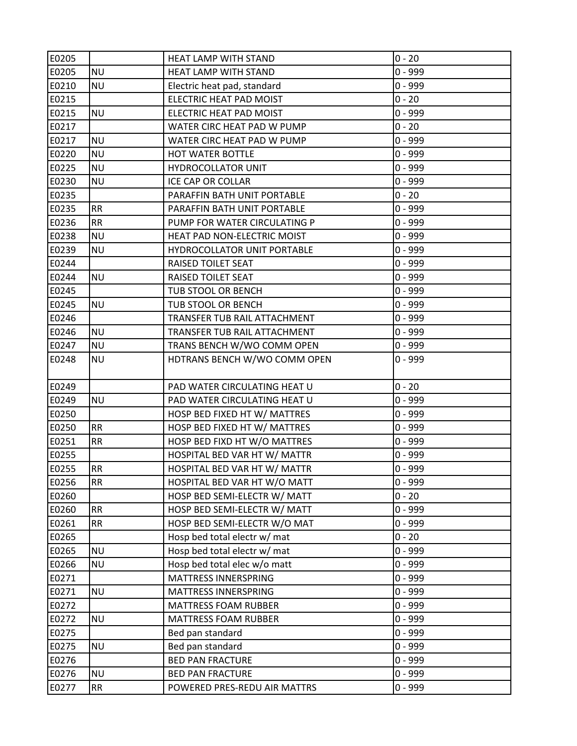| E0205 | | HEAT LAMP WITH STAND | 0 - 20 |
|---|---|---|---|
| E0205 | NU | HEAT LAMP WITH STAND | 0 - 999 |
| E0210 | NU | Electric heat pad, standard | 0 - 999 |
| E0215 | | ELECTRIC HEAT PAD MOIST | 0 - 20 |
| E0215 | NU | ELECTRIC HEAT PAD MOIST | 0 - 999 |
| E0217 | | WATER CIRC HEAT PAD W PUMP | 0 - 20 |
| E0217 | NU | WATER CIRC HEAT PAD W PUMP | 0 - 999 |
| E0220 | NU | HOT WATER BOTTLE | 0 - 999 |
| E0225 | NU | HYDROCOLLATOR UNIT | 0 - 999 |
| E0230 | NU | ICE CAP OR COLLAR | 0 - 999 |
| E0235 | | PARAFFIN BATH UNIT PORTABLE | 0 - 20 |
| E0235 | RR | PARAFFIN BATH UNIT PORTABLE | 0 - 999 |
| E0236 | RR | PUMP FOR WATER CIRCULATING P | 0 - 999 |
| E0238 | NU | HEAT PAD NON-ELECTRIC MOIST | 0 - 999 |
| E0239 | NU | HYDROCOLLATOR UNIT PORTABLE | 0 - 999 |
| E0244 | | RAISED TOILET SEAT | 0 - 999 |
| E0244 | NU | RAISED TOILET SEAT | 0 - 999 |
| E0245 | | TUB STOOL OR BENCH | 0 - 999 |
| E0245 | NU | TUB STOOL OR BENCH | 0 - 999 |
| E0246 | | TRANSFER TUB RAIL ATTACHMENT | 0 - 999 |
| E0246 | NU | TRANSFER TUB RAIL ATTACHMENT | 0 - 999 |
| E0247 | NU | TRANS BENCH W/WO COMM OPEN | 0 - 999 |
| E0248 | NU | HDTRANS BENCH W/WO COMM OPEN | 0 - 999 |
| E0249 | | PAD WATER CIRCULATING HEAT U | 0 - 20 |
| E0249 | NU | PAD WATER CIRCULATING HEAT U | 0 - 999 |
| E0250 | | HOSP BED FIXED HT W/ MATTRES | 0 - 999 |
| E0250 | RR | HOSP BED FIXED HT W/ MATTRES | 0 - 999 |
| E0251 | RR | HOSP BED FIXD HT W/O MATTRES | 0 - 999 |
| E0255 | | HOSPITAL BED VAR HT W/ MATTR | 0 - 999 |
| E0255 | RR | HOSPITAL BED VAR HT W/ MATTR | 0 - 999 |
| E0256 | RR | HOSPITAL BED VAR HT W/O MATT | 0 - 999 |
| E0260 | | HOSP BED SEMI-ELECTR W/ MATT | 0 - 20 |
| E0260 | RR | HOSP BED SEMI-ELECTR W/ MATT | 0 - 999 |
| E0261 | RR | HOSP BED SEMI-ELECTR W/O MAT | 0 - 999 |
| E0265 | | Hosp bed total electr w/ mat | 0 - 20 |
| E0265 | NU | Hosp bed total electr w/ mat | 0 - 999 |
| E0266 | NU | Hosp bed total elec w/o matt | 0 - 999 |
| E0271 | | MATTRESS INNERSPRING | 0 - 999 |
| E0271 | NU | MATTRESS INNERSPRING | 0 - 999 |
| E0272 | | MATTRESS FOAM RUBBER | 0 - 999 |
| E0272 | NU | MATTRESS FOAM RUBBER | 0 - 999 |
| E0275 | | Bed pan standard | 0 - 999 |
| E0275 | NU | Bed pan standard | 0 - 999 |
| E0276 | | BED PAN FRACTURE | 0 - 999 |
| E0276 | NU | BED PAN FRACTURE | 0 - 999 |
| E0277 | RR | POWERED PRES-REDU AIR MATTRS | 0 - 999 |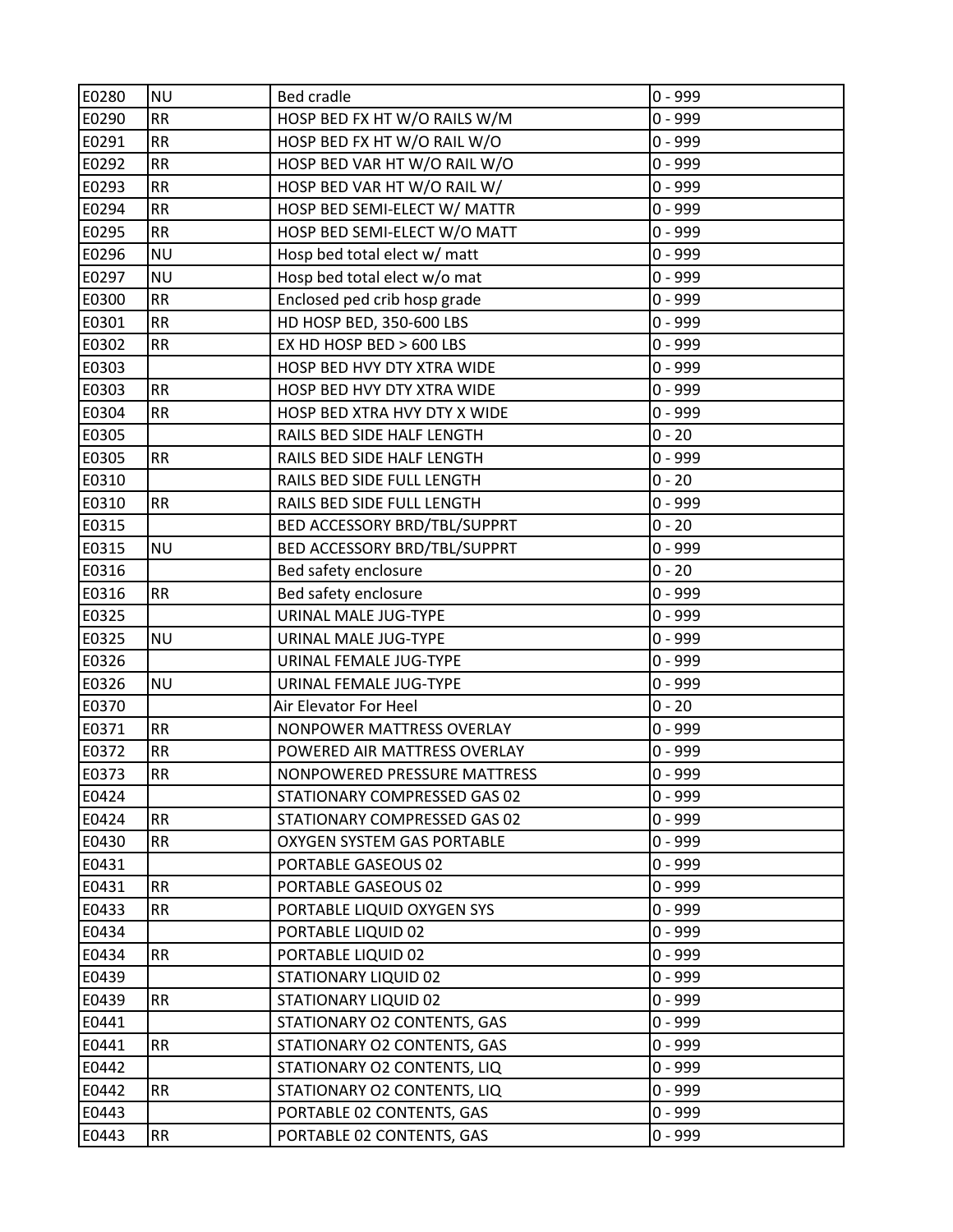| E0280 | NU | Bed cradle | 0 - 999 |
|---|---|---|---|
| E0290 | RR | HOSP BED FX HT W/O RAILS W/M | 0 - 999 |
| E0291 | RR | HOSP BED FX HT W/O RAIL W/O | 0 - 999 |
| E0292 | RR | HOSP BED VAR HT W/O RAIL W/O | 0 - 999 |
| E0293 | RR | HOSP BED VAR HT W/O RAIL W/ | 0 - 999 |
| E0294 | RR | HOSP BED SEMI-ELECT W/ MATTR | 0 - 999 |
| E0295 | RR | HOSP BED SEMI-ELECT W/O MATT | 0 - 999 |
| E0296 | NU | Hosp bed total elect w/ matt | 0 - 999 |
| E0297 | NU | Hosp bed total elect w/o mat | 0 - 999 |
| E0300 | RR | Enclosed ped crib hosp grade | 0 - 999 |
| E0301 | RR | HD HOSP BED, 350-600 LBS | 0 - 999 |
| E0302 | RR | EX HD HOSP BED > 600 LBS | 0 - 999 |
| E0303 | | HOSP BED HVY DTY XTRA WIDE | 0 - 999 |
| E0303 | RR | HOSP BED HVY DTY XTRA WIDE | 0 - 999 |
| E0304 | RR | HOSP BED XTRA HVY DTY X WIDE | 0 - 999 |
| E0305 | | RAILS BED SIDE HALF LENGTH | 0 - 20 |
| E0305 | RR | RAILS BED SIDE HALF LENGTH | 0 - 999 |
| E0310 | | RAILS BED SIDE FULL LENGTH | 0 - 20 |
| E0310 | RR | RAILS BED SIDE FULL LENGTH | 0 - 999 |
| E0315 | | BED ACCESSORY BRD/TBL/SUPPRT | 0 - 20 |
| E0315 | NU | BED ACCESSORY BRD/TBL/SUPPRT | 0 - 999 |
| E0316 | | Bed safety enclosure | 0 - 20 |
| E0316 | RR | Bed safety enclosure | 0 - 999 |
| E0325 | | URINAL MALE JUG-TYPE | 0 - 999 |
| E0325 | NU | URINAL MALE JUG-TYPE | 0 - 999 |
| E0326 | | URINAL FEMALE JUG-TYPE | 0 - 999 |
| E0326 | NU | URINAL FEMALE JUG-TYPE | 0 - 999 |
| E0370 | | Air Elevator For Heel | 0 - 20 |
| E0371 | RR | NONPOWER MATTRESS OVERLAY | 0 - 999 |
| E0372 | RR | POWERED AIR MATTRESS OVERLAY | 0 - 999 |
| E0373 | RR | NONPOWERED PRESSURE MATTRESS | 0 - 999 |
| E0424 | | STATIONARY COMPRESSED GAS 02 | 0 - 999 |
| E0424 | RR | STATIONARY COMPRESSED GAS 02 | 0 - 999 |
| E0430 | RR | OXYGEN SYSTEM GAS PORTABLE | 0 - 999 |
| E0431 | | PORTABLE GASEOUS 02 | 0 - 999 |
| E0431 | RR | PORTABLE GASEOUS 02 | 0 - 999 |
| E0433 | RR | PORTABLE LIQUID OXYGEN SYS | 0 - 999 |
| E0434 | | PORTABLE LIQUID 02 | 0 - 999 |
| E0434 | RR | PORTABLE LIQUID 02 | 0 - 999 |
| E0439 | | STATIONARY LIQUID 02 | 0 - 999 |
| E0439 | RR | STATIONARY LIQUID 02 | 0 - 999 |
| E0441 | | STATIONARY O2 CONTENTS, GAS | 0 - 999 |
| E0441 | RR | STATIONARY O2 CONTENTS, GAS | 0 - 999 |
| E0442 | | STATIONARY O2 CONTENTS, LIQ | 0 - 999 |
| E0442 | RR | STATIONARY O2 CONTENTS, LIQ | 0 - 999 |
| E0443 | | PORTABLE 02 CONTENTS, GAS | 0 - 999 |
| E0443 | RR | PORTABLE 02 CONTENTS, GAS | 0 - 999 |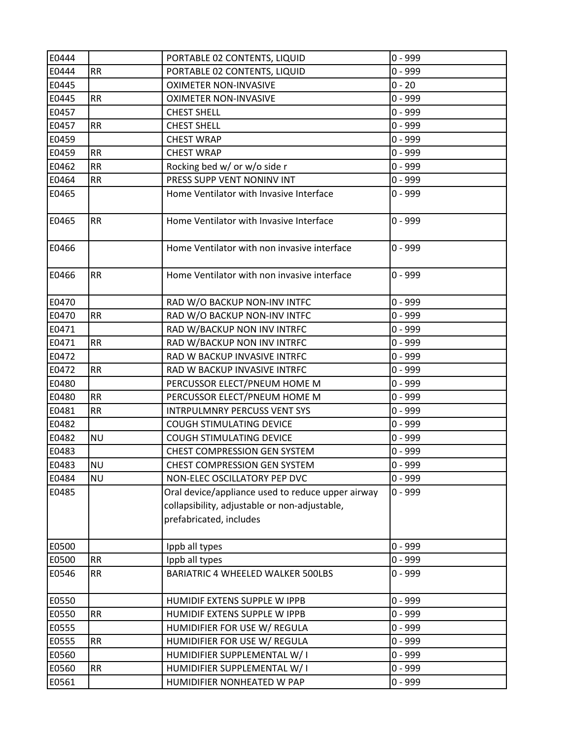| | | | |
|---|---|---|---|
| E0444 | | PORTABLE 02 CONTENTS, LIQUID | 0 - 999 |
| E0444 | RR | PORTABLE 02 CONTENTS, LIQUID | 0 - 999 |
| E0445 | | OXIMETER NON-INVASIVE | 0 - 20 |
| E0445 | RR | OXIMETER NON-INVASIVE | 0 - 999 |
| E0457 | | CHEST SHELL | 0 - 999 |
| E0457 | RR | CHEST SHELL | 0 - 999 |
| E0459 | | CHEST WRAP | 0 - 999 |
| E0459 | RR | CHEST WRAP | 0 - 999 |
| E0462 | RR | Rocking bed w/ or w/o side r | 0 - 999 |
| E0464 | RR | PRESS SUPP VENT NONINV INT | 0 - 999 |
| E0465 | | Home Ventilator with Invasive Interface | 0 - 999 |
| E0465 | RR | Home Ventilator with Invasive Interface | 0 - 999 |
| E0466 | | Home Ventilator with non invasive interface | 0 - 999 |
| E0466 | RR | Home Ventilator with non invasive interface | 0 - 999 |
| E0470 | | RAD W/O BACKUP NON-INV INTFC | 0 - 999 |
| E0470 | RR | RAD W/O BACKUP NON-INV INTFC | 0 - 999 |
| E0471 | | RAD W/BACKUP NON INV INTRFC | 0 - 999 |
| E0471 | RR | RAD W/BACKUP NON INV INTRFC | 0 - 999 |
| E0472 | | RAD W BACKUP INVASIVE INTRFC | 0 - 999 |
| E0472 | RR | RAD W BACKUP INVASIVE INTRFC | 0 - 999 |
| E0480 | | PERCUSSOR ELECT/PNEUM HOME M | 0 - 999 |
| E0480 | RR | PERCUSSOR ELECT/PNEUM HOME M | 0 - 999 |
| E0481 | RR | INTRPULMNRY PERCUSS VENT SYS | 0 - 999 |
| E0482 | | COUGH STIMULATING DEVICE | 0 - 999 |
| E0482 | NU | COUGH STIMULATING DEVICE | 0 - 999 |
| E0483 | | CHEST COMPRESSION GEN SYSTEM | 0 - 999 |
| E0483 | NU | CHEST COMPRESSION GEN SYSTEM | 0 - 999 |
| E0484 | NU | NON-ELEC OSCILLATORY PEP DVC | 0 - 999 |
| E0485 | | Oral device/appliance used to reduce upper airway collapsibility, adjustable or non-adjustable, prefabricated, includes | 0 - 999 |
| E0500 | | Ippb all types | 0 - 999 |
| E0500 | RR | Ippb all types | 0 - 999 |
| E0546 | RR | BARIATRIC 4 WHEELED WALKER 500LBS | 0 - 999 |
| E0550 | | HUMIDIF EXTENS SUPPLE W IPPB | 0 - 999 |
| E0550 | RR | HUMIDIF EXTENS SUPPLE W IPPB | 0 - 999 |
| E0555 | | HUMIDIFIER FOR USE W/ REGULA | 0 - 999 |
| E0555 | RR | HUMIDIFIER FOR USE W/ REGULA | 0 - 999 |
| E0560 | | HUMIDIFIER SUPPLEMENTAL W/ I | 0 - 999 |
| E0560 | RR | HUMIDIFIER SUPPLEMENTAL W/ I | 0 - 999 |
| E0561 | | HUMIDIFIER NONHEATED W PAP | 0 - 999 |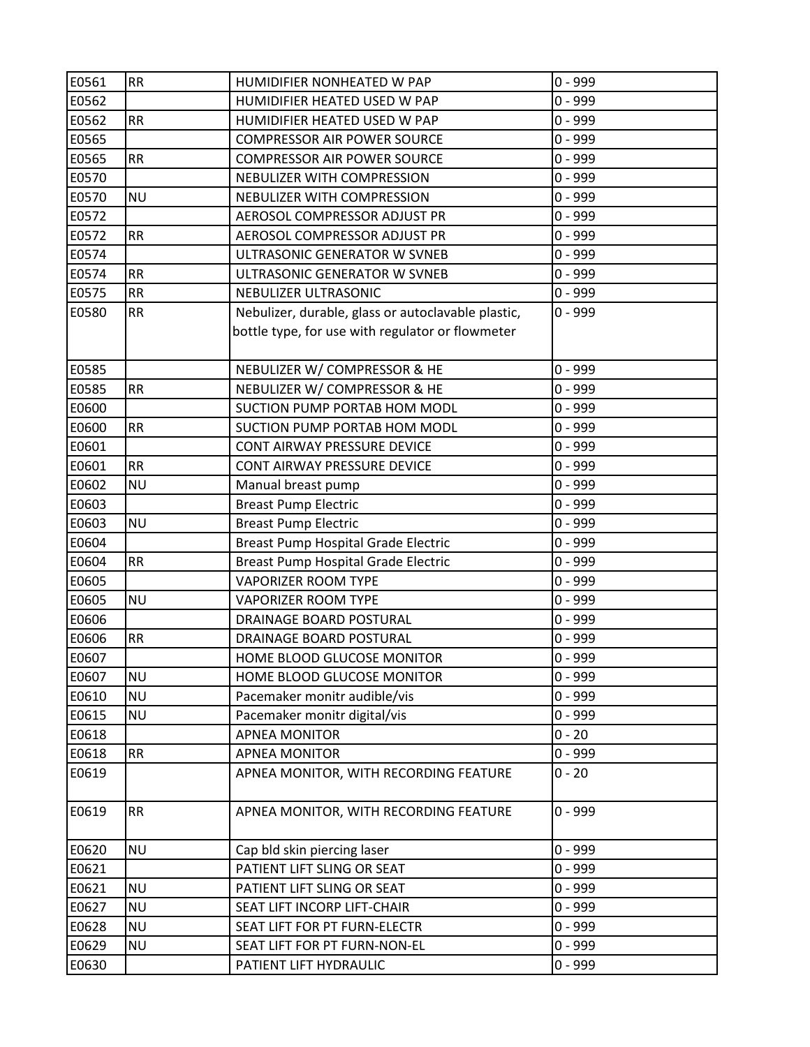| E0561 | RR | HUMIDIFIER NONHEATED W PAP | 0 - 999 |
|---|---|---|---|
| E0562 | | HUMIDIFIER HEATED USED W PAP | 0 - 999 |
| E0562 | RR | HUMIDIFIER HEATED USED W PAP | 0 - 999 |
| E0565 | | COMPRESSOR AIR POWER SOURCE | 0 - 999 |
| E0565 | RR | COMPRESSOR AIR POWER SOURCE | 0 - 999 |
| E0570 | | NEBULIZER WITH COMPRESSION | 0 - 999 |
| E0570 | NU | NEBULIZER WITH COMPRESSION | 0 - 999 |
| E0572 | | AEROSOL COMPRESSOR ADJUST PR | 0 - 999 |
| E0572 | RR | AEROSOL COMPRESSOR ADJUST PR | 0 - 999 |
| E0574 | | ULTRASONIC GENERATOR W SVNEB | 0 - 999 |
| E0574 | RR | ULTRASONIC GENERATOR W SVNEB | 0 - 999 |
| E0575 | RR | NEBULIZER ULTRASONIC | 0 - 999 |
| E0580 | RR | Nebulizer, durable, glass or autoclavable plastic, bottle type, for use with regulator or flowmeter | 0 - 999 |
| E0585 | | NEBULIZER W/ COMPRESSOR & HE | 0 - 999 |
| E0585 | RR | NEBULIZER W/ COMPRESSOR & HE | 0 - 999 |
| E0600 | | SUCTION PUMP PORTAB HOM MODL | 0 - 999 |
| E0600 | RR | SUCTION PUMP PORTAB HOM MODL | 0 - 999 |
| E0601 | | CONT AIRWAY PRESSURE DEVICE | 0 - 999 |
| E0601 | RR | CONT AIRWAY PRESSURE DEVICE | 0 - 999 |
| E0602 | NU | Manual breast pump | 0 - 999 |
| E0603 | | Breast Pump Electric | 0 - 999 |
| E0603 | NU | Breast Pump Electric | 0 - 999 |
| E0604 | | Breast Pump Hospital Grade Electric | 0 - 999 |
| E0604 | RR | Breast Pump Hospital Grade Electric | 0 - 999 |
| E0605 | | VAPORIZER ROOM TYPE | 0 - 999 |
| E0605 | NU | VAPORIZER ROOM TYPE | 0 - 999 |
| E0606 | | DRAINAGE BOARD POSTURAL | 0 - 999 |
| E0606 | RR | DRAINAGE BOARD POSTURAL | 0 - 999 |
| E0607 | | HOME BLOOD GLUCOSE MONITOR | 0 - 999 |
| E0607 | NU | HOME BLOOD GLUCOSE MONITOR | 0 - 999 |
| E0610 | NU | Pacemaker monitr audible/vis | 0 - 999 |
| E0615 | NU | Pacemaker monitr digital/vis | 0 - 999 |
| E0618 | | APNEA MONITOR | 0 - 20 |
| E0618 | RR | APNEA MONITOR | 0 - 999 |
| E0619 | | APNEA MONITOR, WITH RECORDING FEATURE | 0 - 20 |
| E0619 | RR | APNEA MONITOR, WITH RECORDING FEATURE | 0 - 999 |
| E0620 | NU | Cap bld skin piercing laser | 0 - 999 |
| E0621 | | PATIENT LIFT SLING OR SEAT | 0 - 999 |
| E0621 | NU | PATIENT LIFT SLING OR SEAT | 0 - 999 |
| E0627 | NU | SEAT LIFT INCORP LIFT-CHAIR | 0 - 999 |
| E0628 | NU | SEAT LIFT FOR PT FURN-ELECTR | 0 - 999 |
| E0629 | NU | SEAT LIFT FOR PT FURN-NON-EL | 0 - 999 |
| E0630 | | PATIENT LIFT HYDRAULIC | 0 - 999 |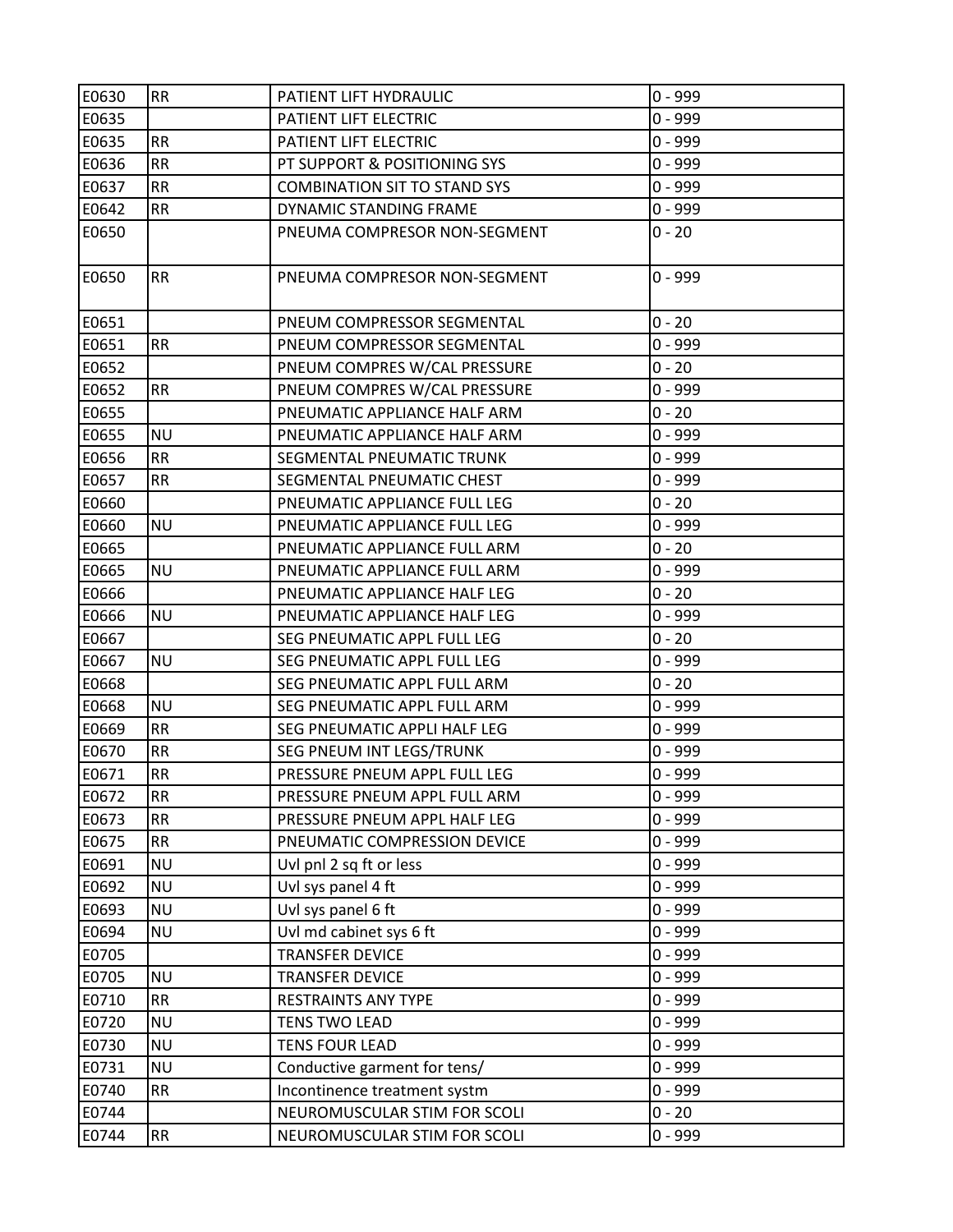| | | | |
|---|---|---|---|
| E0630 | RR | PATIENT LIFT HYDRAULIC | 0 - 999 |
| E0635 | | PATIENT LIFT ELECTRIC | 0 - 999 |
| E0635 | RR | PATIENT LIFT ELECTRIC | 0 - 999 |
| E0636 | RR | PT SUPPORT & POSITIONING SYS | 0 - 999 |
| E0637 | RR | COMBINATION SIT TO STAND SYS | 0 - 999 |
| E0642 | RR | DYNAMIC STANDING FRAME | 0 - 999 |
| E0650 | | PNEUMA COMPRESOR NON-SEGMENT | 0 - 20 |
| E0650 | RR | PNEUMA COMPRESOR NON-SEGMENT | 0 - 999 |
| E0651 | | PNEUM COMPRESSOR SEGMENTAL | 0 - 20 |
| E0651 | RR | PNEUM COMPRESSOR SEGMENTAL | 0 - 999 |
| E0652 | | PNEUM COMPRES W/CAL PRESSURE | 0 - 20 |
| E0652 | RR | PNEUM COMPRES W/CAL PRESSURE | 0 - 999 |
| E0655 | | PNEUMATIC APPLIANCE HALF ARM | 0 - 20 |
| E0655 | NU | PNEUMATIC APPLIANCE HALF ARM | 0 - 999 |
| E0656 | RR | SEGMENTAL PNEUMATIC TRUNK | 0 - 999 |
| E0657 | RR | SEGMENTAL PNEUMATIC CHEST | 0 - 999 |
| E0660 | | PNEUMATIC APPLIANCE FULL LEG | 0 - 20 |
| E0660 | NU | PNEUMATIC APPLIANCE FULL LEG | 0 - 999 |
| E0665 | | PNEUMATIC APPLIANCE FULL ARM | 0 - 20 |
| E0665 | NU | PNEUMATIC APPLIANCE FULL ARM | 0 - 999 |
| E0666 | | PNEUMATIC APPLIANCE HALF LEG | 0 - 20 |
| E0666 | NU | PNEUMATIC APPLIANCE HALF LEG | 0 - 999 |
| E0667 | | SEG PNEUMATIC APPL FULL LEG | 0 - 20 |
| E0667 | NU | SEG PNEUMATIC APPL FULL LEG | 0 - 999 |
| E0668 | | SEG PNEUMATIC APPL FULL ARM | 0 - 20 |
| E0668 | NU | SEG PNEUMATIC APPL FULL ARM | 0 - 999 |
| E0669 | RR | SEG PNEUMATIC APPLI HALF LEG | 0 - 999 |
| E0670 | RR | SEG PNEUM INT LEGS/TRUNK | 0 - 999 |
| E0671 | RR | PRESSURE PNEUM APPL FULL LEG | 0 - 999 |
| E0672 | RR | PRESSURE PNEUM APPL FULL ARM | 0 - 999 |
| E0673 | RR | PRESSURE PNEUM APPL HALF LEG | 0 - 999 |
| E0675 | RR | PNEUMATIC COMPRESSION DEVICE | 0 - 999 |
| E0691 | NU | Uvl pnl 2 sq ft or less | 0 - 999 |
| E0692 | NU | Uvl sys panel 4 ft | 0 - 999 |
| E0693 | NU | Uvl sys panel 6 ft | 0 - 999 |
| E0694 | NU | Uvl md cabinet sys 6 ft | 0 - 999 |
| E0705 | | TRANSFER DEVICE | 0 - 999 |
| E0705 | NU | TRANSFER DEVICE | 0 - 999 |
| E0710 | RR | RESTRAINTS ANY TYPE | 0 - 999 |
| E0720 | NU | TENS TWO LEAD | 0 - 999 |
| E0730 | NU | TENS FOUR LEAD | 0 - 999 |
| E0731 | NU | Conductive garment for tens/ | 0 - 999 |
| E0740 | RR | Incontinence treatment systm | 0 - 999 |
| E0744 | | NEUROMUSCULAR STIM FOR SCOLI | 0 - 20 |
| E0744 | RR | NEUROMUSCULAR STIM FOR SCOLI | 0 - 999 |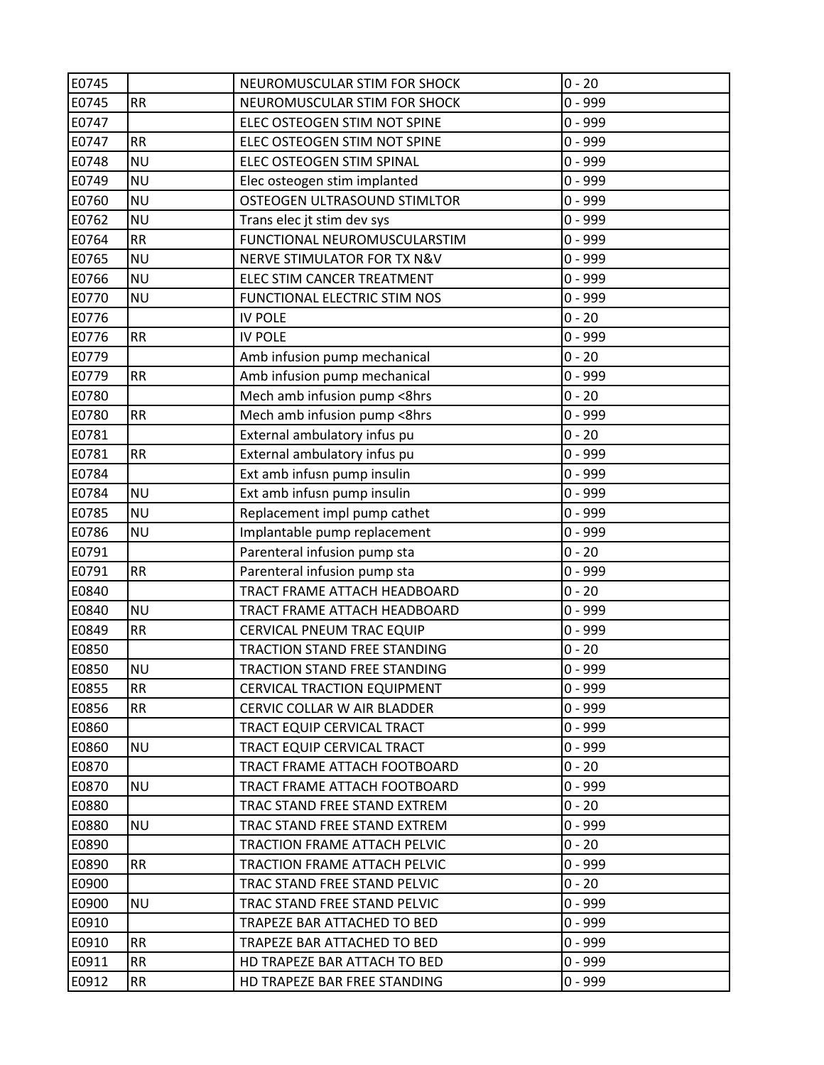| E0745 | | NEUROMUSCULAR STIM FOR SHOCK | 0 - 20 |
|---|---|---|---|
| E0745 | RR | NEUROMUSCULAR STIM FOR SHOCK | 0 - 999 |
| E0747 | | ELEC OSTEOGEN STIM NOT SPINE | 0 - 999 |
| E0747 | RR | ELEC OSTEOGEN STIM NOT SPINE | 0 - 999 |
| E0748 | NU | ELEC OSTEOGEN STIM SPINAL | 0 - 999 |
| E0749 | NU | Elec osteogen stim implanted | 0 - 999 |
| E0760 | NU | OSTEOGEN ULTRASOUND STIMLTOR | 0 - 999 |
| E0762 | NU | Trans elec jt stim dev sys | 0 - 999 |
| E0764 | RR | FUNCTIONAL NEUROMUSCULARSTIM | 0 - 999 |
| E0765 | NU | NERVE STIMULATOR FOR TX N&V | 0 - 999 |
| E0766 | NU | ELEC STIM CANCER TREATMENT | 0 - 999 |
| E0770 | NU | FUNCTIONAL ELECTRIC STIM NOS | 0 - 999 |
| E0776 | | IV POLE | 0 - 20 |
| E0776 | RR | IV POLE | 0 - 999 |
| E0779 | | Amb infusion pump mechanical | 0 - 20 |
| E0779 | RR | Amb infusion pump mechanical | 0 - 999 |
| E0780 | | Mech amb infusion pump <8hrs | 0 - 20 |
| E0780 | RR | Mech amb infusion pump <8hrs | 0 - 999 |
| E0781 | | External ambulatory infus pu | 0 - 20 |
| E0781 | RR | External ambulatory infus pu | 0 - 999 |
| E0784 | | Ext amb infusn pump insulin | 0 - 999 |
| E0784 | NU | Ext amb infusn pump insulin | 0 - 999 |
| E0785 | NU | Replacement impl pump cathet | 0 - 999 |
| E0786 | NU | Implantable pump replacement | 0 - 999 |
| E0791 | | Parenteral infusion pump sta | 0 - 20 |
| E0791 | RR | Parenteral infusion pump sta | 0 - 999 |
| E0840 | | TRACT FRAME ATTACH HEADBOARD | 0 - 20 |
| E0840 | NU | TRACT FRAME ATTACH HEADBOARD | 0 - 999 |
| E0849 | RR | CERVICAL PNEUM TRAC EQUIP | 0 - 999 |
| E0850 | | TRACTION STAND FREE STANDING | 0 - 20 |
| E0850 | NU | TRACTION STAND FREE STANDING | 0 - 999 |
| E0855 | RR | CERVICAL TRACTION EQUIPMENT | 0 - 999 |
| E0856 | RR | CERVIC COLLAR W AIR BLADDER | 0 - 999 |
| E0860 | | TRACT EQUIP CERVICAL TRACT | 0 - 999 |
| E0860 | NU | TRACT EQUIP CERVICAL TRACT | 0 - 999 |
| E0870 | | TRACT FRAME ATTACH FOOTBOARD | 0 - 20 |
| E0870 | NU | TRACT FRAME ATTACH FOOTBOARD | 0 - 999 |
| E0880 | | TRAC STAND FREE STAND EXTREM | 0 - 20 |
| E0880 | NU | TRAC STAND FREE STAND EXTREM | 0 - 999 |
| E0890 | | TRACTION FRAME ATTACH PELVIC | 0 - 20 |
| E0890 | RR | TRACTION FRAME ATTACH PELVIC | 0 - 999 |
| E0900 | | TRAC STAND FREE STAND PELVIC | 0 - 20 |
| E0900 | NU | TRAC STAND FREE STAND PELVIC | 0 - 999 |
| E0910 | | TRAPEZE BAR ATTACHED TO BED | 0 - 999 |
| E0910 | RR | TRAPEZE BAR ATTACHED TO BED | 0 - 999 |
| E0911 | RR | HD TRAPEZE BAR ATTACH TO BED | 0 - 999 |
| E0912 | RR | HD TRAPEZE BAR FREE STANDING | 0 - 999 |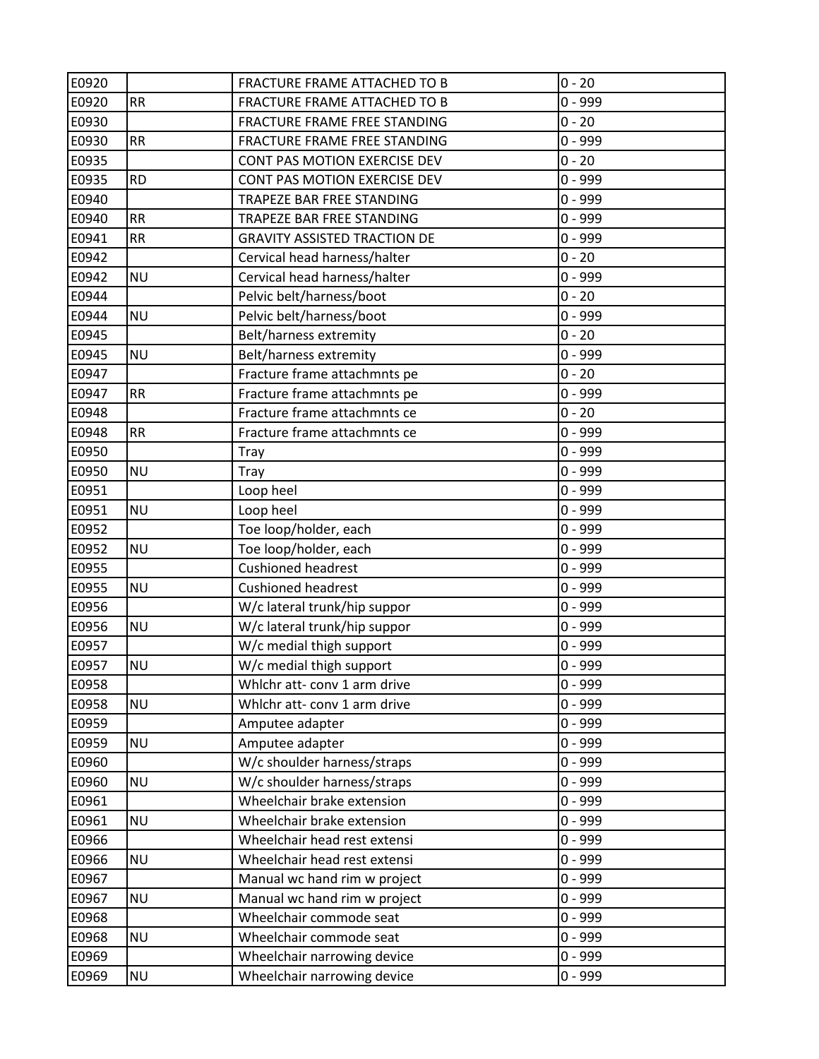| E0920 | | FRACTURE FRAME ATTACHED TO B | 0 - 20 |
|---|---|---|---|
| E0920 | RR | FRACTURE FRAME ATTACHED TO B | 0 - 999 |
| E0930 | | FRACTURE FRAME FREE STANDING | 0 - 20 |
| E0930 | RR | FRACTURE FRAME FREE STANDING | 0 - 999 |
| E0935 | | CONT PAS MOTION EXERCISE DEV | 0 - 20 |
| E0935 | RD | CONT PAS MOTION EXERCISE DEV | 0 - 999 |
| E0940 | | TRAPEZE BAR FREE STANDING | 0 - 999 |
| E0940 | RR | TRAPEZE BAR FREE STANDING | 0 - 999 |
| E0941 | RR | GRAVITY ASSISTED TRACTION DE | 0 - 999 |
| E0942 | | Cervical head harness/halter | 0 - 20 |
| E0942 | NU | Cervical head harness/halter | 0 - 999 |
| E0944 | | Pelvic belt/harness/boot | 0 - 20 |
| E0944 | NU | Pelvic belt/harness/boot | 0 - 999 |
| E0945 | | Belt/harness extremity | 0 - 20 |
| E0945 | NU | Belt/harness extremity | 0 - 999 |
| E0947 | | Fracture frame attachmnts pe | 0 - 20 |
| E0947 | RR | Fracture frame attachmnts pe | 0 - 999 |
| E0948 | | Fracture frame attachmnts ce | 0 - 20 |
| E0948 | RR | Fracture frame attachmnts ce | 0 - 999 |
| E0950 | | Tray | 0 - 999 |
| E0950 | NU | Tray | 0 - 999 |
| E0951 | | Loop heel | 0 - 999 |
| E0951 | NU | Loop heel | 0 - 999 |
| E0952 | | Toe loop/holder, each | 0 - 999 |
| E0952 | NU | Toe loop/holder, each | 0 - 999 |
| E0955 | | Cushioned headrest | 0 - 999 |
| E0955 | NU | Cushioned headrest | 0 - 999 |
| E0956 | | W/c lateral trunk/hip suppor | 0 - 999 |
| E0956 | NU | W/c lateral trunk/hip suppor | 0 - 999 |
| E0957 | | W/c medial thigh support | 0 - 999 |
| E0957 | NU | W/c medial thigh support | 0 - 999 |
| E0958 | | Whlchr att- conv 1 arm drive | 0 - 999 |
| E0958 | NU | Whlchr att- conv 1 arm drive | 0 - 999 |
| E0959 | | Amputee adapter | 0 - 999 |
| E0959 | NU | Amputee adapter | 0 - 999 |
| E0960 | | W/c shoulder harness/straps | 0 - 999 |
| E0960 | NU | W/c shoulder harness/straps | 0 - 999 |
| E0961 | | Wheelchair brake extension | 0 - 999 |
| E0961 | NU | Wheelchair brake extension | 0 - 999 |
| E0966 | | Wheelchair head rest extensi | 0 - 999 |
| E0966 | NU | Wheelchair head rest extensi | 0 - 999 |
| E0967 | | Manual wc hand rim w project | 0 - 999 |
| E0967 | NU | Manual wc hand rim w project | 0 - 999 |
| E0968 | | Wheelchair commode seat | 0 - 999 |
| E0968 | NU | Wheelchair commode seat | 0 - 999 |
| E0969 | | Wheelchair narrowing device | 0 - 999 |
| E0969 | NU | Wheelchair narrowing device | 0 - 999 |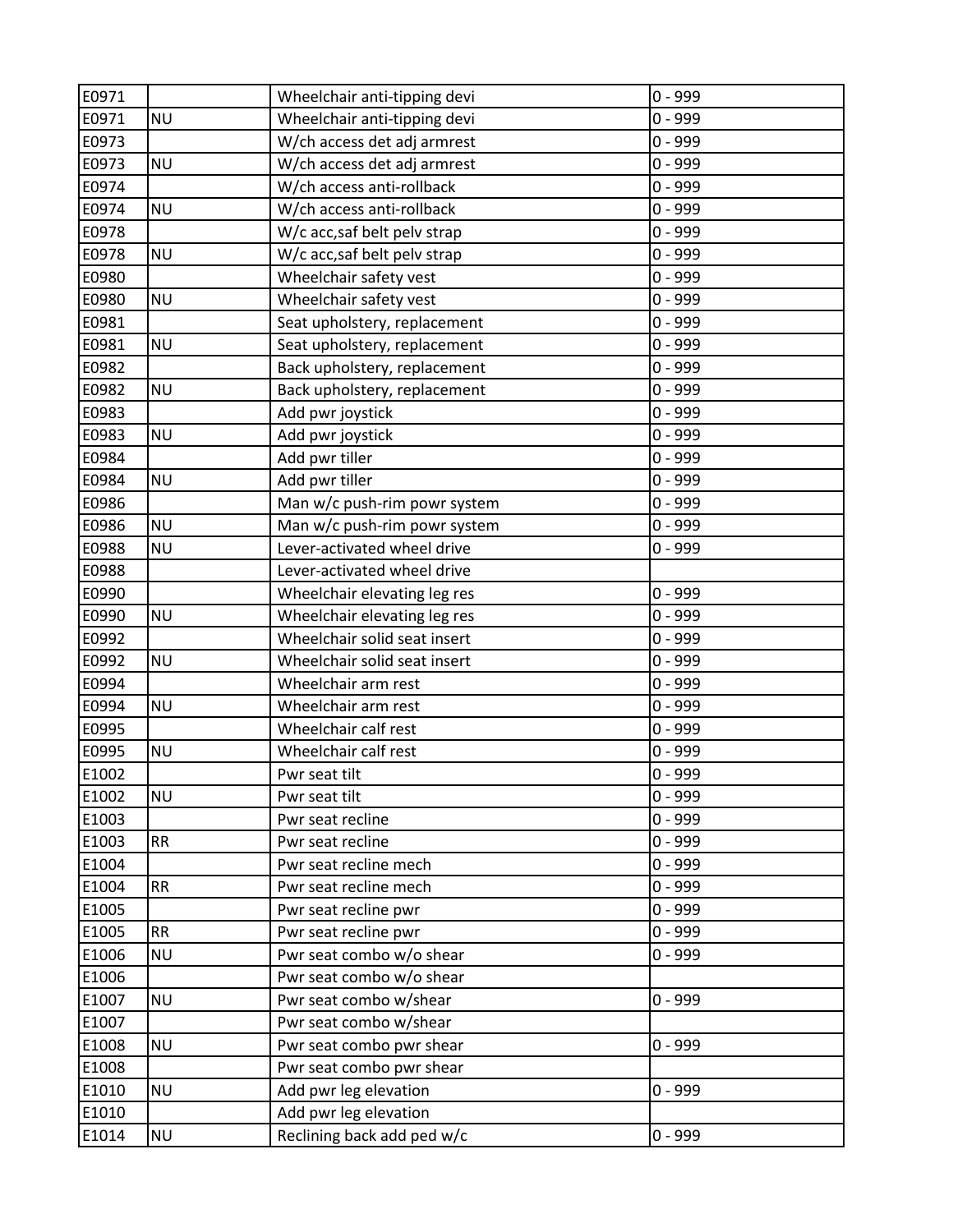| | | | |
|---|---|---|---|
| E0971 | | Wheelchair anti-tipping devi | 0 - 999 |
| E0971 | NU | Wheelchair anti-tipping devi | 0 - 999 |
| E0973 | | W/ch access det adj armrest | 0 - 999 |
| E0973 | NU | W/ch access det adj armrest | 0 - 999 |
| E0974 | | W/ch access anti-rollback | 0 - 999 |
| E0974 | NU | W/ch access anti-rollback | 0 - 999 |
| E0978 | | W/c acc,saf belt pelv strap | 0 - 999 |
| E0978 | NU | W/c acc,saf belt pelv strap | 0 - 999 |
| E0980 | | Wheelchair safety vest | 0 - 999 |
| E0980 | NU | Wheelchair safety vest | 0 - 999 |
| E0981 | | Seat upholstery, replacement | 0 - 999 |
| E0981 | NU | Seat upholstery, replacement | 0 - 999 |
| E0982 | | Back upholstery, replacement | 0 - 999 |
| E0982 | NU | Back upholstery, replacement | 0 - 999 |
| E0983 | | Add pwr joystick | 0 - 999 |
| E0983 | NU | Add pwr joystick | 0 - 999 |
| E0984 | | Add pwr tiller | 0 - 999 |
| E0984 | NU | Add pwr tiller | 0 - 999 |
| E0986 | | Man w/c push-rim powr system | 0 - 999 |
| E0986 | NU | Man w/c push-rim powr system | 0 - 999 |
| E0988 | NU | Lever-activated wheel drive | 0 - 999 |
| E0988 | | Lever-activated wheel drive | |
| E0990 | | Wheelchair elevating leg res | 0 - 999 |
| E0990 | NU | Wheelchair elevating leg res | 0 - 999 |
| E0992 | | Wheelchair solid seat insert | 0 - 999 |
| E0992 | NU | Wheelchair solid seat insert | 0 - 999 |
| E0994 | | Wheelchair arm rest | 0 - 999 |
| E0994 | NU | Wheelchair arm rest | 0 - 999 |
| E0995 | | Wheelchair calf rest | 0 - 999 |
| E0995 | NU | Wheelchair calf rest | 0 - 999 |
| E1002 | | Pwr seat tilt | 0 - 999 |
| E1002 | NU | Pwr seat tilt | 0 - 999 |
| E1003 | | Pwr seat recline | 0 - 999 |
| E1003 | RR | Pwr seat recline | 0 - 999 |
| E1004 | | Pwr seat recline mech | 0 - 999 |
| E1004 | RR | Pwr seat recline mech | 0 - 999 |
| E1005 | | Pwr seat recline pwr | 0 - 999 |
| E1005 | RR | Pwr seat recline pwr | 0 - 999 |
| E1006 | NU | Pwr seat combo w/o shear | 0 - 999 |
| E1006 | | Pwr seat combo w/o shear | |
| E1007 | NU | Pwr seat combo w/shear | 0 - 999 |
| E1007 | | Pwr seat combo w/shear | |
| E1008 | NU | Pwr seat combo pwr shear | 0 - 999 |
| E1008 | | Pwr seat combo pwr shear | |
| E1010 | NU | Add pwr leg elevation | 0 - 999 |
| E1010 | | Add pwr leg elevation | |
| E1014 | NU | Reclining back add ped w/c | 0 - 999 |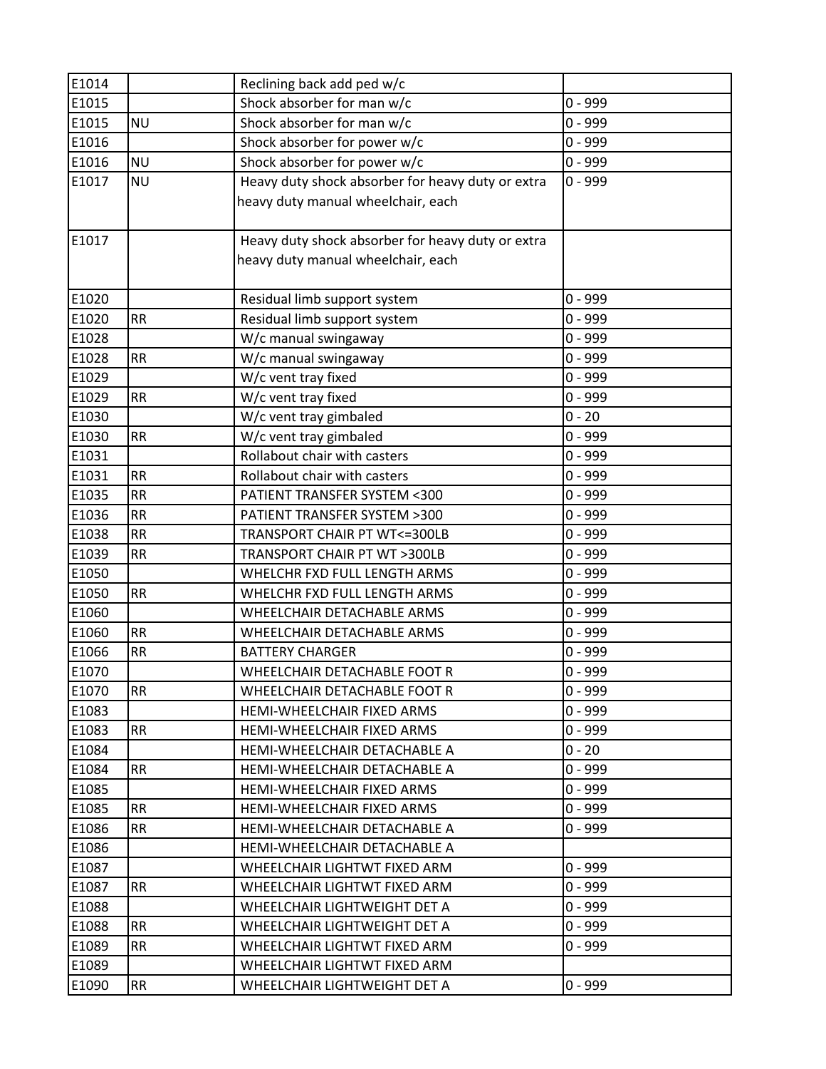| | | | |
|---|---|---|---|
| E1014 | | Reclining back add ped w/c | |
| E1015 | | Shock absorber for man w/c | 0 - 999 |
| E1015 | NU | Shock absorber for man w/c | 0 - 999 |
| E1016 | | Shock absorber for power w/c | 0 - 999 |
| E1016 | NU | Shock absorber for power w/c | 0 - 999 |
| E1017 | NU | Heavy duty shock absorber for heavy duty or extra heavy duty manual wheelchair, each | 0 - 999 |
| E1017 | | Heavy duty shock absorber for heavy duty or extra heavy duty manual wheelchair, each | |
| E1020 | | Residual limb support system | 0 - 999 |
| E1020 | RR | Residual limb support system | 0 - 999 |
| E1028 | | W/c manual swingaway | 0 - 999 |
| E1028 | RR | W/c manual swingaway | 0 - 999 |
| E1029 | | W/c vent tray fixed | 0 - 999 |
| E1029 | RR | W/c vent tray fixed | 0 - 999 |
| E1030 | | W/c vent tray gimbaled | 0 - 20 |
| E1030 | RR | W/c vent tray gimbaled | 0 - 999 |
| E1031 | | Rollabout chair with casters | 0 - 999 |
| E1031 | RR | Rollabout chair with casters | 0 - 999 |
| E1035 | RR | PATIENT TRANSFER SYSTEM <300 | 0 - 999 |
| E1036 | RR | PATIENT TRANSFER SYSTEM >300 | 0 - 999 |
| E1038 | RR | TRANSPORT CHAIR PT WT<=300LB | 0 - 999 |
| E1039 | RR | TRANSPORT CHAIR PT WT >300LB | 0 - 999 |
| E1050 | | WHELCHR FXD FULL LENGTH ARMS | 0 - 999 |
| E1050 | RR | WHELCHR FXD FULL LENGTH ARMS | 0 - 999 |
| E1060 | | WHEELCHAIR DETACHABLE ARMS | 0 - 999 |
| E1060 | RR | WHEELCHAIR DETACHABLE ARMS | 0 - 999 |
| E1066 | RR | BATTERY CHARGER | 0 - 999 |
| E1070 | | WHEELCHAIR DETACHABLE FOOT R | 0 - 999 |
| E1070 | RR | WHEELCHAIR DETACHABLE FOOT R | 0 - 999 |
| E1083 | | HEMI-WHEELCHAIR FIXED ARMS | 0 - 999 |
| E1083 | RR | HEMI-WHEELCHAIR FIXED ARMS | 0 - 999 |
| E1084 | | HEMI-WHEELCHAIR DETACHABLE A | 0 - 20 |
| E1084 | RR | HEMI-WHEELCHAIR DETACHABLE A | 0 - 999 |
| E1085 | | HEMI-WHEELCHAIR FIXED ARMS | 0 - 999 |
| E1085 | RR | HEMI-WHEELCHAIR FIXED ARMS | 0 - 999 |
| E1086 | RR | HEMI-WHEELCHAIR DETACHABLE A | 0 - 999 |
| E1086 | | HEMI-WHEELCHAIR DETACHABLE A | |
| E1087 | | WHEELCHAIR LIGHTWT FIXED ARM | 0 - 999 |
| E1087 | RR | WHEELCHAIR LIGHTWT FIXED ARM | 0 - 999 |
| E1088 | | WHEELCHAIR LIGHTWEIGHT DET A | 0 - 999 |
| E1088 | RR | WHEELCHAIR LIGHTWEIGHT DET A | 0 - 999 |
| E1089 | RR | WHEELCHAIR LIGHTWT FIXED ARM | 0 - 999 |
| E1089 | | WHEELCHAIR LIGHTWT FIXED ARM | |
| E1090 | RR | WHEELCHAIR LIGHTWEIGHT DET A | 0 - 999 |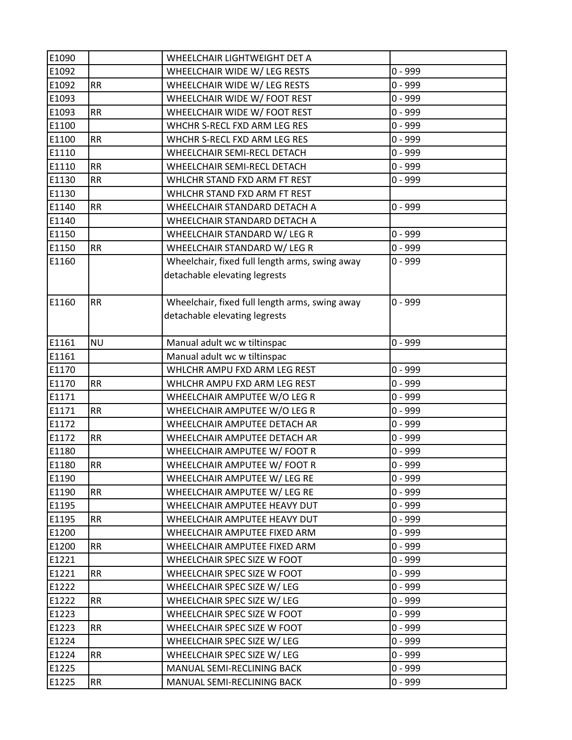| | | | |
|---|---|---|---|
| E1090 | | WHEELCHAIR LIGHTWEIGHT DET A | |
| E1092 | | WHEELCHAIR WIDE W/ LEG RESTS | 0 - 999 |
| E1092 | RR | WHEELCHAIR WIDE W/ LEG RESTS | 0 - 999 |
| E1093 | | WHEELCHAIR WIDE W/ FOOT REST | 0 - 999 |
| E1093 | RR | WHEELCHAIR WIDE W/ FOOT REST | 0 - 999 |
| E1100 | | WHCHR S-RECL FXD ARM LEG RES | 0 - 999 |
| E1100 | RR | WHCHR S-RECL FXD ARM LEG RES | 0 - 999 |
| E1110 | | WHEELCHAIR SEMI-RECL DETACH | 0 - 999 |
| E1110 | RR | WHEELCHAIR SEMI-RECL DETACH | 0 - 999 |
| E1130 | RR | WHLCHR STAND FXD ARM FT REST | 0 - 999 |
| E1130 | | WHLCHR STAND FXD ARM FT REST | |
| E1140 | RR | WHEELCHAIR STANDARD DETACH A | 0 - 999 |
| E1140 | | WHEELCHAIR STANDARD DETACH A | |
| E1150 | | WHEELCHAIR STANDARD W/ LEG R | 0 - 999 |
| E1150 | RR | WHEELCHAIR STANDARD W/ LEG R | 0 - 999 |
| E1160 | | Wheelchair, fixed full length arms, swing away detachable elevating legrests | 0 - 999 |
| E1160 | RR | Wheelchair, fixed full length arms, swing away detachable elevating legrests | 0 - 999 |
| E1161 | NU | Manual adult wc w tiltinspac | 0 - 999 |
| E1161 | | Manual adult wc w tiltinspac | |
| E1170 | | WHLCHR AMPU FXD ARM LEG REST | 0 - 999 |
| E1170 | RR | WHLCHR AMPU FXD ARM LEG REST | 0 - 999 |
| E1171 | | WHEELCHAIR AMPUTEE W/O LEG R | 0 - 999 |
| E1171 | RR | WHEELCHAIR AMPUTEE W/O LEG R | 0 - 999 |
| E1172 | | WHEELCHAIR AMPUTEE DETACH AR | 0 - 999 |
| E1172 | RR | WHEELCHAIR AMPUTEE DETACH AR | 0 - 999 |
| E1180 | | WHEELCHAIR AMPUTEE W/ FOOT R | 0 - 999 |
| E1180 | RR | WHEELCHAIR AMPUTEE W/ FOOT R | 0 - 999 |
| E1190 | | WHEELCHAIR AMPUTEE W/ LEG RE | 0 - 999 |
| E1190 | RR | WHEELCHAIR AMPUTEE W/ LEG RE | 0 - 999 |
| E1195 | | WHEELCHAIR AMPUTEE HEAVY DUT | 0 - 999 |
| E1195 | RR | WHEELCHAIR AMPUTEE HEAVY DUT | 0 - 999 |
| E1200 | | WHEELCHAIR AMPUTEE FIXED ARM | 0 - 999 |
| E1200 | RR | WHEELCHAIR AMPUTEE FIXED ARM | 0 - 999 |
| E1221 | | WHEELCHAIR SPEC SIZE W FOOT | 0 - 999 |
| E1221 | RR | WHEELCHAIR SPEC SIZE W FOOT | 0 - 999 |
| E1222 | | WHEELCHAIR SPEC SIZE W/ LEG | 0 - 999 |
| E1222 | RR | WHEELCHAIR SPEC SIZE W/ LEG | 0 - 999 |
| E1223 | | WHEELCHAIR SPEC SIZE W FOOT | 0 - 999 |
| E1223 | RR | WHEELCHAIR SPEC SIZE W FOOT | 0 - 999 |
| E1224 | | WHEELCHAIR SPEC SIZE W/ LEG | 0 - 999 |
| E1224 | RR | WHEELCHAIR SPEC SIZE W/ LEG | 0 - 999 |
| E1225 | | MANUAL SEMI-RECLINING BACK | 0 - 999 |
| E1225 | RR | MANUAL SEMI-RECLINING BACK | 0 - 999 |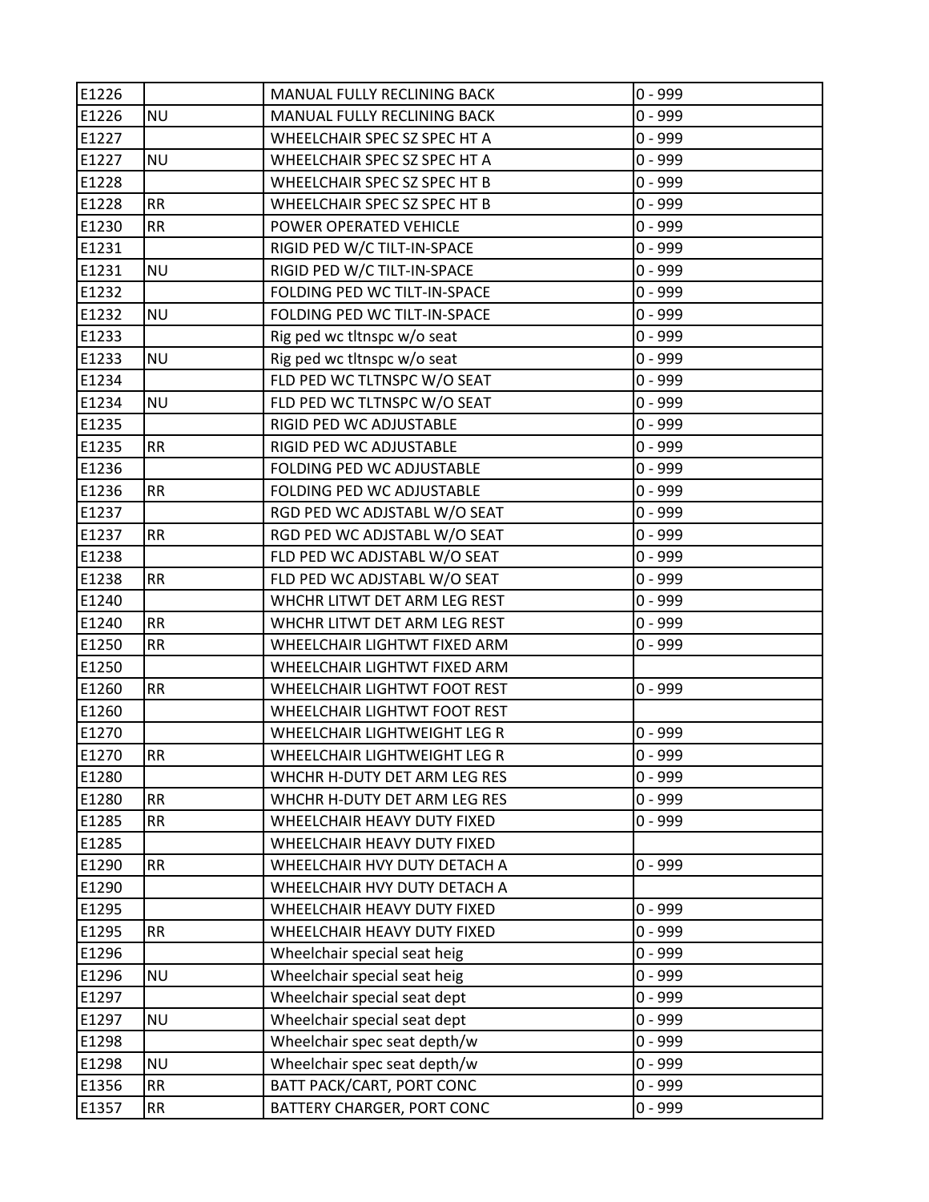| | | | |
|---|---|---|---|
| E1226 | | MANUAL FULLY RECLINING BACK | 0 - 999 |
| E1226 | NU | MANUAL FULLY RECLINING BACK | 0 - 999 |
| E1227 | | WHEELCHAIR SPEC SZ SPEC HT A | 0 - 999 |
| E1227 | NU | WHEELCHAIR SPEC SZ SPEC HT A | 0 - 999 |
| E1228 | | WHEELCHAIR SPEC SZ SPEC HT B | 0 - 999 |
| E1228 | RR | WHEELCHAIR SPEC SZ SPEC HT B | 0 - 999 |
| E1230 | RR | POWER OPERATED VEHICLE | 0 - 999 |
| E1231 | | RIGID PED W/C TILT-IN-SPACE | 0 - 999 |
| E1231 | NU | RIGID PED W/C TILT-IN-SPACE | 0 - 999 |
| E1232 | | FOLDING PED WC TILT-IN-SPACE | 0 - 999 |
| E1232 | NU | FOLDING PED WC TILT-IN-SPACE | 0 - 999 |
| E1233 | | Rig ped wc tltnspc w/o seat | 0 - 999 |
| E1233 | NU | Rig ped wc tltnspc w/o seat | 0 - 999 |
| E1234 | | FLD PED WC TLTNSPC W/O SEAT | 0 - 999 |
| E1234 | NU | FLD PED WC TLTNSPC W/O SEAT | 0 - 999 |
| E1235 | | RIGID PED WC ADJUSTABLE | 0 - 999 |
| E1235 | RR | RIGID PED WC ADJUSTABLE | 0 - 999 |
| E1236 | | FOLDING PED WC ADJUSTABLE | 0 - 999 |
| E1236 | RR | FOLDING PED WC ADJUSTABLE | 0 - 999 |
| E1237 | | RGD PED WC ADJSTABL W/O SEAT | 0 - 999 |
| E1237 | RR | RGD PED WC ADJSTABL W/O SEAT | 0 - 999 |
| E1238 | | FLD PED WC ADJSTABL W/O SEAT | 0 - 999 |
| E1238 | RR | FLD PED WC ADJSTABL W/O SEAT | 0 - 999 |
| E1240 | | WHCHR LITWT DET ARM LEG REST | 0 - 999 |
| E1240 | RR | WHCHR LITWT DET ARM LEG REST | 0 - 999 |
| E1250 | RR | WHEELCHAIR LIGHTWT FIXED ARM | 0 - 999 |
| E1250 | | WHEELCHAIR LIGHTWT FIXED ARM | |
| E1260 | RR | WHEELCHAIR LIGHTWT FOOT REST | 0 - 999 |
| E1260 | | WHEELCHAIR LIGHTWT FOOT REST | |
| E1270 | | WHEELCHAIR LIGHTWEIGHT LEG R | 0 - 999 |
| E1270 | RR | WHEELCHAIR LIGHTWEIGHT LEG R | 0 - 999 |
| E1280 | | WHCHR H-DUTY DET ARM LEG RES | 0 - 999 |
| E1280 | RR | WHCHR H-DUTY DET ARM LEG RES | 0 - 999 |
| E1285 | RR | WHEELCHAIR HEAVY DUTY FIXED | 0 - 999 |
| E1285 | | WHEELCHAIR HEAVY DUTY FIXED | |
| E1290 | RR | WHEELCHAIR HVY DUTY DETACH A | 0 - 999 |
| E1290 | | WHEELCHAIR HVY DUTY DETACH A | |
| E1295 | | WHEELCHAIR HEAVY DUTY FIXED | 0 - 999 |
| E1295 | RR | WHEELCHAIR HEAVY DUTY FIXED | 0 - 999 |
| E1296 | | Wheelchair special seat heig | 0 - 999 |
| E1296 | NU | Wheelchair special seat heig | 0 - 999 |
| E1297 | | Wheelchair special seat dept | 0 - 999 |
| E1297 | NU | Wheelchair special seat dept | 0 - 999 |
| E1298 | | Wheelchair spec seat depth/w | 0 - 999 |
| E1298 | NU | Wheelchair spec seat depth/w | 0 - 999 |
| E1356 | RR | BATT PACK/CART, PORT CONC | 0 - 999 |
| E1357 | RR | BATTERY CHARGER, PORT CONC | 0 - 999 |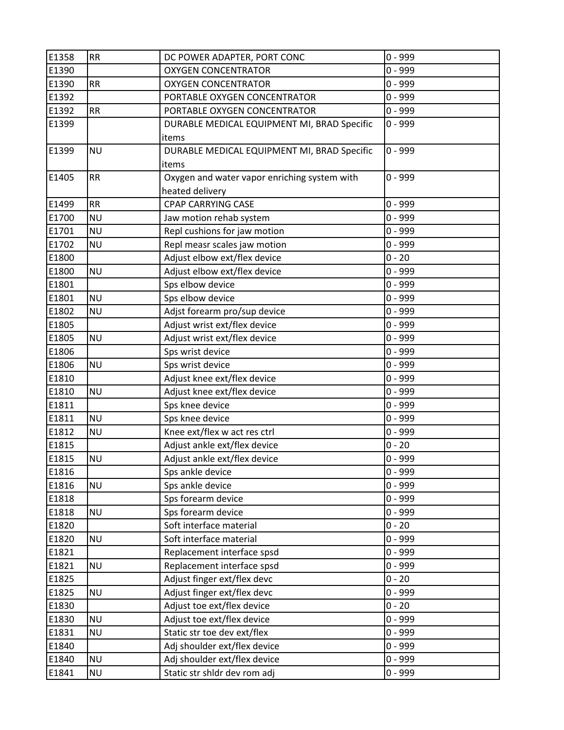| E1358 | RR | DC POWER ADAPTER, PORT CONC | 0 - 999 |
|---|---|---|---|
| E1390 | | OXYGEN CONCENTRATOR | 0 - 999 |
| E1390 | RR | OXYGEN CONCENTRATOR | 0 - 999 |
| E1392 | | PORTABLE OXYGEN CONCENTRATOR | 0 - 999 |
| E1392 | RR | PORTABLE OXYGEN CONCENTRATOR | 0 - 999 |
| E1399 | | DURABLE MEDICAL EQUIPMENT MI, BRAD Specific items | 0 - 999 |
| E1399 | NU | DURABLE MEDICAL EQUIPMENT MI, BRAD Specific items | 0 - 999 |
| E1405 | RR | Oxygen and water vapor enriching system with heated delivery | 0 - 999 |
| E1499 | RR | CPAP CARRYING CASE | 0 - 999 |
| E1700 | NU | Jaw motion rehab system | 0 - 999 |
| E1701 | NU | Repl cushions for jaw motion | 0 - 999 |
| E1702 | NU | Repl measr scales jaw motion | 0 - 999 |
| E1800 | | Adjust elbow ext/flex device | 0 - 20 |
| E1800 | NU | Adjust elbow ext/flex device | 0 - 999 |
| E1801 | | Sps elbow device | 0 - 999 |
| E1801 | NU | Sps elbow device | 0 - 999 |
| E1802 | NU | Adjst forearm pro/sup device | 0 - 999 |
| E1805 | | Adjust wrist ext/flex device | 0 - 999 |
| E1805 | NU | Adjust wrist ext/flex device | 0 - 999 |
| E1806 | | Sps wrist device | 0 - 999 |
| E1806 | NU | Sps wrist device | 0 - 999 |
| E1810 | | Adjust knee ext/flex device | 0 - 999 |
| E1810 | NU | Adjust knee ext/flex device | 0 - 999 |
| E1811 | | Sps knee device | 0 - 999 |
| E1811 | NU | Sps knee device | 0 - 999 |
| E1812 | NU | Knee ext/flex w act res ctrl | 0 - 999 |
| E1815 | | Adjust ankle ext/flex device | 0 - 20 |
| E1815 | NU | Adjust ankle ext/flex device | 0 - 999 |
| E1816 | | Sps ankle device | 0 - 999 |
| E1816 | NU | Sps ankle device | 0 - 999 |
| E1818 | | Sps forearm device | 0 - 999 |
| E1818 | NU | Sps forearm device | 0 - 999 |
| E1820 | | Soft interface material | 0 - 20 |
| E1820 | NU | Soft interface material | 0 - 999 |
| E1821 | | Replacement interface spsd | 0 - 999 |
| E1821 | NU | Replacement interface spsd | 0 - 999 |
| E1825 | | Adjust finger ext/flex devc | 0 - 20 |
| E1825 | NU | Adjust finger ext/flex devc | 0 - 999 |
| E1830 | | Adjust toe ext/flex device | 0 - 20 |
| E1830 | NU | Adjust toe ext/flex device | 0 - 999 |
| E1831 | NU | Static str toe dev ext/flex | 0 - 999 |
| E1840 | | Adj shoulder ext/flex device | 0 - 999 |
| E1840 | NU | Adj shoulder ext/flex device | 0 - 999 |
| E1841 | NU | Static str shldr dev rom adj | 0 - 999 |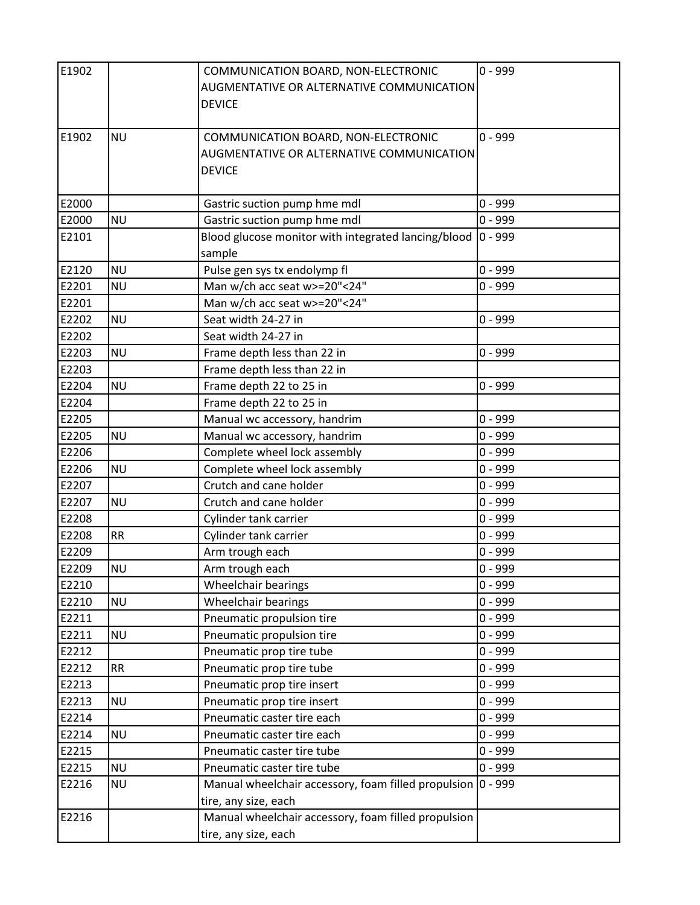| E1902 | | COMMUNICATION BOARD, NON-ELECTRONIC AUGMENTATIVE OR ALTERNATIVE COMMUNICATION DEVICE | 0 - 999 |
|---|---|---|---|
| E1902 | NU | COMMUNICATION BOARD, NON-ELECTRONIC AUGMENTATIVE OR ALTERNATIVE COMMUNICATION DEVICE | 0 - 999 |
| E2000 | | Gastric suction pump hme mdl | 0 - 999 |
| E2000 | NU | Gastric suction pump hme mdl | 0 - 999 |
| E2101 | | Blood glucose monitor with integrated lancing/blood sample | 0 - 999 |
| E2120 | NU | Pulse gen sys tx endolymp fl | 0 - 999 |
| E2201 | NU | Man w/ch acc seat w>=20"<24" | 0 - 999 |
| E2201 | | Man w/ch acc seat w>=20"<24" | |
| E2202 | NU | Seat width 24-27 in | 0 - 999 |
| E2202 | | Seat width 24-27 in | |
| E2203 | NU | Frame depth less than 22 in | 0 - 999 |
| E2203 | | Frame depth less than 22 in | |
| E2204 | NU | Frame depth 22 to 25 in | 0 - 999 |
| E2204 | | Frame depth 22 to 25 in | |
| E2205 | | Manual wc accessory, handrim | 0 - 999 |
| E2205 | NU | Manual wc accessory, handrim | 0 - 999 |
| E2206 | | Complete wheel lock assembly | 0 - 999 |
| E2206 | NU | Complete wheel lock assembly | 0 - 999 |
| E2207 | | Crutch and cane holder | 0 - 999 |
| E2207 | NU | Crutch and cane holder | 0 - 999 |
| E2208 | | Cylinder tank carrier | 0 - 999 |
| E2208 | RR | Cylinder tank carrier | 0 - 999 |
| E2209 | | Arm trough each | 0 - 999 |
| E2209 | NU | Arm trough each | 0 - 999 |
| E2210 | | Wheelchair bearings | 0 - 999 |
| E2210 | NU | Wheelchair bearings | 0 - 999 |
| E2211 | | Pneumatic propulsion tire | 0 - 999 |
| E2211 | NU | Pneumatic propulsion tire | 0 - 999 |
| E2212 | | Pneumatic prop tire tube | 0 - 999 |
| E2212 | RR | Pneumatic prop tire tube | 0 - 999 |
| E2213 | | Pneumatic prop tire insert | 0 - 999 |
| E2213 | NU | Pneumatic prop tire insert | 0 - 999 |
| E2214 | | Pneumatic caster tire each | 0 - 999 |
| E2214 | NU | Pneumatic caster tire each | 0 - 999 |
| E2215 | | Pneumatic caster tire tube | 0 - 999 |
| E2215 | NU | Pneumatic caster tire tube | 0 - 999 |
| E2216 | NU | Manual wheelchair accessory, foam filled propulsion tire, any size, each | 0 - 999 |
| E2216 | | Manual wheelchair accessory, foam filled propulsion tire, any size, each | |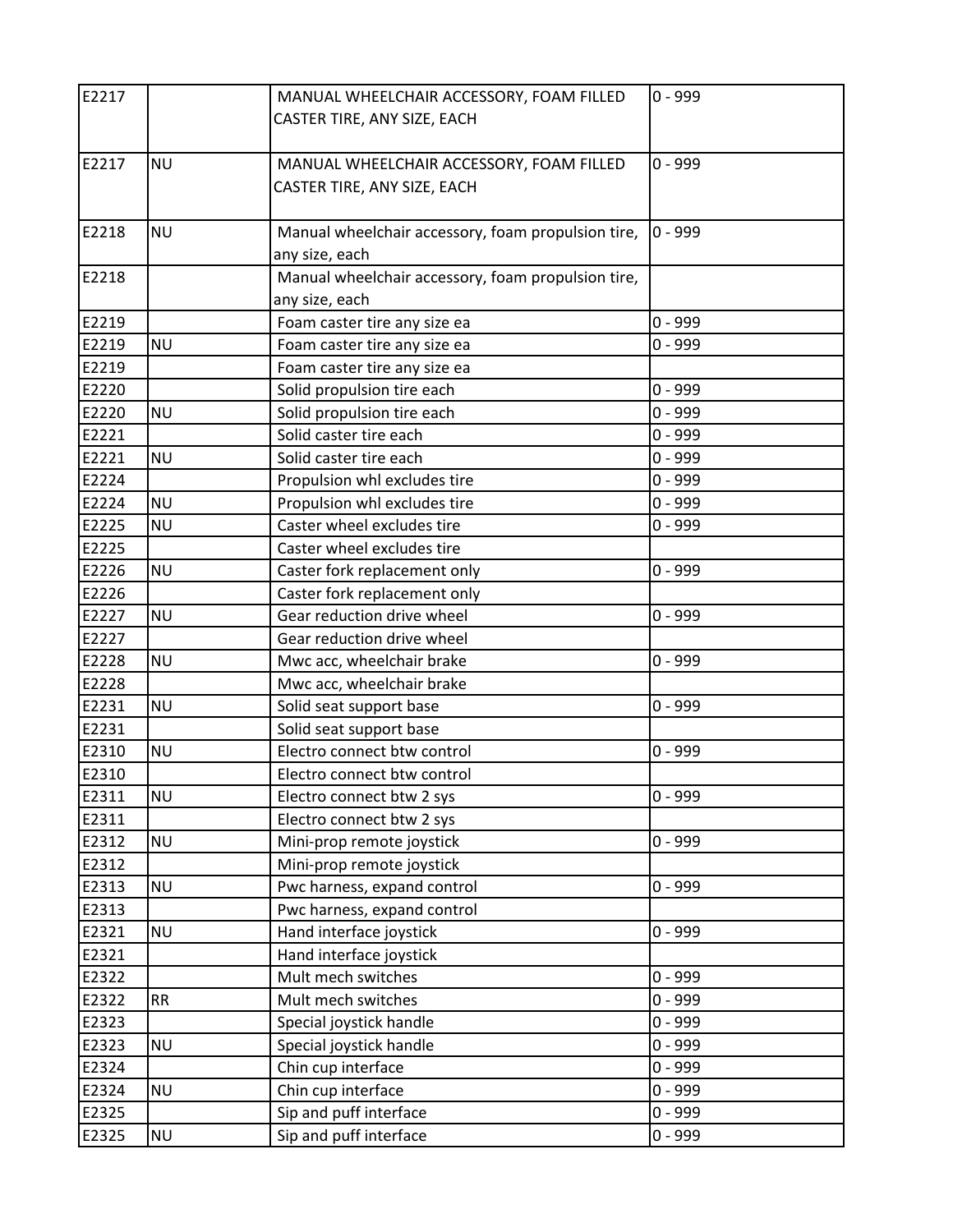| | | | |
|---|---|---|---|
| E2217 | | MANUAL WHEELCHAIR ACCESSORY, FOAM FILLED CASTER TIRE, ANY SIZE, EACH | 0 - 999 |
| E2217 | NU | MANUAL WHEELCHAIR ACCESSORY, FOAM FILLED CASTER TIRE, ANY SIZE, EACH | 0 - 999 |
| E2218 | NU | Manual wheelchair accessory, foam propulsion tire, any size, each | 0 - 999 |
| E2218 | | Manual wheelchair accessory, foam propulsion tire, any size, each | |
| E2219 | | Foam caster tire any size ea | 0 - 999 |
| E2219 | NU | Foam caster tire any size ea | 0 - 999 |
| E2219 | | Foam caster tire any size ea | |
| E2220 | | Solid propulsion tire each | 0 - 999 |
| E2220 | NU | Solid propulsion tire each | 0 - 999 |
| E2221 | | Solid caster tire each | 0 - 999 |
| E2221 | NU | Solid caster tire each | 0 - 999 |
| E2224 | | Propulsion whl excludes tire | 0 - 999 |
| E2224 | NU | Propulsion whl excludes tire | 0 - 999 |
| E2225 | NU | Caster wheel excludes tire | 0 - 999 |
| E2225 | | Caster wheel excludes tire | |
| E2226 | NU | Caster fork replacement only | 0 - 999 |
| E2226 | | Caster fork replacement only | |
| E2227 | NU | Gear reduction drive wheel | 0 - 999 |
| E2227 | | Gear reduction drive wheel | |
| E2228 | NU | Mwc acc, wheelchair brake | 0 - 999 |
| E2228 | | Mwc acc, wheelchair brake | |
| E2231 | NU | Solid seat support base | 0 - 999 |
| E2231 | | Solid seat support base | |
| E2310 | NU | Electro connect btw control | 0 - 999 |
| E2310 | | Electro connect btw control | |
| E2311 | NU | Electro connect btw 2 sys | 0 - 999 |
| E2311 | | Electro connect btw 2 sys | |
| E2312 | NU | Mini-prop remote joystick | 0 - 999 |
| E2312 | | Mini-prop remote joystick | |
| E2313 | NU | Pwc harness, expand control | 0 - 999 |
| E2313 | | Pwc harness, expand control | |
| E2321 | NU | Hand interface joystick | 0 - 999 |
| E2321 | | Hand interface joystick | |
| E2322 | | Mult mech switches | 0 - 999 |
| E2322 | RR | Mult mech switches | 0 - 999 |
| E2323 | | Special joystick handle | 0 - 999 |
| E2323 | NU | Special joystick handle | 0 - 999 |
| E2324 | | Chin cup interface | 0 - 999 |
| E2324 | NU | Chin cup interface | 0 - 999 |
| E2325 | | Sip and puff interface | 0 - 999 |
| E2325 | NU | Sip and puff interface | 0 - 999 |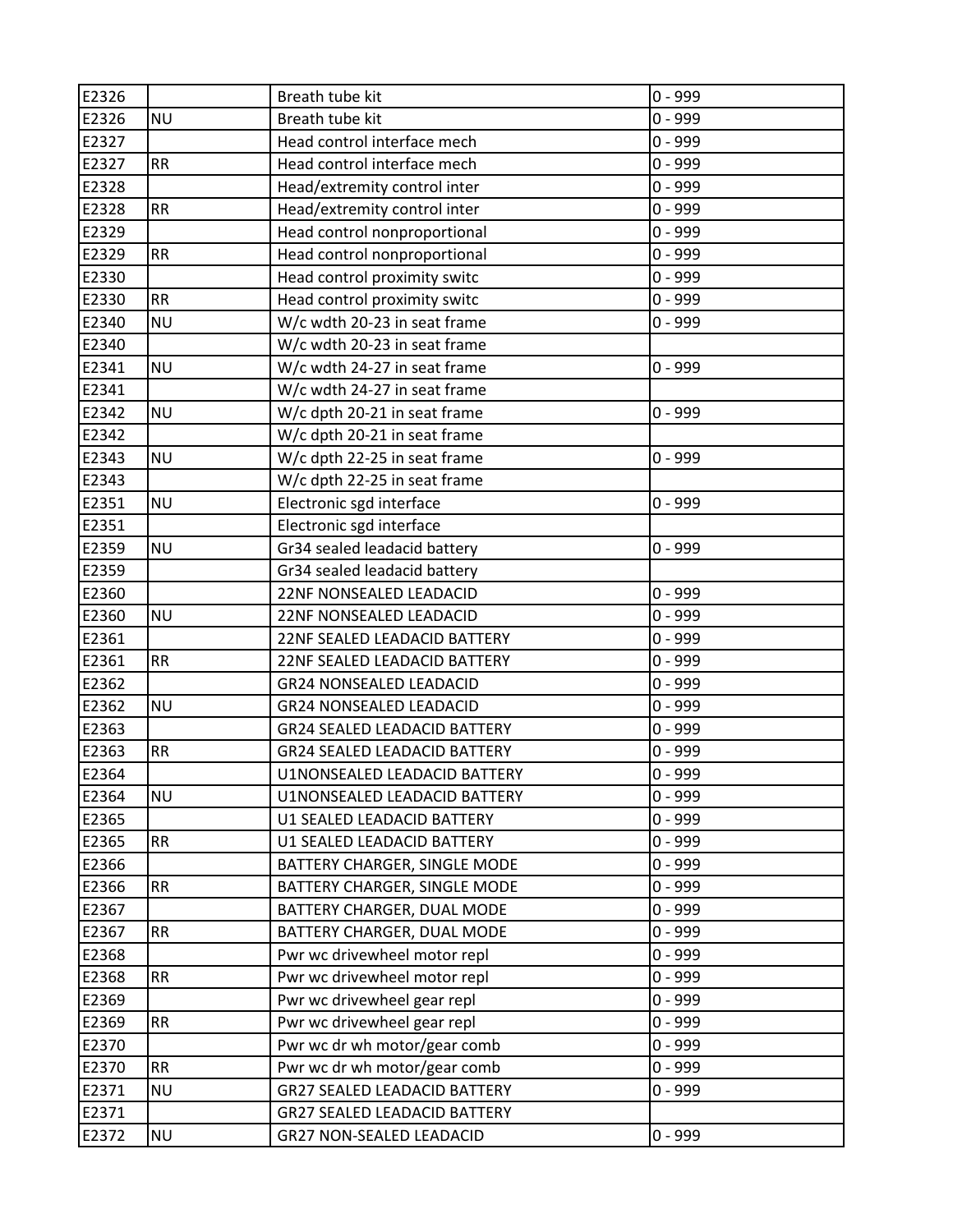| | | | |
|---|---|---|---|
| E2326 | | Breath tube kit | 0 - 999 |
| E2326 | NU | Breath tube kit | 0 - 999 |
| E2327 | | Head control interface mech | 0 - 999 |
| E2327 | RR | Head control interface mech | 0 - 999 |
| E2328 | | Head/extremity control inter | 0 - 999 |
| E2328 | RR | Head/extremity control inter | 0 - 999 |
| E2329 | | Head control nonproportional | 0 - 999 |
| E2329 | RR | Head control nonproportional | 0 - 999 |
| E2330 | | Head control proximity switc | 0 - 999 |
| E2330 | RR | Head control proximity switc | 0 - 999 |
| E2340 | NU | W/c wdth 20-23 in seat frame | 0 - 999 |
| E2340 | | W/c wdth 20-23 in seat frame | |
| E2341 | NU | W/c wdth 24-27 in seat frame | 0 - 999 |
| E2341 | | W/c wdth 24-27 in seat frame | |
| E2342 | NU | W/c dpth 20-21 in seat frame | 0 - 999 |
| E2342 | | W/c dpth 20-21 in seat frame | |
| E2343 | NU | W/c dpth 22-25 in seat frame | 0 - 999 |
| E2343 | | W/c dpth 22-25 in seat frame | |
| E2351 | NU | Electronic sgd interface | 0 - 999 |
| E2351 | | Electronic sgd interface | |
| E2359 | NU | Gr34 sealed leadacid battery | 0 - 999 |
| E2359 | | Gr34 sealed leadacid battery | |
| E2360 | | 22NF NONSEALED LEADACID | 0 - 999 |
| E2360 | NU | 22NF NONSEALED LEADACID | 0 - 999 |
| E2361 | | 22NF SEALED LEADACID BATTERY | 0 - 999 |
| E2361 | RR | 22NF SEALED LEADACID BATTERY | 0 - 999 |
| E2362 | | GR24 NONSEALED LEADACID | 0 - 999 |
| E2362 | NU | GR24 NONSEALED LEADACID | 0 - 999 |
| E2363 | | GR24 SEALED LEADACID BATTERY | 0 - 999 |
| E2363 | RR | GR24 SEALED LEADACID BATTERY | 0 - 999 |
| E2364 | | U1NONSEALED LEADACID BATTERY | 0 - 999 |
| E2364 | NU | U1NONSEALED LEADACID BATTERY | 0 - 999 |
| E2365 | | U1 SEALED LEADACID BATTERY | 0 - 999 |
| E2365 | RR | U1 SEALED LEADACID BATTERY | 0 - 999 |
| E2366 | | BATTERY CHARGER, SINGLE MODE | 0 - 999 |
| E2366 | RR | BATTERY CHARGER, SINGLE MODE | 0 - 999 |
| E2367 | | BATTERY CHARGER, DUAL MODE | 0 - 999 |
| E2367 | RR | BATTERY CHARGER, DUAL MODE | 0 - 999 |
| E2368 | | Pwr wc drivewheel motor repl | 0 - 999 |
| E2368 | RR | Pwr wc drivewheel motor repl | 0 - 999 |
| E2369 | | Pwr wc drivewheel gear repl | 0 - 999 |
| E2369 | RR | Pwr wc drivewheel gear repl | 0 - 999 |
| E2370 | | Pwr wc dr wh motor/gear comb | 0 - 999 |
| E2370 | RR | Pwr wc dr wh motor/gear comb | 0 - 999 |
| E2371 | NU | GR27 SEALED LEADACID BATTERY | 0 - 999 |
| E2371 | | GR27 SEALED LEADACID BATTERY | |
| E2372 | NU | GR27 NON-SEALED LEADACID | 0 - 999 |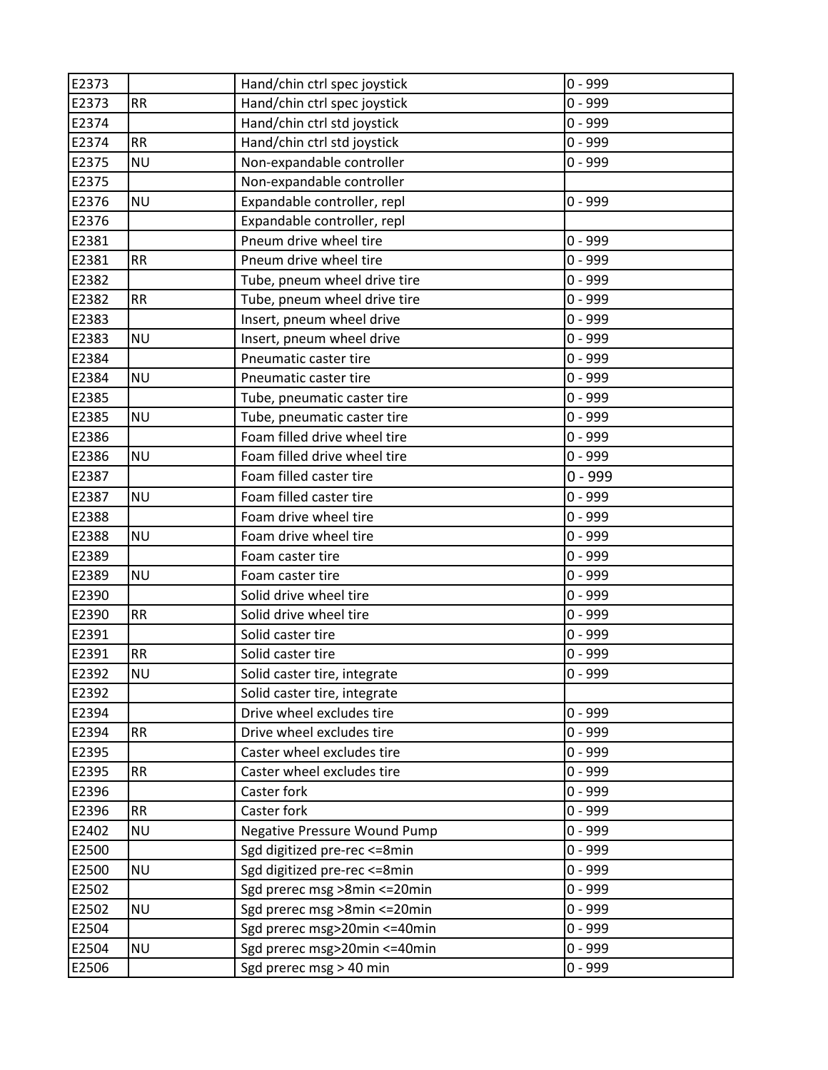| | | | |
|---|---|---|---|
| E2373 | | Hand/chin ctrl spec joystick | 0 - 999 |
| E2373 | RR | Hand/chin ctrl spec joystick | 0 - 999 |
| E2374 | | Hand/chin ctrl std joystick | 0 - 999 |
| E2374 | RR | Hand/chin ctrl std joystick | 0 - 999 |
| E2375 | NU | Non-expandable controller | 0 - 999 |
| E2375 | | Non-expandable controller | |
| E2376 | NU | Expandable controller, repl | 0 - 999 |
| E2376 | | Expandable controller, repl | |
| E2381 | | Pneum drive wheel tire | 0 - 999 |
| E2381 | RR | Pneum drive wheel tire | 0 - 999 |
| E2382 | | Tube, pneum wheel drive tire | 0 - 999 |
| E2382 | RR | Tube, pneum wheel drive tire | 0 - 999 |
| E2383 | | Insert, pneum wheel drive | 0 - 999 |
| E2383 | NU | Insert, pneum wheel drive | 0 - 999 |
| E2384 | | Pneumatic caster tire | 0 - 999 |
| E2384 | NU | Pneumatic caster tire | 0 - 999 |
| E2385 | | Tube, pneumatic caster tire | 0 - 999 |
| E2385 | NU | Tube, pneumatic caster tire | 0 - 999 |
| E2386 | | Foam filled drive wheel tire | 0 - 999 |
| E2386 | NU | Foam filled drive wheel tire | 0 - 999 |
| E2387 | | Foam filled caster tire | 0 - 999 |
| E2387 | NU | Foam filled caster tire | 0 - 999 |
| E2388 | | Foam drive wheel tire | 0 - 999 |
| E2388 | NU | Foam drive wheel tire | 0 - 999 |
| E2389 | | Foam caster tire | 0 - 999 |
| E2389 | NU | Foam caster tire | 0 - 999 |
| E2390 | | Solid drive wheel tire | 0 - 999 |
| E2390 | RR | Solid drive wheel tire | 0 - 999 |
| E2391 | | Solid caster tire | 0 - 999 |
| E2391 | RR | Solid caster tire | 0 - 999 |
| E2392 | NU | Solid caster tire, integrate | 0 - 999 |
| E2392 | | Solid caster tire, integrate | |
| E2394 | | Drive wheel excludes tire | 0 - 999 |
| E2394 | RR | Drive wheel excludes tire | 0 - 999 |
| E2395 | | Caster wheel excludes tire | 0 - 999 |
| E2395 | RR | Caster wheel excludes tire | 0 - 999 |
| E2396 | | Caster fork | 0 - 999 |
| E2396 | RR | Caster fork | 0 - 999 |
| E2402 | NU | Negative Pressure Wound Pump | 0 - 999 |
| E2500 | | Sgd digitized pre-rec <=8min | 0 - 999 |
| E2500 | NU | Sgd digitized pre-rec <=8min | 0 - 999 |
| E2502 | | Sgd prerec msg >8min <=20min | 0 - 999 |
| E2502 | NU | Sgd prerec msg >8min <=20min | 0 - 999 |
| E2504 | | Sgd prerec msg>20min <=40min | 0 - 999 |
| E2504 | NU | Sgd prerec msg>20min <=40min | 0 - 999 |
| E2506 | | Sgd prerec msg > 40 min | 0 - 999 |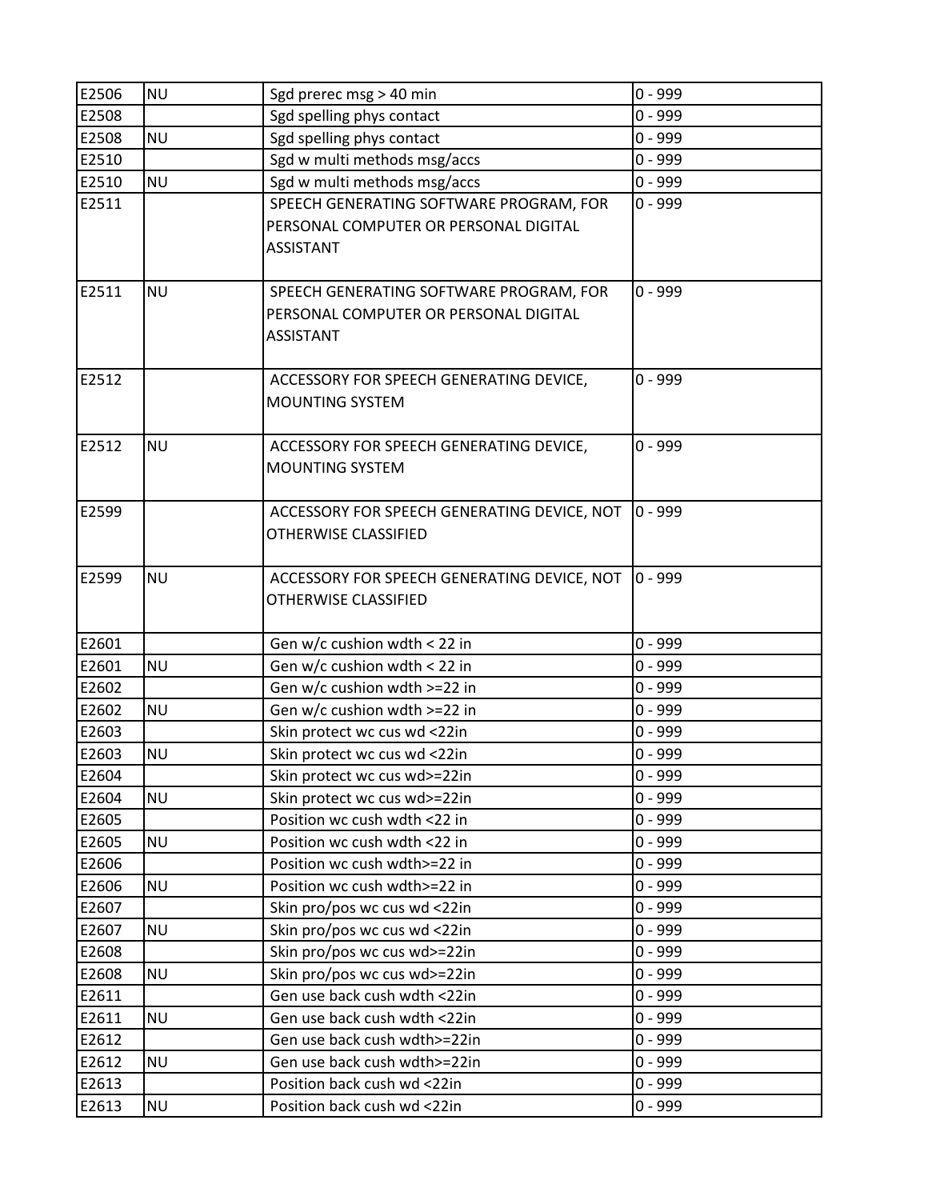| E2506 | NU | Sgd prerec msg > 40 min | 0 - 999 |
|---|---|---|---|
| E2508 | | Sgd spelling phys contact | 0 - 999 |
| E2508 | NU | Sgd spelling phys contact | 0 - 999 |
| E2510 | | Sgd w multi methods msg/accs | 0 - 999 |
| E2510 | NU | Sgd w multi methods msg/accs | 0 - 999 |
| E2511 | | SPEECH GENERATING SOFTWARE PROGRAM, FOR PERSONAL COMPUTER OR PERSONAL DIGITAL ASSISTANT | 0 - 999 |
| E2511 | NU | SPEECH GENERATING SOFTWARE PROGRAM, FOR PERSONAL COMPUTER OR PERSONAL DIGITAL ASSISTANT | 0 - 999 |
| E2512 | | ACCESSORY FOR SPEECH GENERATING DEVICE, MOUNTING SYSTEM | 0 - 999 |
| E2512 | NU | ACCESSORY FOR SPEECH GENERATING DEVICE, MOUNTING SYSTEM | 0 - 999 |
| E2599 | | ACCESSORY FOR SPEECH GENERATING DEVICE, NOT OTHERWISE CLASSIFIED | 0 - 999 |
| E2599 | NU | ACCESSORY FOR SPEECH GENERATING DEVICE, NOT OTHERWISE CLASSIFIED | 0 - 999 |
| E2601 | | Gen w/c cushion wdth < 22 in | 0 - 999 |
| E2601 | NU | Gen w/c cushion wdth < 22 in | 0 - 999 |
| E2602 | | Gen w/c cushion wdth >=22 in | 0 - 999 |
| E2602 | NU | Gen w/c cushion wdth >=22 in | 0 - 999 |
| E2603 | | Skin protect wc cus wd <22in | 0 - 999 |
| E2603 | NU | Skin protect wc cus wd <22in | 0 - 999 |
| E2604 | | Skin protect wc cus wd>=22in | 0 - 999 |
| E2604 | NU | Skin protect wc cus wd>=22in | 0 - 999 |
| E2605 | | Position wc cush wdth <22 in | 0 - 999 |
| E2605 | NU | Position wc cush wdth <22 in | 0 - 999 |
| E2606 | | Position wc cush wdth>=22 in | 0 - 999 |
| E2606 | NU | Position wc cush wdth>=22 in | 0 - 999 |
| E2607 | | Skin pro/pos wc cus wd <22in | 0 - 999 |
| E2607 | NU | Skin pro/pos wc cus wd <22in | 0 - 999 |
| E2608 | | Skin pro/pos wc cus wd>=22in | 0 - 999 |
| E2608 | NU | Skin pro/pos wc cus wd>=22in | 0 - 999 |
| E2611 | | Gen use back cush wdth <22in | 0 - 999 |
| E2611 | NU | Gen use back cush wdth <22in | 0 - 999 |
| E2612 | | Gen use back cush wdth>=22in | 0 - 999 |
| E2612 | NU | Gen use back cush wdth>=22in | 0 - 999 |
| E2613 | | Position back cush wd <22in | 0 - 999 |
| E2613 | NU | Position back cush wd <22in | 0 - 999 |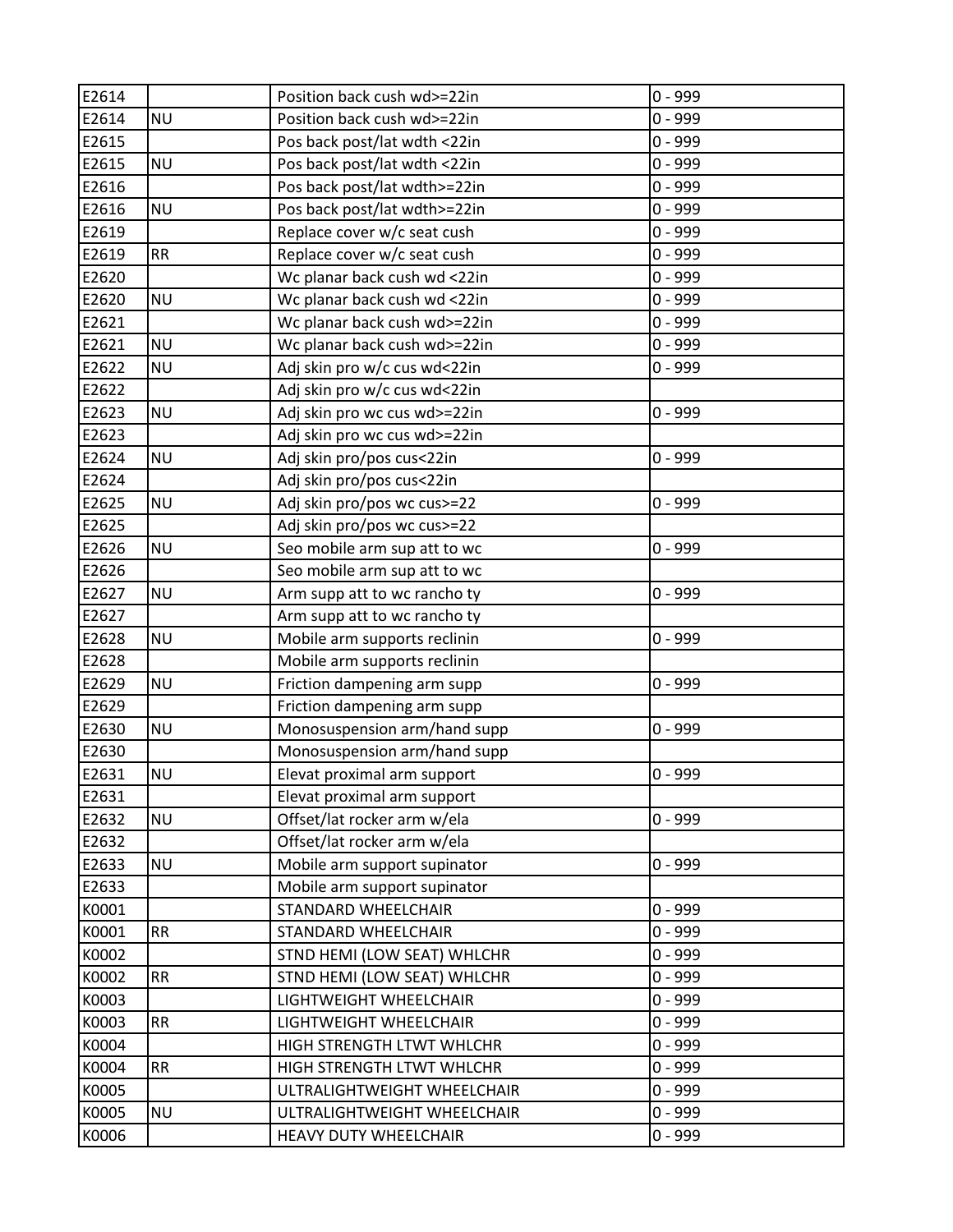| | | | |
|---|---|---|---|
| E2614 | | Position back cush wd>=22in | 0 - 999 |
| E2614 | NU | Position back cush wd>=22in | 0 - 999 |
| E2615 | | Pos back post/lat wdth <22in | 0 - 999 |
| E2615 | NU | Pos back post/lat wdth <22in | 0 - 999 |
| E2616 | | Pos back post/lat wdth>=22in | 0 - 999 |
| E2616 | NU | Pos back post/lat wdth>=22in | 0 - 999 |
| E2619 | | Replace cover w/c seat cush | 0 - 999 |
| E2619 | RR | Replace cover w/c seat cush | 0 - 999 |
| E2620 | | Wc planar back cush wd <22in | 0 - 999 |
| E2620 | NU | Wc planar back cush wd <22in | 0 - 999 |
| E2621 | | Wc planar back cush wd>=22in | 0 - 999 |
| E2621 | NU | Wc planar back cush wd>=22in | 0 - 999 |
| E2622 | NU | Adj skin pro w/c cus wd<22in | 0 - 999 |
| E2622 | | Adj skin pro w/c cus wd<22in | |
| E2623 | NU | Adj skin pro wc cus wd>=22in | 0 - 999 |
| E2623 | | Adj skin pro wc cus wd>=22in | |
| E2624 | NU | Adj skin pro/pos cus<22in | 0 - 999 |
| E2624 | | Adj skin pro/pos cus<22in | |
| E2625 | NU | Adj skin pro/pos wc cus>=22 | 0 - 999 |
| E2625 | | Adj skin pro/pos wc cus>=22 | |
| E2626 | NU | Seo mobile arm sup att to wc | 0 - 999 |
| E2626 | | Seo mobile arm sup att to wc | |
| E2627 | NU | Arm supp att to wc rancho ty | 0 - 999 |
| E2627 | | Arm supp att to wc rancho ty | |
| E2628 | NU | Mobile arm supports reclinin | 0 - 999 |
| E2628 | | Mobile arm supports reclinin | |
| E2629 | NU | Friction dampening arm supp | 0 - 999 |
| E2629 | | Friction dampening arm supp | |
| E2630 | NU | Monosuspension arm/hand supp | 0 - 999 |
| E2630 | | Monosuspension arm/hand supp | |
| E2631 | NU | Elevat proximal arm support | 0 - 999 |
| E2631 | | Elevat proximal arm support | |
| E2632 | NU | Offset/lat rocker arm w/ela | 0 - 999 |
| E2632 | | Offset/lat rocker arm w/ela | |
| E2633 | NU | Mobile arm support supinator | 0 - 999 |
| E2633 | | Mobile arm support supinator | |
| K0001 | | STANDARD WHEELCHAIR | 0 - 999 |
| K0001 | RR | STANDARD WHEELCHAIR | 0 - 999 |
| K0002 | | STND HEMI (LOW SEAT) WHLCHR | 0 - 999 |
| K0002 | RR | STND HEMI (LOW SEAT) WHLCHR | 0 - 999 |
| K0003 | | LIGHTWEIGHT WHEELCHAIR | 0 - 999 |
| K0003 | RR | LIGHTWEIGHT WHEELCHAIR | 0 - 999 |
| K0004 | | HIGH STRENGTH LTWT WHLCHR | 0 - 999 |
| K0004 | RR | HIGH STRENGTH LTWT WHLCHR | 0 - 999 |
| K0005 | | ULTRALIGHTWEIGHT WHEELCHAIR | 0 - 999 |
| K0005 | NU | ULTRALIGHTWEIGHT WHEELCHAIR | 0 - 999 |
| K0006 | | HEAVY DUTY WHEELCHAIR | 0 - 999 |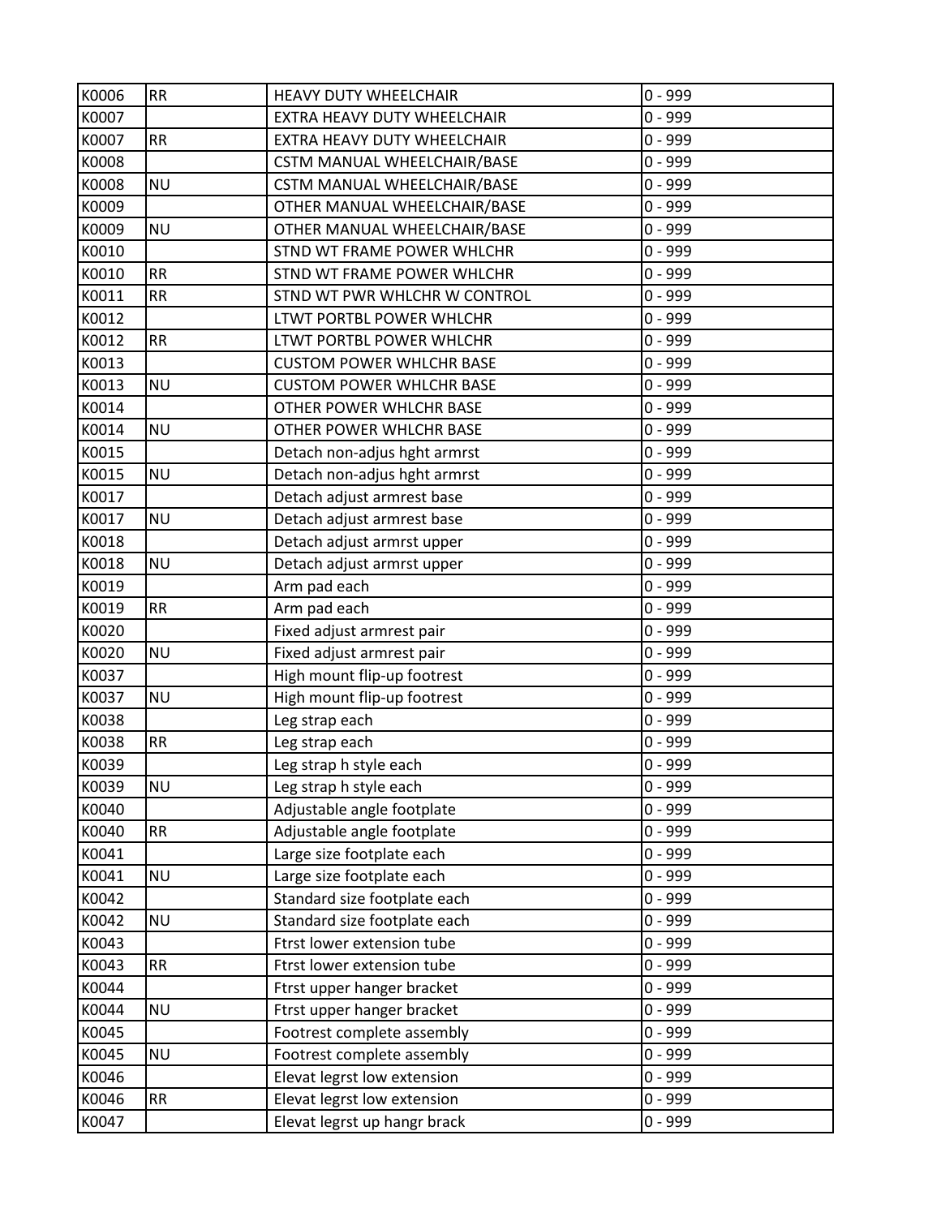| K0006 | RR | HEAVY DUTY WHEELCHAIR | 0 - 999 |
|---|---|---|---|
| K0007 | | EXTRA HEAVY DUTY WHEELCHAIR | 0 - 999 |
| K0007 | RR | EXTRA HEAVY DUTY WHEELCHAIR | 0 - 999 |
| K0008 | | CSTM MANUAL WHEELCHAIR/BASE | 0 - 999 |
| K0008 | NU | CSTM MANUAL WHEELCHAIR/BASE | 0 - 999 |
| K0009 | | OTHER MANUAL WHEELCHAIR/BASE | 0 - 999 |
| K0009 | NU | OTHER MANUAL WHEELCHAIR/BASE | 0 - 999 |
| K0010 | | STND WT FRAME POWER WHLCHR | 0 - 999 |
| K0010 | RR | STND WT FRAME POWER WHLCHR | 0 - 999 |
| K0011 | RR | STND WT PWR WHLCHR W CONTROL | 0 - 999 |
| K0012 | | LTWT PORTBL POWER WHLCHR | 0 - 999 |
| K0012 | RR | LTWT PORTBL POWER WHLCHR | 0 - 999 |
| K0013 | | CUSTOM POWER WHLCHR BASE | 0 - 999 |
| K0013 | NU | CUSTOM POWER WHLCHR BASE | 0 - 999 |
| K0014 | | OTHER POWER WHLCHR BASE | 0 - 999 |
| K0014 | NU | OTHER POWER WHLCHR BASE | 0 - 999 |
| K0015 | | Detach non-adjus hght armrst | 0 - 999 |
| K0015 | NU | Detach non-adjus hght armrst | 0 - 999 |
| K0017 | | Detach adjust armrest base | 0 - 999 |
| K0017 | NU | Detach adjust armrest base | 0 - 999 |
| K0018 | | Detach adjust armrst upper | 0 - 999 |
| K0018 | NU | Detach adjust armrst upper | 0 - 999 |
| K0019 | | Arm pad each | 0 - 999 |
| K0019 | RR | Arm pad each | 0 - 999 |
| K0020 | | Fixed adjust armrest pair | 0 - 999 |
| K0020 | NU | Fixed adjust armrest pair | 0 - 999 |
| K0037 | | High mount flip-up footrest | 0 - 999 |
| K0037 | NU | High mount flip-up footrest | 0 - 999 |
| K0038 | | Leg strap each | 0 - 999 |
| K0038 | RR | Leg strap each | 0 - 999 |
| K0039 | | Leg strap h style each | 0 - 999 |
| K0039 | NU | Leg strap h style each | 0 - 999 |
| K0040 | | Adjustable angle footplate | 0 - 999 |
| K0040 | RR | Adjustable angle footplate | 0 - 999 |
| K0041 | | Large size footplate each | 0 - 999 |
| K0041 | NU | Large size footplate each | 0 - 999 |
| K0042 | | Standard size footplate each | 0 - 999 |
| K0042 | NU | Standard size footplate each | 0 - 999 |
| K0043 | | Ftrst lower extension tube | 0 - 999 |
| K0043 | RR | Ftrst lower extension tube | 0 - 999 |
| K0044 | | Ftrst upper hanger bracket | 0 - 999 |
| K0044 | NU | Ftrst upper hanger bracket | 0 - 999 |
| K0045 | | Footrest complete assembly | 0 - 999 |
| K0045 | NU | Footrest complete assembly | 0 - 999 |
| K0046 | | Elevat legrst low extension | 0 - 999 |
| K0046 | RR | Elevat legrst low extension | 0 - 999 |
| K0047 | | Elevat legrst up hangr brack | 0 - 999 |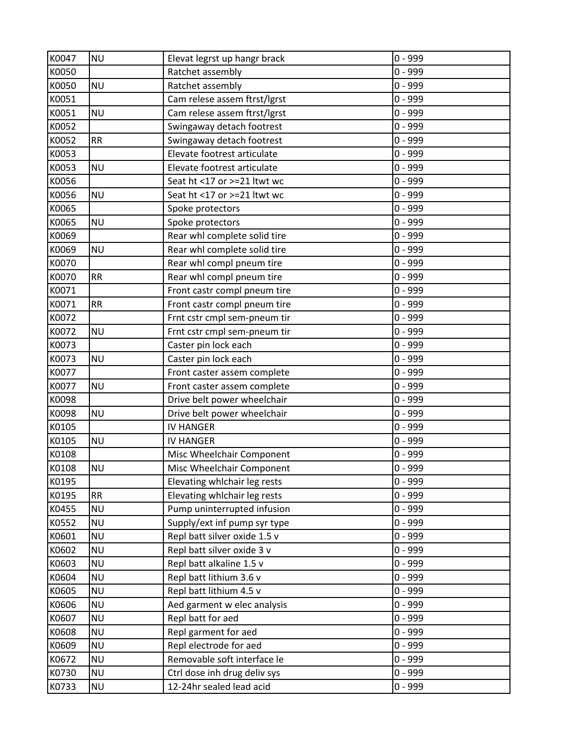| K0047 | NU | Elevat legrst up hangr brack | 0 - 999 |
|---|---|---|---|
| K0050 | | Ratchet assembly | 0 - 999 |
| K0050 | NU | Ratchet assembly | 0 - 999 |
| K0051 | | Cam relese assem ftrst/lgrst | 0 - 999 |
| K0051 | NU | Cam relese assem ftrst/lgrst | 0 - 999 |
| K0052 | | Swingaway detach footrest | 0 - 999 |
| K0052 | RR | Swingaway detach footrest | 0 - 999 |
| K0053 | | Elevate footrest articulate | 0 - 999 |
| K0053 | NU | Elevate footrest articulate | 0 - 999 |
| K0056 | | Seat ht <17 or >=21 ltwt wc | 0 - 999 |
| K0056 | NU | Seat ht <17 or >=21 ltwt wc | 0 - 999 |
| K0065 | | Spoke protectors | 0 - 999 |
| K0065 | NU | Spoke protectors | 0 - 999 |
| K0069 | | Rear whl complete solid tire | 0 - 999 |
| K0069 | NU | Rear whl complete solid tire | 0 - 999 |
| K0070 | | Rear whl compl pneum tire | 0 - 999 |
| K0070 | RR | Rear whl compl pneum tire | 0 - 999 |
| K0071 | | Front castr compl pneum tire | 0 - 999 |
| K0071 | RR | Front castr compl pneum tire | 0 - 999 |
| K0072 | | Frnt cstr cmpl sem-pneum tir | 0 - 999 |
| K0072 | NU | Frnt cstr cmpl sem-pneum tir | 0 - 999 |
| K0073 | | Caster pin lock each | 0 - 999 |
| K0073 | NU | Caster pin lock each | 0 - 999 |
| K0077 | | Front caster assem complete | 0 - 999 |
| K0077 | NU | Front caster assem complete | 0 - 999 |
| K0098 | | Drive belt power wheelchair | 0 - 999 |
| K0098 | NU | Drive belt power wheelchair | 0 - 999 |
| K0105 | | IV HANGER | 0 - 999 |
| K0105 | NU | IV HANGER | 0 - 999 |
| K0108 | | Misc Wheelchair Component | 0 - 999 |
| K0108 | NU | Misc Wheelchair Component | 0 - 999 |
| K0195 | | Elevating whlchair leg rests | 0 - 999 |
| K0195 | RR | Elevating whlchair leg rests | 0 - 999 |
| K0455 | NU | Pump uninterrupted infusion | 0 - 999 |
| K0552 | NU | Supply/ext inf pump syr type | 0 - 999 |
| K0601 | NU | Repl batt silver oxide 1.5 v | 0 - 999 |
| K0602 | NU | Repl batt silver oxide 3 v | 0 - 999 |
| K0603 | NU | Repl batt alkaline 1.5 v | 0 - 999 |
| K0604 | NU | Repl batt lithium 3.6 v | 0 - 999 |
| K0605 | NU | Repl batt lithium 4.5 v | 0 - 999 |
| K0606 | NU | Aed garment w elec analysis | 0 - 999 |
| K0607 | NU | Repl batt for aed | 0 - 999 |
| K0608 | NU | Repl garment for aed | 0 - 999 |
| K0609 | NU | Repl electrode for aed | 0 - 999 |
| K0672 | NU | Removable soft interface le | 0 - 999 |
| K0730 | NU | Ctrl dose inh drug deliv sys | 0 - 999 |
| K0733 | NU | 12-24hr sealed lead acid | 0 - 999 |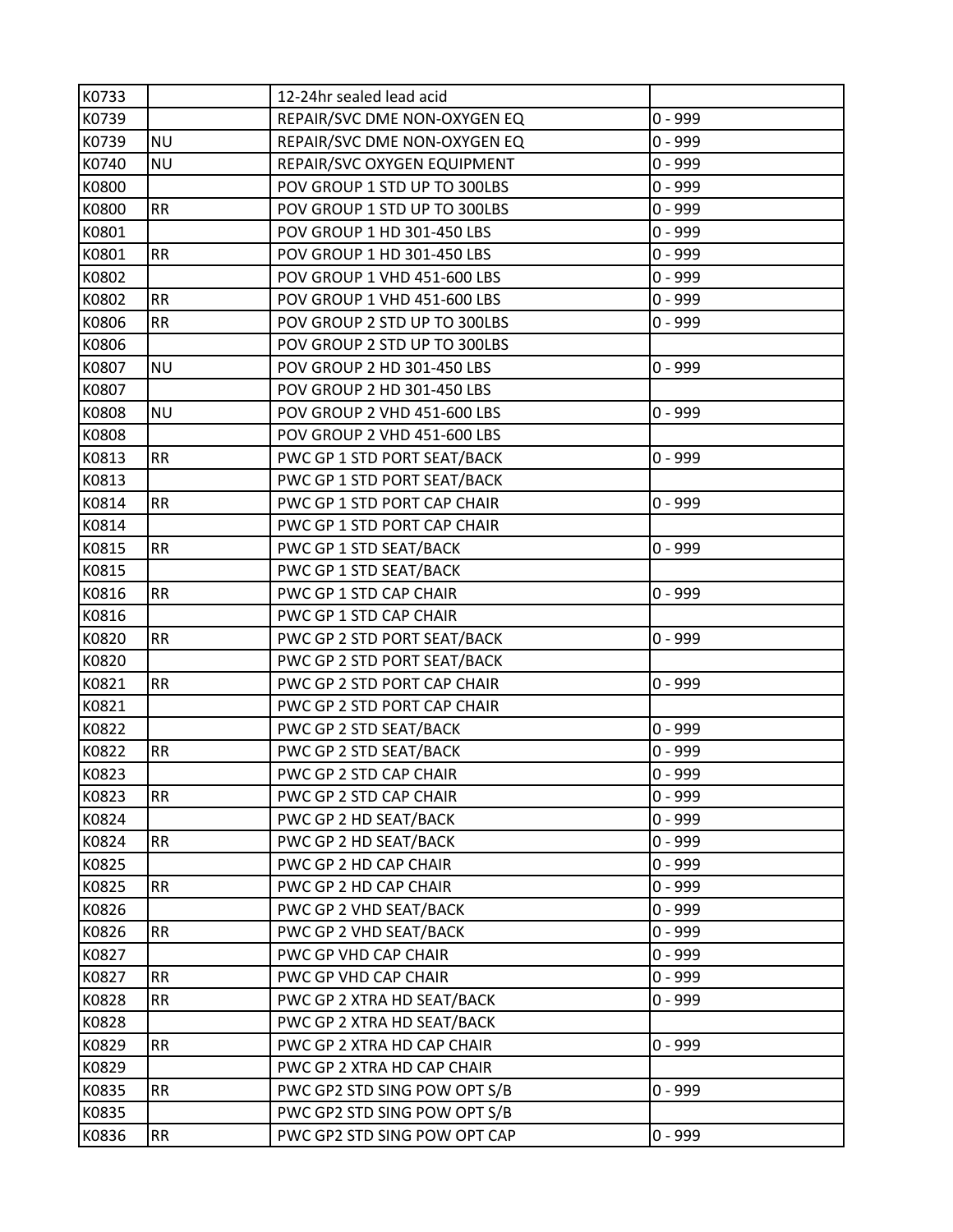| | | | |
|---|---|---|---|
| K0733 | | 12-24hr sealed lead acid | |
| K0739 | | REPAIR/SVC DME NON-OXYGEN EQ | 0 - 999 |
| K0739 | NU | REPAIR/SVC DME NON-OXYGEN EQ | 0 - 999 |
| K0740 | NU | REPAIR/SVC OXYGEN EQUIPMENT | 0 - 999 |
| K0800 | | POV GROUP 1 STD UP TO 300LBS | 0 - 999 |
| K0800 | RR | POV GROUP 1 STD UP TO 300LBS | 0 - 999 |
| K0801 | | POV GROUP 1 HD 301-450 LBS | 0 - 999 |
| K0801 | RR | POV GROUP 1 HD 301-450 LBS | 0 - 999 |
| K0802 | | POV GROUP 1 VHD 451-600 LBS | 0 - 999 |
| K0802 | RR | POV GROUP 1 VHD 451-600 LBS | 0 - 999 |
| K0806 | RR | POV GROUP 2 STD UP TO 300LBS | 0 - 999 |
| K0806 | | POV GROUP 2 STD UP TO 300LBS | |
| K0807 | NU | POV GROUP 2 HD 301-450 LBS | 0 - 999 |
| K0807 | | POV GROUP 2 HD 301-450 LBS | |
| K0808 | NU | POV GROUP 2 VHD 451-600 LBS | 0 - 999 |
| K0808 | | POV GROUP 2 VHD 451-600 LBS | |
| K0813 | RR | PWC GP 1 STD PORT SEAT/BACK | 0 - 999 |
| K0813 | | PWC GP 1 STD PORT SEAT/BACK | |
| K0814 | RR | PWC GP 1 STD PORT CAP CHAIR | 0 - 999 |
| K0814 | | PWC GP 1 STD PORT CAP CHAIR | |
| K0815 | RR | PWC GP 1 STD SEAT/BACK | 0 - 999 |
| K0815 | | PWC GP 1 STD SEAT/BACK | |
| K0816 | RR | PWC GP 1 STD CAP CHAIR | 0 - 999 |
| K0816 | | PWC GP 1 STD CAP CHAIR | |
| K0820 | RR | PWC GP 2 STD PORT SEAT/BACK | 0 - 999 |
| K0820 | | PWC GP 2 STD PORT SEAT/BACK | |
| K0821 | RR | PWC GP 2 STD PORT CAP CHAIR | 0 - 999 |
| K0821 | | PWC GP 2 STD PORT CAP CHAIR | |
| K0822 | | PWC GP 2 STD SEAT/BACK | 0 - 999 |
| K0822 | RR | PWC GP 2 STD SEAT/BACK | 0 - 999 |
| K0823 | | PWC GP 2 STD CAP CHAIR | 0 - 999 |
| K0823 | RR | PWC GP 2 STD CAP CHAIR | 0 - 999 |
| K0824 | | PWC GP 2 HD SEAT/BACK | 0 - 999 |
| K0824 | RR | PWC GP 2 HD SEAT/BACK | 0 - 999 |
| K0825 | | PWC GP 2 HD CAP CHAIR | 0 - 999 |
| K0825 | RR | PWC GP 2 HD CAP CHAIR | 0 - 999 |
| K0826 | | PWC GP 2 VHD SEAT/BACK | 0 - 999 |
| K0826 | RR | PWC GP 2 VHD SEAT/BACK | 0 - 999 |
| K0827 | | PWC GP VHD CAP CHAIR | 0 - 999 |
| K0827 | RR | PWC GP VHD CAP CHAIR | 0 - 999 |
| K0828 | RR | PWC GP 2 XTRA HD SEAT/BACK | 0 - 999 |
| K0828 | | PWC GP 2 XTRA HD SEAT/BACK | |
| K0829 | RR | PWC GP 2 XTRA HD CAP CHAIR | 0 - 999 |
| K0829 | | PWC GP 2 XTRA HD CAP CHAIR | |
| K0835 | RR | PWC GP2 STD SING POW OPT S/B | 0 - 999 |
| K0835 | | PWC GP2 STD SING POW OPT S/B | |
| K0836 | RR | PWC GP2 STD SING POW OPT CAP | 0 - 999 |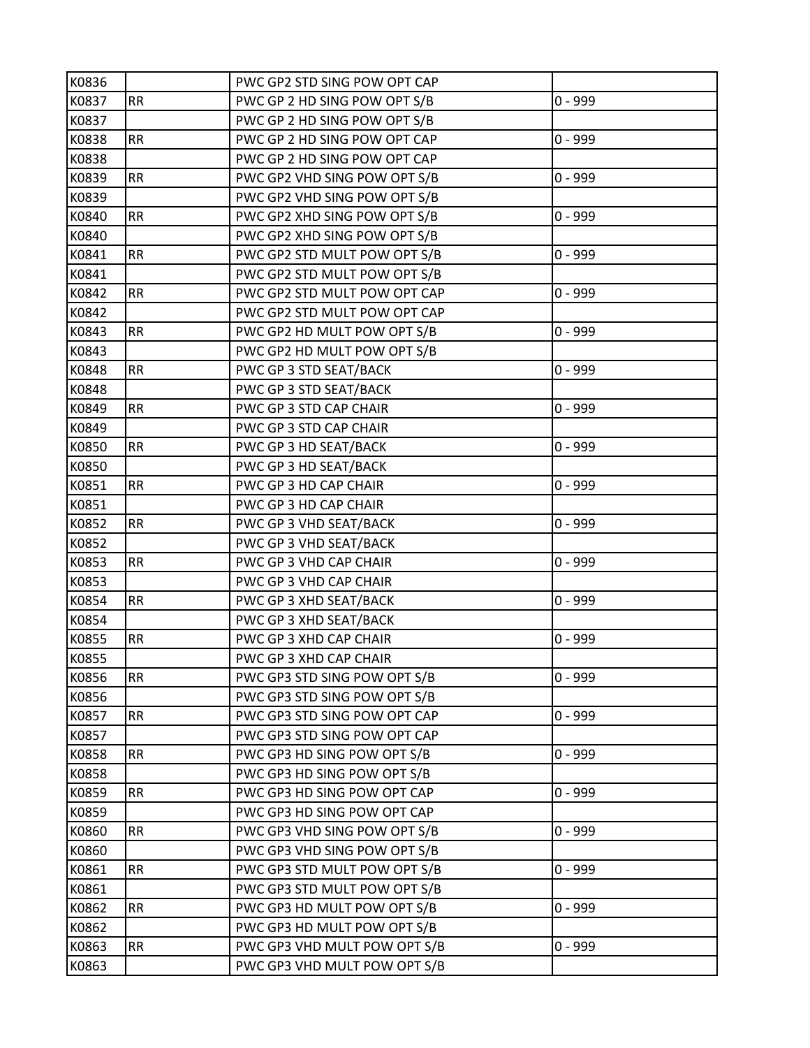| K0836 | | PWC GP2 STD SING POW OPT CAP | |
|---|---|---|---|
| K0837 | RR | PWC GP 2 HD SING POW OPT S/B | 0 - 999 |
| K0837 | | PWC GP 2 HD SING POW OPT S/B | |
| K0838 | RR | PWC GP 2 HD SING POW OPT CAP | 0 - 999 |
| K0838 | | PWC GP 2 HD SING POW OPT CAP | |
| K0839 | RR | PWC GP2 VHD SING POW OPT S/B | 0 - 999 |
| K0839 | | PWC GP2 VHD SING POW OPT S/B | |
| K0840 | RR | PWC GP2 XHD SING POW OPT S/B | 0 - 999 |
| K0840 | | PWC GP2 XHD SING POW OPT S/B | |
| K0841 | RR | PWC GP2 STD MULT POW OPT S/B | 0 - 999 |
| K0841 | | PWC GP2 STD MULT POW OPT S/B | |
| K0842 | RR | PWC GP2 STD MULT POW OPT CAP | 0 - 999 |
| K0842 | | PWC GP2 STD MULT POW OPT CAP | |
| K0843 | RR | PWC GP2 HD MULT POW OPT S/B | 0 - 999 |
| K0843 | | PWC GP2 HD MULT POW OPT S/B | |
| K0848 | RR | PWC GP 3 STD SEAT/BACK | 0 - 999 |
| K0848 | | PWC GP 3 STD SEAT/BACK | |
| K0849 | RR | PWC GP 3 STD CAP CHAIR | 0 - 999 |
| K0849 | | PWC GP 3 STD CAP CHAIR | |
| K0850 | RR | PWC GP 3 HD SEAT/BACK | 0 - 999 |
| K0850 | | PWC GP 3 HD SEAT/BACK | |
| K0851 | RR | PWC GP 3 HD CAP CHAIR | 0 - 999 |
| K0851 | | PWC GP 3 HD CAP CHAIR | |
| K0852 | RR | PWC GP 3 VHD SEAT/BACK | 0 - 999 |
| K0852 | | PWC GP 3 VHD SEAT/BACK | |
| K0853 | RR | PWC GP 3 VHD CAP CHAIR | 0 - 999 |
| K0853 | | PWC GP 3 VHD CAP CHAIR | |
| K0854 | RR | PWC GP 3 XHD SEAT/BACK | 0 - 999 |
| K0854 | | PWC GP 3 XHD SEAT/BACK | |
| K0855 | RR | PWC GP 3 XHD CAP CHAIR | 0 - 999 |
| K0855 | | PWC GP 3 XHD CAP CHAIR | |
| K0856 | RR | PWC GP3 STD SING POW OPT S/B | 0 - 999 |
| K0856 | | PWC GP3 STD SING POW OPT S/B | |
| K0857 | RR | PWC GP3 STD SING POW OPT CAP | 0 - 999 |
| K0857 | | PWC GP3 STD SING POW OPT CAP | |
| K0858 | RR | PWC GP3 HD SING POW OPT S/B | 0 - 999 |
| K0858 | | PWC GP3 HD SING POW OPT S/B | |
| K0859 | RR | PWC GP3 HD SING POW OPT CAP | 0 - 999 |
| K0859 | | PWC GP3 HD SING POW OPT CAP | |
| K0860 | RR | PWC GP3 VHD SING POW OPT S/B | 0 - 999 |
| K0860 | | PWC GP3 VHD SING POW OPT S/B | |
| K0861 | RR | PWC GP3 STD MULT POW OPT S/B | 0 - 999 |
| K0861 | | PWC GP3 STD MULT POW OPT S/B | |
| K0862 | RR | PWC GP3 HD MULT POW OPT S/B | 0 - 999 |
| K0862 | | PWC GP3 HD MULT POW OPT S/B | |
| K0863 | RR | PWC GP3 VHD MULT POW OPT S/B | 0 - 999 |
| K0863 | | PWC GP3 VHD MULT POW OPT S/B | |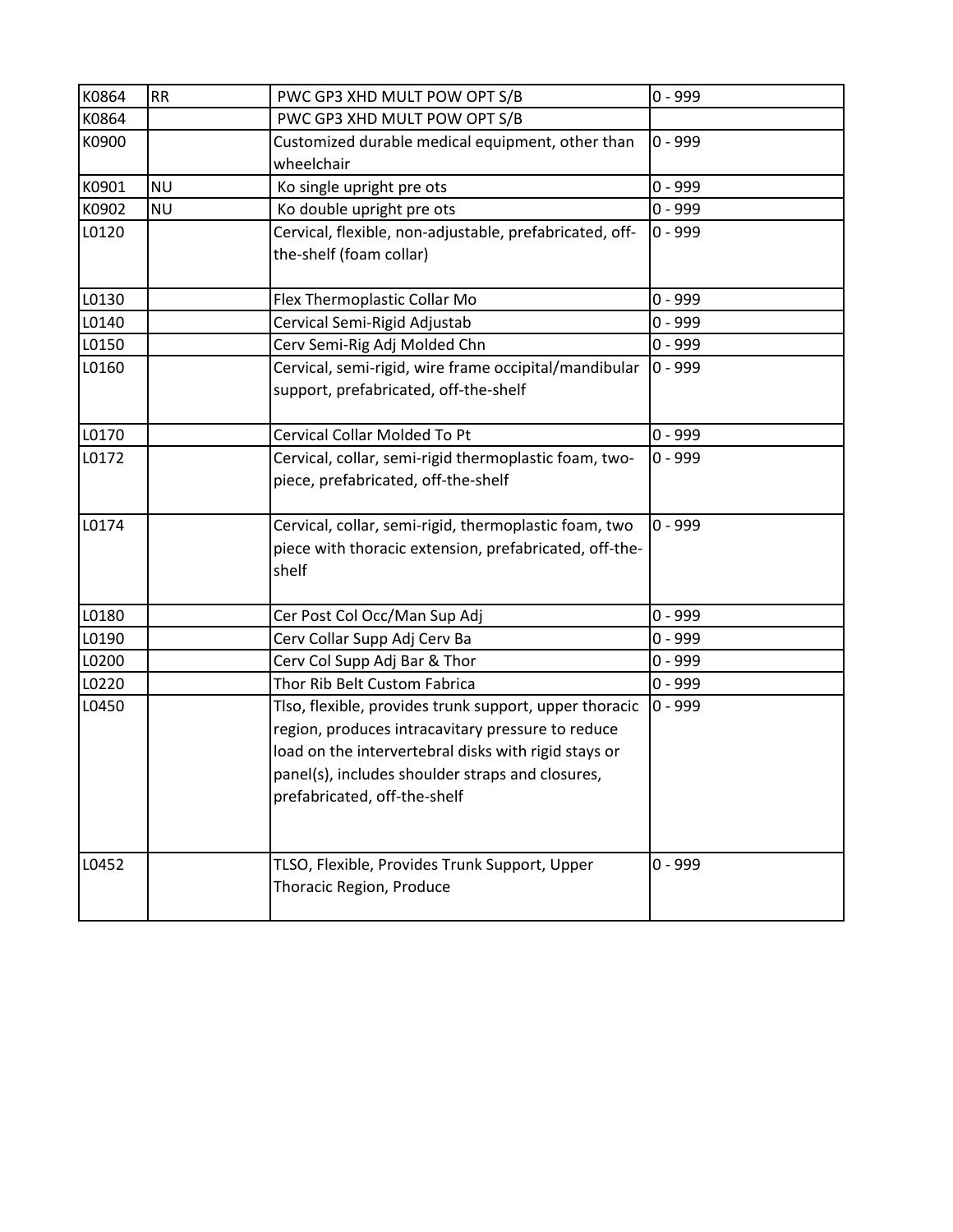| | | | |
|---|---|---|---|
| K0864 | RR | PWC GP3 XHD MULT POW OPT S/B | 0 - 999 |
| K0864 | | PWC GP3 XHD MULT POW OPT S/B | |
| K0900 | | Customized durable medical equipment, other than wheelchair | 0 - 999 |
| K0901 | NU | Ko single upright pre ots | 0 - 999 |
| K0902 | NU | Ko double upright pre ots | 0 - 999 |
| L0120 | | Cervical, flexible, non-adjustable, prefabricated, off-the-shelf (foam collar) | 0 - 999 |
| L0130 | | Flex Thermoplastic Collar Mo | 0 - 999 |
| L0140 | | Cervical Semi-Rigid Adjustab | 0 - 999 |
| L0150 | | Cerv Semi-Rig Adj Molded Chn | 0 - 999 |
| L0160 | | Cervical, semi-rigid, wire frame occipital/mandibular support, prefabricated, off-the-shelf | 0 - 999 |
| L0170 | | Cervical Collar Molded To Pt | 0 - 999 |
| L0172 | | Cervical, collar, semi-rigid thermoplastic foam, two-piece, prefabricated, off-the-shelf | 0 - 999 |
| L0174 | | Cervical, collar, semi-rigid, thermoplastic foam, two piece with thoracic extension, prefabricated, off-the-shelf | 0 - 999 |
| L0180 | | Cer Post Col Occ/Man Sup Adj | 0 - 999 |
| L0190 | | Cerv Collar Supp Adj Cerv Ba | 0 - 999 |
| L0200 | | Cerv Col Supp Adj Bar & Thor | 0 - 999 |
| L0220 | | Thor Rib Belt Custom Fabrica | 0 - 999 |
| L0450 | | Tlso, flexible, provides trunk support, upper thoracic region, produces intracavitary pressure to reduce load on the intervertebral disks with rigid stays or panel(s), includes shoulder straps and closures, prefabricated, off-the-shelf | 0 - 999 |
| L0452 | | TLSO, Flexible, Provides Trunk Support, Upper Thoracic Region, Produce | 0 - 999 |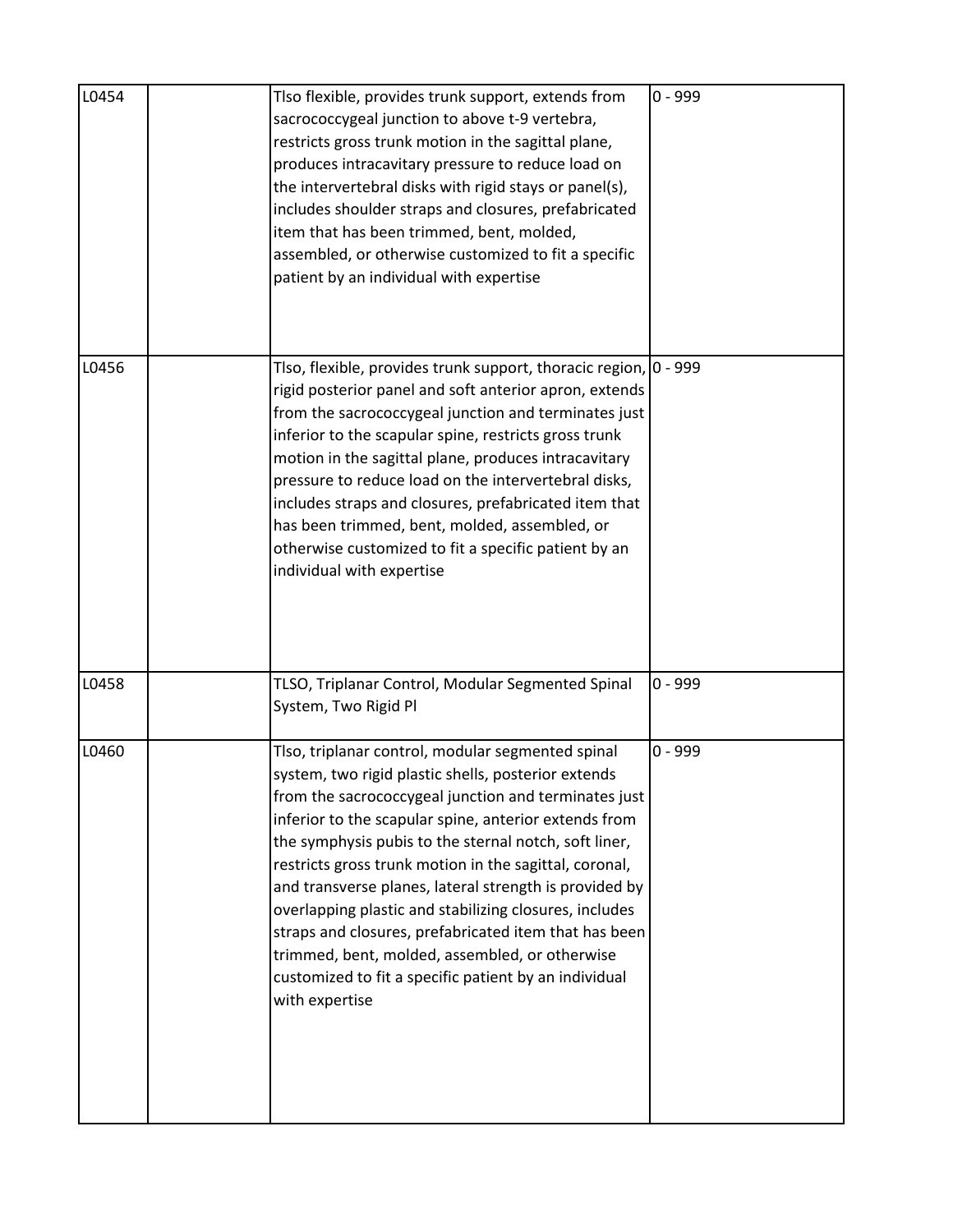| | | | |
|---|---|---|---|
| L0454 | | Tlso flexible, provides trunk support, extends from sacrococcygeal junction to above t-9 vertebra, restricts gross trunk motion in the sagittal plane, produces intracavitary pressure to reduce load on the intervertebral disks with rigid stays or panel(s), includes shoulder straps and closures, prefabricated item that has been trimmed, bent, molded, assembled, or otherwise customized to fit a specific patient by an individual with expertise | 0 - 999 |
| L0456 | | Tlso, flexible, provides trunk support, thoracic region, rigid posterior panel and soft anterior apron, extends from the sacrococcygeal junction and terminates just inferior to the scapular spine, restricts gross trunk motion in the sagittal plane, produces intracavitary pressure to reduce load on the intervertebral disks, includes straps and closures, prefabricated item that has been trimmed, bent, molded, assembled, or otherwise customized to fit a specific patient by an individual with expertise | 0 - 999 |
| L0458 | | TLSO, Triplanar Control, Modular Segmented Spinal System, Two Rigid Pl | 0 - 999 |
| L0460 | | Tlso, triplanar control, modular segmented spinal system, two rigid plastic shells, posterior extends from the sacrococcygeal junction and terminates just inferior to the scapular spine, anterior extends from the symphysis pubis to the sternal notch, soft liner, restricts gross trunk motion in the sagittal, coronal, and transverse planes, lateral strength is provided by overlapping plastic and stabilizing closures, includes straps and closures, prefabricated item that has been trimmed, bent, molded, assembled, or otherwise customized to fit a specific patient by an individual with expertise | 0 - 999 |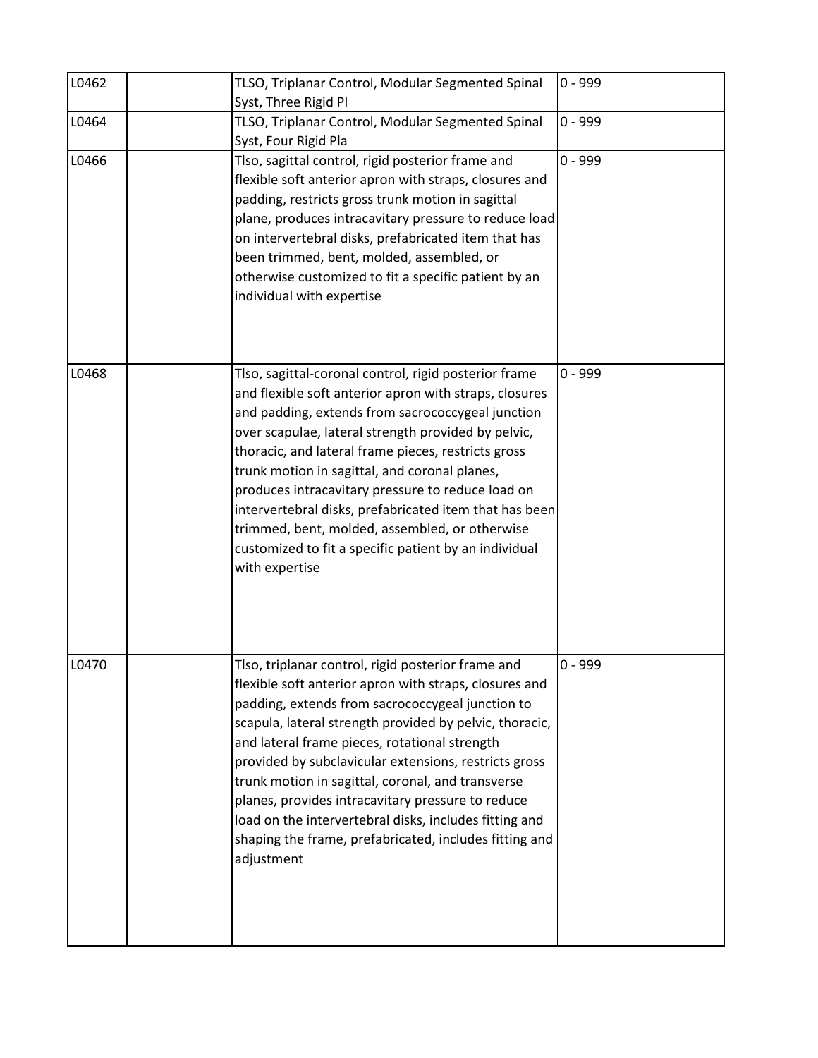| | | | |
|---|---|---|---|
| L0462 | | TLSO, Triplanar Control, Modular Segmented Spinal Syst, Three Rigid Pl | 0 - 999 |
| L0464 | | TLSO, Triplanar Control, Modular Segmented Spinal Syst, Four Rigid Pla | 0 - 999 |
| L0466 | | Tlso, sagittal control, rigid posterior frame and flexible soft anterior apron with straps, closures and padding, restricts gross trunk motion in sagittal plane, produces intracavitary pressure to reduce load on intervertebral disks, prefabricated item that has been trimmed, bent, molded, assembled, or otherwise customized to fit a specific patient by an individual with expertise | 0 - 999 |
| L0468 | | Tlso, sagittal-coronal control, rigid posterior frame and flexible soft anterior apron with straps, closures and padding, extends from sacrococcygeal junction over scapulae, lateral strength provided by pelvic, thoracic, and lateral frame pieces, restricts gross trunk motion in sagittal, and coronal planes, produces intracavitary pressure to reduce load on intervertebral disks, prefabricated item that has been trimmed, bent, molded, assembled, or otherwise customized to fit a specific patient by an individual with expertise | 0 - 999 |
| L0470 | | Tlso, triplanar control, rigid posterior frame and flexible soft anterior apron with straps, closures and padding, extends from sacrococcygeal junction to scapula, lateral strength provided by pelvic, thoracic, and lateral frame pieces, rotational strength provided by subclavicular extensions, restricts gross trunk motion in sagittal, coronal, and transverse planes, provides intracavitary pressure to reduce load on the intervertebral disks, includes fitting and shaping the frame, prefabricated, includes fitting and adjustment | 0 - 999 |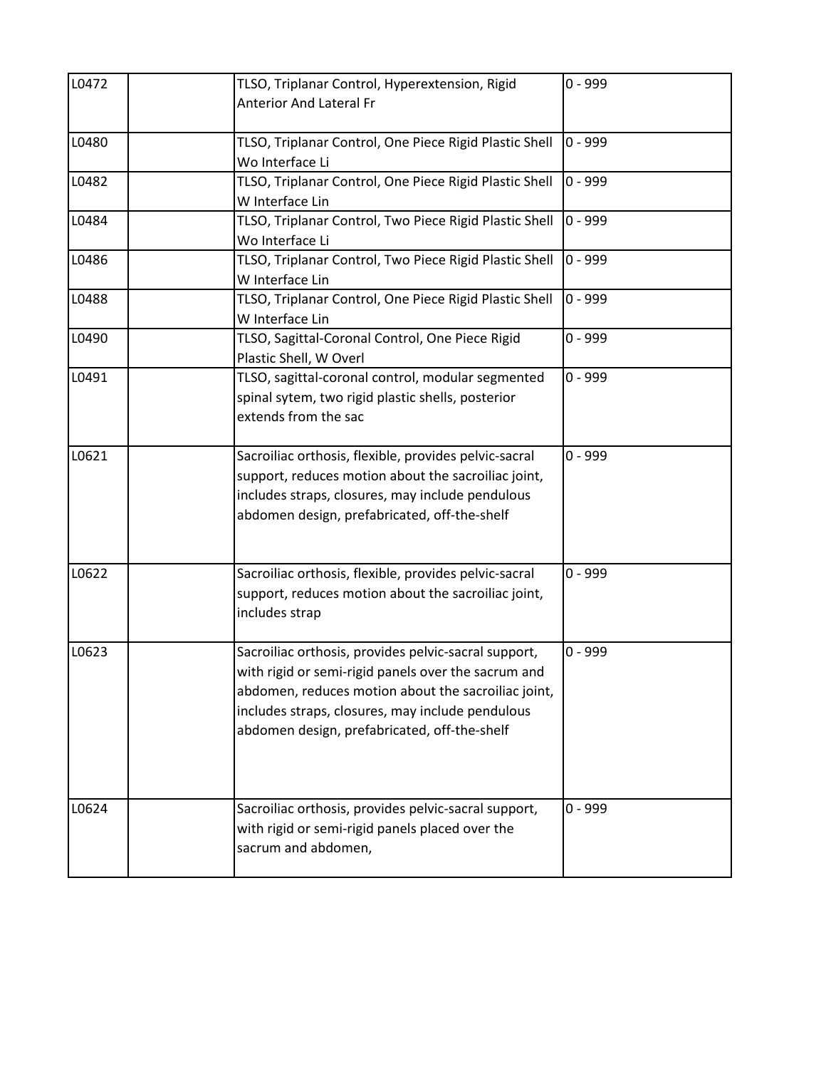| | | | |
|---|---|---|---|
| L0472 | | TLSO, Triplanar Control, Hyperextension, Rigid Anterior And Lateral Fr | 0 - 999 |
| L0480 | | TLSO, Triplanar Control, One Piece Rigid Plastic Shell Wo Interface Li | 0 - 999 |
| L0482 | | TLSO, Triplanar Control, One Piece Rigid Plastic Shell W Interface Lin | 0 - 999 |
| L0484 | | TLSO, Triplanar Control, Two Piece Rigid Plastic Shell Wo Interface Li | 0 - 999 |
| L0486 | | TLSO, Triplanar Control, Two Piece Rigid Plastic Shell W Interface Lin | 0 - 999 |
| L0488 | | TLSO, Triplanar Control, One Piece Rigid Plastic Shell W Interface Lin | 0 - 999 |
| L0490 | | TLSO, Sagittal-Coronal Control, One Piece Rigid Plastic Shell, W Overl | 0 - 999 |
| L0491 | | TLSO, sagittal-coronal control, modular segmented spinal sytem, two rigid plastic shells, posterior extends from the sac | 0 - 999 |
| L0621 | | Sacroiliac orthosis, flexible, provides pelvic-sacral support, reduces motion about the sacroiliac joint, includes straps, closures, may include pendulous abdomen design, prefabricated, off-the-shelf | 0 - 999 |
| L0622 | | Sacroiliac orthosis, flexible, provides pelvic-sacral support, reduces motion about the sacroiliac joint, includes strap | 0 - 999 |
| L0623 | | Sacroiliac orthosis, provides pelvic-sacral support, with rigid or semi-rigid panels over the sacrum and abdomen, reduces motion about the sacroiliac joint, includes straps, closures, may include pendulous abdomen design, prefabricated, off-the-shelf | 0 - 999 |
| L0624 | | Sacroiliac orthosis, provides pelvic-sacral support, with rigid or semi-rigid panels placed over the sacrum and abdomen, | 0 - 999 |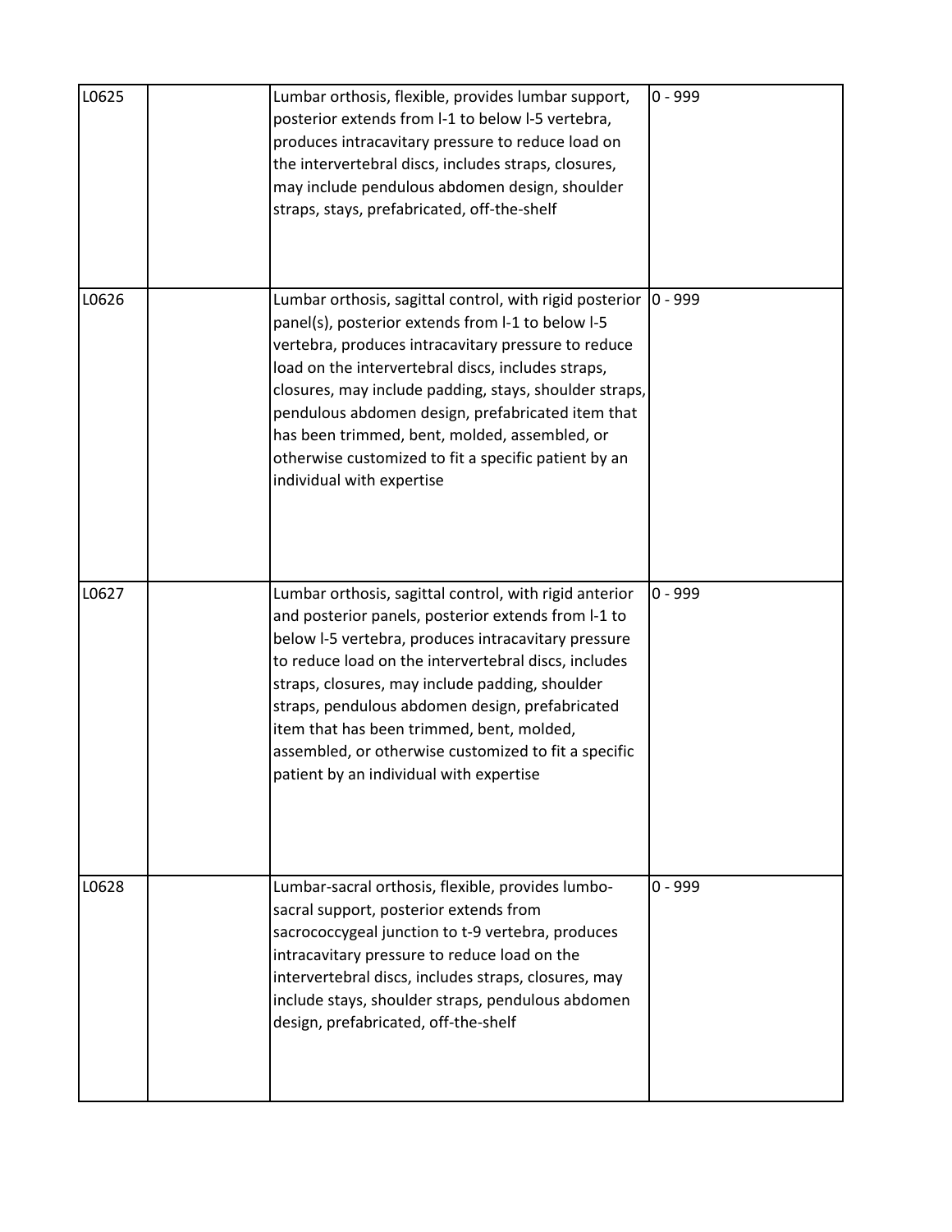| | | | |
|---|---|---|---|
| L0625 | | Lumbar orthosis, flexible, provides lumbar support, posterior extends from l-1 to below l-5 vertebra, produces intracavitary pressure to reduce load on the intervertebral discs, includes straps, closures, may include pendulous abdomen design, shoulder straps, stays, prefabricated, off-the-shelf | 0 - 999 |
| L0626 | | Lumbar orthosis, sagittal control, with rigid posterior panel(s), posterior extends from l-1 to below l-5 vertebra, produces intracavitary pressure to reduce load on the intervertebral discs, includes straps, closures, may include padding, stays, shoulder straps, pendulous abdomen design, prefabricated item that has been trimmed, bent, molded, assembled, or otherwise customized to fit a specific patient by an individual with expertise | 0 - 999 |
| L0627 | | Lumbar orthosis, sagittal control, with rigid anterior and posterior panels, posterior extends from l-1 to below l-5 vertebra, produces intracavitary pressure to reduce load on the intervertebral discs, includes straps, closures, may include padding, shoulder straps, pendulous abdomen design, prefabricated item that has been trimmed, bent, molded, assembled, or otherwise customized to fit a specific patient by an individual with expertise | 0 - 999 |
| L0628 | | Lumbar-sacral orthosis, flexible, provides lumbo-sacral support, posterior extends from sacrococcygeal junction to t-9 vertebra, produces intracavitary pressure to reduce load on the intervertebral discs, includes straps, closures, may include stays, shoulder straps, pendulous abdomen design, prefabricated, off-the-shelf | 0 - 999 |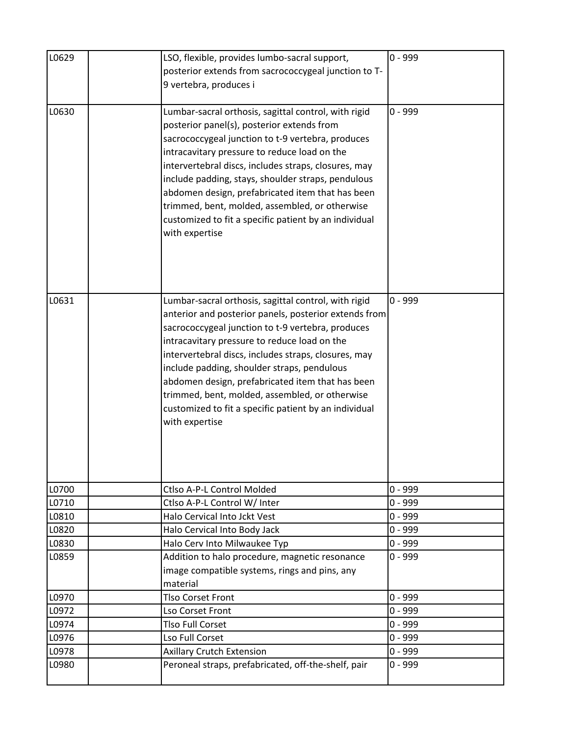| L0629 | | LSO, flexible, provides lumbo-sacral support, posterior extends from sacrococcygeal junction to T-9 vertebra, produces i | 0 - 999 |
|---|---|---|---|
| L0630 | | Lumbar-sacral orthosis, sagittal control, with rigid posterior panel(s), posterior extends from sacrococcygeal junction to t-9 vertebra, produces intracavitary pressure to reduce load on the intervertebral discs, includes straps, closures, may include padding, stays, shoulder straps, pendulous abdomen design, prefabricated item that has been trimmed, bent, molded, assembled, or otherwise customized to fit a specific patient by an individual with expertise | 0 - 999 |
| L0631 | | Lumbar-sacral orthosis, sagittal control, with rigid anterior and posterior panels, posterior extends from sacrococcygeal junction to t-9 vertebra, produces intracavitary pressure to reduce load on the intervertebral discs, includes straps, closures, may include padding, shoulder straps, pendulous abdomen design, prefabricated item that has been trimmed, bent, molded, assembled, or otherwise customized to fit a specific patient by an individual with expertise | 0 - 999 |
| L0700 | | Ctlso A-P-L Control Molded | 0 - 999 |
| L0710 | | Ctlso A-P-L Control W/ Inter | 0 - 999 |
| L0810 | | Halo Cervical Into Jckt Vest | 0 - 999 |
| L0820 | | Halo Cervical Into Body Jack | 0 - 999 |
| L0830 | | Halo Cerv Into Milwaukee Typ | 0 - 999 |
| L0859 | | Addition to halo procedure, magnetic resonance image compatible systems, rings and pins, any material | 0 - 999 |
| L0970 | | Tlso Corset Front | 0 - 999 |
| L0972 | | Lso Corset Front | 0 - 999 |
| L0974 | | Tlso Full Corset | 0 - 999 |
| L0976 | | Lso Full Corset | 0 - 999 |
| L0978 | | Axillary Crutch Extension | 0 - 999 |
| L0980 | | Peroneal straps, prefabricated, off-the-shelf, pair | 0 - 999 |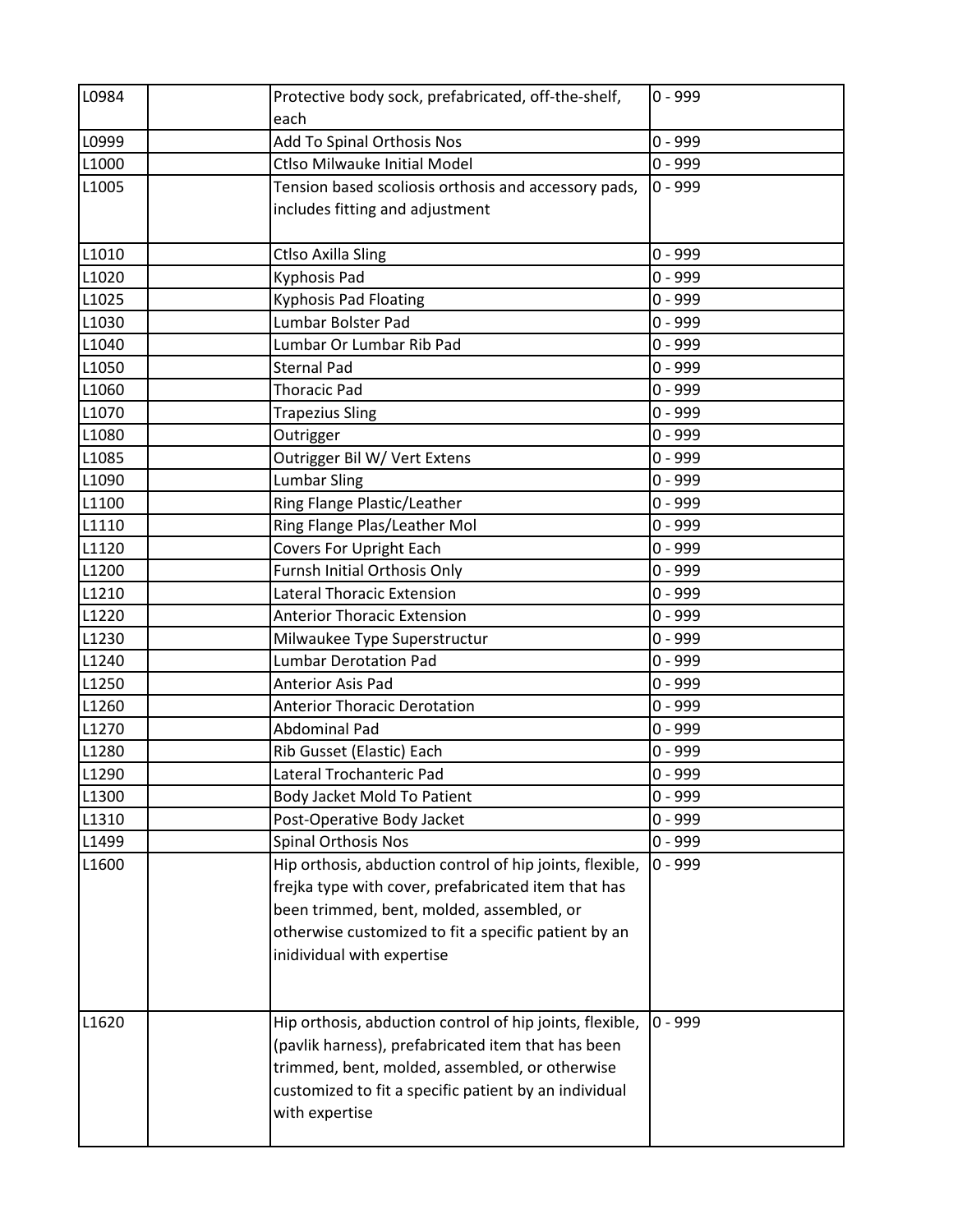| | | | |
|---|---|---|---|
| L0984 | | Protective body sock, prefabricated, off-the-shelf, each | 0 - 999 |
| L0999 | | Add To Spinal Orthosis Nos | 0 - 999 |
| L1000 | | Ctlso Milwauke Initial Model | 0 - 999 |
| L1005 | | Tension based scoliosis orthosis and accessory pads, includes fitting and adjustment | 0 - 999 |
| L1010 | | Ctlso Axilla Sling | 0 - 999 |
| L1020 | | Kyphosis Pad | 0 - 999 |
| L1025 | | Kyphosis Pad Floating | 0 - 999 |
| L1030 | | Lumbar Bolster Pad | 0 - 999 |
| L1040 | | Lumbar Or Lumbar Rib Pad | 0 - 999 |
| L1050 | | Sternal Pad | 0 - 999 |
| L1060 | | Thoracic Pad | 0 - 999 |
| L1070 | | Trapezius Sling | 0 - 999 |
| L1080 | | Outrigger | 0 - 999 |
| L1085 | | Outrigger Bil W/ Vert Extens | 0 - 999 |
| L1090 | | Lumbar Sling | 0 - 999 |
| L1100 | | Ring Flange Plastic/Leather | 0 - 999 |
| L1110 | | Ring Flange Plas/Leather Mol | 0 - 999 |
| L1120 | | Covers For Upright Each | 0 - 999 |
| L1200 | | Furnsh Initial Orthosis Only | 0 - 999 |
| L1210 | | Lateral Thoracic Extension | 0 - 999 |
| L1220 | | Anterior Thoracic Extension | 0 - 999 |
| L1230 | | Milwaukee Type Superstructur | 0 - 999 |
| L1240 | | Lumbar Derotation Pad | 0 - 999 |
| L1250 | | Anterior Asis Pad | 0 - 999 |
| L1260 | | Anterior Thoracic Derotation | 0 - 999 |
| L1270 | | Abdominal Pad | 0 - 999 |
| L1280 | | Rib Gusset (Elastic) Each | 0 - 999 |
| L1290 | | Lateral Trochanteric Pad | 0 - 999 |
| L1300 | | Body Jacket Mold To Patient | 0 - 999 |
| L1310 | | Post-Operative Body Jacket | 0 - 999 |
| L1499 | | Spinal Orthosis Nos | 0 - 999 |
| L1600 | | Hip orthosis, abduction control of hip joints, flexible, frejka type with cover, prefabricated item that has been trimmed, bent, molded, assembled, or otherwise customized to fit a specific patient by an inidividual with expertise | 0 - 999 |
| L1620 | | Hip orthosis, abduction control of hip joints, flexible, (pavlik harness), prefabricated item that has been trimmed, bent, molded, assembled, or otherwise customized to fit a specific patient by an individual with expertise | 0 - 999 |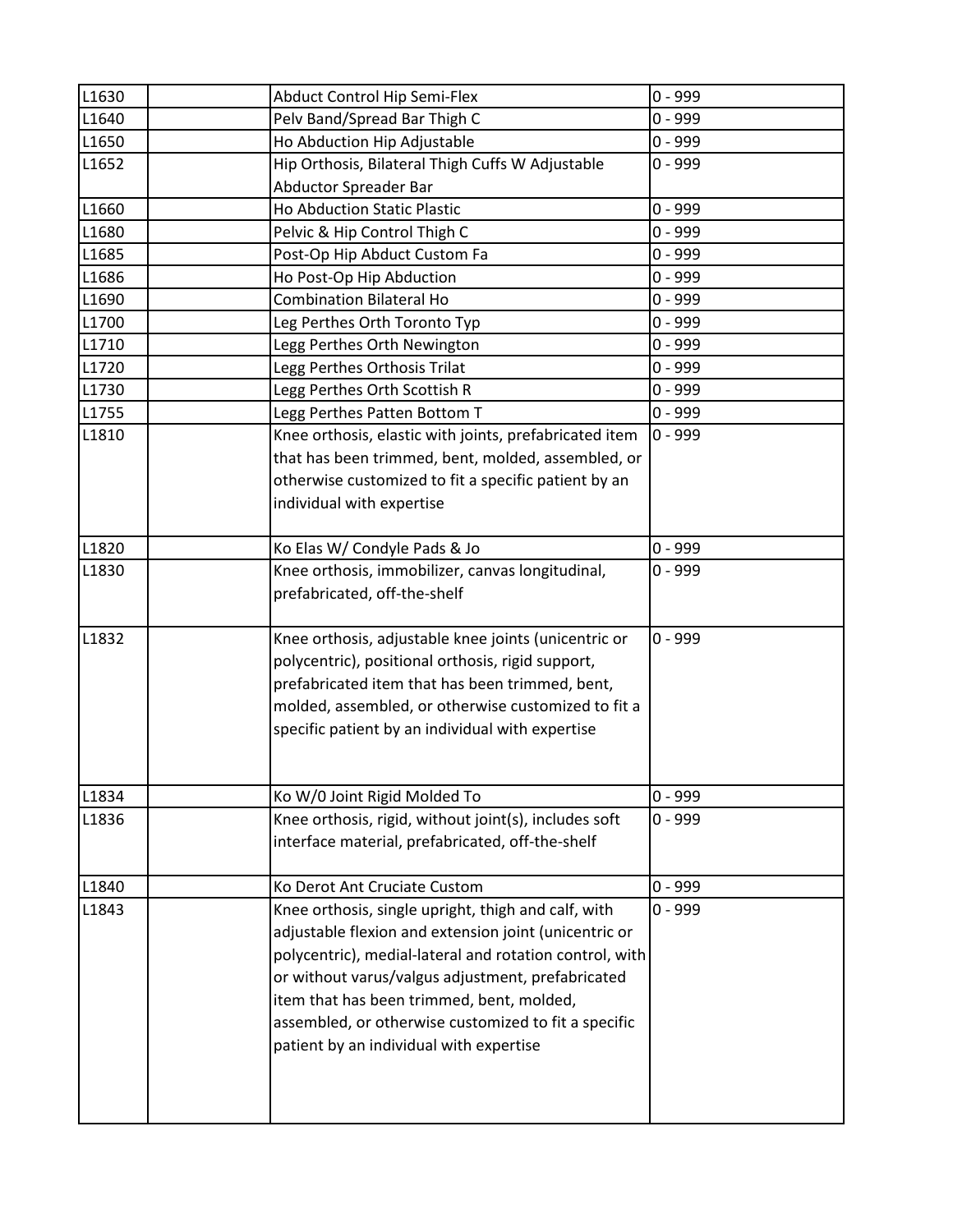| | | | |
|---|---|---|---|
| L1630 | | Abduct Control Hip Semi-Flex | 0 - 999 |
| L1640 | | Pelv Band/Spread Bar Thigh C | 0 - 999 |
| L1650 | | Ho Abduction Hip Adjustable | 0 - 999 |
| L1652 | | Hip Orthosis, Bilateral Thigh Cuffs W Adjustable Abductor Spreader Bar | 0 - 999 |
| L1660 | | Ho Abduction Static Plastic | 0 - 999 |
| L1680 | | Pelvic & Hip Control Thigh C | 0 - 999 |
| L1685 | | Post-Op Hip Abduct Custom Fa | 0 - 999 |
| L1686 | | Ho Post-Op Hip Abduction | 0 - 999 |
| L1690 | | Combination Bilateral Ho | 0 - 999 |
| L1700 | | Leg Perthes Orth Toronto Typ | 0 - 999 |
| L1710 | | Legg Perthes Orth Newington | 0 - 999 |
| L1720 | | Legg Perthes Orthosis Trilat | 0 - 999 |
| L1730 | | Legg Perthes Orth Scottish R | 0 - 999 |
| L1755 | | Legg Perthes Patten Bottom T | 0 - 999 |
| L1810 | | Knee orthosis, elastic with joints, prefabricated item that has been trimmed, bent, molded, assembled, or otherwise customized to fit a specific patient by an individual with expertise | 0 - 999 |
| L1820 | | Ko Elas W/ Condyle Pads & Jo | 0 - 999 |
| L1830 | | Knee orthosis, immobilizer, canvas longitudinal, prefabricated, off-the-shelf | 0 - 999 |
| L1832 | | Knee orthosis, adjustable knee joints (unicentric or polycentric), positional orthosis, rigid support, prefabricated item that has been trimmed, bent, molded, assembled, or otherwise customized to fit a specific patient by an individual with expertise | 0 - 999 |
| L1834 | | Ko W/0 Joint Rigid Molded To | 0 - 999 |
| L1836 | | Knee orthosis, rigid, without joint(s), includes soft interface material, prefabricated, off-the-shelf | 0 - 999 |
| L1840 | | Ko Derot Ant Cruciate Custom | 0 - 999 |
| L1843 | | Knee orthosis, single upright, thigh and calf, with adjustable flexion and extension joint (unicentric or polycentric), medial-lateral and rotation control, with or without varus/valgus adjustment, prefabricated item that has been trimmed, bent, molded, assembled, or otherwise customized to fit a specific patient by an individual with expertise | 0 - 999 |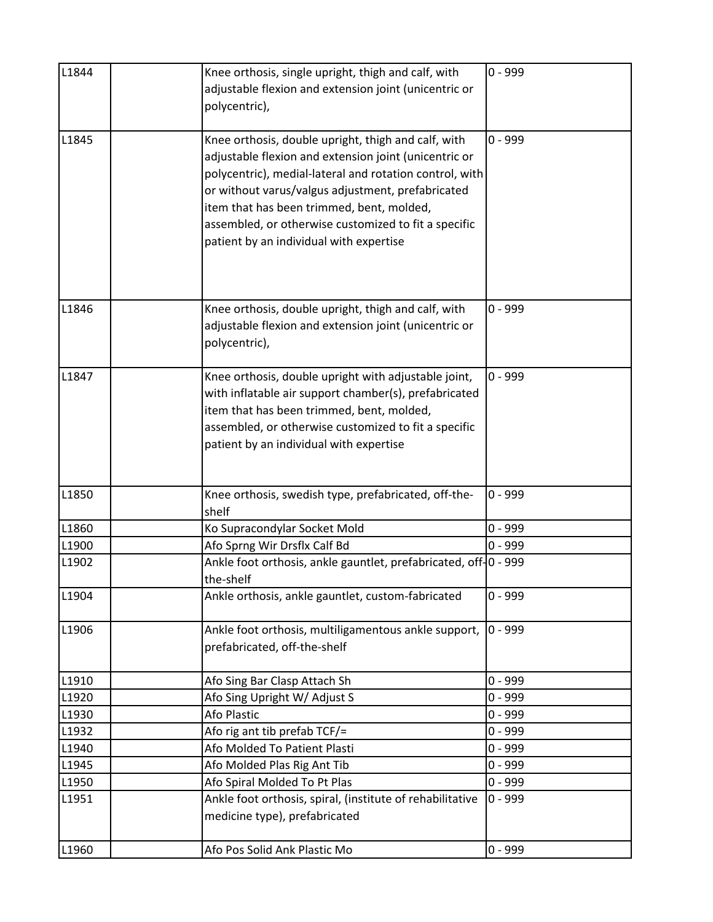| | | | |
|---|---|---|---|
| L1844 | | Knee orthosis, single upright, thigh and calf, with adjustable flexion and extension joint (unicentric or polycentric), | 0 - 999 |
| L1845 | | Knee orthosis, double upright, thigh and calf, with adjustable flexion and extension joint (unicentric or polycentric), medial-lateral and rotation control, with or without varus/valgus adjustment, prefabricated item that has been trimmed, bent, molded, assembled, or otherwise customized to fit a specific patient by an individual with expertise | 0 - 999 |
| L1846 | | Knee orthosis, double upright, thigh and calf, with adjustable flexion and extension joint (unicentric or polycentric), | 0 - 999 |
| L1847 | | Knee orthosis, double upright with adjustable joint, with inflatable air support chamber(s), prefabricated item that has been trimmed, bent, molded, assembled, or otherwise customized to fit a specific patient by an individual with expertise | 0 - 999 |
| L1850 | | Knee orthosis, swedish type, prefabricated, off-the-shelf | 0 - 999 |
| L1860 | | Ko Supracondylar Socket Mold | 0 - 999 |
| L1900 | | Afo Sprng Wir Drsflx Calf Bd | 0 - 999 |
| L1902 | | Ankle foot orthosis, ankle gauntlet, prefabricated, off-the-shelf | 0 - 999 |
| L1904 | | Ankle orthosis, ankle gauntlet, custom-fabricated | 0 - 999 |
| L1906 | | Ankle foot orthosis, multiligamentous ankle support, prefabricated, off-the-shelf | 0 - 999 |
| L1910 | | Afo Sing Bar Clasp Attach Sh | 0 - 999 |
| L1920 | | Afo Sing Upright W/ Adjust S | 0 - 999 |
| L1930 | | Afo Plastic | 0 - 999 |
| L1932 | | Afo rig ant tib prefab TCF/= | 0 - 999 |
| L1940 | | Afo Molded To Patient Plasti | 0 - 999 |
| L1945 | | Afo Molded Plas Rig Ant Tib | 0 - 999 |
| L1950 | | Afo Spiral Molded To Pt Plas | 0 - 999 |
| L1951 | | Ankle foot orthosis, spiral, (institute of rehabilitative medicine type), prefabricated | 0 - 999 |
| L1960 | | Afo Pos Solid Ank Plastic Mo | 0 - 999 |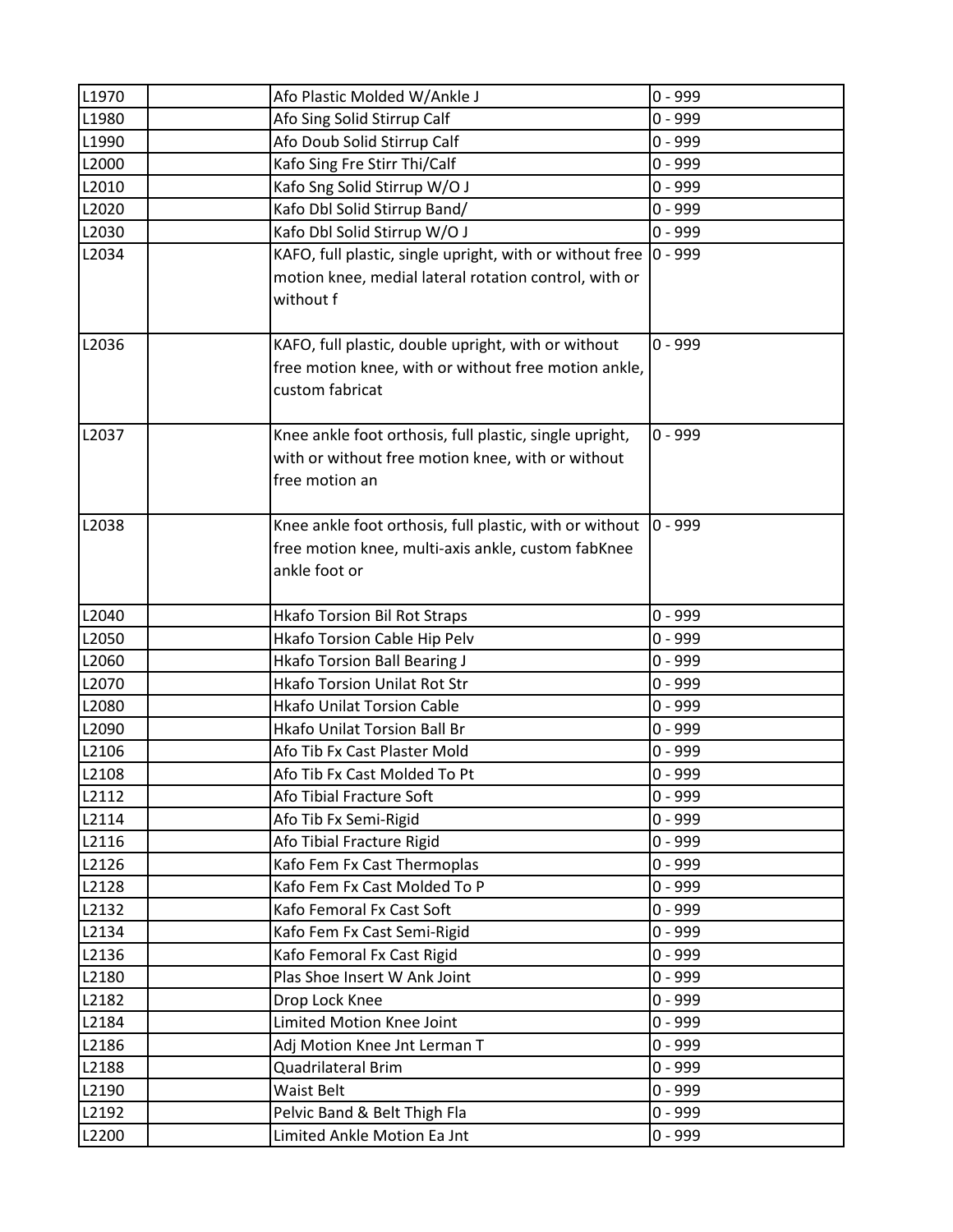| L1970 | | Afo Plastic Molded W/Ankle J | 0 - 999 |
|---|---|---|---|
| L1980 | | Afo Sing Solid Stirrup Calf | 0 - 999 |
| L1990 | | Afo Doub Solid Stirrup Calf | 0 - 999 |
| L2000 | | Kafo Sing Fre Stirr Thi/Calf | 0 - 999 |
| L2010 | | Kafo Sng Solid Stirrup W/O J | 0 - 999 |
| L2020 | | Kafo Dbl Solid Stirrup Band/ | 0 - 999 |
| L2030 | | Kafo Dbl Solid Stirrup W/O J | 0 - 999 |
| L2034 | | KAFO, full plastic, single upright, with or without free motion knee, medial lateral rotation control, with or without f | 0 - 999 |
| L2036 | | KAFO, full plastic, double upright, with or without free motion knee, with or without free motion ankle, custom fabricat | 0 - 999 |
| L2037 | | Knee ankle foot orthosis, full plastic, single upright, with or without free motion knee, with or without free motion an | 0 - 999 |
| L2038 | | Knee ankle foot orthosis, full plastic, with or without free motion knee, multi-axis ankle, custom fabKnee ankle foot or | 0 - 999 |
| L2040 | | Hkafo Torsion Bil Rot Straps | 0 - 999 |
| L2050 | | Hkafo Torsion Cable Hip Pelv | 0 - 999 |
| L2060 | | Hkafo Torsion Ball Bearing J | 0 - 999 |
| L2070 | | Hkafo Torsion Unilat Rot Str | 0 - 999 |
| L2080 | | Hkafo Unilat Torsion Cable | 0 - 999 |
| L2090 | | Hkafo Unilat Torsion Ball Br | 0 - 999 |
| L2106 | | Afo Tib Fx Cast Plaster Mold | 0 - 999 |
| L2108 | | Afo Tib Fx Cast Molded To Pt | 0 - 999 |
| L2112 | | Afo Tibial Fracture Soft | 0 - 999 |
| L2114 | | Afo Tib Fx Semi-Rigid | 0 - 999 |
| L2116 | | Afo Tibial Fracture Rigid | 0 - 999 |
| L2126 | | Kafo Fem Fx Cast Thermoplas | 0 - 999 |
| L2128 | | Kafo Fem Fx Cast Molded To P | 0 - 999 |
| L2132 | | Kafo Femoral Fx Cast Soft | 0 - 999 |
| L2134 | | Kafo Fem Fx Cast Semi-Rigid | 0 - 999 |
| L2136 | | Kafo Femoral Fx Cast Rigid | 0 - 999 |
| L2180 | | Plas Shoe Insert W Ank Joint | 0 - 999 |
| L2182 | | Drop Lock Knee | 0 - 999 |
| L2184 | | Limited Motion Knee Joint | 0 - 999 |
| L2186 | | Adj Motion Knee Jnt Lerman T | 0 - 999 |
| L2188 | | Quadrilateral Brim | 0 - 999 |
| L2190 | | Waist Belt | 0 - 999 |
| L2192 | | Pelvic Band & Belt Thigh Fla | 0 - 999 |
| L2200 | | Limited Ankle Motion Ea Jnt | 0 - 999 |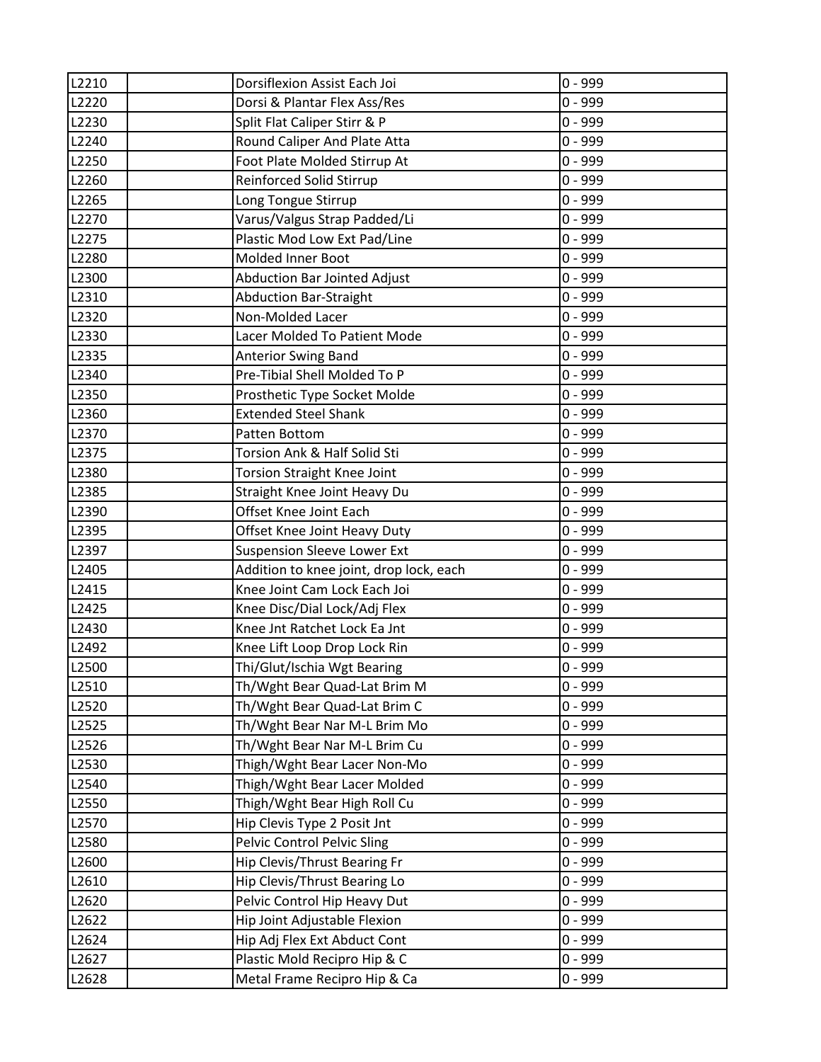| L2210 | | Dorsiflexion Assist Each Joi | 0 - 999 |
|---|---|---|---|
| L2220 | | Dorsi & Plantar Flex Ass/Res | 0 - 999 |
| L2230 | | Split Flat Caliper Stirr & P | 0 - 999 |
| L2240 | | Round Caliper And Plate Atta | 0 - 999 |
| L2250 | | Foot Plate Molded Stirrup At | 0 - 999 |
| L2260 | | Reinforced Solid Stirrup | 0 - 999 |
| L2265 | | Long Tongue Stirrup | 0 - 999 |
| L2270 | | Varus/Valgus Strap Padded/Li | 0 - 999 |
| L2275 | | Plastic Mod Low Ext Pad/Line | 0 - 999 |
| L2280 | | Molded Inner Boot | 0 - 999 |
| L2300 | | Abduction Bar Jointed Adjust | 0 - 999 |
| L2310 | | Abduction Bar-Straight | 0 - 999 |
| L2320 | | Non-Molded Lacer | 0 - 999 |
| L2330 | | Lacer Molded To Patient Mode | 0 - 999 |
| L2335 | | Anterior Swing Band | 0 - 999 |
| L2340 | | Pre-Tibial Shell Molded To P | 0 - 999 |
| L2350 | | Prosthetic Type Socket Molde | 0 - 999 |
| L2360 | | Extended Steel Shank | 0 - 999 |
| L2370 | | Patten Bottom | 0 - 999 |
| L2375 | | Torsion Ank & Half Solid Sti | 0 - 999 |
| L2380 | | Torsion Straight Knee Joint | 0 - 999 |
| L2385 | | Straight Knee Joint Heavy Du | 0 - 999 |
| L2390 | | Offset Knee Joint Each | 0 - 999 |
| L2395 | | Offset Knee Joint Heavy Duty | 0 - 999 |
| L2397 | | Suspension Sleeve Lower Ext | 0 - 999 |
| L2405 | | Addition to knee joint, drop lock, each | 0 - 999 |
| L2415 | | Knee Joint Cam Lock Each Joi | 0 - 999 |
| L2425 | | Knee Disc/Dial Lock/Adj Flex | 0 - 999 |
| L2430 | | Knee Jnt Ratchet Lock Ea Jnt | 0 - 999 |
| L2492 | | Knee Lift Loop Drop Lock Rin | 0 - 999 |
| L2500 | | Thi/Glut/Ischia Wgt Bearing | 0 - 999 |
| L2510 | | Th/Wght Bear Quad-Lat Brim M | 0 - 999 |
| L2520 | | Th/Wght Bear Quad-Lat Brim C | 0 - 999 |
| L2525 | | Th/Wght Bear Nar M-L Brim Mo | 0 - 999 |
| L2526 | | Th/Wght Bear Nar M-L Brim Cu | 0 - 999 |
| L2530 | | Thigh/Wght Bear Lacer Non-Mo | 0 - 999 |
| L2540 | | Thigh/Wght Bear Lacer Molded | 0 - 999 |
| L2550 | | Thigh/Wght Bear High Roll Cu | 0 - 999 |
| L2570 | | Hip Clevis Type 2 Posit Jnt | 0 - 999 |
| L2580 | | Pelvic Control Pelvic Sling | 0 - 999 |
| L2600 | | Hip Clevis/Thrust Bearing Fr | 0 - 999 |
| L2610 | | Hip Clevis/Thrust Bearing Lo | 0 - 999 |
| L2620 | | Pelvic Control Hip Heavy Dut | 0 - 999 |
| L2622 | | Hip Joint Adjustable Flexion | 0 - 999 |
| L2624 | | Hip Adj Flex Ext Abduct Cont | 0 - 999 |
| L2627 | | Plastic Mold Recipro Hip & C | 0 - 999 |
| L2628 | | Metal Frame Recipro Hip & Ca | 0 - 999 |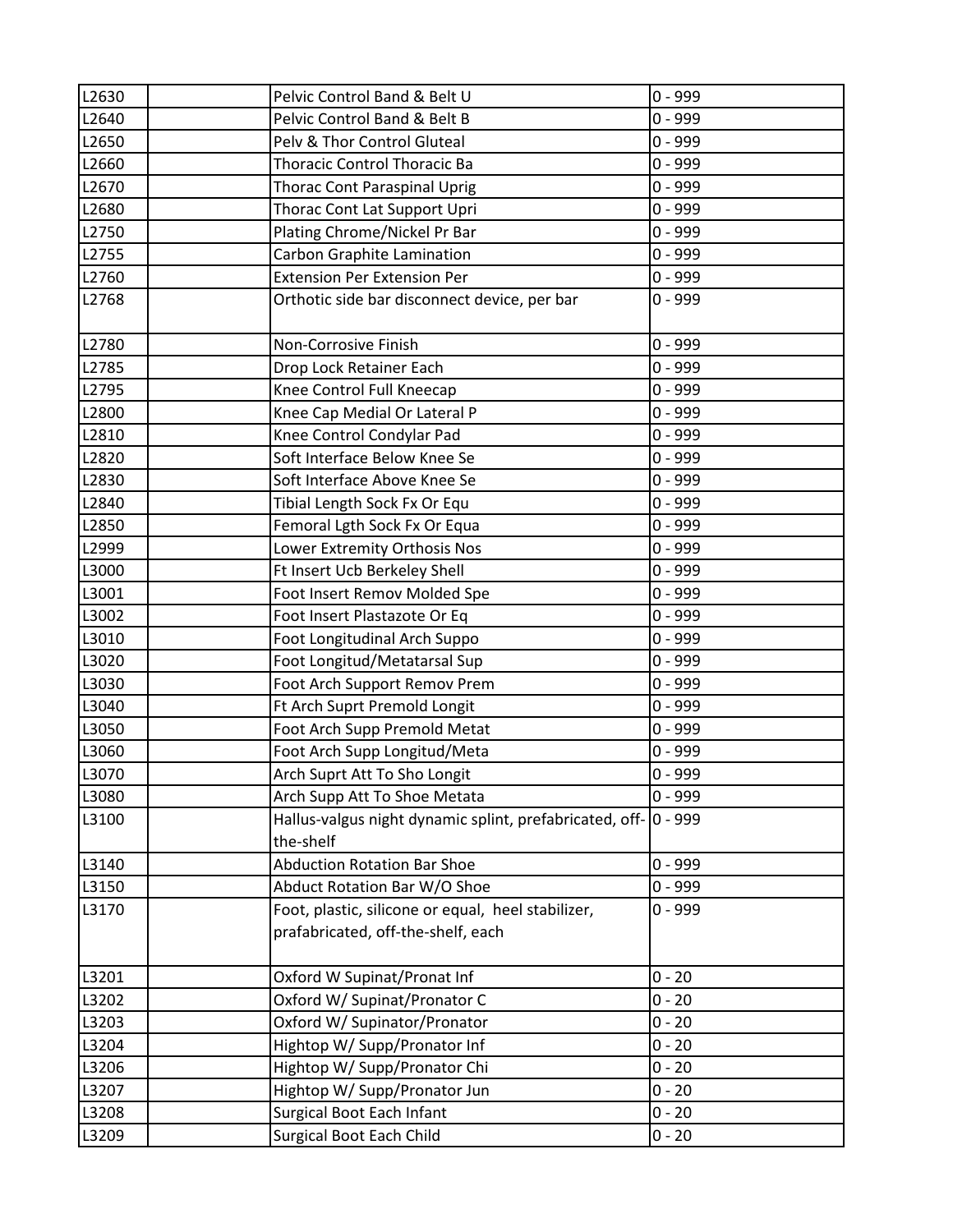| | | | |
|---|---|---|---|
| L2630 | | Pelvic Control Band & Belt U | 0 - 999 |
| L2640 | | Pelvic Control Band & Belt B | 0 - 999 |
| L2650 | | Pelv & Thor Control Gluteal | 0 - 999 |
| L2660 | | Thoracic Control Thoracic Ba | 0 - 999 |
| L2670 | | Thorac Cont Paraspinal Uprig | 0 - 999 |
| L2680 | | Thorac Cont Lat Support Upri | 0 - 999 |
| L2750 | | Plating Chrome/Nickel Pr Bar | 0 - 999 |
| L2755 | | Carbon Graphite Lamination | 0 - 999 |
| L2760 | | Extension Per Extension Per | 0 - 999 |
| L2768 | | Orthotic side bar disconnect device, per bar | 0 - 999 |
| L2780 | | Non-Corrosive Finish | 0 - 999 |
| L2785 | | Drop Lock Retainer Each | 0 - 999 |
| L2795 | | Knee Control Full Kneecap | 0 - 999 |
| L2800 | | Knee Cap Medial Or Lateral P | 0 - 999 |
| L2810 | | Knee Control Condylar Pad | 0 - 999 |
| L2820 | | Soft Interface Below Knee Se | 0 - 999 |
| L2830 | | Soft Interface Above Knee Se | 0 - 999 |
| L2840 | | Tibial Length Sock Fx Or Equ | 0 - 999 |
| L2850 | | Femoral Lgth Sock Fx Or Equa | 0 - 999 |
| L2999 | | Lower Extremity Orthosis Nos | 0 - 999 |
| L3000 | | Ft Insert Ucb Berkeley Shell | 0 - 999 |
| L3001 | | Foot Insert Remov Molded Spe | 0 - 999 |
| L3002 | | Foot Insert Plastazote Or Eq | 0 - 999 |
| L3010 | | Foot Longitudinal Arch Suppo | 0 - 999 |
| L3020 | | Foot Longitud/Metatarsal Sup | 0 - 999 |
| L3030 | | Foot Arch Support Remov Prem | 0 - 999 |
| L3040 | | Ft Arch Suprt Premold Longit | 0 - 999 |
| L3050 | | Foot Arch Supp Premold Metat | 0 - 999 |
| L3060 | | Foot Arch Supp Longitud/Meta | 0 - 999 |
| L3070 | | Arch Suprt Att To Sho Longit | 0 - 999 |
| L3080 | | Arch Supp Att To Shoe Metata | 0 - 999 |
| L3100 | | Hallus-valgus night dynamic splint, prefabricated, off-the-shelf | 0 - 999 |
| L3140 | | Abduction Rotation Bar Shoe | 0 - 999 |
| L3150 | | Abduct Rotation Bar W/O Shoe | 0 - 999 |
| L3170 | | Foot, plastic, silicone or equal, heel stabilizer, prafabricated, off-the-shelf, each | 0 - 999 |
| L3201 | | Oxford W Supinat/Pronat Inf | 0 - 20 |
| L3202 | | Oxford W/ Supinat/Pronator C | 0 - 20 |
| L3203 | | Oxford W/ Supinator/Pronator | 0 - 20 |
| L3204 | | Hightop W/ Supp/Pronator Inf | 0 - 20 |
| L3206 | | Hightop W/ Supp/Pronator Chi | 0 - 20 |
| L3207 | | Hightop W/ Supp/Pronator Jun | 0 - 20 |
| L3208 | | Surgical Boot Each Infant | 0 - 20 |
| L3209 | | Surgical Boot Each Child | 0 - 20 |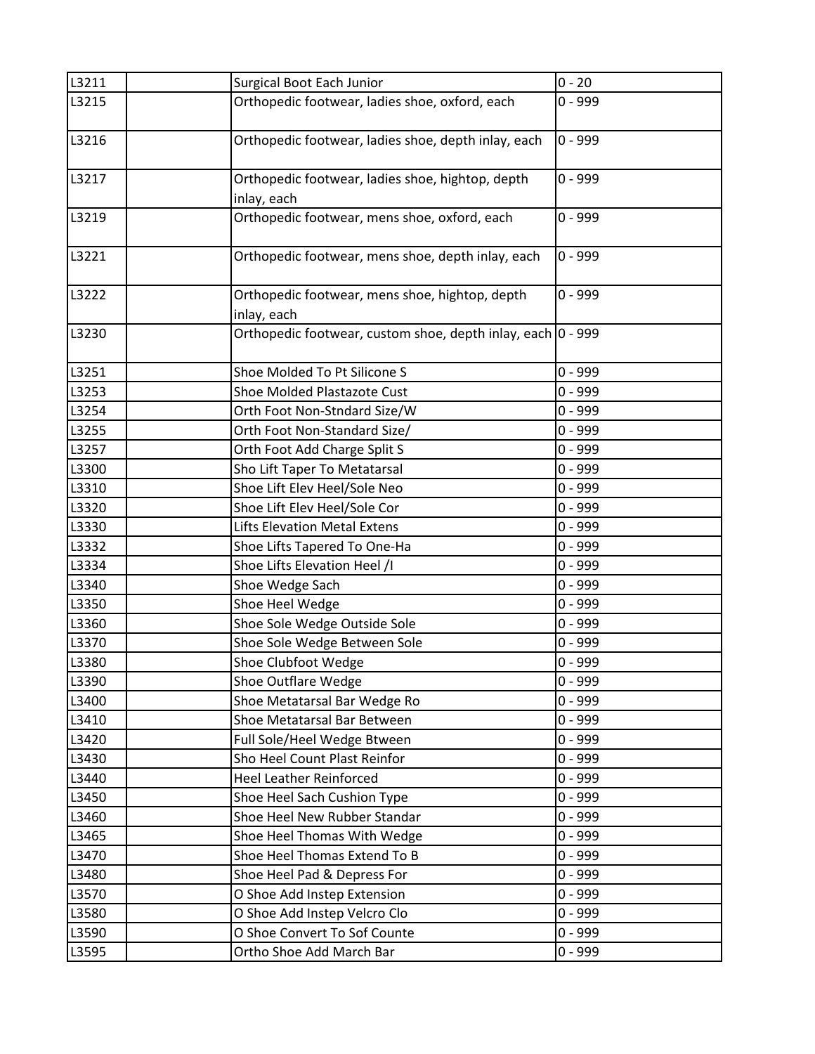| | | | |
|---|---|---|---|
| L3211 | | Surgical Boot Each Junior | 0 - 20 |
| L3215 | | Orthopedic footwear, ladies shoe, oxford, each | 0 - 999 |
| L3216 | | Orthopedic footwear, ladies shoe, depth inlay, each | 0 - 999 |
| L3217 | | Orthopedic footwear, ladies shoe, hightop, depth inlay, each | 0 - 999 |
| L3219 | | Orthopedic footwear, mens shoe, oxford, each | 0 - 999 |
| L3221 | | Orthopedic footwear, mens shoe, depth inlay, each | 0 - 999 |
| L3222 | | Orthopedic footwear, mens shoe, hightop, depth inlay, each | 0 - 999 |
| L3230 | | Orthopedic footwear, custom shoe, depth inlay, each | 0 - 999 |
| L3251 | | Shoe Molded To Pt Silicone S | 0 - 999 |
| L3253 | | Shoe Molded Plastazote Cust | 0 - 999 |
| L3254 | | Orth Foot Non-Stndard Size/W | 0 - 999 |
| L3255 | | Orth Foot Non-Standard Size/ | 0 - 999 |
| L3257 | | Orth Foot Add Charge Split S | 0 - 999 |
| L3300 | | Sho Lift Taper To Metatarsal | 0 - 999 |
| L3310 | | Shoe Lift Elev Heel/Sole Neo | 0 - 999 |
| L3320 | | Shoe Lift Elev Heel/Sole Cor | 0 - 999 |
| L3330 | | Lifts Elevation Metal Extens | 0 - 999 |
| L3332 | | Shoe Lifts Tapered To One-Ha | 0 - 999 |
| L3334 | | Shoe Lifts Elevation Heel /I | 0 - 999 |
| L3340 | | Shoe Wedge Sach | 0 - 999 |
| L3350 | | Shoe Heel Wedge | 0 - 999 |
| L3360 | | Shoe Sole Wedge Outside Sole | 0 - 999 |
| L3370 | | Shoe Sole Wedge Between Sole | 0 - 999 |
| L3380 | | Shoe Clubfoot Wedge | 0 - 999 |
| L3390 | | Shoe Outflare Wedge | 0 - 999 |
| L3400 | | Shoe Metatarsal Bar Wedge Ro | 0 - 999 |
| L3410 | | Shoe Metatarsal Bar Between | 0 - 999 |
| L3420 | | Full Sole/Heel Wedge Btween | 0 - 999 |
| L3430 | | Sho Heel Count Plast Reinfor | 0 - 999 |
| L3440 | | Heel Leather Reinforced | 0 - 999 |
| L3450 | | Shoe Heel Sach Cushion Type | 0 - 999 |
| L3460 | | Shoe Heel New Rubber Standar | 0 - 999 |
| L3465 | | Shoe Heel Thomas With Wedge | 0 - 999 |
| L3470 | | Shoe Heel Thomas Extend To B | 0 - 999 |
| L3480 | | Shoe Heel Pad & Depress For | 0 - 999 |
| L3570 | | O Shoe Add Instep Extension | 0 - 999 |
| L3580 | | O Shoe Add Instep Velcro Clo | 0 - 999 |
| L3590 | | O Shoe Convert To Sof Counte | 0 - 999 |
| L3595 | | Ortho Shoe Add March Bar | 0 - 999 |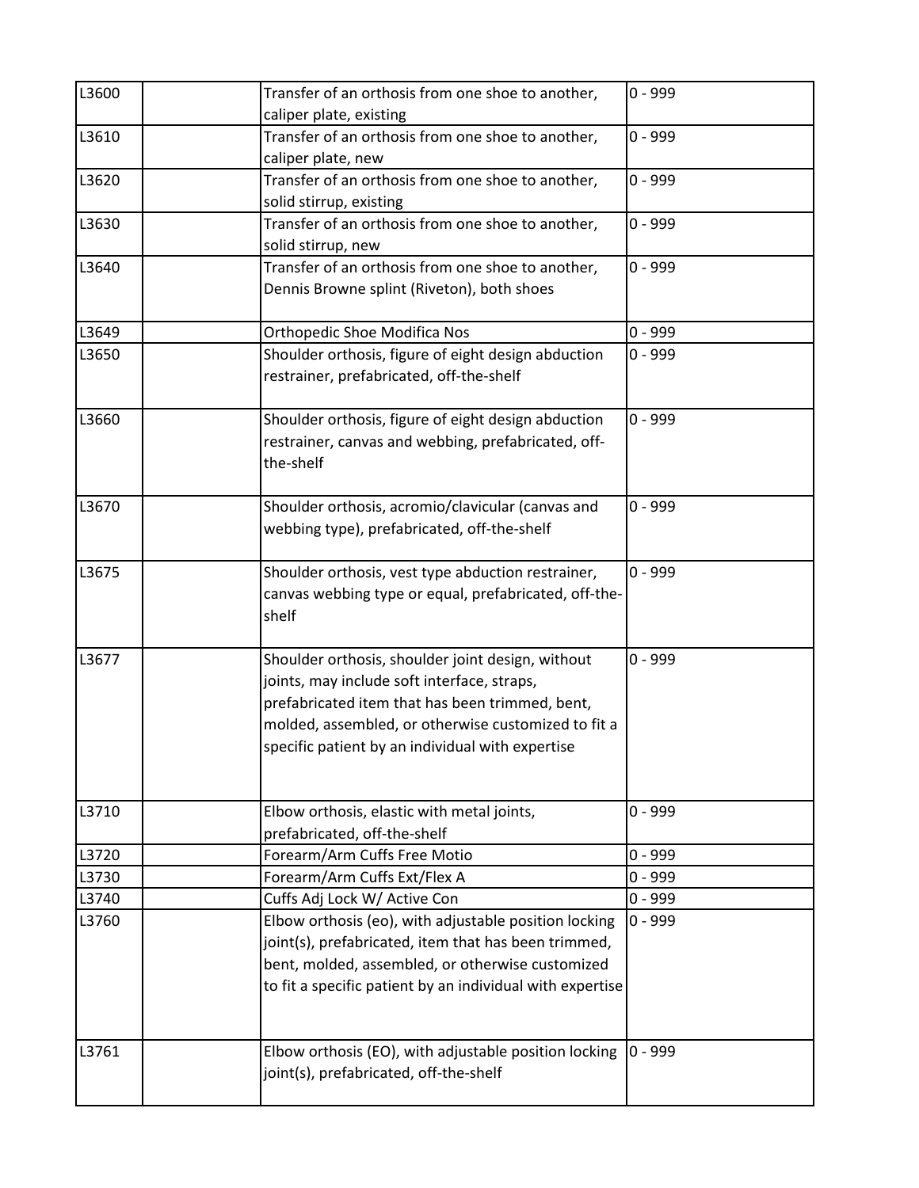| | | | |
|---|---|---|---|
| L3600 | | Transfer of an orthosis from one shoe to another, caliper plate, existing | 0 - 999 |
| L3610 | | Transfer of an orthosis from one shoe to another, caliper plate, new | 0 - 999 |
| L3620 | | Transfer of an orthosis from one shoe to another, solid stirrup, existing | 0 - 999 |
| L3630 | | Transfer of an orthosis from one shoe to another, solid stirrup, new | 0 - 999 |
| L3640 | | Transfer of an orthosis from one shoe to another, Dennis Browne splint (Riveton), both shoes | 0 - 999 |
| L3649 | | Orthopedic Shoe Modifica Nos | 0 - 999 |
| L3650 | | Shoulder orthosis, figure of eight design abduction restrainer, prefabricated, off-the-shelf | 0 - 999 |
| L3660 | | Shoulder orthosis, figure of eight design abduction restrainer, canvas and webbing, prefabricated, off-the-shelf | 0 - 999 |
| L3670 | | Shoulder orthosis, acromio/clavicular (canvas and webbing type), prefabricated, off-the-shelf | 0 - 999 |
| L3675 | | Shoulder orthosis, vest type abduction restrainer, canvas webbing type or equal, prefabricated, off-the-shelf | 0 - 999 |
| L3677 | | Shoulder orthosis, shoulder joint design, without joints, may include soft interface, straps, prefabricated item that has been trimmed, bent, molded, assembled, or otherwise customized to fit a specific patient by an individual with expertise | 0 - 999 |
| L3710 | | Elbow orthosis, elastic with metal joints, prefabricated, off-the-shelf | 0 - 999 |
| L3720 | | Forearm/Arm Cuffs Free Motio | 0 - 999 |
| L3730 | | Forearm/Arm Cuffs Ext/Flex A | 0 - 999 |
| L3740 | | Cuffs Adj Lock W/ Active Con | 0 - 999 |
| L3760 | | Elbow orthosis (eo), with adjustable position locking joint(s), prefabricated, item that has been trimmed, bent, molded, assembled, or otherwise customized to fit a specific patient by an individual with expertise | 0 - 999 |
| L3761 | | Elbow orthosis (EO), with adjustable position locking joint(s), prefabricated, off-the-shelf | 0 - 999 |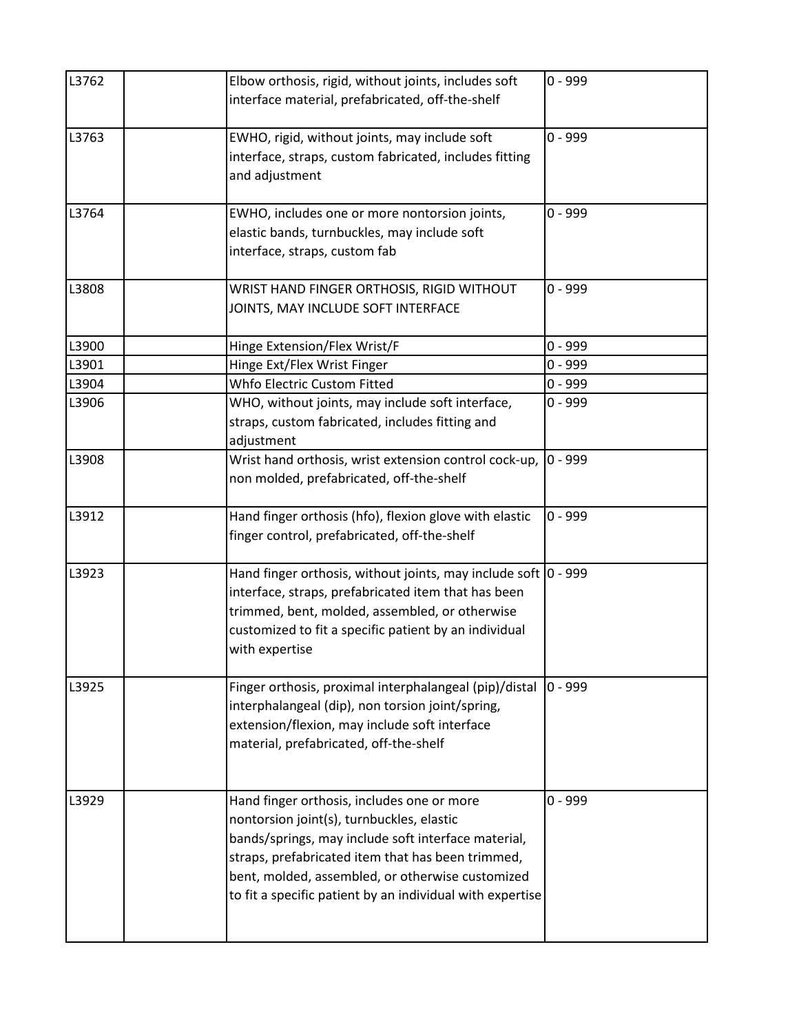| | | | |
|---|---|---|---|
| L3762 | | Elbow orthosis, rigid, without joints, includes soft interface material, prefabricated, off-the-shelf | 0 - 999 |
| L3763 | | EWHO, rigid, without joints, may include soft interface, straps, custom fabricated, includes fitting and adjustment | 0 - 999 |
| L3764 | | EWHO, includes one or more nontorsion joints, elastic bands, turnbuckles, may include soft interface, straps, custom fab | 0 - 999 |
| L3808 | | WRIST HAND FINGER ORTHOSIS, RIGID WITHOUT JOINTS, MAY INCLUDE SOFT INTERFACE | 0 - 999 |
| L3900 | | Hinge Extension/Flex Wrist/F | 0 - 999 |
| L3901 | | Hinge Ext/Flex Wrist Finger | 0 - 999 |
| L3904 | | Whfo Electric Custom Fitted | 0 - 999 |
| L3906 | | WHO, without joints, may include soft interface, straps, custom fabricated, includes fitting and adjustment | 0 - 999 |
| L3908 | | Wrist hand orthosis, wrist extension control cock-up, non molded, prefabricated, off-the-shelf | 0 - 999 |
| L3912 | | Hand finger orthosis (hfo), flexion glove with elastic finger control, prefabricated, off-the-shelf | 0 - 999 |
| L3923 | | Hand finger orthosis, without joints, may include soft interface, straps, prefabricated item that has been trimmed, bent, molded, assembled, or otherwise customized to fit a specific patient by an individual with expertise | 0 - 999 |
| L3925 | | Finger orthosis, proximal interphalangeal (pip)/distal interphalangeal (dip), non torsion joint/spring, extension/flexion, may include soft interface material, prefabricated, off-the-shelf | 0 - 999 |
| L3929 | | Hand finger orthosis, includes one or more nontorsion joint(s), turnbuckles, elastic bands/springs, may include soft interface material, straps, prefabricated item that has been trimmed, bent, molded, assembled, or otherwise customized to fit a specific patient by an individual with expertise | 0 - 999 |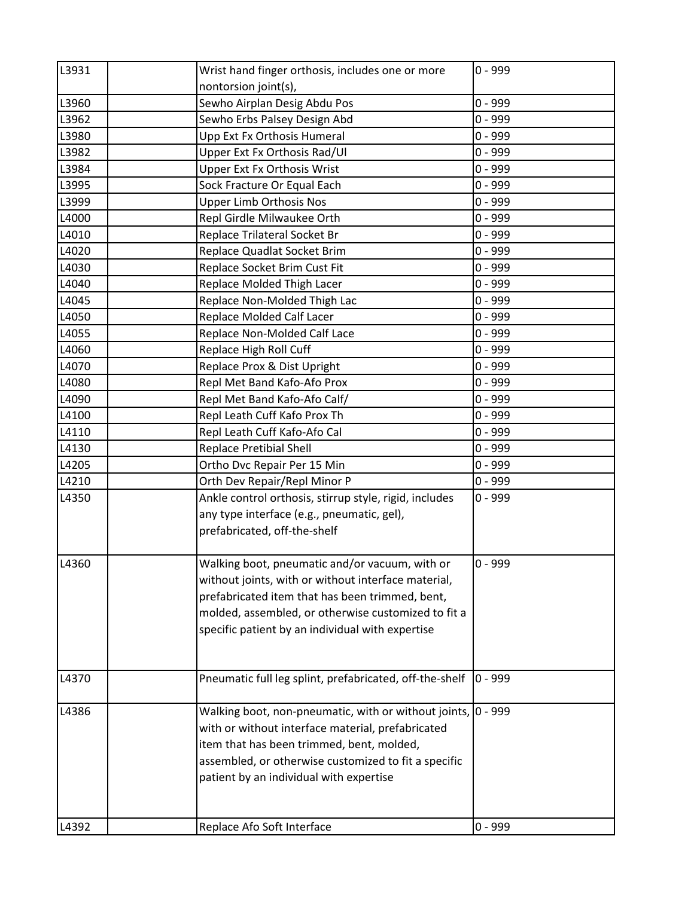| | | | |
|---|---|---|---|
| L3931 | | Wrist hand finger orthosis, includes one or more nontorsion joint(s), | 0 - 999 |
| L3960 | | Sewho Airplan Desig Abdu Pos | 0 - 999 |
| L3962 | | Sewho Erbs Palsey Design Abd | 0 - 999 |
| L3980 | | Upp Ext Fx Orthosis Humeral | 0 - 999 |
| L3982 | | Upper Ext Fx Orthosis Rad/Ul | 0 - 999 |
| L3984 | | Upper Ext Fx Orthosis Wrist | 0 - 999 |
| L3995 | | Sock Fracture Or Equal Each | 0 - 999 |
| L3999 | | Upper Limb Orthosis Nos | 0 - 999 |
| L4000 | | Repl Girdle Milwaukee Orth | 0 - 999 |
| L4010 | | Replace Trilateral Socket Br | 0 - 999 |
| L4020 | | Replace Quadlat Socket Brim | 0 - 999 |
| L4030 | | Replace Socket Brim Cust Fit | 0 - 999 |
| L4040 | | Replace Molded Thigh Lacer | 0 - 999 |
| L4045 | | Replace Non-Molded Thigh Lac | 0 - 999 |
| L4050 | | Replace Molded Calf Lacer | 0 - 999 |
| L4055 | | Replace Non-Molded Calf Lace | 0 - 999 |
| L4060 | | Replace High Roll Cuff | 0 - 999 |
| L4070 | | Replace Prox & Dist Upright | 0 - 999 |
| L4080 | | Repl Met Band Kafo-Afo Prox | 0 - 999 |
| L4090 | | Repl Met Band Kafo-Afo Calf/ | 0 - 999 |
| L4100 | | Repl Leath Cuff Kafo Prox Th | 0 - 999 |
| L4110 | | Repl Leath Cuff Kafo-Afo Cal | 0 - 999 |
| L4130 | | Replace Pretibial Shell | 0 - 999 |
| L4205 | | Ortho Dvc Repair Per 15 Min | 0 - 999 |
| L4210 | | Orth Dev Repair/Repl Minor P | 0 - 999 |
| L4350 | | Ankle control orthosis, stirrup style, rigid, includes any type interface (e.g., pneumatic, gel), prefabricated, off-the-shelf | 0 - 999 |
| L4360 | | Walking boot, pneumatic and/or vacuum, with or without joints, with or without interface material, prefabricated item that has been trimmed, bent, molded, assembled, or otherwise customized to fit a specific patient by an individual with expertise | 0 - 999 |
| L4370 | | Pneumatic full leg splint, prefabricated, off-the-shelf | 0 - 999 |
| L4386 | | Walking boot, non-pneumatic, with or without joints, with or without interface material, prefabricated item that has been trimmed, bent, molded, assembled, or otherwise customized to fit a specific patient by an individual with expertise | 0 - 999 |
| L4392 | | Replace Afo Soft Interface | 0 - 999 |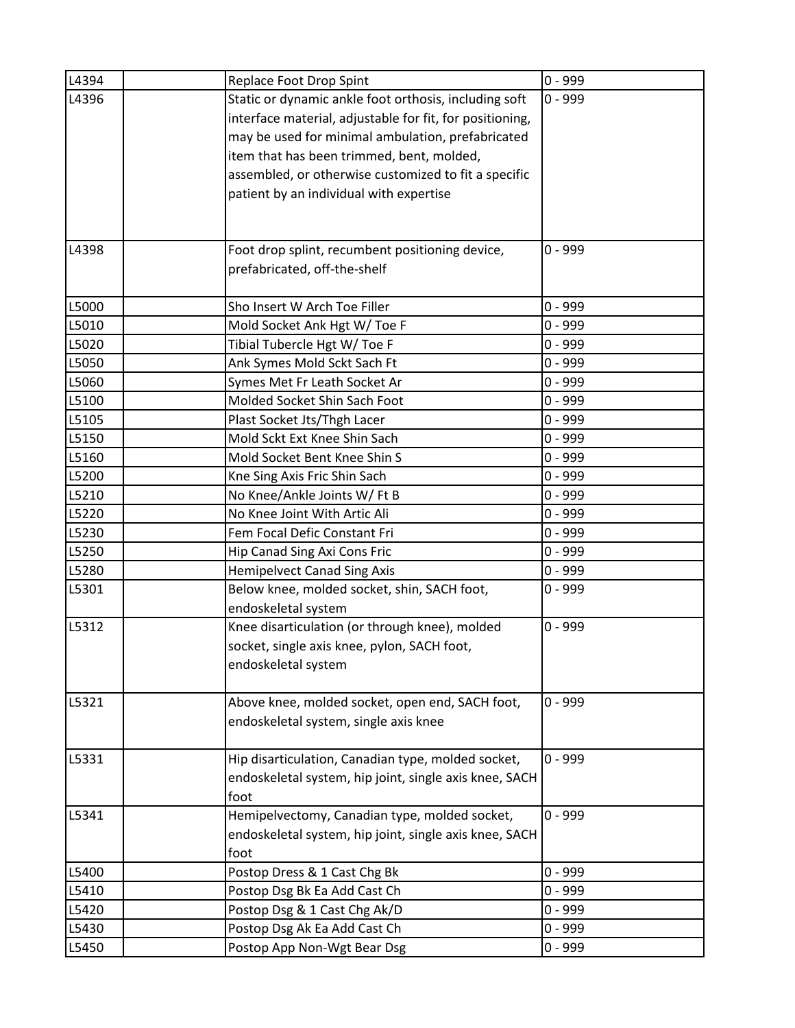| | | | |
|---|---|---|---|
| L4394 | | Replace Foot Drop Spint | 0 - 999 |
| L4396 | | Static or dynamic ankle foot orthosis, including soft interface material, adjustable for fit, for positioning, may be used for minimal ambulation, prefabricated item that has been trimmed, bent, molded, assembled, or otherwise customized to fit a specific patient by an individual with expertise | 0 - 999 |
| L4398 | | Foot drop splint, recumbent positioning device, prefabricated, off-the-shelf | 0 - 999 |
| L5000 | | Sho Insert W Arch Toe Filler | 0 - 999 |
| L5010 | | Mold Socket Ank Hgt W/ Toe F | 0 - 999 |
| L5020 | | Tibial Tubercle Hgt W/ Toe F | 0 - 999 |
| L5050 | | Ank Symes Mold Sckt Sach Ft | 0 - 999 |
| L5060 | | Symes Met Fr Leath Socket Ar | 0 - 999 |
| L5100 | | Molded Socket Shin Sach Foot | 0 - 999 |
| L5105 | | Plast Socket Jts/Thgh Lacer | 0 - 999 |
| L5150 | | Mold Sckt Ext Knee Shin Sach | 0 - 999 |
| L5160 | | Mold Socket Bent Knee Shin S | 0 - 999 |
| L5200 | | Kne Sing Axis Fric Shin Sach | 0 - 999 |
| L5210 | | No Knee/Ankle Joints W/ Ft B | 0 - 999 |
| L5220 | | No Knee Joint With Artic Ali | 0 - 999 |
| L5230 | | Fem Focal Defic Constant Fri | 0 - 999 |
| L5250 | | Hip Canad Sing Axi Cons Fric | 0 - 999 |
| L5280 | | Hemipelvect Canad Sing Axis | 0 - 999 |
| L5301 | | Below knee, molded socket, shin, SACH foot, endoskeletal system | 0 - 999 |
| L5312 | | Knee disarticulation (or through knee), molded socket, single axis knee, pylon, SACH foot, endoskeletal system | 0 - 999 |
| L5321 | | Above knee, molded socket, open end, SACH foot, endoskeletal system, single axis knee | 0 - 999 |
| L5331 | | Hip disarticulation, Canadian type, molded socket, endoskeletal system, hip joint, single axis knee, SACH foot | 0 - 999 |
| L5341 | | Hemipelvectomy, Canadian type, molded socket, endoskeletal system, hip joint, single axis knee, SACH foot | 0 - 999 |
| L5400 | | Postop Dress & 1 Cast Chg Bk | 0 - 999 |
| L5410 | | Postop Dsg Bk Ea Add Cast Ch | 0 - 999 |
| L5420 | | Postop Dsg & 1 Cast Chg Ak/D | 0 - 999 |
| L5430 | | Postop Dsg Ak Ea Add Cast Ch | 0 - 999 |
| L5450 | | Postop App Non-Wgt Bear Dsg | 0 - 999 |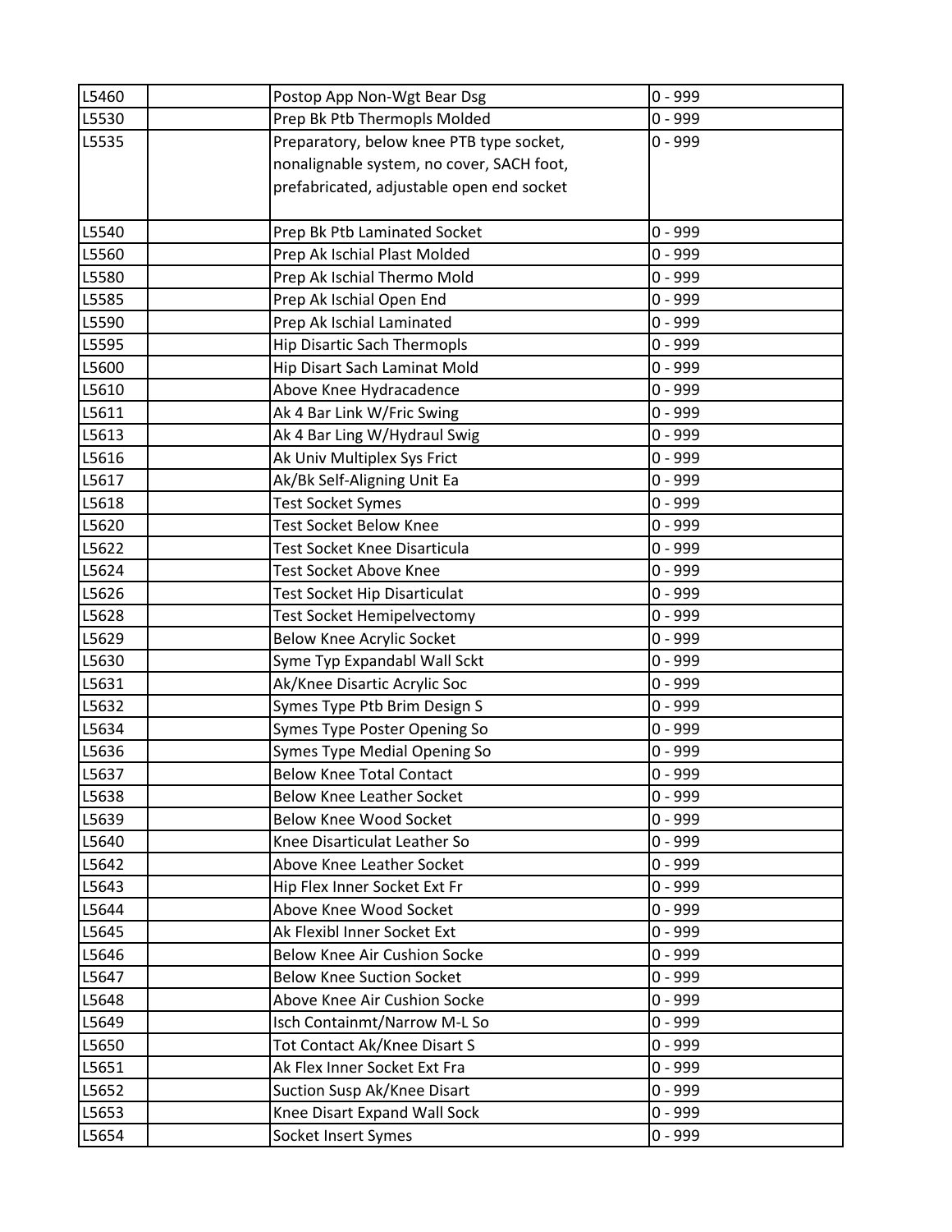| | | | |
|---|---|---|---|
| L5460 | | Postop App Non-Wgt Bear Dsg | 0 - 999 |
| L5530 | | Prep Bk Ptb Thermopls Molded | 0 - 999 |
| L5535 | | Preparatory, below knee PTB type socket, nonalignable system, no cover, SACH foot, prefabricated, adjustable open end socket | 0 - 999 |
| L5540 | | Prep Bk Ptb Laminated Socket | 0 - 999 |
| L5560 | | Prep Ak Ischial Plast Molded | 0 - 999 |
| L5580 | | Prep Ak Ischial Thermo Mold | 0 - 999 |
| L5585 | | Prep Ak Ischial Open End | 0 - 999 |
| L5590 | | Prep Ak Ischial Laminated | 0 - 999 |
| L5595 | | Hip Disartic Sach Thermopls | 0 - 999 |
| L5600 | | Hip Disart Sach Laminat Mold | 0 - 999 |
| L5610 | | Above Knee Hydracadence | 0 - 999 |
| L5611 | | Ak 4 Bar Link W/Fric Swing | 0 - 999 |
| L5613 | | Ak 4 Bar Ling W/Hydraul Swig | 0 - 999 |
| L5616 | | Ak Univ Multiplex Sys Frict | 0 - 999 |
| L5617 | | Ak/Bk Self-Aligning Unit Ea | 0 - 999 |
| L5618 | | Test Socket Symes | 0 - 999 |
| L5620 | | Test Socket Below Knee | 0 - 999 |
| L5622 | | Test Socket Knee Disarticula | 0 - 999 |
| L5624 | | Test Socket Above Knee | 0 - 999 |
| L5626 | | Test Socket Hip Disarticulat | 0 - 999 |
| L5628 | | Test Socket Hemipelvectomy | 0 - 999 |
| L5629 | | Below Knee Acrylic Socket | 0 - 999 |
| L5630 | | Syme Typ Expandabl Wall Sckt | 0 - 999 |
| L5631 | | Ak/Knee Disartic Acrylic Soc | 0 - 999 |
| L5632 | | Symes Type Ptb Brim Design S | 0 - 999 |
| L5634 | | Symes Type Poster Opening So | 0 - 999 |
| L5636 | | Symes Type Medial Opening So | 0 - 999 |
| L5637 | | Below Knee Total Contact | 0 - 999 |
| L5638 | | Below Knee Leather Socket | 0 - 999 |
| L5639 | | Below Knee Wood Socket | 0 - 999 |
| L5640 | | Knee Disarticulat Leather So | 0 - 999 |
| L5642 | | Above Knee Leather Socket | 0 - 999 |
| L5643 | | Hip Flex Inner Socket Ext Fr | 0 - 999 |
| L5644 | | Above Knee Wood Socket | 0 - 999 |
| L5645 | | Ak Flexibl Inner Socket Ext | 0 - 999 |
| L5646 | | Below Knee Air Cushion Socke | 0 - 999 |
| L5647 | | Below Knee Suction Socket | 0 - 999 |
| L5648 | | Above Knee Air Cushion Socke | 0 - 999 |
| L5649 | | Isch Containmt/Narrow M-L So | 0 - 999 |
| L5650 | | Tot Contact Ak/Knee Disart S | 0 - 999 |
| L5651 | | Ak Flex Inner Socket Ext Fra | 0 - 999 |
| L5652 | | Suction Susp Ak/Knee Disart | 0 - 999 |
| L5653 | | Knee Disart Expand Wall Sock | 0 - 999 |
| L5654 | | Socket Insert Symes | 0 - 999 |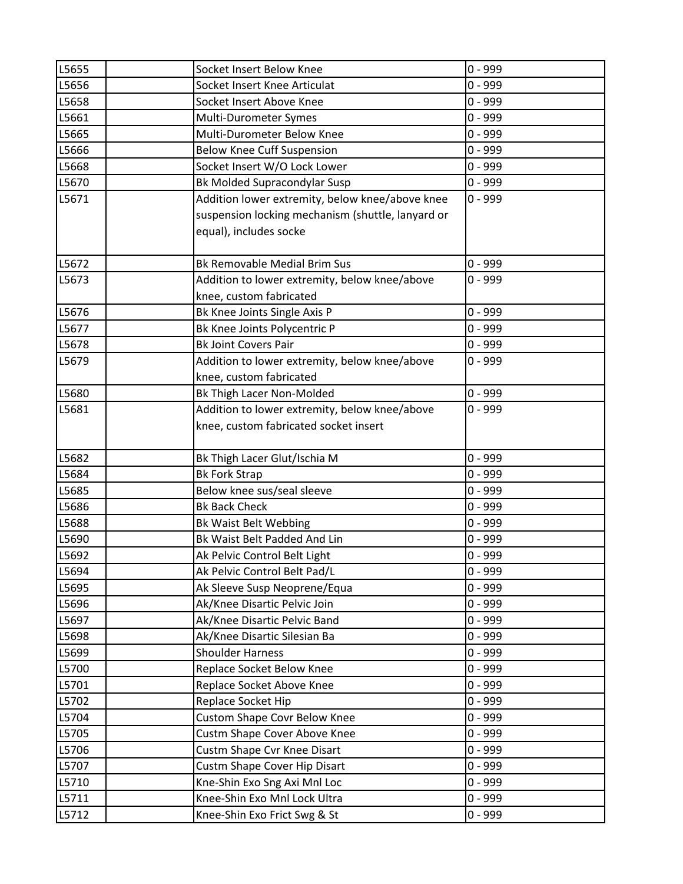| | | | |
|---|---|---|---|
| L5655 | | Socket Insert Below Knee | 0 - 999 |
| L5656 | | Socket Insert Knee Articulat | 0 - 999 |
| L5658 | | Socket Insert Above Knee | 0 - 999 |
| L5661 | | Multi-Durometer Symes | 0 - 999 |
| L5665 | | Multi-Durometer Below Knee | 0 - 999 |
| L5666 | | Below Knee Cuff Suspension | 0 - 999 |
| L5668 | | Socket Insert W/O Lock Lower | 0 - 999 |
| L5670 | | Bk Molded Supracondylar Susp | 0 - 999 |
| L5671 | | Addition lower extremity, below knee/above knee suspension locking mechanism (shuttle, lanyard or equal), includes socke | 0 - 999 |
| L5672 | | Bk Removable Medial Brim Sus | 0 - 999 |
| L5673 | | Addition to lower extremity, below knee/above knee, custom fabricated | 0 - 999 |
| L5676 | | Bk Knee Joints Single Axis P | 0 - 999 |
| L5677 | | Bk Knee Joints Polycentric P | 0 - 999 |
| L5678 | | Bk Joint Covers Pair | 0 - 999 |
| L5679 | | Addition to lower extremity, below knee/above knee, custom fabricated | 0 - 999 |
| L5680 | | Bk Thigh Lacer Non-Molded | 0 - 999 |
| L5681 | | Addition to lower extremity, below knee/above knee, custom fabricated socket insert | 0 - 999 |
| L5682 | | Bk Thigh Lacer Glut/Ischia M | 0 - 999 |
| L5684 | | Bk Fork Strap | 0 - 999 |
| L5685 | | Below knee sus/seal sleeve | 0 - 999 |
| L5686 | | Bk Back Check | 0 - 999 |
| L5688 | | Bk Waist Belt Webbing | 0 - 999 |
| L5690 | | Bk Waist Belt Padded And Lin | 0 - 999 |
| L5692 | | Ak Pelvic Control Belt Light | 0 - 999 |
| L5694 | | Ak Pelvic Control Belt Pad/L | 0 - 999 |
| L5695 | | Ak Sleeve Susp Neoprene/Equa | 0 - 999 |
| L5696 | | Ak/Knee Disartic Pelvic Join | 0 - 999 |
| L5697 | | Ak/Knee Disartic Pelvic Band | 0 - 999 |
| L5698 | | Ak/Knee Disartic Silesian Ba | 0 - 999 |
| L5699 | | Shoulder Harness | 0 - 999 |
| L5700 | | Replace Socket Below Knee | 0 - 999 |
| L5701 | | Replace Socket Above Knee | 0 - 999 |
| L5702 | | Replace Socket Hip | 0 - 999 |
| L5704 | | Custom Shape Covr Below Knee | 0 - 999 |
| L5705 | | Custm Shape Cover Above Knee | 0 - 999 |
| L5706 | | Custm Shape Cvr Knee Disart | 0 - 999 |
| L5707 | | Custm Shape Cover Hip Disart | 0 - 999 |
| L5710 | | Kne-Shin Exo Sng Axi Mnl Loc | 0 - 999 |
| L5711 | | Knee-Shin Exo Mnl Lock Ultra | 0 - 999 |
| L5712 | | Knee-Shin Exo Frict Swg & St | 0 - 999 |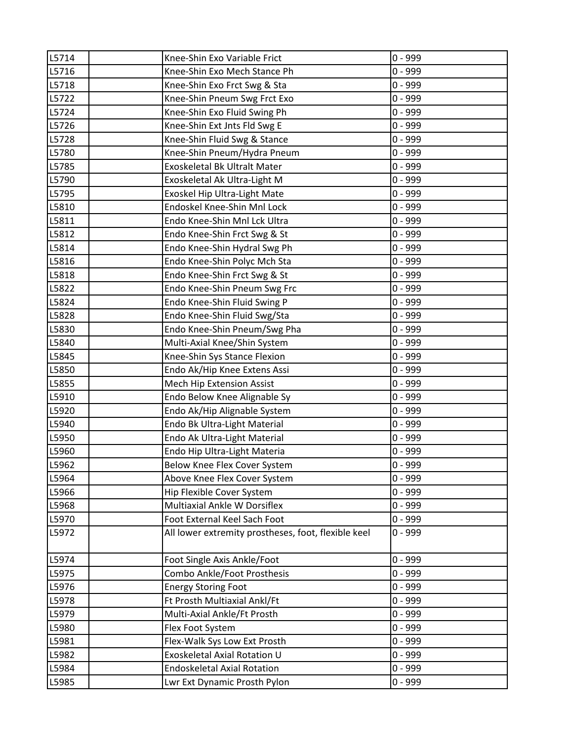| | | | |
|---|---|---|---|
| L5714 | | Knee-Shin Exo Variable Frict | 0 - 999 |
| L5716 | | Knee-Shin Exo Mech Stance Ph | 0 - 999 |
| L5718 | | Knee-Shin Exo Frct Swg & Sta | 0 - 999 |
| L5722 | | Knee-Shin Pneum Swg Frct Exo | 0 - 999 |
| L5724 | | Knee-Shin Exo Fluid Swing Ph | 0 - 999 |
| L5726 | | Knee-Shin Ext Jnts Fld Swg E | 0 - 999 |
| L5728 | | Knee-Shin Fluid Swg & Stance | 0 - 999 |
| L5780 | | Knee-Shin Pneum/Hydra Pneum | 0 - 999 |
| L5785 | | Exoskeletal Bk Ultralt Mater | 0 - 999 |
| L5790 | | Exoskeletal Ak Ultra-Light M | 0 - 999 |
| L5795 | | Exoskel Hip Ultra-Light Mate | 0 - 999 |
| L5810 | | Endoskel Knee-Shin Mnl Lock | 0 - 999 |
| L5811 | | Endo Knee-Shin Mnl Lck Ultra | 0 - 999 |
| L5812 | | Endo Knee-Shin Frct Swg & St | 0 - 999 |
| L5814 | | Endo Knee-Shin Hydral Swg Ph | 0 - 999 |
| L5816 | | Endo Knee-Shin Polyc Mch Sta | 0 - 999 |
| L5818 | | Endo Knee-Shin Frct Swg & St | 0 - 999 |
| L5822 | | Endo Knee-Shin Pneum Swg Frc | 0 - 999 |
| L5824 | | Endo Knee-Shin Fluid Swing P | 0 - 999 |
| L5828 | | Endo Knee-Shin Fluid Swg/Sta | 0 - 999 |
| L5830 | | Endo Knee-Shin Pneum/Swg Pha | 0 - 999 |
| L5840 | | Multi-Axial Knee/Shin System | 0 - 999 |
| L5845 | | Knee-Shin Sys Stance Flexion | 0 - 999 |
| L5850 | | Endo Ak/Hip Knee Extens Assi | 0 - 999 |
| L5855 | | Mech Hip Extension Assist | 0 - 999 |
| L5910 | | Endo Below Knee Alignable Sy | 0 - 999 |
| L5920 | | Endo Ak/Hip Alignable System | 0 - 999 |
| L5940 | | Endo Bk Ultra-Light Material | 0 - 999 |
| L5950 | | Endo Ak Ultra-Light Material | 0 - 999 |
| L5960 | | Endo Hip Ultra-Light Materia | 0 - 999 |
| L5962 | | Below Knee Flex Cover System | 0 - 999 |
| L5964 | | Above Knee Flex Cover System | 0 - 999 |
| L5966 | | Hip Flexible Cover System | 0 - 999 |
| L5968 | | Multiaxial Ankle W Dorsiflex | 0 - 999 |
| L5970 | | Foot External Keel Sach Foot | 0 - 999 |
| L5972 | | All lower extremity prostheses, foot, flexible keel | 0 - 999 |
| L5974 | | Foot Single Axis Ankle/Foot | 0 - 999 |
| L5975 | | Combo Ankle/Foot Prosthesis | 0 - 999 |
| L5976 | | Energy Storing Foot | 0 - 999 |
| L5978 | | Ft Prosth Multiaxial Ankl/Ft | 0 - 999 |
| L5979 | | Multi-Axial Ankle/Ft Prosth | 0 - 999 |
| L5980 | | Flex Foot System | 0 - 999 |
| L5981 | | Flex-Walk Sys Low Ext Prosth | 0 - 999 |
| L5982 | | Exoskeletal Axial Rotation U | 0 - 999 |
| L5984 | | Endoskeletal Axial Rotation | 0 - 999 |
| L5985 | | Lwr Ext Dynamic Prosth Pylon | 0 - 999 |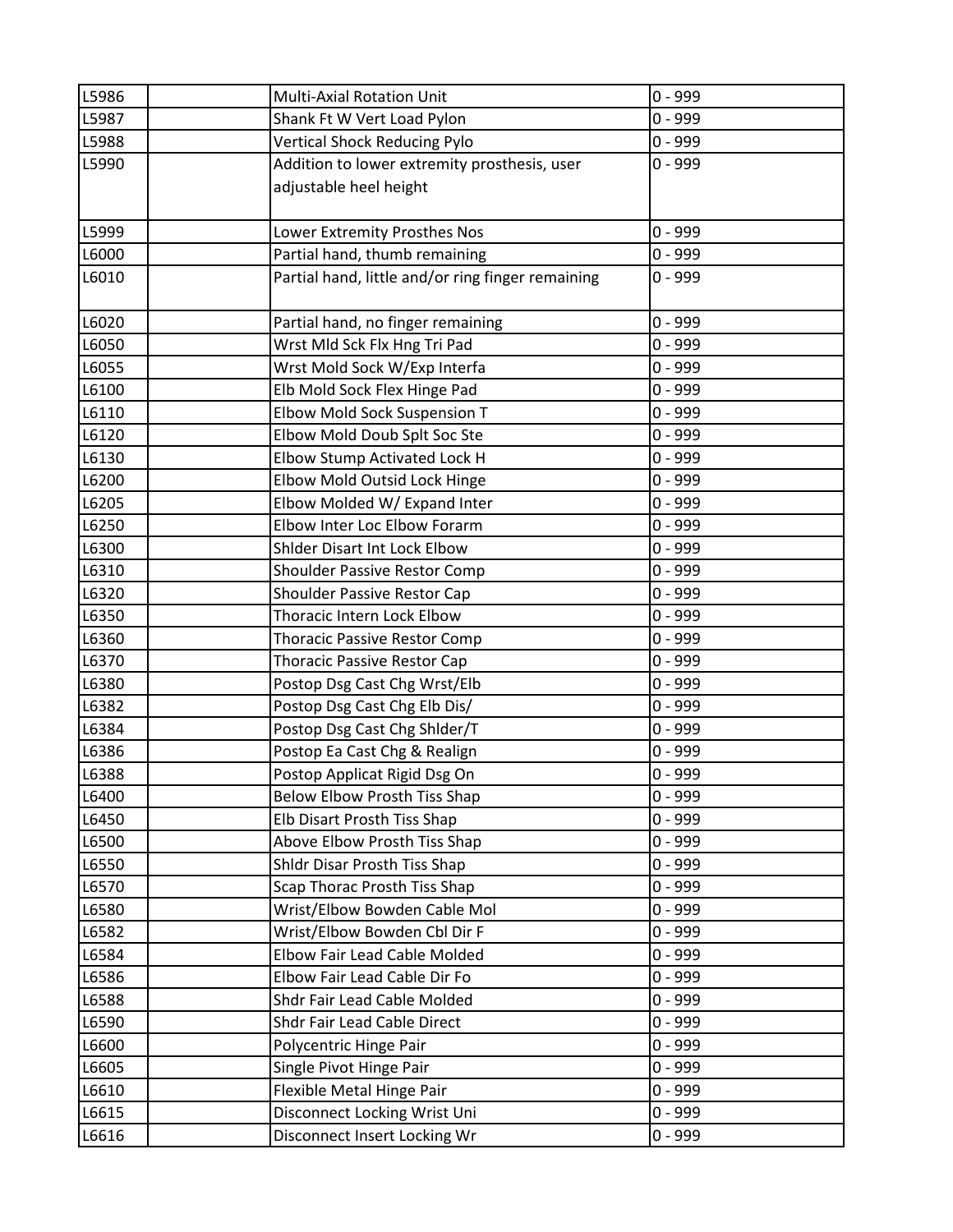| L5986 | | Multi-Axial Rotation Unit | 0 - 999 |
|---|---|---|---|
| L5987 | | Shank Ft W Vert Load Pylon | 0 - 999 |
| L5988 | | Vertical Shock Reducing Pylo | 0 - 999 |
| L5990 | | Addition to lower extremity prosthesis, user adjustable heel height | 0 - 999 |
| L5999 | | Lower Extremity Prosthes Nos | 0 - 999 |
| L6000 | | Partial hand, thumb remaining | 0 - 999 |
| L6010 | | Partial hand, little and/or ring finger remaining | 0 - 999 |
| L6020 | | Partial hand, no finger remaining | 0 - 999 |
| L6050 | | Wrst Mld Sck Flx Hng Tri Pad | 0 - 999 |
| L6055 | | Wrst Mold Sock W/Exp Interfa | 0 - 999 |
| L6100 | | Elb Mold Sock Flex Hinge Pad | 0 - 999 |
| L6110 | | Elbow Mold Sock Suspension T | 0 - 999 |
| L6120 | | Elbow Mold Doub Splt Soc Ste | 0 - 999 |
| L6130 | | Elbow Stump Activated Lock H | 0 - 999 |
| L6200 | | Elbow Mold Outsid Lock Hinge | 0 - 999 |
| L6205 | | Elbow Molded W/ Expand Inter | 0 - 999 |
| L6250 | | Elbow Inter Loc Elbow Forarm | 0 - 999 |
| L6300 | | Shlder Disart Int Lock Elbow | 0 - 999 |
| L6310 | | Shoulder Passive Restor Comp | 0 - 999 |
| L6320 | | Shoulder Passive Restor Cap | 0 - 999 |
| L6350 | | Thoracic Intern Lock Elbow | 0 - 999 |
| L6360 | | Thoracic Passive Restor Comp | 0 - 999 |
| L6370 | | Thoracic Passive Restor Cap | 0 - 999 |
| L6380 | | Postop Dsg Cast Chg Wrst/Elb | 0 - 999 |
| L6382 | | Postop Dsg Cast Chg Elb Dis/ | 0 - 999 |
| L6384 | | Postop Dsg Cast Chg Shlder/T | 0 - 999 |
| L6386 | | Postop Ea Cast Chg & Realign | 0 - 999 |
| L6388 | | Postop Applicat Rigid Dsg On | 0 - 999 |
| L6400 | | Below Elbow Prosth Tiss Shap | 0 - 999 |
| L6450 | | Elb Disart Prosth Tiss Shap | 0 - 999 |
| L6500 | | Above Elbow Prosth Tiss Shap | 0 - 999 |
| L6550 | | Shldr Disar Prosth Tiss Shap | 0 - 999 |
| L6570 | | Scap Thorac Prosth Tiss Shap | 0 - 999 |
| L6580 | | Wrist/Elbow Bowden Cable Mol | 0 - 999 |
| L6582 | | Wrist/Elbow Bowden Cbl Dir F | 0 - 999 |
| L6584 | | Elbow Fair Lead Cable Molded | 0 - 999 |
| L6586 | | Elbow Fair Lead Cable Dir Fo | 0 - 999 |
| L6588 | | Shdr Fair Lead Cable Molded | 0 - 999 |
| L6590 | | Shdr Fair Lead Cable Direct | 0 - 999 |
| L6600 | | Polycentric Hinge Pair | 0 - 999 |
| L6605 | | Single Pivot Hinge Pair | 0 - 999 |
| L6610 | | Flexible Metal Hinge Pair | 0 - 999 |
| L6615 | | Disconnect Locking Wrist Uni | 0 - 999 |
| L6616 | | Disconnect Insert Locking Wr | 0 - 999 |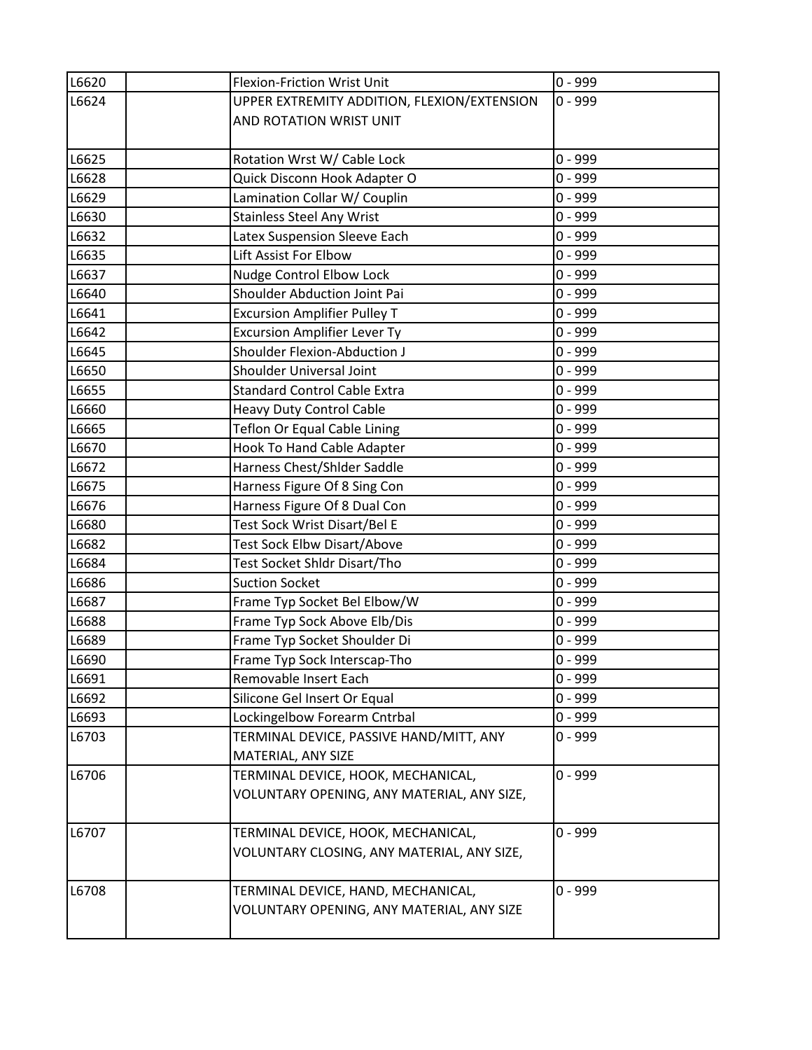| | | | |
|---|---|---|---|
| L6620 | | Flexion-Friction Wrist Unit | 0 - 999 |
| L6624 | | UPPER EXTREMITY ADDITION, FLEXION/EXTENSION AND ROTATION WRIST UNIT | 0 - 999 |
| L6625 | | Rotation Wrst W/ Cable Lock | 0 - 999 |
| L6628 | | Quick Disconn Hook Adapter O | 0 - 999 |
| L6629 | | Lamination Collar W/ Couplin | 0 - 999 |
| L6630 | | Stainless Steel Any Wrist | 0 - 999 |
| L6632 | | Latex Suspension Sleeve Each | 0 - 999 |
| L6635 | | Lift Assist For Elbow | 0 - 999 |
| L6637 | | Nudge Control Elbow Lock | 0 - 999 |
| L6640 | | Shoulder Abduction Joint Pai | 0 - 999 |
| L6641 | | Excursion Amplifier Pulley T | 0 - 999 |
| L6642 | | Excursion Amplifier Lever Ty | 0 - 999 |
| L6645 | | Shoulder Flexion-Abduction J | 0 - 999 |
| L6650 | | Shoulder Universal Joint | 0 - 999 |
| L6655 | | Standard Control Cable Extra | 0 - 999 |
| L6660 | | Heavy Duty Control Cable | 0 - 999 |
| L6665 | | Teflon Or Equal Cable Lining | 0 - 999 |
| L6670 | | Hook To Hand Cable Adapter | 0 - 999 |
| L6672 | | Harness Chest/Shlder Saddle | 0 - 999 |
| L6675 | | Harness Figure Of 8 Sing Con | 0 - 999 |
| L6676 | | Harness Figure Of 8 Dual Con | 0 - 999 |
| L6680 | | Test Sock Wrist Disart/Bel E | 0 - 999 |
| L6682 | | Test Sock Elbw Disart/Above | 0 - 999 |
| L6684 | | Test Socket Shldr Disart/Tho | 0 - 999 |
| L6686 | | Suction Socket | 0 - 999 |
| L6687 | | Frame Typ Socket Bel Elbow/W | 0 - 999 |
| L6688 | | Frame Typ Sock Above Elb/Dis | 0 - 999 |
| L6689 | | Frame Typ Socket Shoulder Di | 0 - 999 |
| L6690 | | Frame Typ Sock Interscap-Tho | 0 - 999 |
| L6691 | | Removable Insert Each | 0 - 999 |
| L6692 | | Silicone Gel Insert Or Equal | 0 - 999 |
| L6693 | | Lockingelbow Forearm Cntrbal | 0 - 999 |
| L6703 | | TERMINAL DEVICE, PASSIVE HAND/MITT, ANY MATERIAL, ANY SIZE | 0 - 999 |
| L6706 | | TERMINAL DEVICE, HOOK, MECHANICAL, VOLUNTARY OPENING, ANY MATERIAL, ANY SIZE, | 0 - 999 |
| L6707 | | TERMINAL DEVICE, HOOK, MECHANICAL, VOLUNTARY CLOSING, ANY MATERIAL, ANY SIZE, | 0 - 999 |
| L6708 | | TERMINAL DEVICE, HAND, MECHANICAL, VOLUNTARY OPENING, ANY MATERIAL, ANY SIZE | 0 - 999 |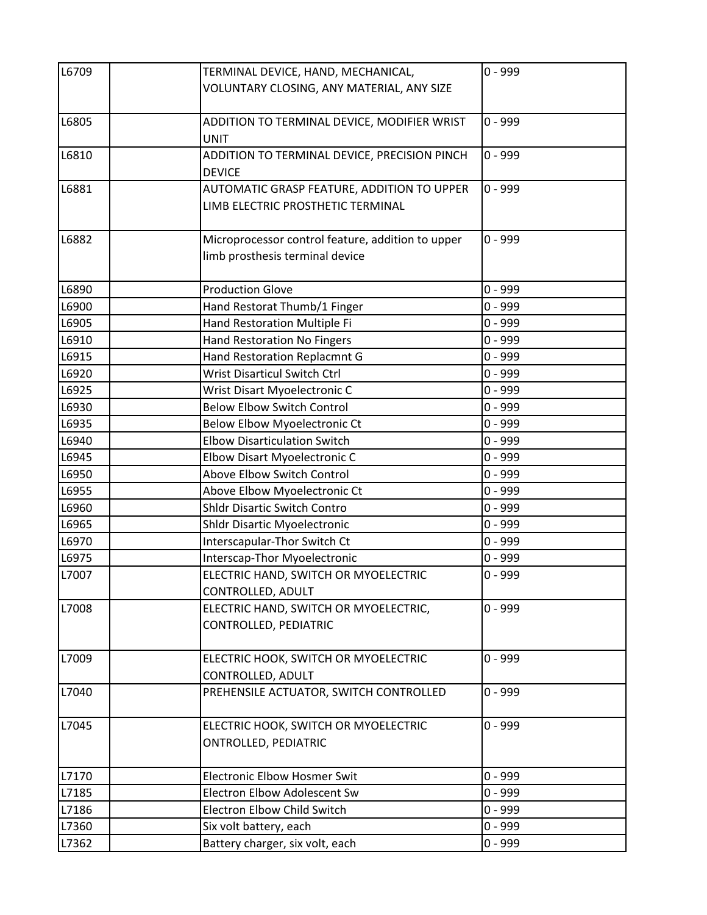| L6709 | | TERMINAL DEVICE, HAND, MECHANICAL, VOLUNTARY CLOSING, ANY MATERIAL, ANY SIZE | 0 - 999 |
|---|---|---|---|
| L6805 | | ADDITION TO TERMINAL DEVICE, MODIFIER WRIST UNIT | 0 - 999 |
| L6810 | | ADDITION TO TERMINAL DEVICE, PRECISION PINCH DEVICE | 0 - 999 |
| L6881 | | AUTOMATIC GRASP FEATURE, ADDITION TO UPPER LIMB ELECTRIC PROSTHETIC TERMINAL | 0 - 999 |
| L6882 | | Microprocessor control feature, addition to upper limb prosthesis terminal device | 0 - 999 |
| L6890 | | Production Glove | 0 - 999 |
| L6900 | | Hand Restorat Thumb/1 Finger | 0 - 999 |
| L6905 | | Hand Restoration Multiple Fi | 0 - 999 |
| L6910 | | Hand Restoration No Fingers | 0 - 999 |
| L6915 | | Hand Restoration Replacmnt G | 0 - 999 |
| L6920 | | Wrist Disarticul Switch Ctrl | 0 - 999 |
| L6925 | | Wrist Disart Myoelectronic C | 0 - 999 |
| L6930 | | Below Elbow Switch Control | 0 - 999 |
| L6935 | | Below Elbow Myoelectronic Ct | 0 - 999 |
| L6940 | | Elbow Disarticulation Switch | 0 - 999 |
| L6945 | | Elbow Disart Myoelectronic C | 0 - 999 |
| L6950 | | Above Elbow Switch Control | 0 - 999 |
| L6955 | | Above Elbow Myoelectronic Ct | 0 - 999 |
| L6960 | | Shldr Disartic Switch Contro | 0 - 999 |
| L6965 | | Shldr Disartic Myoelectronic | 0 - 999 |
| L6970 | | Interscapular-Thor Switch Ct | 0 - 999 |
| L6975 | | Interscap-Thor Myoelectronic | 0 - 999 |
| L7007 | | ELECTRIC HAND, SWITCH OR MYOELECTRIC CONTROLLED, ADULT | 0 - 999 |
| L7008 | | ELECTRIC HAND, SWITCH OR MYOELECTRIC, CONTROLLED, PEDIATRIC | 0 - 999 |
| L7009 | | ELECTRIC HOOK, SWITCH OR MYOELECTRIC CONTROLLED, ADULT | 0 - 999 |
| L7040 | | PREHENSILE ACTUATOR, SWITCH CONTROLLED | 0 - 999 |
| L7045 | | ELECTRIC HOOK, SWITCH OR MYOELECTRIC ONTROLLED, PEDIATRIC | 0 - 999 |
| L7170 | | Electronic Elbow Hosmer Swit | 0 - 999 |
| L7185 | | Electron Elbow Adolescent Sw | 0 - 999 |
| L7186 | | Electron Elbow Child Switch | 0 - 999 |
| L7360 | | Six volt battery, each | 0 - 999 |
| L7362 | | Battery charger, six volt, each | 0 - 999 |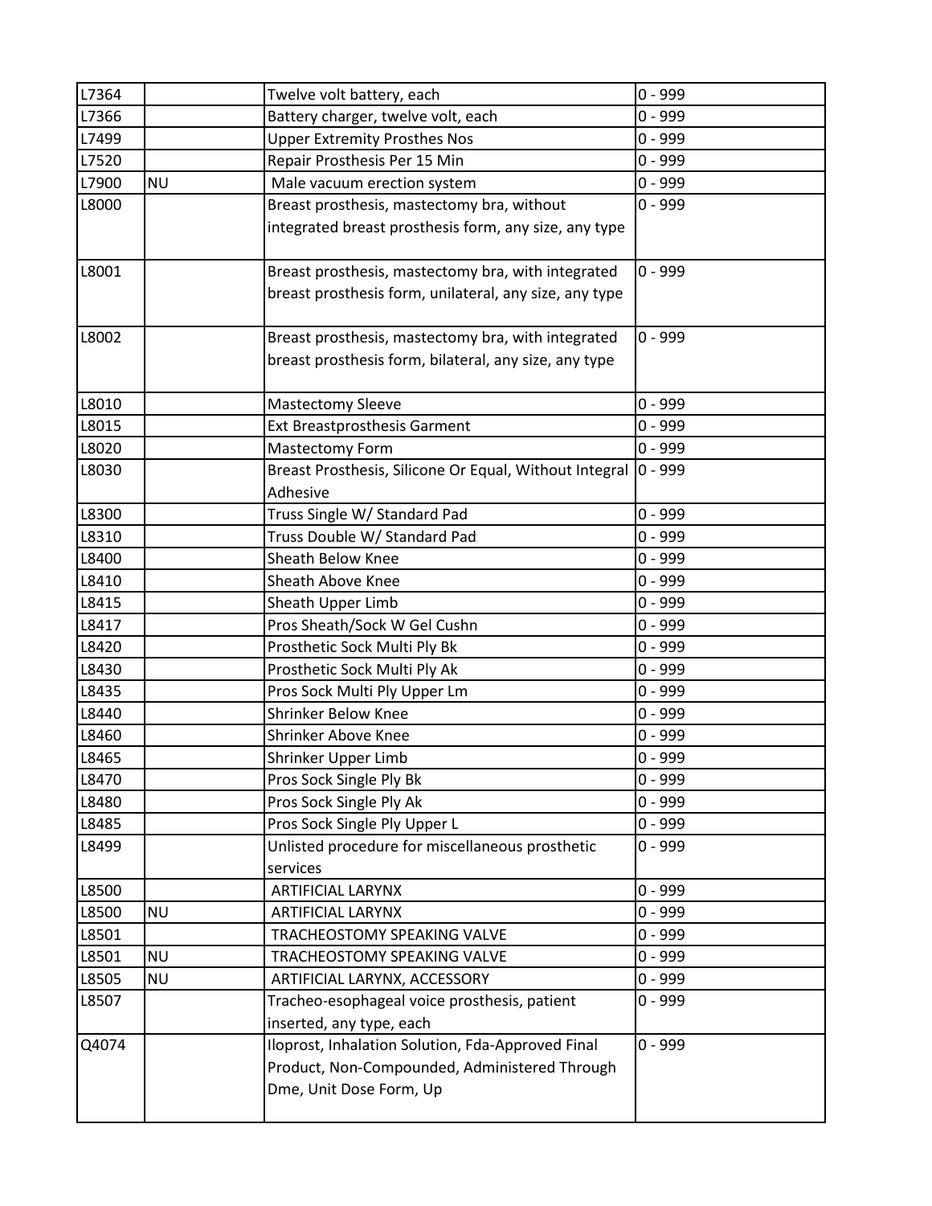| L7364 | | Twelve volt battery, each | 0 - 999 |
|---|---|---|---|
| L7366 | | Battery charger, twelve volt, each | 0 - 999 |
| L7499 | | Upper Extremity Prosthes Nos | 0 - 999 |
| L7520 | | Repair Prosthesis Per 15 Min | 0 - 999 |
| L7900 | NU | Male vacuum erection system | 0 - 999 |
| L8000 | | Breast prosthesis, mastectomy bra, without integrated breast prosthesis form, any size, any type | 0 - 999 |
| L8001 | | Breast prosthesis, mastectomy bra, with integrated breast prosthesis form, unilateral, any size, any type | 0 - 999 |
| L8002 | | Breast prosthesis, mastectomy bra, with integrated breast prosthesis form, bilateral, any size, any type | 0 - 999 |
| L8010 | | Mastectomy Sleeve | 0 - 999 |
| L8015 | | Ext Breastprosthesis Garment | 0 - 999 |
| L8020 | | Mastectomy Form | 0 - 999 |
| L8030 | | Breast Prosthesis, Silicone Or Equal, Without Integral Adhesive | 0 - 999 |
| L8300 | | Truss Single W/ Standard Pad | 0 - 999 |
| L8310 | | Truss Double W/ Standard Pad | 0 - 999 |
| L8400 | | Sheath Below Knee | 0 - 999 |
| L8410 | | Sheath Above Knee | 0 - 999 |
| L8415 | | Sheath Upper Limb | 0 - 999 |
| L8417 | | Pros Sheath/Sock W Gel Cushn | 0 - 999 |
| L8420 | | Prosthetic Sock Multi Ply Bk | 0 - 999 |
| L8430 | | Prosthetic Sock Multi Ply Ak | 0 - 999 |
| L8435 | | Pros Sock Multi Ply Upper Lm | 0 - 999 |
| L8440 | | Shrinker Below Knee | 0 - 999 |
| L8460 | | Shrinker Above Knee | 0 - 999 |
| L8465 | | Shrinker Upper Limb | 0 - 999 |
| L8470 | | Pros Sock Single Ply Bk | 0 - 999 |
| L8480 | | Pros Sock Single Ply Ak | 0 - 999 |
| L8485 | | Pros Sock Single Ply Upper L | 0 - 999 |
| L8499 | | Unlisted procedure for miscellaneous prosthetic services | 0 - 999 |
| L8500 | | ARTIFICIAL LARYNX | 0 - 999 |
| L8500 | NU | ARTIFICIAL LARYNX | 0 - 999 |
| L8501 | | TRACHEOSTOMY SPEAKING VALVE | 0 - 999 |
| L8501 | NU | TRACHEOSTOMY SPEAKING VALVE | 0 - 999 |
| L8505 | NU | ARTIFICIAL LARYNX, ACCESSORY | 0 - 999 |
| L8507 | | Tracheo-esophageal voice prosthesis, patient inserted, any type, each | 0 - 999 |
| Q4074 | | Iloprost, Inhalation Solution, Fda-Approved Final Product, Non-Compounded, Administered Through Dme, Unit Dose Form, Up | 0 - 999 |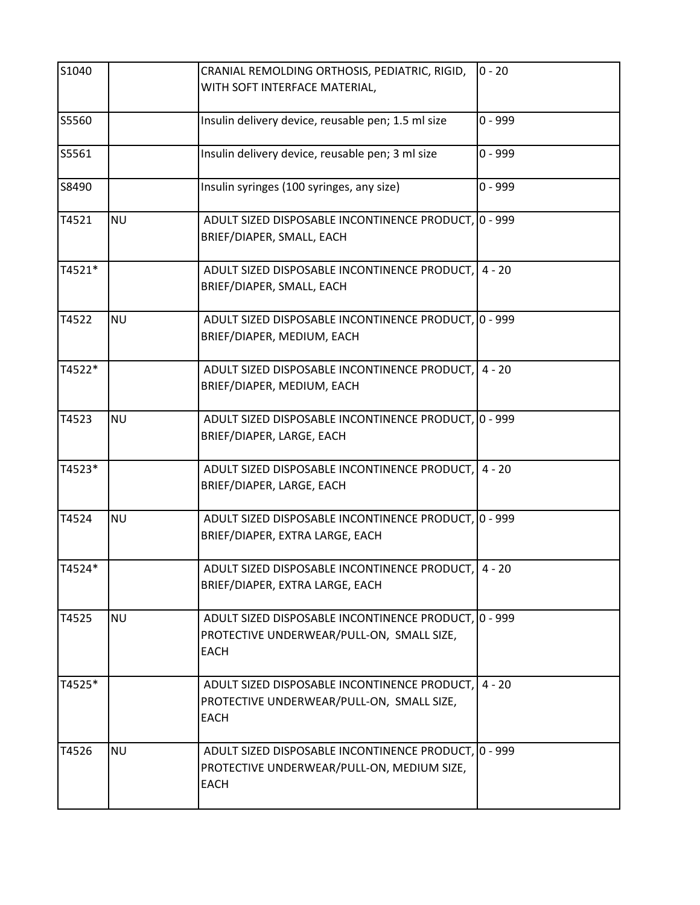| | | | |
|---|---|---|---|
| S1040 | | CRANIAL REMOLDING ORTHOSIS, PEDIATRIC, RIGID, WITH SOFT INTERFACE MATERIAL, | 0 - 20 |
| S5560 | | Insulin delivery device, reusable pen; 1.5 ml size | 0 - 999 |
| S5561 | | Insulin delivery device, reusable pen; 3 ml size | 0 - 999 |
| S8490 | | Insulin syringes (100 syringes, any size) | 0 - 999 |
| T4521 | NU | ADULT SIZED DISPOSABLE INCONTINENCE PRODUCT, BRIEF/DIAPER, SMALL, EACH | 0 - 999 |
| T4521* | | ADULT SIZED DISPOSABLE INCONTINENCE PRODUCT, BRIEF/DIAPER, SMALL, EACH | 4 - 20 |
| T4522 | NU | ADULT SIZED DISPOSABLE INCONTINENCE PRODUCT, BRIEF/DIAPER, MEDIUM, EACH | 0 - 999 |
| T4522* | | ADULT SIZED DISPOSABLE INCONTINENCE PRODUCT, BRIEF/DIAPER, MEDIUM, EACH | 4 - 20 |
| T4523 | NU | ADULT SIZED DISPOSABLE INCONTINENCE PRODUCT, BRIEF/DIAPER, LARGE, EACH | 0 - 999 |
| T4523* | | ADULT SIZED DISPOSABLE INCONTINENCE PRODUCT, BRIEF/DIAPER, LARGE, EACH | 4 - 20 |
| T4524 | NU | ADULT SIZED DISPOSABLE INCONTINENCE PRODUCT, BRIEF/DIAPER, EXTRA LARGE, EACH | 0 - 999 |
| T4524* | | ADULT SIZED DISPOSABLE INCONTINENCE PRODUCT, BRIEF/DIAPER, EXTRA LARGE, EACH | 4 - 20 |
| T4525 | NU | ADULT SIZED DISPOSABLE INCONTINENCE PRODUCT, PROTECTIVE UNDERWEAR/PULL-ON, SMALL SIZE, EACH | 0 - 999 |
| T4525* | | ADULT SIZED DISPOSABLE INCONTINENCE PRODUCT, PROTECTIVE UNDERWEAR/PULL-ON, SMALL SIZE, EACH | 4 - 20 |
| T4526 | NU | ADULT SIZED DISPOSABLE INCONTINENCE PRODUCT, PROTECTIVE UNDERWEAR/PULL-ON, MEDIUM SIZE, EACH | 0 - 999 |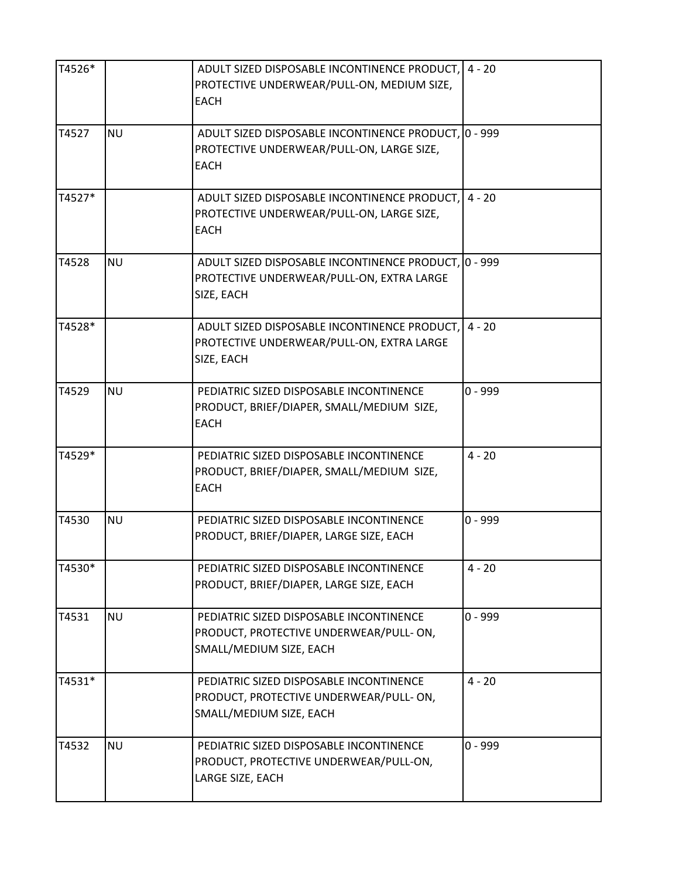| | | | |
|---|---|---|---|
| T4526* | | ADULT SIZED DISPOSABLE INCONTINENCE PRODUCT, PROTECTIVE UNDERWEAR/PULL-ON, MEDIUM SIZE, EACH | 4 - 20 |
| T4527 | NU | ADULT SIZED DISPOSABLE INCONTINENCE PRODUCT, PROTECTIVE UNDERWEAR/PULL-ON, LARGE SIZE, EACH | 0 - 999 |
| T4527* | | ADULT SIZED DISPOSABLE INCONTINENCE PRODUCT, PROTECTIVE UNDERWEAR/PULL-ON, LARGE SIZE, EACH | 4 - 20 |
| T4528 | NU | ADULT SIZED DISPOSABLE INCONTINENCE PRODUCT, PROTECTIVE UNDERWEAR/PULL-ON, EXTRA LARGE SIZE, EACH | 0 - 999 |
| T4528* | | ADULT SIZED DISPOSABLE INCONTINENCE PRODUCT, PROTECTIVE UNDERWEAR/PULL-ON, EXTRA LARGE SIZE, EACH | 4 - 20 |
| T4529 | NU | PEDIATRIC SIZED DISPOSABLE INCONTINENCE PRODUCT, BRIEF/DIAPER, SMALL/MEDIUM SIZE, EACH | 0 - 999 |
| T4529* | | PEDIATRIC SIZED DISPOSABLE INCONTINENCE PRODUCT, BRIEF/DIAPER, SMALL/MEDIUM SIZE, EACH | 4 - 20 |
| T4530 | NU | PEDIATRIC SIZED DISPOSABLE INCONTINENCE PRODUCT, BRIEF/DIAPER, LARGE SIZE, EACH | 0 - 999 |
| T4530* | | PEDIATRIC SIZED DISPOSABLE INCONTINENCE PRODUCT, BRIEF/DIAPER, LARGE SIZE, EACH | 4 - 20 |
| T4531 | NU | PEDIATRIC SIZED DISPOSABLE INCONTINENCE PRODUCT, PROTECTIVE UNDERWEAR/PULL- ON, SMALL/MEDIUM SIZE, EACH | 0 - 999 |
| T4531* | | PEDIATRIC SIZED DISPOSABLE INCONTINENCE PRODUCT, PROTECTIVE UNDERWEAR/PULL- ON, SMALL/MEDIUM SIZE, EACH | 4 - 20 |
| T4532 | NU | PEDIATRIC SIZED DISPOSABLE INCONTINENCE PRODUCT, PROTECTIVE UNDERWEAR/PULL-ON, LARGE SIZE, EACH | 0 - 999 |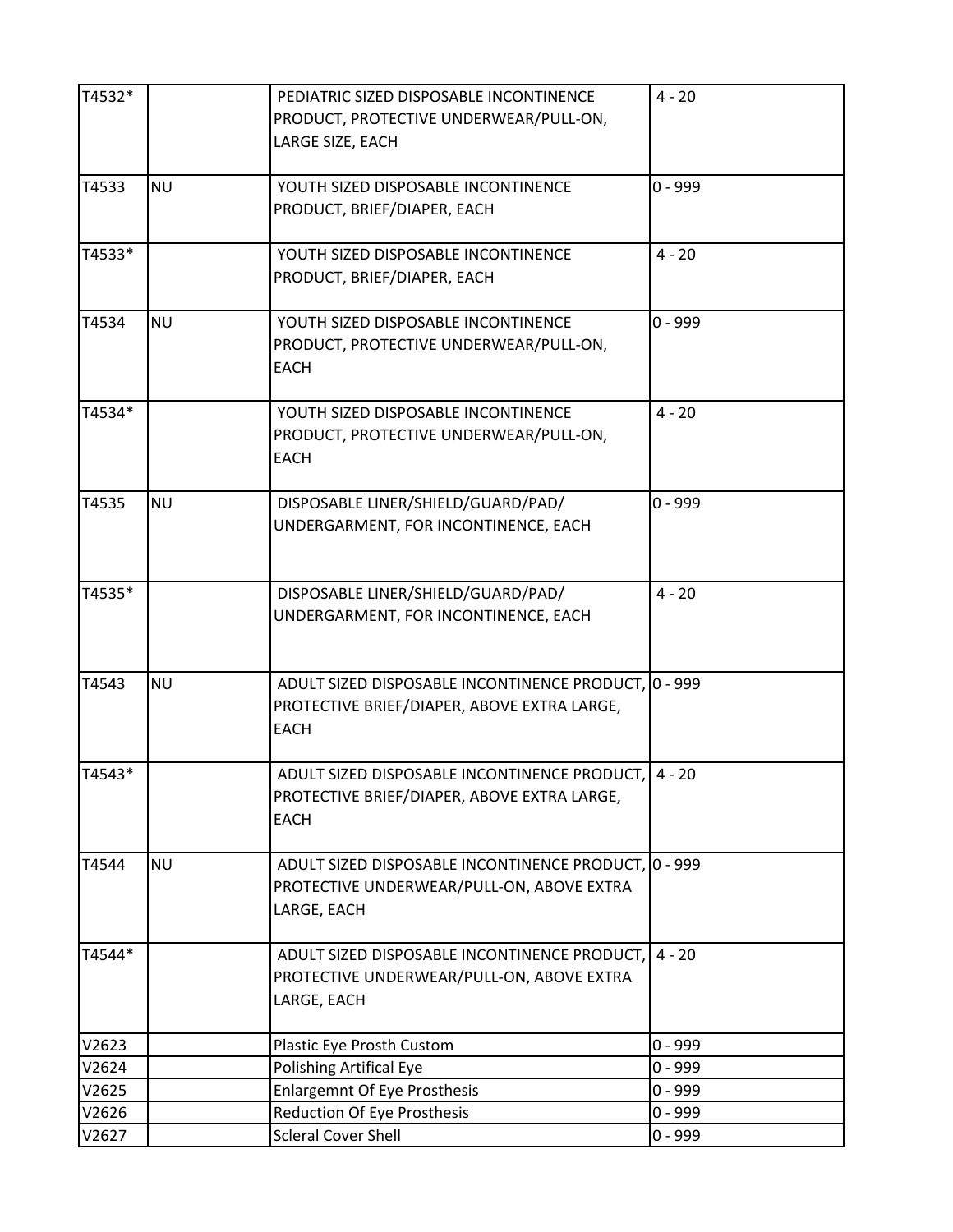| | | | |
|---|---|---|---|
| T4532* | | PEDIATRIC SIZED DISPOSABLE INCONTINENCE PRODUCT, PROTECTIVE UNDERWEAR/PULL-ON, LARGE SIZE, EACH | 4 - 20 |
| T4533 | NU | YOUTH SIZED DISPOSABLE INCONTINENCE PRODUCT, BRIEF/DIAPER, EACH | 0 - 999 |
| T4533* | | YOUTH SIZED DISPOSABLE INCONTINENCE PRODUCT, BRIEF/DIAPER, EACH | 4 - 20 |
| T4534 | NU | YOUTH SIZED DISPOSABLE INCONTINENCE PRODUCT, PROTECTIVE UNDERWEAR/PULL-ON, EACH | 0 - 999 |
| T4534* | | YOUTH SIZED DISPOSABLE INCONTINENCE PRODUCT, PROTECTIVE UNDERWEAR/PULL-ON, EACH | 4 - 20 |
| T4535 | NU | DISPOSABLE LINER/SHIELD/GUARD/PAD/ UNDERGARMENT, FOR INCONTINENCE, EACH | 0 - 999 |
| T4535* | | DISPOSABLE LINER/SHIELD/GUARD/PAD/ UNDERGARMENT, FOR INCONTINENCE, EACH | 4 - 20 |
| T4543 | NU | ADULT SIZED DISPOSABLE INCONTINENCE PRODUCT, PROTECTIVE BRIEF/DIAPER, ABOVE EXTRA LARGE, EACH | 0 - 999 |
| T4543* | | ADULT SIZED DISPOSABLE INCONTINENCE PRODUCT, PROTECTIVE BRIEF/DIAPER, ABOVE EXTRA LARGE, EACH | 4 - 20 |
| T4544 | NU | ADULT SIZED DISPOSABLE INCONTINENCE PRODUCT, PROTECTIVE UNDERWEAR/PULL-ON, ABOVE EXTRA LARGE, EACH | 0 - 999 |
| T4544* | | ADULT SIZED DISPOSABLE INCONTINENCE PRODUCT, PROTECTIVE UNDERWEAR/PULL-ON, ABOVE EXTRA LARGE, EACH | 4 - 20 |
| V2623 | | Plastic Eye Prosth Custom | 0 - 999 |
| V2624 | | Polishing Artifical Eye | 0 - 999 |
| V2625 | | Enlargemnt Of Eye Prosthesis | 0 - 999 |
| V2626 | | Reduction Of Eye Prosthesis | 0 - 999 |
| V2627 | | Scleral Cover Shell | 0 - 999 |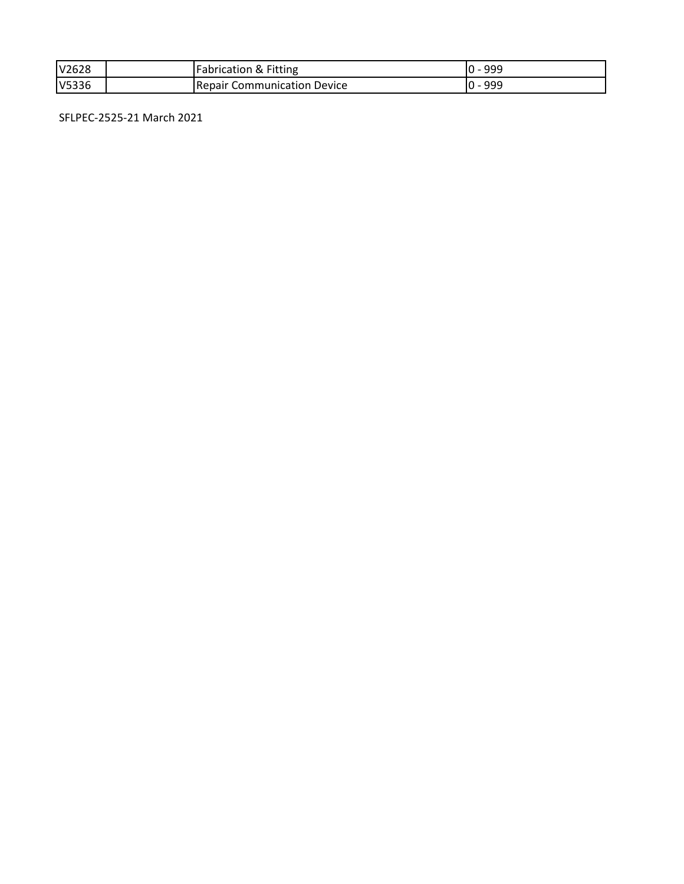| | | | |
|---|---|---|---|
| V2628 | | Fabrication & Fitting | 0 - 999 |
| V5336 | | Repair Communication Device | 0 - 999 |

SFLPEC-2525-21 March 2021